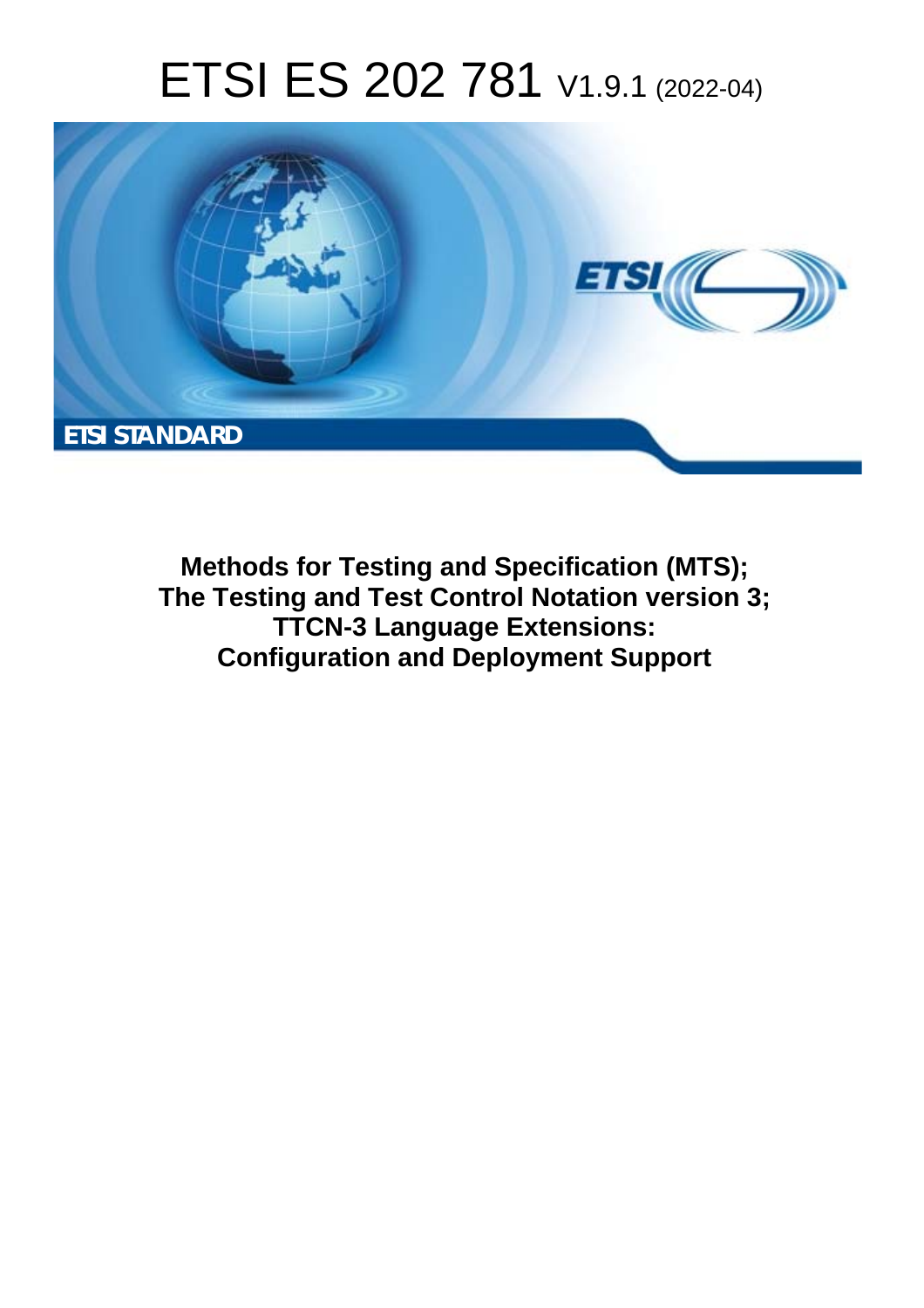# ETSI ES 202 781 V1.9.1 (2022-04)

ETSI STANDARD

**Methods for Testing and Specification (MTS);
The Testing and Test Control Notation version 3;
TTCN-3 Language Extensions:
Configuration and Deployment Support**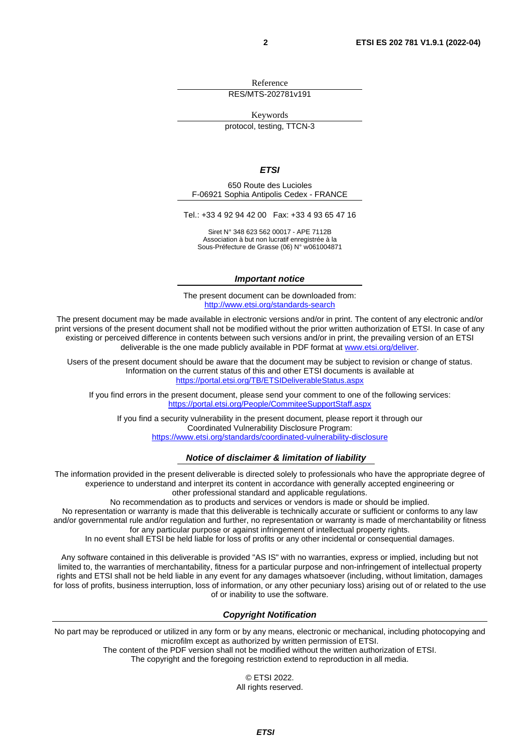Reference

RES/MTS-202781v191

Keywords

protocol, testing, TTCN-3

***ETSI***

650 Route des Lucioles
F-06921 Sophia Antipolis Cedex - FRANCE

Tel.: +33 4 92 94 42 00   Fax: +33 4 93 65 47 16

Siret N° 348 623 562 00017 - APE 7112B
Association à but non lucratif enregistrée à la
Sous-Préfecture de Grasse (06) N° w061004871

***Important notice***

The present document can be downloaded from:
http://www.etsi.org/standards-search

The present document may be made available in electronic versions and/or in print. The content of any electronic and/or print versions of the present document shall not be modified without the prior written authorization of ETSI. In case of any existing or perceived difference in contents between such versions and/or in print, the prevailing version of an ETSI deliverable is the one made publicly available in PDF format at www.etsi.org/deliver.

Users of the present document should be aware that the document may be subject to revision or change of status. Information on the current status of this and other ETSI documents is available at
https://portal.etsi.org/TB/ETSIDeliverableStatus.aspx

If you find errors in the present document, please send your comment to one of the following services:
https://portal.etsi.org/People/CommiteeSupportStaff.aspx

If you find a security vulnerability in the present document, please report it through our
Coordinated Vulnerability Disclosure Program:
https://www.etsi.org/standards/coordinated-vulnerability-disclosure

***Notice of disclaimer & limitation of liability***

The information provided in the present deliverable is directed solely to professionals who have the appropriate degree of experience to understand and interpret its content in accordance with generally accepted engineering or other professional standard and applicable regulations.
No recommendation as to products and services or vendors is made or should be implied.
No representation or warranty is made that this deliverable is technically accurate or sufficient or conforms to any law and/or governmental rule and/or regulation and further, no representation or warranty is made of merchantability or fitness for any particular purpose or against infringement of intellectual property rights.
In no event shall ETSI be held liable for loss of profits or any other incidental or consequential damages.

Any software contained in this deliverable is provided "AS IS" with no warranties, express or implied, including but not limited to, the warranties of merchantability, fitness for a particular purpose and non-infringement of intellectual property rights and ETSI shall not be held liable in any event for any damages whatsoever (including, without limitation, damages for loss of profits, business interruption, loss of information, or any other pecuniary loss) arising out of or related to the use of or inability to use the software.

***Copyright Notification***

No part may be reproduced or utilized in any form or by any means, electronic or mechanical, including photocopying and microfilm except as authorized by written permission of ETSI.
The content of the PDF version shall not be modified without the written authorization of ETSI.
The copyright and the foregoing restriction extend to reproduction in all media.

© ETSI 2022.
All rights reserved.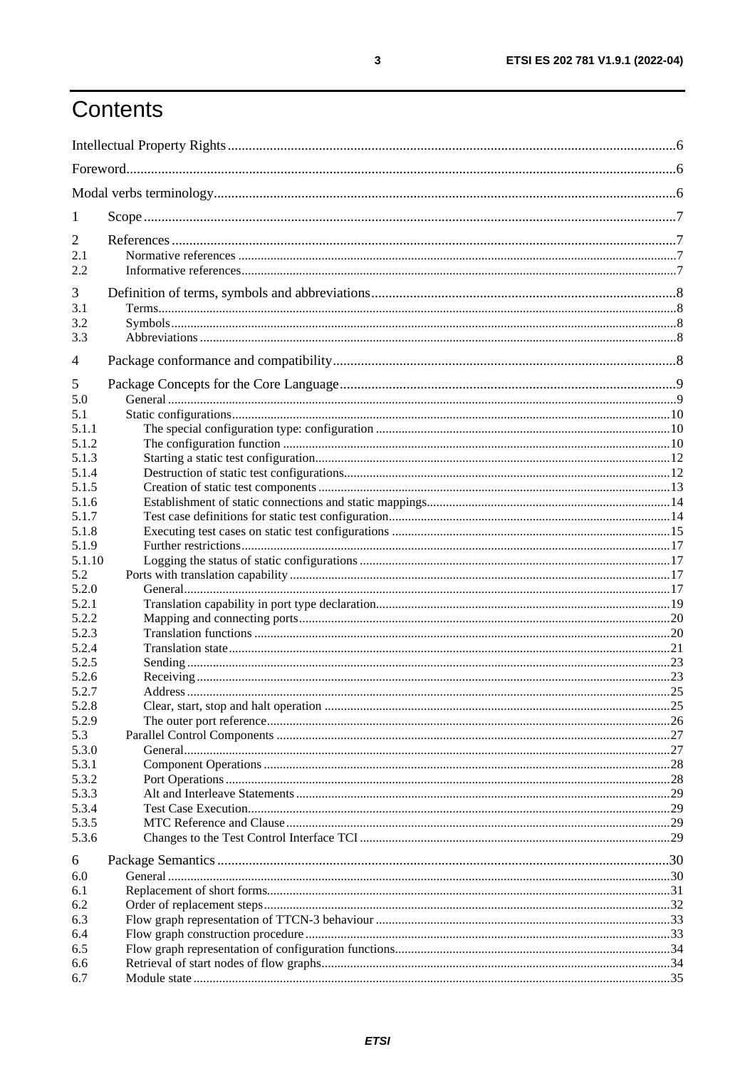# Contents

Intellectual Property Rights ....................................................................................................................................6

Foreword ...................................................................................................................................................................6

Modal verbs terminology ..........................................................................................................................................6

1 Scope .....................................................................................................................................................................7

2 References .............................................................................................................................................................7
- 2.1 Normative references ..........................................................................................................................................7
- 2.2 Informative references ........................................................................................................................................7

3 Definition of terms, symbols and abbreviations .....................................................................................................8
- 3.1 Terms ..................................................................................................................................................................8
- 3.2 Symbols ..............................................................................................................................................................8
- 3.3 Abbreviations ......................................................................................................................................................8

4 Package conformance and compatibility .................................................................................................................8

5 Package Concepts for the Core Language ...............................................................................................................9
- 5.0 General ................................................................................................................................................................9
- 5.1 Static configurations ..........................................................................................................................................10
- 5.1.1 The special configuration type: configuration ................................................................................................10
- 5.1.2 The configuration function ............................................................................................................................10
- 5.1.3 Starting a static test configuration ..................................................................................................................12
- 5.1.4 Destruction of static test configurations .........................................................................................................12
- 5.1.5 Creation of static test components .................................................................................................................13
- 5.1.6 Establishment of static connections and static mappings ................................................................................14
- 5.1.7 Test case definitions for static test configuration ...........................................................................................14
- 5.1.8 Executing test cases on static test configurations ...........................................................................................15
- 5.1.9 Further restrictions .........................................................................................................................................17
- 5.1.10 Logging the status of static configurations ...................................................................................................17
- 5.2 Ports with translation capability ........................................................................................................................17
- 5.2.0 General ..........................................................................................................................................................17
- 5.2.1 Translation capability in port type declaration ................................................................................................19
- 5.2.2 Mapping and connecting ports .......................................................................................................................20
- 5.2.3 Translation functions .....................................................................................................................................20
- 5.2.4 Translation state .............................................................................................................................................21
- 5.2.5 Sending ..........................................................................................................................................................23
- 5.2.6 Receiving .......................................................................................................................................................23
- 5.2.7 Address ..........................................................................................................................................................25
- 5.2.8 Clear, start, stop and halt operation ................................................................................................................25
- 5.2.9 The outer port reference .................................................................................................................................26
- 5.3 Parallel Control Components .............................................................................................................................27
- 5.3.0 General ..........................................................................................................................................................27
- 5.3.1 Component Operations ..................................................................................................................................28
- 5.3.2 Port Operations ..............................................................................................................................................28
- 5.3.3 Alt and Interleave Statements .........................................................................................................................29
- 5.3.4 Test Case Execution .......................................................................................................................................29
- 5.3.5 MTC Reference and Clause ...........................................................................................................................29
- 5.3.6 Changes to the Test Control Interface TCI .....................................................................................................29

6 Package Semantics ................................................................................................................................................30
- 6.0 General ..............................................................................................................................................................30
- 6.1 Replacement of short forms ................................................................................................................................31
- 6.2 Order of replacement steps .................................................................................................................................32
- 6.3 Flow graph representation of TTCN-3 behaviour ...............................................................................................33
- 6.4 Flow graph construction procedure ....................................................................................................................33
- 6.5 Flow graph representation of configuration functions .........................................................................................34
- 6.6 Retrieval of start nodes of flow graphs ...............................................................................................................34
- 6.7 Module state .......................................................................................................................................................35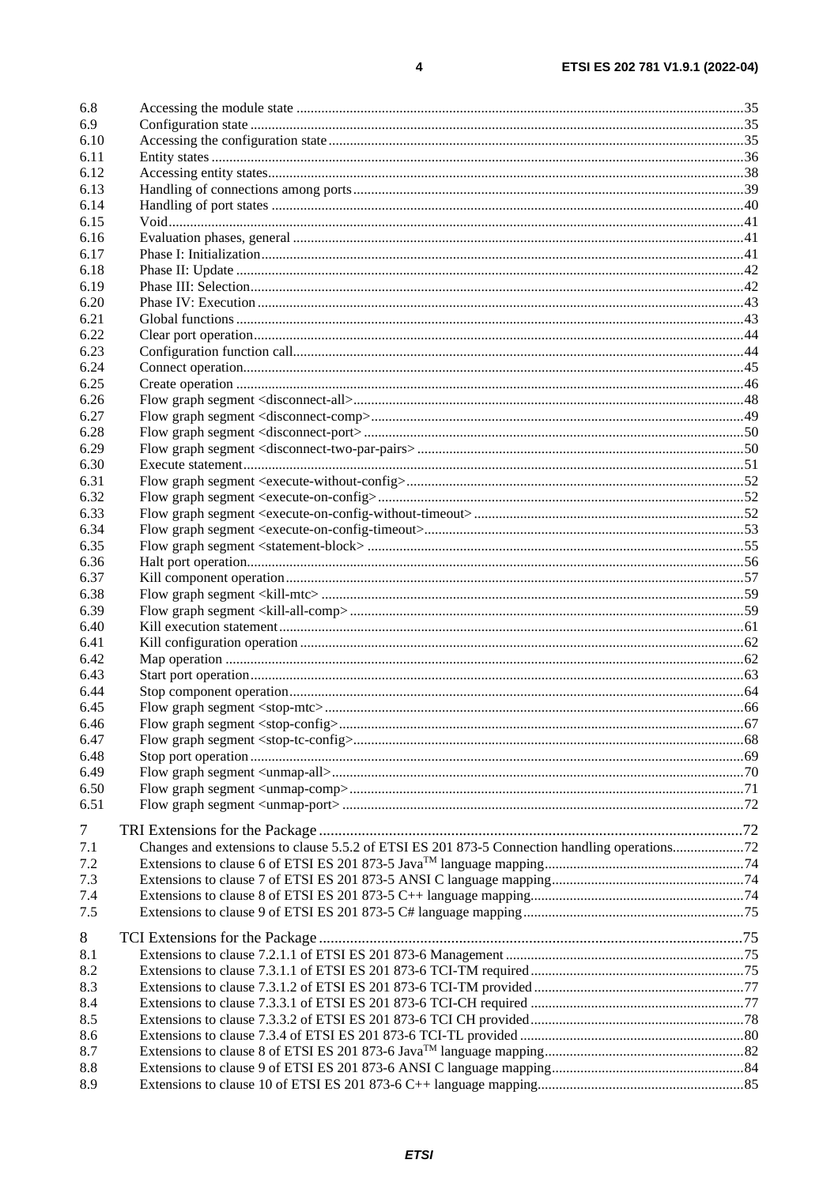6.8 Accessing the module state ....................................................................................................................35
6.9 Configuration state .................................................................................................................................35
6.10 Accessing the configuration state ...........................................................................................................35
6.11 Entity states ............................................................................................................................................36
6.12 Accessing entity states ............................................................................................................................38
6.13 Handling of connections among ports ....................................................................................................39
6.14 Handling of port states ...........................................................................................................................40
6.15 Void ........................................................................................................................................................41
6.16 Evaluation phases, general .....................................................................................................................41
6.17 Phase I: Initialization ..............................................................................................................................41
6.18 Phase II: Update .....................................................................................................................................42
6.19 Phase III: Selection .................................................................................................................................42
6.20 Phase IV: Execution ...............................................................................................................................43
6.21 Global functions .....................................................................................................................................43
6.22 Clear port operation ................................................................................................................................44
6.23 Configuration function call .....................................................................................................................44
6.24 Connect operation ...................................................................................................................................45
6.25 Create operation .....................................................................................................................................46
6.26 Flow graph segment <disconnect-all> ....................................................................................................48
6.27 Flow graph segment <disconnect-comp> ................................................................................................49
6.28 Flow graph segment <disconnect-port> ..................................................................................................50
6.29 Flow graph segment <disconnect-two-par-pairs> ...................................................................................50
6.30 Execute statement ...................................................................................................................................51
6.31 Flow graph segment <execute-without-config> ......................................................................................52
6.32 Flow graph segment <execute-on-config> ..............................................................................................52
6.33 Flow graph segment <execute-on-config-without-timeout> ...................................................................52
6.34 Flow graph segment <execute-on-config-timeout> .................................................................................53
6.35 Flow graph segment <statement-block> .................................................................................................55
6.36 Halt port operation ..................................................................................................................................56
6.37 Kill component operation .......................................................................................................................57
6.38 Flow graph segment <kill-mtc> .............................................................................................................59
6.39 Flow graph segment <kill-all-comp> .....................................................................................................59
6.40 Kill execution statement .........................................................................................................................61
6.41 Kill configuration operation ...................................................................................................................62
6.42 Map operation .........................................................................................................................................62
6.43 Start port operation .................................................................................................................................63
6.44 Stop component operation ......................................................................................................................64
6.45 Flow graph segment <stop-mtc> ............................................................................................................66
6.46 Flow graph segment <stop-config> .........................................................................................................67
6.47 Flow graph segment <stop-tc-config> ....................................................................................................68
6.48 Stop port operation .................................................................................................................................69
6.49 Flow graph segment <unmap-all> ..........................................................................................................70
6.50 Flow graph segment <unmap-comp> .....................................................................................................71
6.51 Flow graph segment <unmap-port> ........................................................................................................72

7 TRI Extensions for the Package ...................................................................................................................72
7.1 Changes and extensions to clause 5.5.2 of ETSI ES 201 873-5 Connection handling operations ....................72
7.2 Extensions to clause 6 of ETSI ES 201 873-5 Java™ language mapping ........................................................74
7.3 Extensions to clause 7 of ETSI ES 201 873-5 ANSI C language mapping ......................................................74
7.4 Extensions to clause 8 of ETSI ES 201 873-5 C++ language mapping ...........................................................74
7.5 Extensions to clause 9 of ETSI ES 201 873-5 C# language mapping ..............................................................75

8 TCI Extensions for the Package ...................................................................................................................75
8.1 Extensions to clause 7.2.1.1 of ETSI ES 201 873-6 Management ...................................................................75
8.2 Extensions to clause 7.3.1.1 of ETSI ES 201 873-6 TCI-TM required ............................................................75
8.3 Extensions to clause 7.3.1.2 of ETSI ES 201 873-6 TCI-TM provided ...........................................................77
8.4 Extensions to clause 7.3.3.1 of ETSI ES 201 873-6 TCI-CH required ............................................................77
8.5 Extensions to clause 7.3.3.2 of ETSI ES 201 873-6 TCI CH provided ............................................................78
8.6 Extensions to clause 7.3.4 of ETSI ES 201 873-6 TCI-TL provided ...............................................................80
8.7 Extensions to clause 8 of ETSI ES 201 873-6 Java™ language mapping ........................................................82
8.8 Extensions to clause 9 of ETSI ES 201 873-6 ANSI C language mapping ......................................................84
8.9 Extensions to clause 10 of ETSI ES 201 873-6 C++ language mapping .........................................................85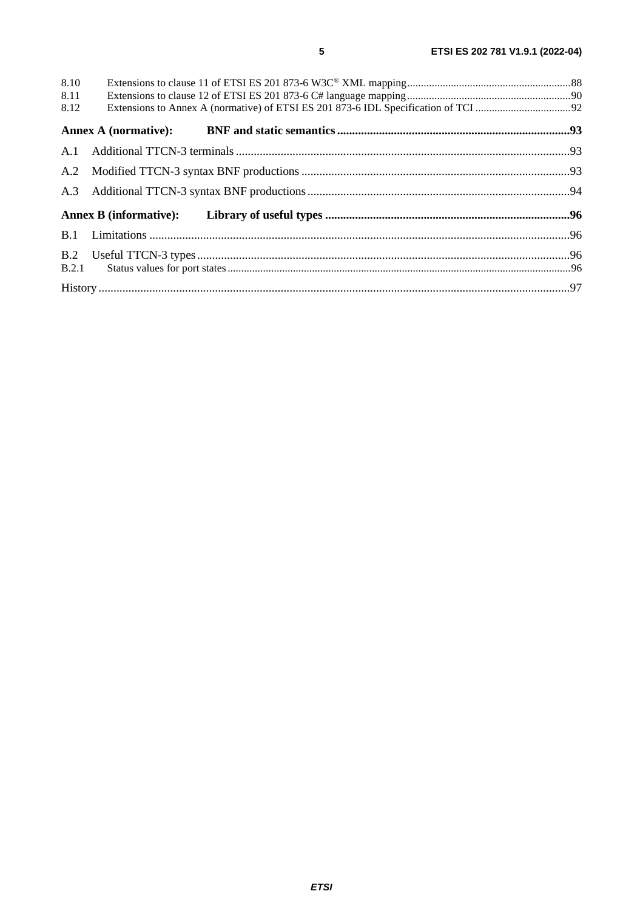8.10 Extensions to clause 11 of ETSI ES 201 873-6 W3C® XML mapping ... 88
8.11 Extensions to clause 12 of ETSI ES 201 873-6 C# language mapping ... 90
8.12 Extensions to Annex A (normative) of ETSI ES 201 873-6 IDL Specification of TCI ... 92

**Annex A (normative): BNF and static semantics ... 93**

A.1 Additional TTCN-3 terminals ... 93

A.2 Modified TTCN-3 syntax BNF productions ... 93

A.3 Additional TTCN-3 syntax BNF productions ... 94

**Annex B (informative): Library of useful types ... 96**

B.1 Limitations ... 96

B.2 Useful TTCN-3 types ... 96
B.2.1 Status values for port states ... 96

History ... 97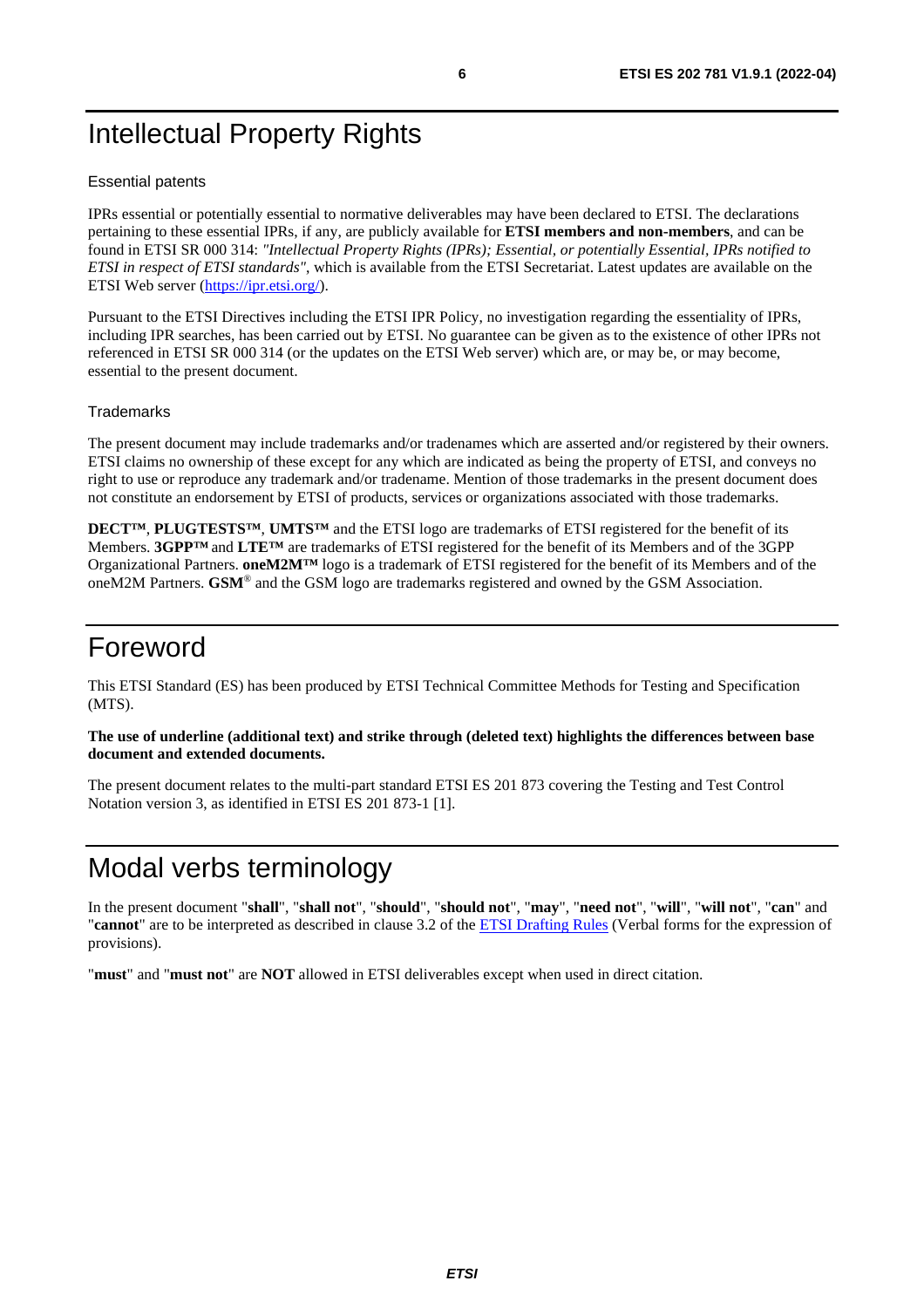# Intellectual Property Rights

## Essential patents

IPRs essential or potentially essential to normative deliverables may have been declared to ETSI. The declarations pertaining to these essential IPRs, if any, are publicly available for **ETSI members and non-members**, and can be found in ETSI SR 000 314: *"Intellectual Property Rights (IPRs); Essential, or potentially Essential, IPRs notified to ETSI in respect of ETSI standards"*, which is available from the ETSI Secretariat. Latest updates are available on the ETSI Web server (https://ipr.etsi.org/).

Pursuant to the ETSI Directives including the ETSI IPR Policy, no investigation regarding the essentiality of IPRs, including IPR searches, has been carried out by ETSI. No guarantee can be given as to the existence of other IPRs not referenced in ETSI SR 000 314 (or the updates on the ETSI Web server) which are, or may be, or may become, essential to the present document.

## Trademarks

The present document may include trademarks and/or tradenames which are asserted and/or registered by their owners. ETSI claims no ownership of these except for any which are indicated as being the property of ETSI, and conveys no right to use or reproduce any trademark and/or tradename. Mention of those trademarks in the present document does not constitute an endorsement by ETSI of products, services or organizations associated with those trademarks.

**DECT™**, **PLUGTESTS™**, **UMTS™** and the ETSI logo are trademarks of ETSI registered for the benefit of its Members. **3GPP™** and **LTE™** are trademarks of ETSI registered for the benefit of its Members and of the 3GPP Organizational Partners. **oneM2M™** logo is a trademark of ETSI registered for the benefit of its Members and of the oneM2M Partners. **GSM**® and the GSM logo are trademarks registered and owned by the GSM Association.

# Foreword

This ETSI Standard (ES) has been produced by ETSI Technical Committee Methods for Testing and Specification (MTS).

**The use of underline (additional text) and strike through (deleted text) highlights the differences between base document and extended documents.**

The present document relates to the multi-part standard ETSI ES 201 873 covering the Testing and Test Control Notation version 3, as identified in ETSI ES 201 873-1 [1].

# Modal verbs terminology

In the present document "**shall**", "**shall not**", "**should**", "**should not**", "**may**", "**need not**", "**will**", "**will not**", "**can**" and "**cannot**" are to be interpreted as described in clause 3.2 of the ETSI Drafting Rules (Verbal forms for the expression of provisions).

"**must**" and "**must not**" are **NOT** allowed in ETSI deliverables except when used in direct citation.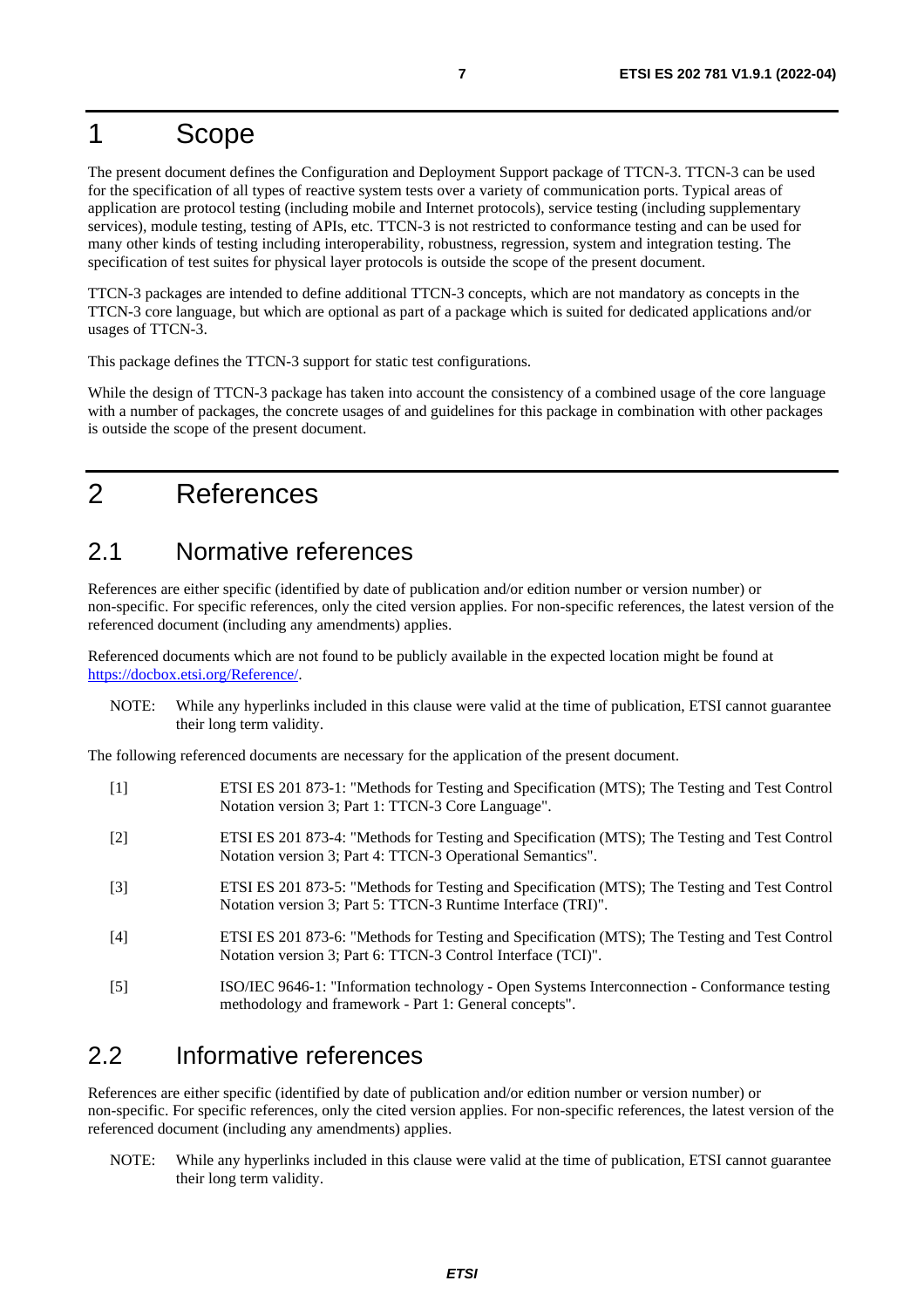# 1 Scope

The present document defines the Configuration and Deployment Support package of TTCN-3. TTCN-3 can be used for the specification of all types of reactive system tests over a variety of communication ports. Typical areas of application are protocol testing (including mobile and Internet protocols), service testing (including supplementary services), module testing, testing of APIs, etc. TTCN-3 is not restricted to conformance testing and can be used for many other kinds of testing including interoperability, robustness, regression, system and integration testing. The specification of test suites for physical layer protocols is outside the scope of the present document.

TTCN-3 packages are intended to define additional TTCN-3 concepts, which are not mandatory as concepts in the TTCN-3 core language, but which are optional as part of a package which is suited for dedicated applications and/or usages of TTCN-3.

This package defines the TTCN-3 support for static test configurations.

While the design of TTCN-3 package has taken into account the consistency of a combined usage of the core language with a number of packages, the concrete usages of and guidelines for this package in combination with other packages is outside the scope of the present document.

# 2 References

## 2.1 Normative references

References are either specific (identified by date of publication and/or edition number or version number) or non-specific. For specific references, only the cited version applies. For non-specific references, the latest version of the referenced document (including any amendments) applies.

Referenced documents which are not found to be publicly available in the expected location might be found at https://docbox.etsi.org/Reference/.

NOTE: While any hyperlinks included in this clause were valid at the time of publication, ETSI cannot guarantee their long term validity.

The following referenced documents are necessary for the application of the present document.

[1] ETSI ES 201 873-1: "Methods for Testing and Specification (MTS); The Testing and Test Control Notation version 3; Part 1: TTCN-3 Core Language".

[2] ETSI ES 201 873-4: "Methods for Testing and Specification (MTS); The Testing and Test Control Notation version 3; Part 4: TTCN-3 Operational Semantics".

[3] ETSI ES 201 873-5: "Methods for Testing and Specification (MTS); The Testing and Test Control Notation version 3; Part 5: TTCN-3 Runtime Interface (TRI)".

[4] ETSI ES 201 873-6: "Methods for Testing and Specification (MTS); The Testing and Test Control Notation version 3; Part 6: TTCN-3 Control Interface (TCI)".

[5] ISO/IEC 9646-1: "Information technology - Open Systems Interconnection - Conformance testing methodology and framework - Part 1: General concepts".

## 2.2 Informative references

References are either specific (identified by date of publication and/or edition number or version number) or non-specific. For specific references, only the cited version applies. For non-specific references, the latest version of the referenced document (including any amendments) applies.

NOTE: While any hyperlinks included in this clause were valid at the time of publication, ETSI cannot guarantee their long term validity.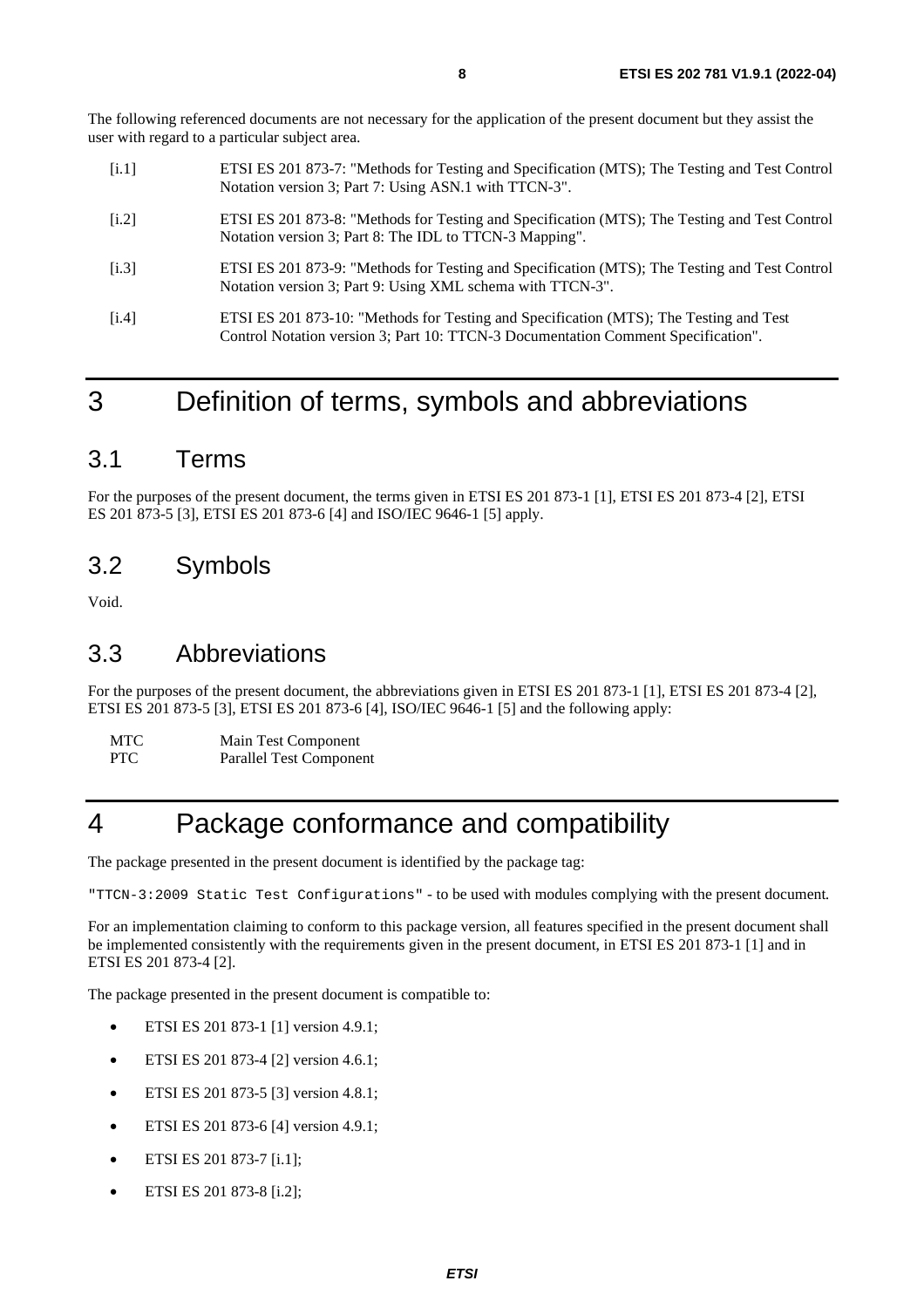The following referenced documents are not necessary for the application of the present document but they assist the user with regard to a particular subject area.

[i.1] ETSI ES 201 873-7: "Methods for Testing and Specification (MTS); The Testing and Test Control Notation version 3; Part 7: Using ASN.1 with TTCN-3".

[i.2] ETSI ES 201 873-8: "Methods for Testing and Specification (MTS); The Testing and Test Control Notation version 3; Part 8: The IDL to TTCN-3 Mapping".

[i.3] ETSI ES 201 873-9: "Methods for Testing and Specification (MTS); The Testing and Test Control Notation version 3; Part 9: Using XML schema with TTCN-3".

[i.4] ETSI ES 201 873-10: "Methods for Testing and Specification (MTS); The Testing and Test Control Notation version 3; Part 10: TTCN-3 Documentation Comment Specification".

# 3 Definition of terms, symbols and abbreviations

## 3.1 Terms

For the purposes of the present document, the terms given in ETSI ES 201 873-1 [1], ETSI ES 201 873-4 [2], ETSI ES 201 873-5 [3], ETSI ES 201 873-6 [4] and ISO/IEC 9646-1 [5] apply.

## 3.2 Symbols

Void.

## 3.3 Abbreviations

For the purposes of the present document, the abbreviations given in ETSI ES 201 873-1 [1], ETSI ES 201 873-4 [2], ETSI ES 201 873-5 [3], ETSI ES 201 873-6 [4], ISO/IEC 9646-1 [5] and the following apply:

MTC Main Test Component
PTC Parallel Test Component

# 4 Package conformance and compatibility

The package presented in the present document is identified by the package tag:

`"TTCN-3:2009 Static Test Configurations"` - to be used with modules complying with the present document.

For an implementation claiming to conform to this package version, all features specified in the present document shall be implemented consistently with the requirements given in the present document, in ETSI ES 201 873-1 [1] and in ETSI ES 201 873-4 [2].

The package presented in the present document is compatible to:

- ETSI ES 201 873-1 [1] version 4.9.1;
- ETSI ES 201 873-4 [2] version 4.6.1;
- ETSI ES 201 873-5 [3] version 4.8.1;
- ETSI ES 201 873-6 [4] version 4.9.1;
- ETSI ES 201 873-7 [i.1];
- ETSI ES 201 873-8 [i.2];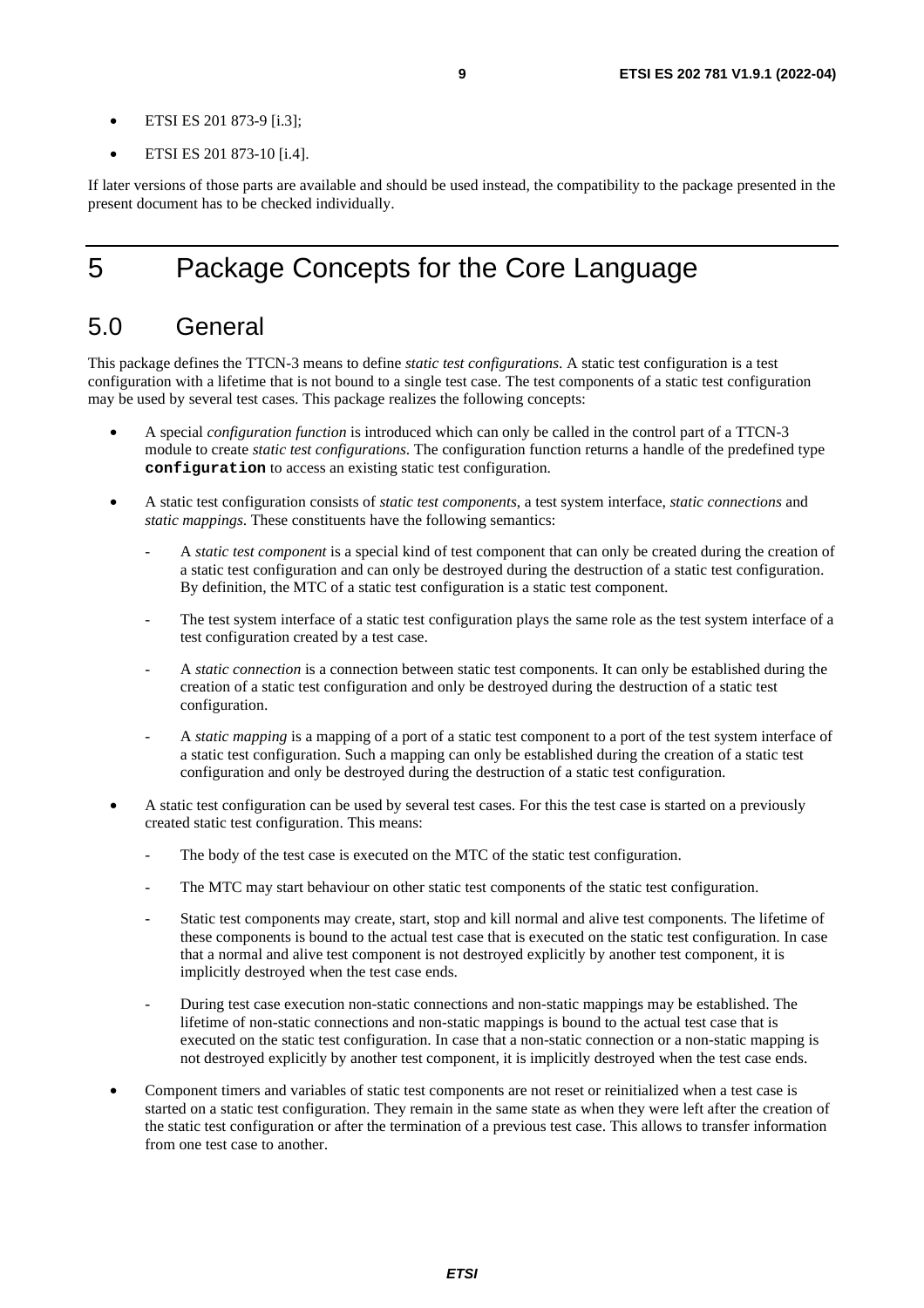- ETSI ES 201 873-9 [i.3];
- ETSI ES 201 873-10 [i.4].

If later versions of those parts are available and should be used instead, the compatibility to the package presented in the present document has to be checked individually.

# 5 Package Concepts for the Core Language

## 5.0 General

This package defines the TTCN-3 means to define *static test configurations*. A static test configuration is a test configuration with a lifetime that is not bound to a single test case. The test components of a static test configuration may be used by several test cases. This package realizes the following concepts:

- A special *configuration function* is introduced which can only be called in the control part of a TTCN-3 module to create *static test configurations*. The configuration function returns a handle of the predefined type **`configuration`** to access an existing static test configuration.
- A static test configuration consists of *static test components*, a test system interface, *static connections* and *static mappings*. These constituents have the following semantics:
  - A *static test component* is a special kind of test component that can only be created during the creation of a static test configuration and can only be destroyed during the destruction of a static test configuration. By definition, the MTC of a static test configuration is a static test component.
  - The test system interface of a static test configuration plays the same role as the test system interface of a test configuration created by a test case.
  - A *static connection* is a connection between static test components. It can only be established during the creation of a static test configuration and only be destroyed during the destruction of a static test configuration.
  - A *static mapping* is a mapping of a port of a static test component to a port of the test system interface of a static test configuration. Such a mapping can only be established during the creation of a static test configuration and only be destroyed during the destruction of a static test configuration.
- A static test configuration can be used by several test cases. For this the test case is started on a previously created static test configuration. This means:
  - The body of the test case is executed on the MTC of the static test configuration.
  - The MTC may start behaviour on other static test components of the static test configuration.
  - Static test components may create, start, stop and kill normal and alive test components. The lifetime of these components is bound to the actual test case that is executed on the static test configuration. In case that a normal and alive test component is not destroyed explicitly by another test component, it is implicitly destroyed when the test case ends.
  - During test case execution non-static connections and non-static mappings may be established. The lifetime of non-static connections and non-static mappings is bound to the actual test case that is executed on the static test configuration. In case that a non-static connection or a non-static mapping is not destroyed explicitly by another test component, it is implicitly destroyed when the test case ends.
- Component timers and variables of static test components are not reset or reinitialized when a test case is started on a static test configuration. They remain in the same state as when they were left after the creation of the static test configuration or after the termination of a previous test case. This allows to transfer information from one test case to another.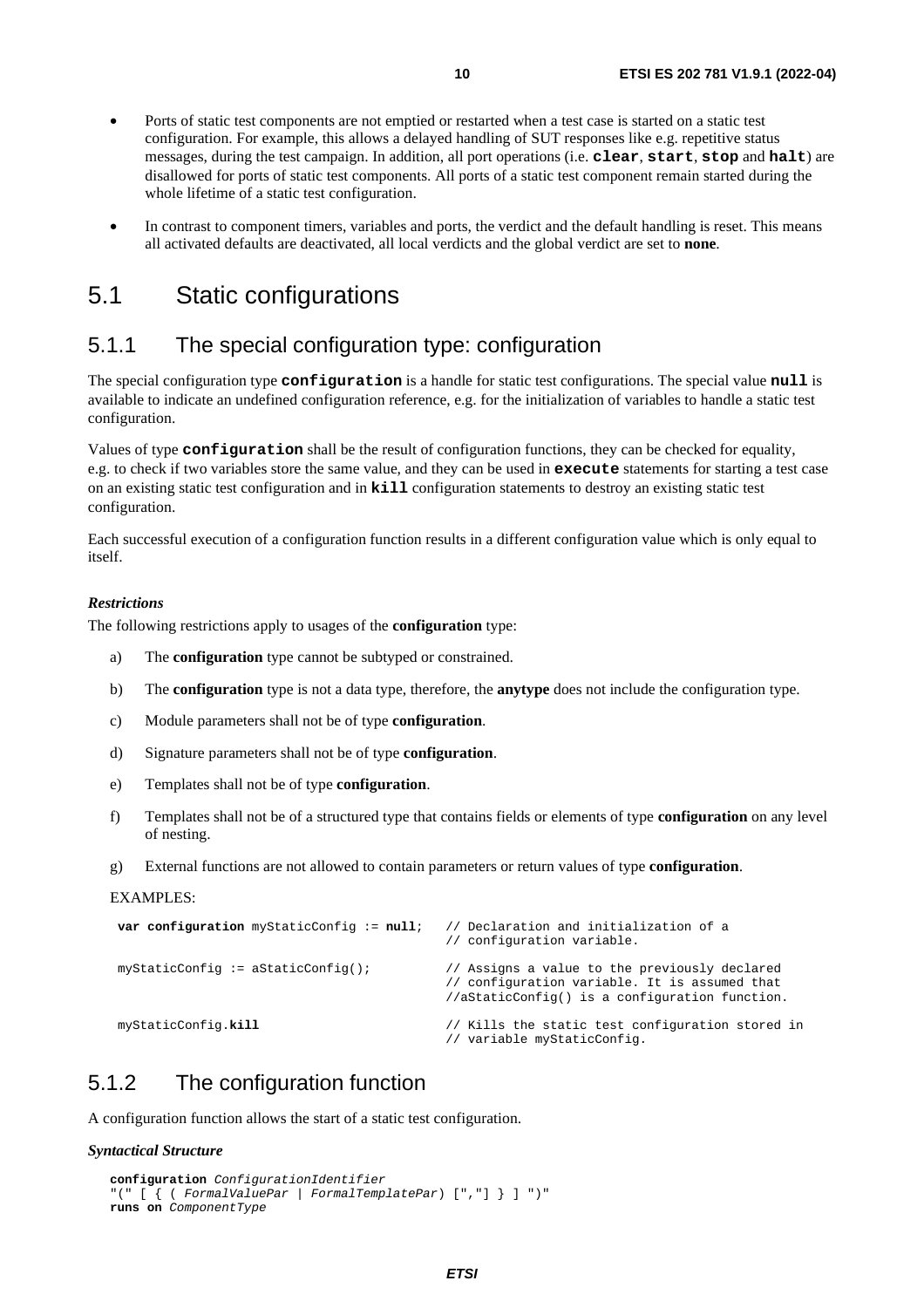- Ports of static test components are not emptied or restarted when a test case is started on a static test configuration. For example, this allows a delayed handling of SUT responses like e.g. repetitive status messages, during the test campaign. In addition, all port operations (i.e. **`clear`**, **`start`**, **`stop`** and **`halt`**) are disallowed for ports of static test components. All ports of a static test component remain started during the whole lifetime of a static test configuration.

- In contrast to component timers, variables and ports, the verdict and the default handling is reset. This means all activated defaults are deactivated, all local verdicts and the global verdict are set to **none**.

# 5.1 Static configurations

## 5.1.1 The special configuration type: configuration

The special configuration type **`configuration`** is a handle for static test configurations. The special value **`null`** is available to indicate an undefined configuration reference, e.g. for the initialization of variables to handle a static test configuration.

Values of type **`configuration`** shall be the result of configuration functions, they can be checked for equality, e.g. to check if two variables store the same value, and they can be used in **`execute`** statements for starting a test case on an existing static test configuration and in **`kill`** configuration statements to destroy an existing static test configuration.

Each successful execution of a configuration function results in a different configuration value which is only equal to itself.

***Restrictions***

The following restrictions apply to usages of the **configuration** type:

a) The **configuration** type cannot be subtyped or constrained.

b) The **configuration** type is not a data type, therefore, the **anytype** does not include the configuration type.

c) Module parameters shall not be of type **configuration**.

d) Signature parameters shall not be of type **configuration**.

e) Templates shall not be of type **configuration**.

f) Templates shall not be of a structured type that contains fields or elements of type **configuration** on any level of nesting.

g) External functions are not allowed to contain parameters or return values of type **configuration**.

EXAMPLES:

```
var configuration myStaticConfig := null;   // Declaration and initialization of a
                                            // configuration variable.

myStaticConfig := aStaticConfig();          // Assigns a value to the previously declared
                                            // configuration variable. It is assumed that
                                            //aStaticConfig() is a configuration function.

myStaticConfig.kill                         // Kills the static test configuration stored in
                                            // variable myStaticConfig.
```

## 5.1.2 The configuration function

A configuration function allows the start of a static test configuration.

***Syntactical Structure***

```
configuration ConfigurationIdentifier
"(" [ { ( FormalValuePar | FormalTemplatePar) [","] } ] ")"
runs on ComponentType
```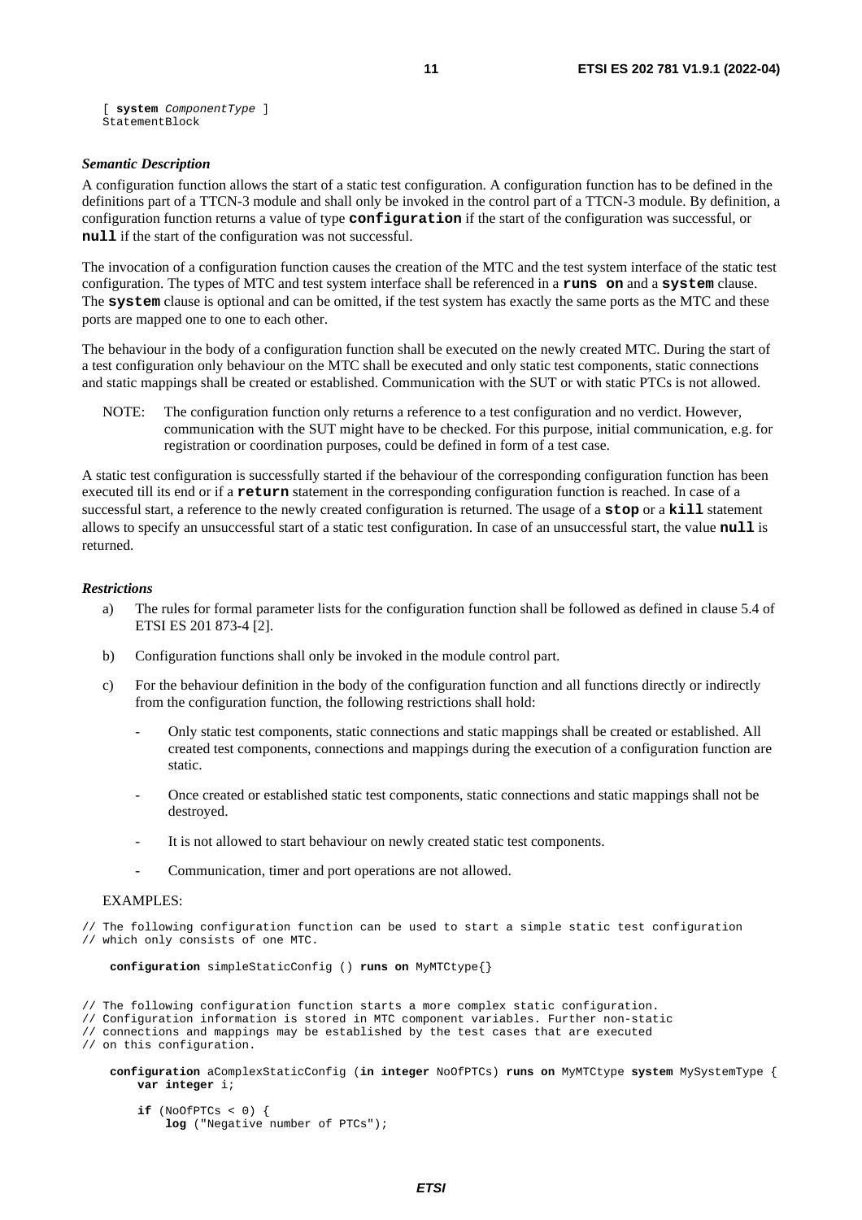```
[ system ComponentType ]
StatementBlock
```

***Semantic Description***

A configuration function allows the start of a static test configuration. A configuration function has to be defined in the definitions part of a TTCN-3 module and shall only be invoked in the control part of a TTCN-3 module. By definition, a configuration function returns a value of type **configuration** if the start of the configuration was successful, or **null** if the start of the configuration was not successful.

The invocation of a configuration function causes the creation of the MTC and the test system interface of the static test configuration. The types of MTC and test system interface shall be referenced in a **runs on** and a **system** clause. The **system** clause is optional and can be omitted, if the test system has exactly the same ports as the MTC and these ports are mapped one to one to each other.

The behaviour in the body of a configuration function shall be executed on the newly created MTC. During the start of a test configuration only behaviour on the MTC shall be executed and only static test components, static connections and static mappings shall be created or established. Communication with the SUT or with static PTCs is not allowed.

NOTE: The configuration function only returns a reference to a test configuration and no verdict. However, communication with the SUT might have to be checked. For this purpose, initial communication, e.g. for registration or coordination purposes, could be defined in form of a test case.

A static test configuration is successfully started if the behaviour of the corresponding configuration function has been executed till its end or if a **return** statement in the corresponding configuration function is reached. In case of a successful start, a reference to the newly created configuration is returned. The usage of a **stop** or a **kill** statement allows to specify an unsuccessful start of a static test configuration. In case of an unsuccessful start, the value **null** is returned.

***Restrictions***

a) The rules for formal parameter lists for the configuration function shall be followed as defined in clause 5.4 of ETSI ES 201 873-4 [2].

b) Configuration functions shall only be invoked in the module control part.

c) For the behaviour definition in the body of the configuration function and all functions directly or indirectly from the configuration function, the following restrictions shall hold:

- Only static test components, static connections and static mappings shall be created or established. All created test components, connections and mappings during the execution of a configuration function are static.
- Once created or established static test components, static connections and static mappings shall not be destroyed.
- It is not allowed to start behaviour on newly created static test components.
- Communication, timer and port operations are not allowed.

EXAMPLES:

```
// The following configuration function can be used to start a simple static test configuration
// which only consists of one MTC.

    configuration simpleStaticConfig () runs on MyMTCtype{}


// The following configuration function starts a more complex static configuration.
// Configuration information is stored in MTC component variables. Further non-static
// connections and mappings may be established by the test cases that are executed
// on this configuration.

    configuration aComplexStaticConfig (in integer NoOfPTCs) runs on MyMTCtype system MySystemType {
        var integer i;

        if (NoOfPTCs < 0) {
            log ("Negative number of PTCs");
```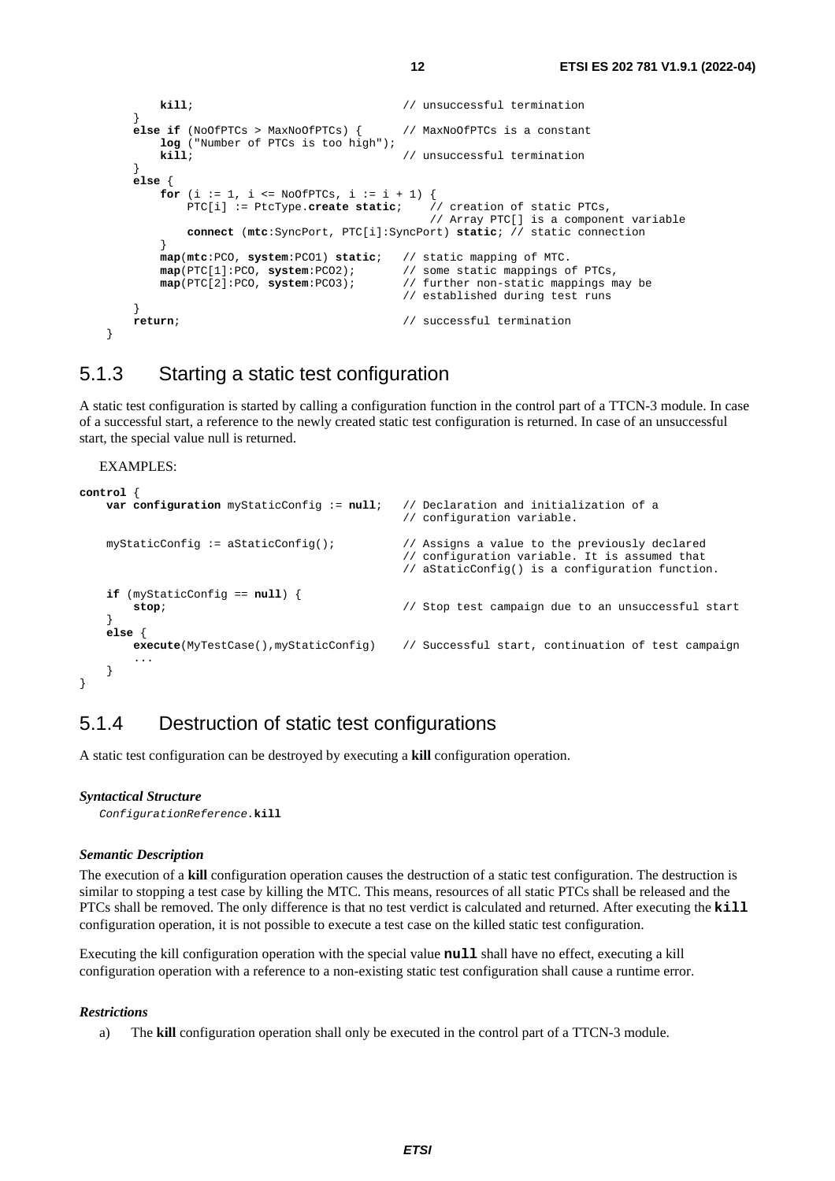```
            kill;                               // unsuccessful termination
        }
        else if (NoOfPTCs > MaxNoOfPTCs) {      // MaxNoOfPTCs is a constant
            log ("Number of PTCs is too high");
            kill;                               // unsuccessful termination
        }
        else {
            for (i := 1, i <= NoOfPTCs, i := i + 1) {
                PTC[i] := PtcType.create static;    // creation of static PTCs,
                                                    // Array PTC[] is a component variable
                connect (mtc:SyncPort, PTC[i]:SyncPort) static; // static connection
            }
            map(mtc:PCO, system:PCO1) static;   // static mapping of MTC.
            map(PTC[1]:PCO, system:PCO2);       // some static mappings of PTCs,
            map(PTC[2]:PCO, system:PCO3);       // further non-static mappings may be
                                                // established during test runs
        }
        return;                                 // successful termination
    }
```

### 5.1.3 Starting a static test configuration

A static test configuration is started by calling a configuration function in the control part of a TTCN-3 module. In case of a successful start, a reference to the newly created static test configuration is returned. In case of an unsuccessful start, the special value null is returned.

EXAMPLES:

```
control {
    var configuration myStaticConfig := null;   // Declaration and initialization of a
                                                // configuration variable.

    myStaticConfig := aStaticConfig();          // Assigns a value to the previously declared
                                                // configuration variable. It is assumed that
                                                // aStaticConfig() is a configuration function.

    if (myStaticConfig == null) {
        stop;                                   // Stop test campaign due to an unsuccessful start
    }
    else {
        execute(MyTestCase(),myStaticConfig)    // Successful start, continuation of test campaign
        ...
    }
}
```

### 5.1.4 Destruction of static test configurations

A static test configuration can be destroyed by executing a **kill** configuration operation.

***Syntactical Structure***

*ConfigurationReference*.**kill**

***Semantic Description***

The execution of a **kill** configuration operation causes the destruction of a static test configuration. The destruction is similar to stopping a test case by killing the MTC. This means, resources of all static PTCs shall be released and the PTCs shall be removed. The only difference is that no test verdict is calculated and returned. After executing the **kill** configuration operation, it is not possible to execute a test case on the killed static test configuration.

Executing the kill configuration operation with the special value **null** shall have no effect, executing a kill configuration operation with a reference to a non-existing static test configuration shall cause a runtime error.

***Restrictions***

a) The **kill** configuration operation shall only be executed in the control part of a TTCN-3 module.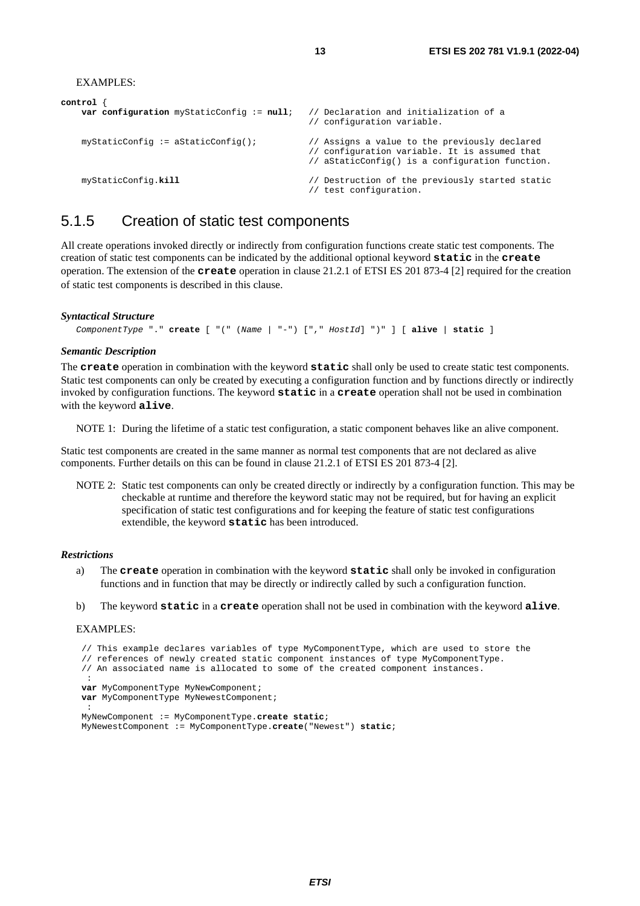EXAMPLES:

```
control {
    var configuration myStaticConfig := null;   // Declaration and initialization of a
                                                // configuration variable.

    myStaticConfig := aStaticConfig();          // Assigns a value to the previously declared
                                                // configuration variable. It is assumed that
                                                // aStaticConfig() is a configuration function.

    myStaticConfig.kill                         // Destruction of the previously started static
                                                // test configuration.
```

### 5.1.5 Creation of static test components

All create operations invoked directly or indirectly from configuration functions create static test components. The creation of static test components can be indicated by the additional optional keyword **static** in the **create** operation. The extension of the **create** operation in clause 21.2.1 of ETSI ES 201 873-4 [2] required for the creation of static test components is described in this clause.

***Syntactical Structure***

```
ComponentType "." create [ "(" (Name | "-") ["," HostId] ")" ] [ alive | static ]
```

***Semantic Description***

The **create** operation in combination with the keyword **static** shall only be used to create static test components. Static test components can only be created by executing a configuration function and by functions directly or indirectly invoked by configuration functions. The keyword **static** in a **create** operation shall not be used in combination with the keyword **alive**.

NOTE 1: During the lifetime of a static test configuration, a static component behaves like an alive component.

Static test components are created in the same manner as normal test components that are not declared as alive components. Further details on this can be found in clause 21.2.1 of ETSI ES 201 873-4 [2].

NOTE 2: Static test components can only be created directly or indirectly by a configuration function. This may be checkable at runtime and therefore the keyword static may not be required, but for having an explicit specification of static test configurations and for keeping the feature of static test configurations extendible, the keyword **static** has been introduced.

***Restrictions***

a) The **create** operation in combination with the keyword **static** shall only be invoked in configuration functions and in function that may be directly or indirectly called by such a configuration function.

b) The keyword **static** in a **create** operation shall not be used in combination with the keyword **alive**.

EXAMPLES:

```
// This example declares variables of type MyComponentType, which are used to store the
// references of newly created static component instances of type MyComponentType.
// An associated name is allocated to some of the created component instances.
 :
var MyComponentType MyNewComponent;
var MyComponentType MyNewestComponent;
 :
MyNewComponent := MyComponentType.create static;
MyNewestComponent := MyComponentType.create("Newest") static;
```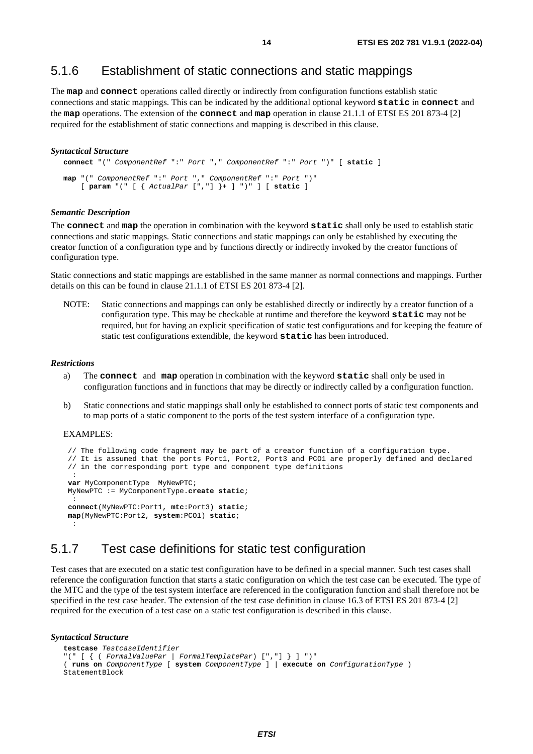## 5.1.6 Establishment of static connections and static mappings

The **map** and **connect** operations called directly or indirectly from configuration functions establish static connections and static mappings. This can be indicated by the additional optional keyword **static** in **connect** and the **map** operations. The extension of the **connect** and **map** operation in clause 21.1.1 of ETSI ES 201 873-4 [2] required for the establishment of static connections and mapping is described in this clause.

***Syntactical Structure***

```
connect "(" ComponentRef ":" Port "," ComponentRef ":" Port ")" [ static ]

map "(" ComponentRef ":" Port "," ComponentRef ":" Port ")"
    [ param "(" [ { ActualPar [","] }+ ] ")" ] [ static ]
```

***Semantic Description***

The **connect** and **map** the operation in combination with the keyword **static** shall only be used to establish static connections and static mappings. Static connections and static mappings can only be established by executing the creator function of a configuration type and by functions directly or indirectly invoked by the creator functions of configuration type.

Static connections and static mappings are established in the same manner as normal connections and mappings. Further details on this can be found in clause 21.1.1 of ETSI ES 201 873-4 [2].

NOTE: Static connections and mappings can only be established directly or indirectly by a creator function of a configuration type. This may be checkable at runtime and therefore the keyword **static** may not be required, but for having an explicit specification of static test configurations and for keeping the feature of static test configurations extendible, the keyword **static** has been introduced.

***Restrictions***

a) The **connect** and **map** operation in combination with the keyword **static** shall only be used in configuration functions and in functions that may be directly or indirectly called by a configuration function.

b) Static connections and static mappings shall only be established to connect ports of static test components and to map ports of a static component to the ports of the test system interface of a configuration type.

EXAMPLES:

```
// The following code fragment may be part of a creator function of a configuration type.
// It is assumed that the ports Port1, Port2, Port3 and PCO1 are properly defined and declared
// in the corresponding port type and component type definitions
 :
var MyComponentType  MyNewPTC;
MyNewPTC := MyComponentType.create static;
 :
connect(MyNewPTC:Port1, mtc:Port3) static;
map(MyNewPTC:Port2, system:PCO1) static;
 :
```

## 5.1.7 Test case definitions for static test configuration

Test cases that are executed on a static test configuration have to be defined in a special manner. Such test cases shall reference the configuration function that starts a static configuration on which the test case can be executed. The type of the MTC and the type of the test system interface are referenced in the configuration function and shall therefore not be specified in the test case header. The extension of the test case definition in clause 16.3 of ETSI ES 201 873-4 [2] required for the execution of a test case on a static test configuration is described in this clause.

***Syntactical Structure***

```
testcase TestcaseIdentifier
"(" [ { ( FormalValuePar | FormalTemplatePar) [","] } ] ")"
( runs on ComponentType [ system ComponentType ] | execute on ConfigurationType )
StatementBlock
```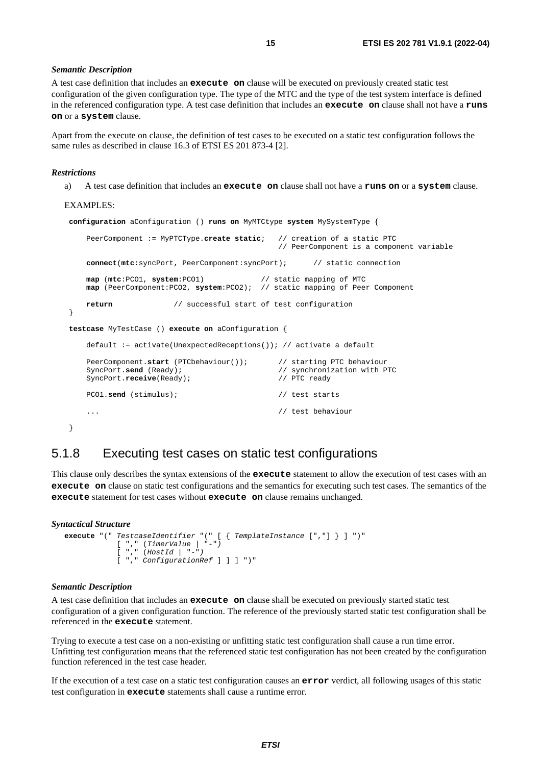*Semantic Description*

A test case definition that includes an **execute on** clause will be executed on previously created static test configuration of the given configuration type. The type of the MTC and the type of the test system interface is defined in the referenced configuration type. A test case definition that includes an **execute on** clause shall not have a **runs on** or a **system** clause.

Apart from the execute on clause, the definition of test cases to be executed on a static test configuration follows the same rules as described in clause 16.3 of ETSI ES 201 873-4 [2].

*Restrictions*

a) A test case definition that includes an **execute on** clause shall not have a **runs on** or a **system** clause.

EXAMPLES:

```
 configuration aConfiguration () runs on MyMTCtype system MySystemType {

     PeerComponent := MyPTCType.create static;   // creation of a static PTC
                                                 // PeerComponent is a component variable

     connect(mtc:syncPort, PeerComponent:syncPort);      // static connection

     map (mtc:PCO1, system:PCO1)             // static mapping of MTC
     map (PeerComponent:PCO2, system:PCO2);  // static mapping of Peer Component

     return              // successful start of test configuration
 }

 testcase MyTestCase () execute on aConfiguration {

     default := activate(UnexpectedReceptions()); // activate a default

     PeerComponent.start (PTCbehaviour());       // starting PTC behaviour
     SyncPort.send (Ready);                      // synchronization with PTC
     SyncPort.receive(Ready);                    // PTC ready

     PCO1.send (stimulus);                       // test starts

     ...                                         // test behaviour

 }
```

## 5.1.8 Executing test cases on static test configurations

This clause only describes the syntax extensions of the **execute** statement to allow the execution of test cases with an **execute on** clause on static test configurations and the semantics for executing such test cases. The semantics of the **execute** statement for test cases without **execute on** clause remains unchanged.

*Syntactical Structure*

```
execute "(" TestcaseIdentifier "(" [ { TemplateInstance [","] } ] ")"
          [ "," (TimerValue | "-")
          [ "," (HostId | "-")
          [ "," ConfigurationRef ] ] ] ")"
```

*Semantic Description*

A test case definition that includes an **execute on** clause shall be executed on previously started static test configuration of a given configuration function. The reference of the previously started static test configuration shall be referenced in the **execute** statement.

Trying to execute a test case on a non-existing or unfitting static test configuration shall cause a run time error. Unfitting test configuration means that the referenced static test configuration has not been created by the configuration function referenced in the test case header.

If the execution of a test case on a static test configuration causes an **error** verdict, all following usages of this static test configuration in **execute** statements shall cause a runtime error.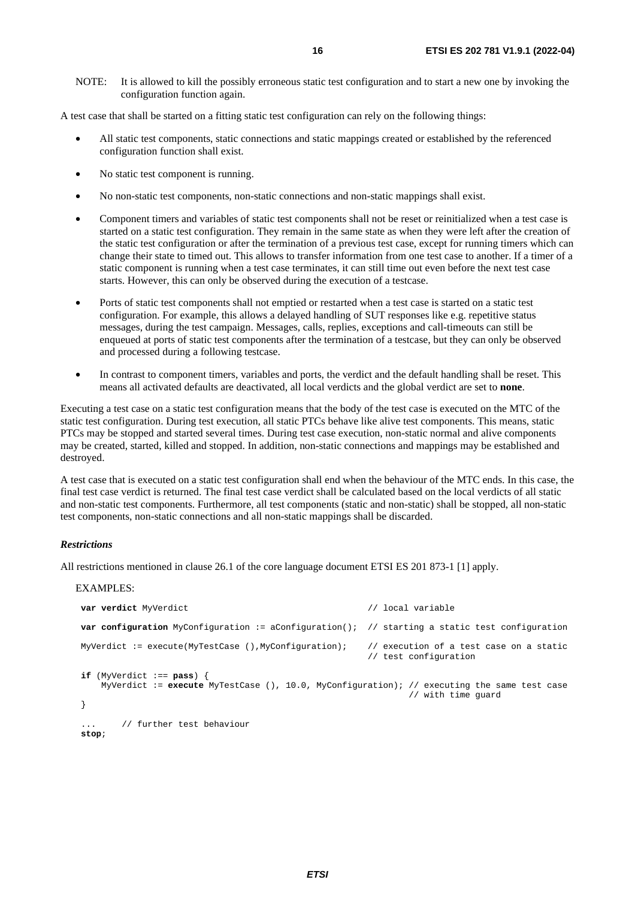NOTE: It is allowed to kill the possibly erroneous static test configuration and to start a new one by invoking the configuration function again.

A test case that shall be started on a fitting static test configuration can rely on the following things:

- All static test components, static connections and static mappings created or established by the referenced configuration function shall exist.
- No static test component is running.
- No non-static test components, non-static connections and non-static mappings shall exist.
- Component timers and variables of static test components shall not be reset or reinitialized when a test case is started on a static test configuration. They remain in the same state as when they were left after the creation of the static test configuration or after the termination of a previous test case, except for running timers which can change their state to timed out. This allows to transfer information from one test case to another. If a timer of a static component is running when a test case terminates, it can still time out even before the next test case starts. However, this can only be observed during the execution of a testcase.
- Ports of static test components shall not emptied or restarted when a test case is started on a static test configuration. For example, this allows a delayed handling of SUT responses like e.g. repetitive status messages, during the test campaign. Messages, calls, replies, exceptions and call-timeouts can still be enqueued at ports of static test components after the termination of a testcase, but they can only be observed and processed during a following testcase.
- In contrast to component timers, variables and ports, the verdict and the default handling shall be reset. This means all activated defaults are deactivated, all local verdicts and the global verdict are set to **none**.

Executing a test case on a static test configuration means that the body of the test case is executed on the MTC of the static test configuration. During test execution, all static PTCs behave like alive test components. This means, static PTCs may be stopped and started several times. During test case execution, non-static normal and alive components may be created, started, killed and stopped. In addition, non-static connections and mappings may be established and destroyed.

A test case that is executed on a static test configuration shall end when the behaviour of the MTC ends. In this case, the final test case verdict is returned. The final test case verdict shall be calculated based on the local verdicts of all static and non-static test components. Furthermore, all test components (static and non-static) shall be stopped, all non-static test components, non-static connections and all non-static mappings shall be discarded.

***Restrictions***

All restrictions mentioned in clause 26.1 of the core language document ETSI ES 201 873-1 [1] apply.

EXAMPLES:

```
var verdict MyVerdict                                      // local variable

var configuration MyConfiguration := aConfiguration();  // starting a static test configuration

MyVerdict := execute(MyTestCase (),MyConfiguration);    // execution of a test case on a static
                                                        // test configuration

if (MyVerdict :== pass) {
    MyVerdict := execute MyTestCase (), 10.0, MyConfiguration); // executing the same test case
                                                                // with time guard
}

...     // further test behaviour
stop;
```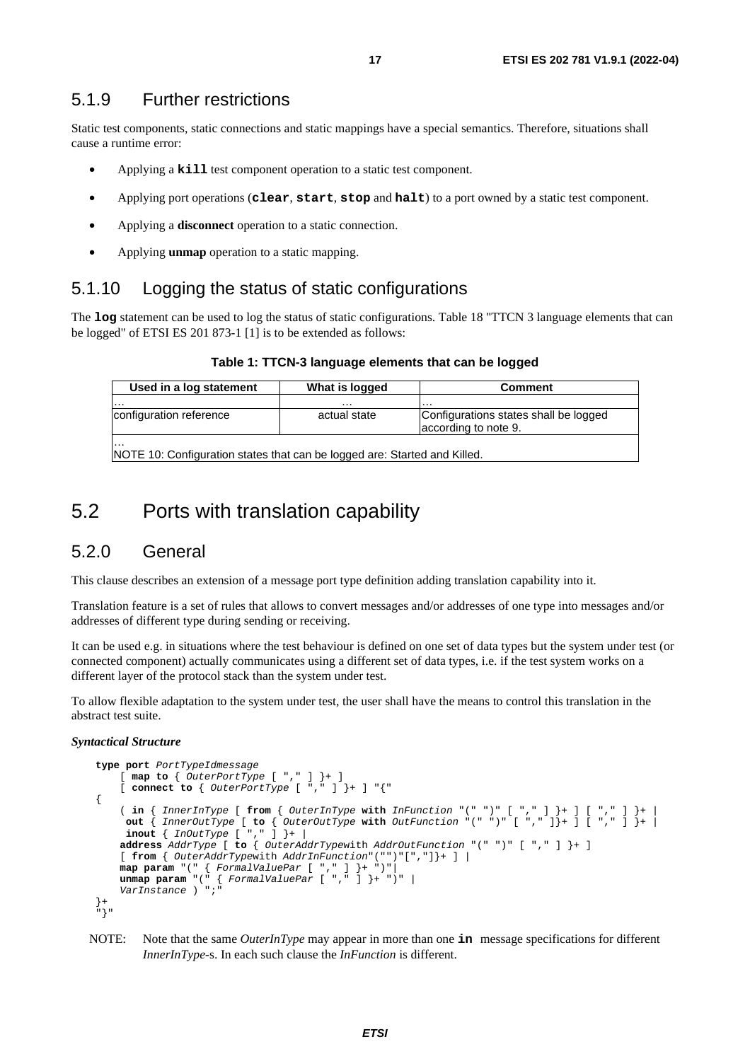### 5.1.9 Further restrictions

Static test components, static connections and static mappings have a special semantics. Therefore, situations shall cause a runtime error:

- Applying a **`kill`** test component operation to a static test component.
- Applying port operations (**`clear`**, **`start`**, **`stop`** and **`halt`**) to a port owned by a static test component.
- Applying a **disconnect** operation to a static connection.
- Applying **unmap** operation to a static mapping.

### 5.1.10 Logging the status of static configurations

The **`log`** statement can be used to log the status of static configurations. Table 18 "TTCN 3 language elements that can be logged" of ETSI ES 201 873-1 [1] is to be extended as follows:

**Table 1: TTCN-3 language elements that can be logged**

| Used in a log statement | What is logged | Comment |
|---|---|---|
| … | … | … |
| configuration reference | actual state | Configurations states shall be logged according to note 9. |
| …<br>NOTE 10: Configuration states that can be logged are: Started and Killed. | | |

## 5.2 Ports with translation capability

### 5.2.0 General

This clause describes an extension of a message port type definition adding translation capability into it.

Translation feature is a set of rules that allows to convert messages and/or addresses of one type into messages and/or addresses of different type during sending or receiving.

It can be used e.g. in situations where the test behaviour is defined on one set of data types but the system under test (or connected component) actually communicates using a different set of data types, i.e. if the test system works on a different layer of the protocol stack than the system under test.

To allow flexible adaptation to the system under test, the user shall have the means to control this translation in the abstract test suite.

***Syntactical Structure***

```
type port PortTypeIdmessage
    [ map to { OuterPortType [ "," ] }+ ]
    [ connect to { OuterPortType [ "," ] }+ ] "{"
{
    ( in { InnerInType [ from { OuterInType with InFunction "(" ")" [ "," ] }+ ] [ "," ] }+ |
     out { InnerOutType [ to { OuterOutType with OutFunction "(" ")" [ "," ]}+ ] [ "," ] }+ |
     inout { InOutType [ "," ] }+ |
    address AddrType [ to { OuterAddrTypewith AddrOutFunction "(" ")" [ "," ] }+ ]
    [ from { OuterAddrTypewith AddrInFunction"("")"[","]}+ ] |
    map param "(" { FormalValuePar [ "," ] }+ ")"|
    unmap param "(" { FormalValuePar [ "," ] }+ ")" |
    VarInstance ) ";"
}+
"}"
```

NOTE: Note that the same *OuterInType* may appear in more than one **`in`** message specifications for different *InnerInType*-s. In each such clause the *InFunction* is different.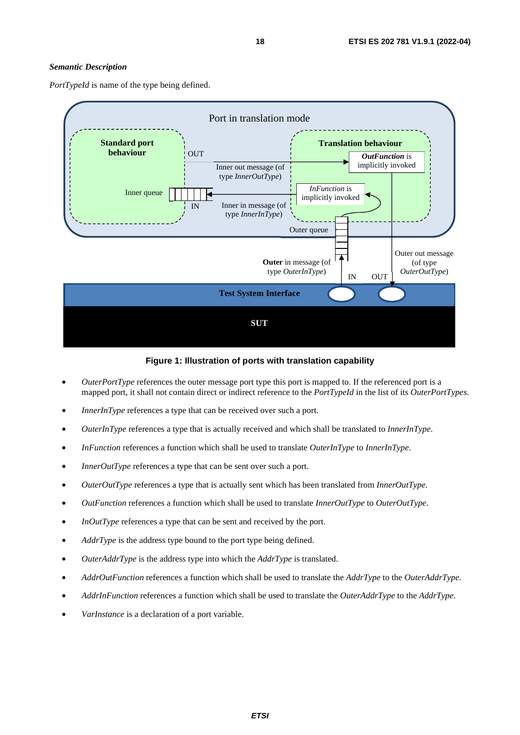*Semantic Description*

*PortTypeId* is name of the type being defined.

**Figure 1: Illustration of ports with translation capability**

- *OuterPortType* references the outer message port type this port is mapped to. If the referenced port is a mapped port, it shall not contain direct or indirect reference to the *PortTypeId* in the list of its *OuterPortTypes*.
- *InnerInType* references a type that can be received over such a port.
- *OuterInType* references a type that is actually received and which shall be translated to *InnerInType*.
- *InFunction* references a function which shall be used to translate *OuterInType* to *InnerInType*.
- *InnerOutType* references a type that can be sent over such a port.
- *OuterOutType* references a type that is actually sent which has been translated from *InnerOutType*.
- *OutFunction* references a function which shall be used to translate *InnerOutType* to *OuterOutType*.
- *InOutType* references a type that can be sent and received by the port.
- *AddrType* is the address type bound to the port type being defined.
- *OuterAddrType* is the address type into which the *AddrType* is translated.
- *AddrOutFunction* references a function which shall be used to translate the *AddrType* to the *OuterAddrType*.
- *AddrInFunction* references a function which shall be used to translate the *OuterAddrType* to the *AddrType*.
- *VarInstance* is a declaration of a port variable.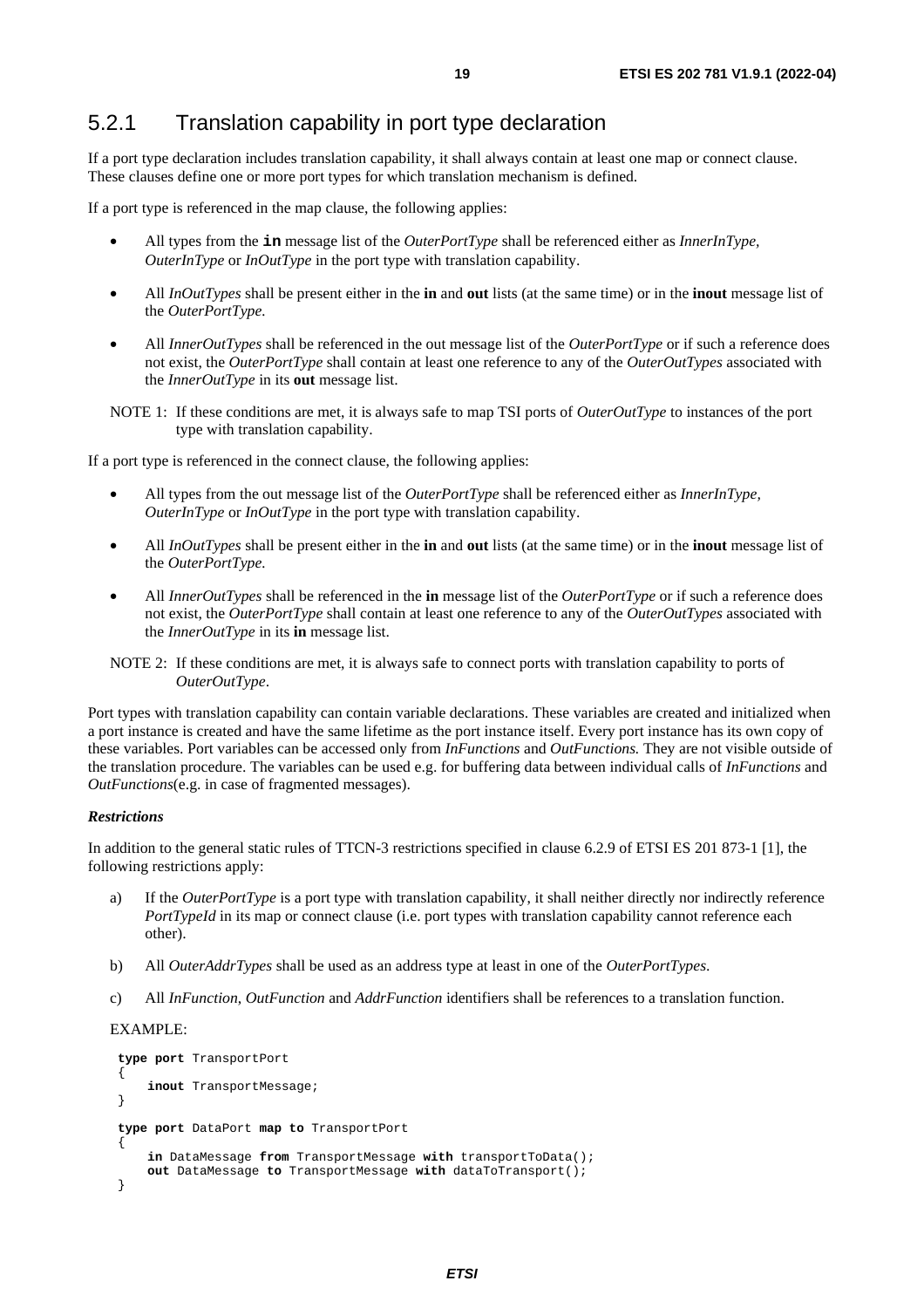### 5.2.1 Translation capability in port type declaration

If a port type declaration includes translation capability, it shall always contain at least one map or connect clause. These clauses define one or more port types for which translation mechanism is defined.

If a port type is referenced in the map clause, the following applies:

- All types from the **in** message list of the *OuterPortType* shall be referenced either as *InnerInType*, *OuterInType* or *InOutType* in the port type with translation capability.
- All *InOutTypes* shall be present either in the **in** and **out** lists (at the same time) or in the **inout** message list of the *OuterPortType.*
- All *InnerOutTypes* shall be referenced in the out message list of the *OuterPortType* or if such a reference does not exist, the *OuterPortType* shall contain at least one reference to any of the *OuterOutTypes* associated with the *InnerOutType* in its **out** message list.

NOTE 1: If these conditions are met, it is always safe to map TSI ports of *OuterOutType* to instances of the port type with translation capability.

If a port type is referenced in the connect clause, the following applies:

- All types from the out message list of the *OuterPortType* shall be referenced either as *InnerInType, OuterInType* or *InOutType* in the port type with translation capability.
- All *InOutTypes* shall be present either in the **in** and **out** lists (at the same time) or in the **inout** message list of the *OuterPortType.*
- All *InnerOutTypes* shall be referenced in the **in** message list of the *OuterPortType* or if such a reference does not exist, the *OuterPortType* shall contain at least one reference to any of the *OuterOutTypes* associated with the *InnerOutType* in its **in** message list.

NOTE 2: If these conditions are met, it is always safe to connect ports with translation capability to ports of *OuterOutType*.

Port types with translation capability can contain variable declarations. These variables are created and initialized when a port instance is created and have the same lifetime as the port instance itself. Every port instance has its own copy of these variables. Port variables can be accessed only from *InFunctions* and *OutFunctions.* They are not visible outside of the translation procedure. The variables can be used e.g. for buffering data between individual calls of *InFunctions* and *OutFunctions*(e.g. in case of fragmented messages).

***Restrictions***

In addition to the general static rules of TTCN-3 restrictions specified in clause 6.2.9 of ETSI ES 201 873-1 [1], the following restrictions apply:

a) If the *OuterPortType* is a port type with translation capability, it shall neither directly nor indirectly reference *PortTypeId* in its map or connect clause (i.e. port types with translation capability cannot reference each other).

b) All *OuterAddrTypes* shall be used as an address type at least in one of the *OuterPortTypes.*

c) All *InFunction*, *OutFunction* and *AddrFunction* identifiers shall be references to a translation function.

EXAMPLE:

```
type port TransportPort
{
    inout TransportMessage;
}

type port DataPort map to TransportPort
{
    in DataMessage from TransportMessage with transportToData();
    out DataMessage to TransportMessage with dataToTransport();
}
```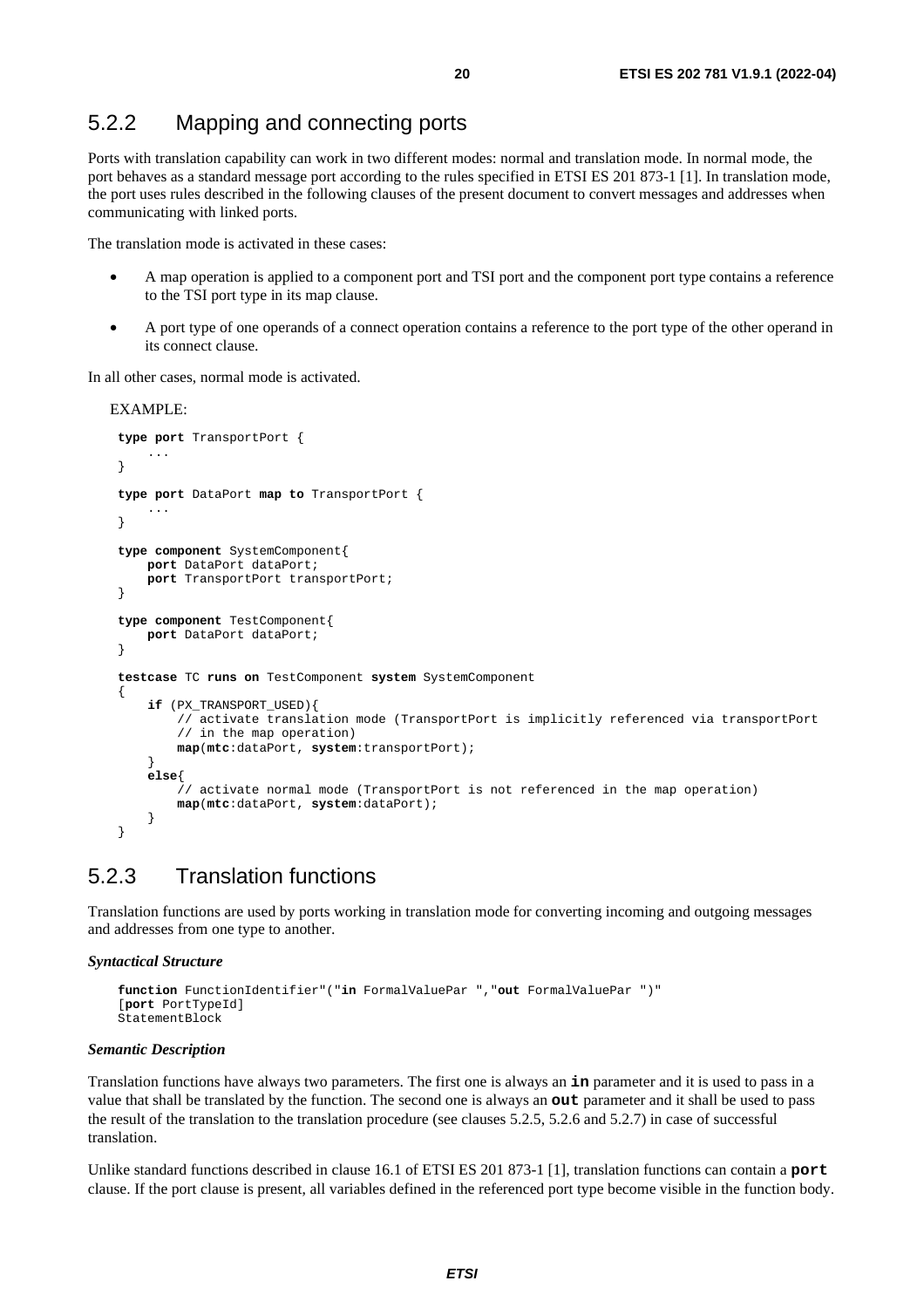## 5.2.2 Mapping and connecting ports

Ports with translation capability can work in two different modes: normal and translation mode. In normal mode, the port behaves as a standard message port according to the rules specified in ETSI ES 201 873-1 [1]. In translation mode, the port uses rules described in the following clauses of the present document to convert messages and addresses when communicating with linked ports.

The translation mode is activated in these cases:

- A map operation is applied to a component port and TSI port and the component port type contains a reference to the TSI port type in its map clause.
- A port type of one operands of a connect operation contains a reference to the port type of the other operand in its connect clause.

In all other cases, normal mode is activated.

EXAMPLE:

```
type port TransportPort {
    ...
}

type port DataPort map to TransportPort {
    ...
}

type component SystemComponent{
    port DataPort dataPort;
    port TransportPort transportPort;
}

type component TestComponent{
    port DataPort dataPort;
}

testcase TC runs on TestComponent system SystemComponent
{
    if (PX_TRANSPORT_USED){
        // activate translation mode (TransportPort is implicitly referenced via transportPort
        // in the map operation)
        map(mtc:dataPort, system:transportPort);
    }
    else{
        // activate normal mode (TransportPort is not referenced in the map operation)
        map(mtc:dataPort, system:dataPort);
    }
}
```

## 5.2.3 Translation functions

Translation functions are used by ports working in translation mode for converting incoming and outgoing messages and addresses from one type to another.

***Syntactical Structure***

```
function FunctionIdentifier"("in FormalValuePar ","out FormalValuePar ")"
[port PortTypeId]
StatementBlock
```

***Semantic Description***

Translation functions have always two parameters. The first one is always an **in** parameter and it is used to pass in a value that shall be translated by the function. The second one is always an **out** parameter and it shall be used to pass the result of the translation to the translation procedure (see clauses 5.2.5, 5.2.6 and 5.2.7) in case of successful translation.

Unlike standard functions described in clause 16.1 of ETSI ES 201 873-1 [1], translation functions can contain a **port** clause. If the port clause is present, all variables defined in the referenced port type become visible in the function body.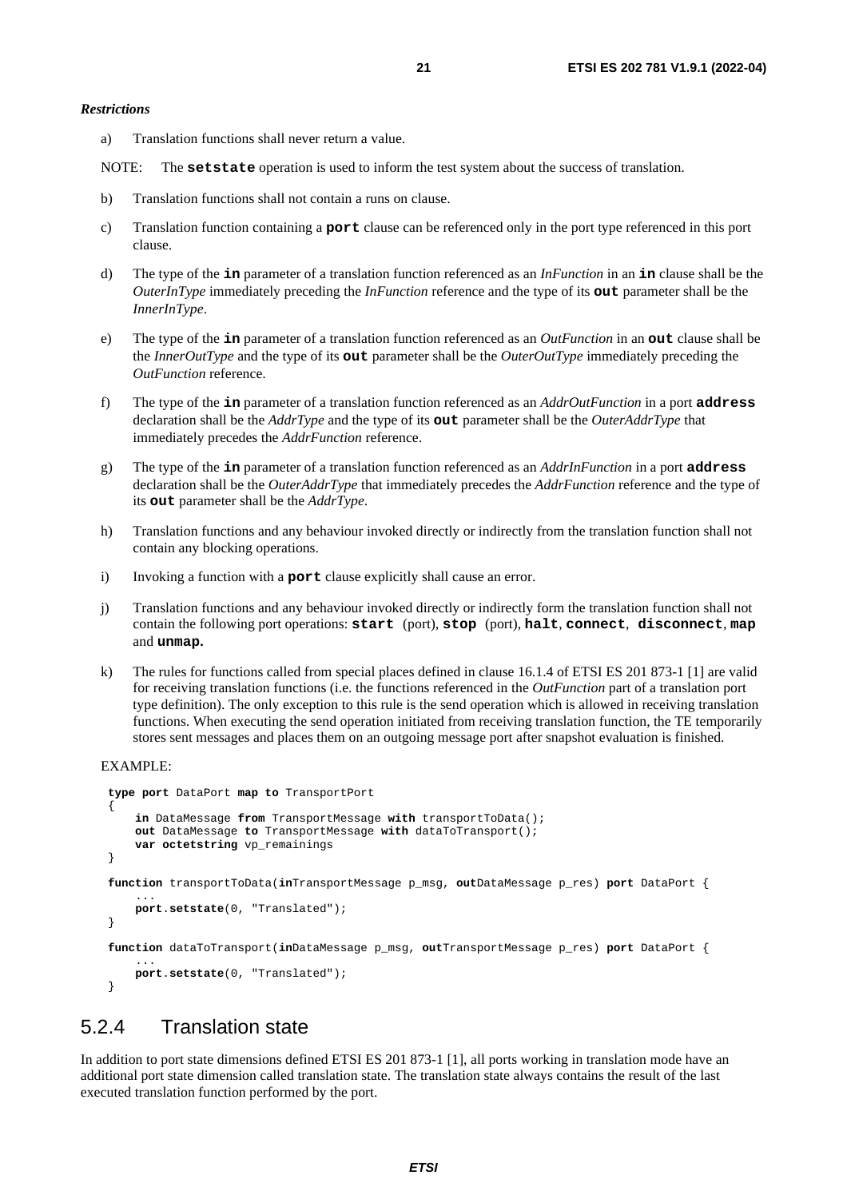*Restrictions*

a) Translation functions shall never return a value.

NOTE: The **setstate** operation is used to inform the test system about the success of translation.

b) Translation functions shall not contain a runs on clause.

c) Translation function containing a **port** clause can be referenced only in the port type referenced in this port clause.

d) The type of the **in** parameter of a translation function referenced as an *InFunction* in an **in** clause shall be the *OuterInType* immediately preceding the *InFunction* reference and the type of its **out** parameter shall be the *InnerInType*.

e) The type of the **in** parameter of a translation function referenced as an *OutFunction* in an **out** clause shall be the *InnerOutType* and the type of its **out** parameter shall be the *OuterOutType* immediately preceding the *OutFunction* reference.

f) The type of the **in** parameter of a translation function referenced as an *AddrOutFunction* in a port **address** declaration shall be the *AddrType* and the type of its **out** parameter shall be the *OuterAddrType* that immediately precedes the *AddrFunction* reference.

g) The type of the **in** parameter of a translation function referenced as an *AddrInFunction* in a port **address** declaration shall be the *OuterAddrType* that immediately precedes the *AddrFunction* reference and the type of its **out** parameter shall be the *AddrType*.

h) Translation functions and any behaviour invoked directly or indirectly from the translation function shall not contain any blocking operations.

i) Invoking a function with a **port** clause explicitly shall cause an error.

j) Translation functions and any behaviour invoked directly or indirectly form the translation function shall not contain the following port operations: **start** (port), **stop** (port), **halt**, **connect**, **disconnect**, **map** and **unmap.**

k) The rules for functions called from special places defined in clause 16.1.4 of ETSI ES 201 873-1 [1] are valid for receiving translation functions (i.e. the functions referenced in the *OutFunction* part of a translation port type definition). The only exception to this rule is the send operation which is allowed in receiving translation functions. When executing the send operation initiated from receiving translation function, the TE temporarily stores sent messages and places them on an outgoing message port after snapshot evaluation is finished.

EXAMPLE:

```
type port DataPort map to TransportPort
{
    in DataMessage from TransportMessage with transportToData();
    out DataMessage to TransportMessage with dataToTransport();
    var octetstring vp_remainings
}

function transportToData(inTransportMessage p_msg, outDataMessage p_res) port DataPort {
    ...
    port.setstate(0, "Translated");
}

function dataToTransport(inDataMessage p_msg, outTransportMessage p_res) port DataPort {
    ...
    port.setstate(0, "Translated");
}
```

## 5.2.4 Translation state

In addition to port state dimensions defined ETSI ES 201 873-1 [1], all ports working in translation mode have an additional port state dimension called translation state. The translation state always contains the result of the last executed translation function performed by the port.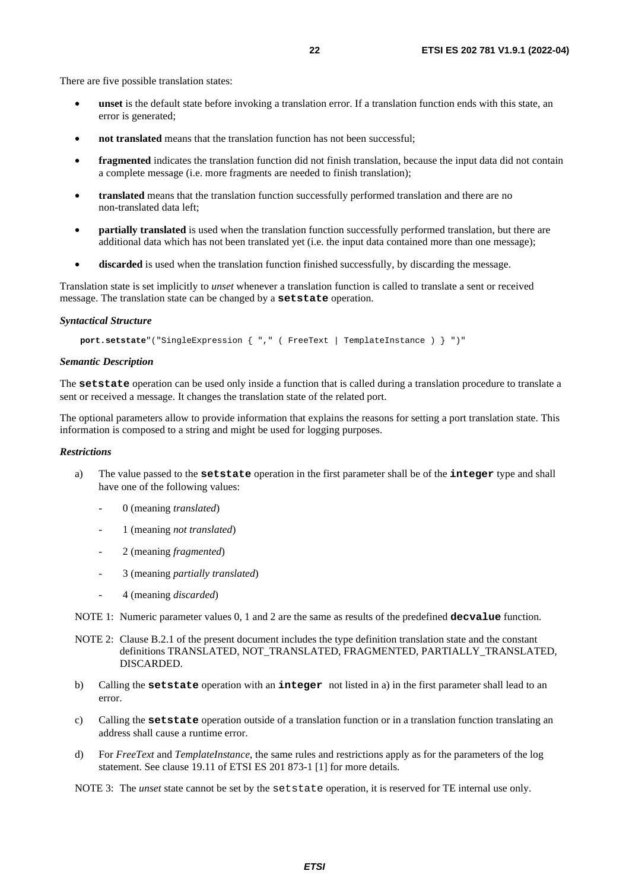There are five possible translation states:

- **unset** is the default state before invoking a translation error. If a translation function ends with this state, an error is generated;
- **not translated** means that the translation function has not been successful;
- **fragmented** indicates the translation function did not finish translation, because the input data did not contain a complete message (i.e. more fragments are needed to finish translation);
- **translated** means that the translation function successfully performed translation and there are no non-translated data left;
- **partially translated** is used when the translation function successfully performed translation, but there are additional data which has not been translated yet (i.e. the input data contained more than one message);
- **discarded** is used when the translation function finished successfully, by discarding the message.

Translation state is set implicitly to *unset* whenever a translation function is called to translate a sent or received message. The translation state can be changed by a **`setstate`** operation.

***Syntactical Structure***

```
port.setstate"("SingleExpression { "," ( FreeText | TemplateInstance ) } ")"
```

***Semantic Description***

The **`setstate`** operation can be used only inside a function that is called during a translation procedure to translate a sent or received message. It changes the translation state of the related port.

The optional parameters allow to provide information that explains the reasons for setting a port translation state. This information is composed to a string and might be used for logging purposes.

***Restrictions***

a) The value passed to the **`setstate`** operation in the first parameter shall be of the **`integer`** type and shall have one of the following values:

- 0 (meaning *translated*)
- 1 (meaning *not translated*)
- 2 (meaning *fragmented*)
- 3 (meaning *partially translated*)
- 4 (meaning *discarded*)

NOTE 1: Numeric parameter values 0, 1 and 2 are the same as results of the predefined **`decvalue`** function.

NOTE 2: Clause B.2.1 of the present document includes the type definition translation state and the constant definitions TRANSLATED, NOT_TRANSLATED, FRAGMENTED, PARTIALLY_TRANSLATED, DISCARDED.

b) Calling the **`setstate`** operation with an **`integer`** not listed in a) in the first parameter shall lead to an error.

c) Calling the **`setstate`** operation outside of a translation function or in a translation function translating an address shall cause a runtime error.

d) For *FreeText* and *TemplateInstance*, the same rules and restrictions apply as for the parameters of the log statement. See clause 19.11 of ETSI ES 201 873-1 [1] for more details.

NOTE 3: The *unset* state cannot be set by the `setstate` operation, it is reserved for TE internal use only.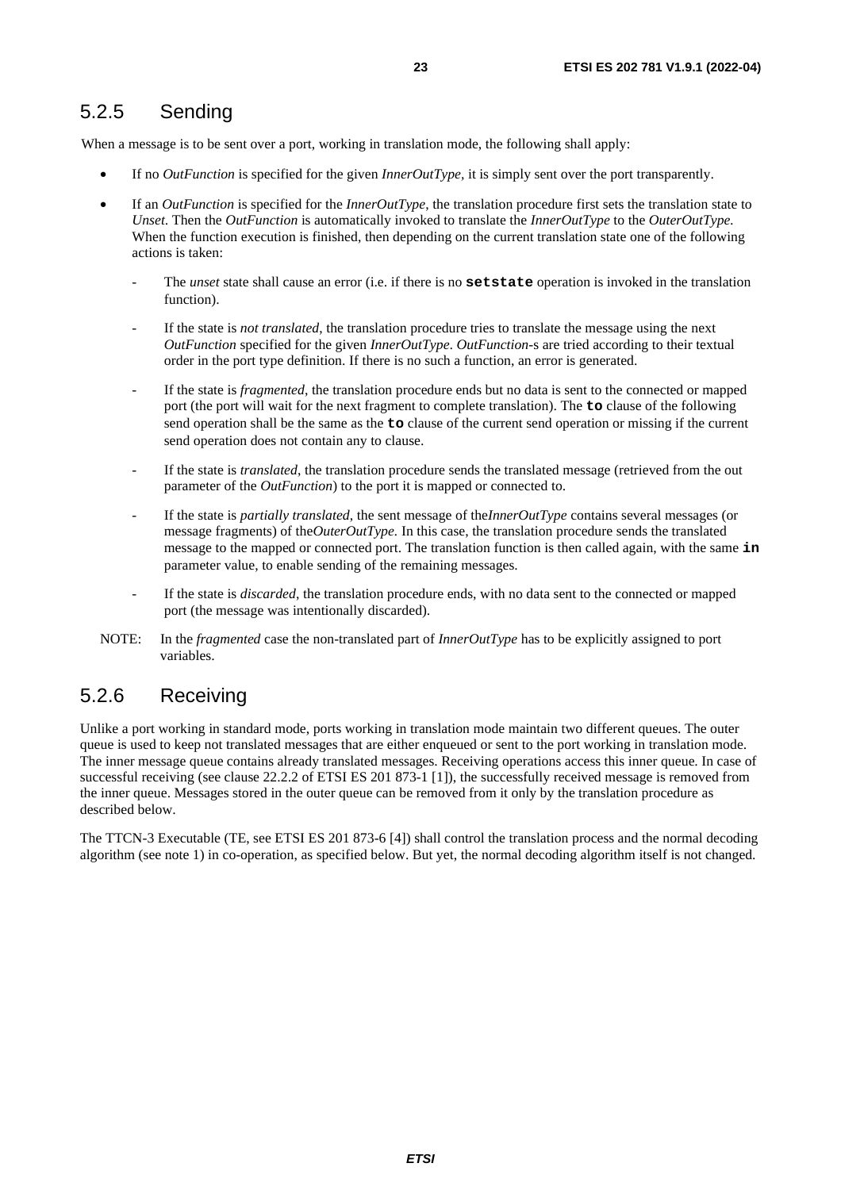### 5.2.5 Sending

When a message is to be sent over a port, working in translation mode, the following shall apply:

- If no *OutFunction* is specified for the given *InnerOutType,* it is simply sent over the port transparently.
- If an *OutFunction* is specified for the *InnerOutType*, the translation procedure first sets the translation state to *Unset*. Then the *OutFunction* is automatically invoked to translate the *InnerOutType* to the *OuterOutType.* When the function execution is finished, then depending on the current translation state one of the following actions is taken:
    - The *unset* state shall cause an error (i.e. if there is no **`setstate`** operation is invoked in the translation function).
    - If the state is *not translated*, the translation procedure tries to translate the message using the next *OutFunction* specified for the given *InnerOutType*. *OutFunction*-s are tried according to their textual order in the port type definition. If there is no such a function, an error is generated.
    - If the state is *fragmented*, the translation procedure ends but no data is sent to the connected or mapped port (the port will wait for the next fragment to complete translation). The **`to`** clause of the following send operation shall be the same as the **`to`** clause of the current send operation or missing if the current send operation does not contain any to clause.
    - If the state is *translated*, the translation procedure sends the translated message (retrieved from the out parameter of the *OutFunction*) to the port it is mapped or connected to.
    - If the state is *partially translated*, the sent message of the*InnerOutType* contains several messages (or message fragments) of the*OuterOutType*. In this case, the translation procedure sends the translated message to the mapped or connected port. The translation function is then called again, with the same **`in`** parameter value, to enable sending of the remaining messages.
    - If the state is *discarded*, the translation procedure ends, with no data sent to the connected or mapped port (the message was intentionally discarded).

NOTE: In the *fragmented* case the non-translated part of *InnerOutType* has to be explicitly assigned to port variables.

### 5.2.6 Receiving

Unlike a port working in standard mode, ports working in translation mode maintain two different queues. The outer queue is used to keep not translated messages that are either enqueued or sent to the port working in translation mode. The inner message queue contains already translated messages. Receiving operations access this inner queue. In case of successful receiving (see clause 22.2.2 of ETSI ES 201 873-1 [1]), the successfully received message is removed from the inner queue. Messages stored in the outer queue can be removed from it only by the translation procedure as described below.

The TTCN-3 Executable (TE, see ETSI ES 201 873-6 [4]) shall control the translation process and the normal decoding algorithm (see note 1) in co-operation, as specified below. But yet, the normal decoding algorithm itself is not changed.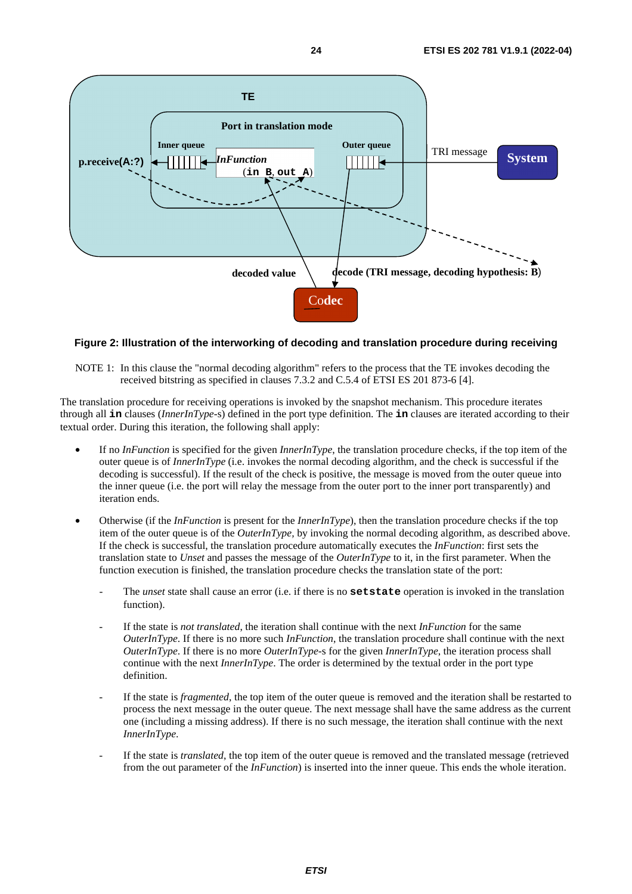**Figure 2: Illustration of the interworking of decoding and translation procedure during receiving**

NOTE 1: In this clause the "normal decoding algorithm" refers to the process that the TE invokes decoding the received bitstring as specified in clauses 7.3.2 and C.5.4 of ETSI ES 201 873-6 [4].

The translation procedure for receiving operations is invoked by the snapshot mechanism. This procedure iterates through all **in** clauses (*InnerInType*-s) defined in the port type definition. The **in** clauses are iterated according to their textual order. During this iteration, the following shall apply:

- If no *InFunction* is specified for the given *InnerInType*, the translation procedure checks, if the top item of the outer queue is of *InnerInType* (i.e. invokes the normal decoding algorithm, and the check is successful if the decoding is successful). If the result of the check is positive, the message is moved from the outer queue into the inner queue (i.e. the port will relay the message from the outer port to the inner port transparently) and iteration ends.
- Otherwise (if the *InFunction* is present for the *InnerInType*), then the translation procedure checks if the top item of the outer queue is of the *OuterInType,* by invoking the normal decoding algorithm, as described above. If the check is successful, the translation procedure automatically executes the *InFunction*: first sets the translation state to *Unset* and passes the message of the *OuterInType* to it, in the first parameter. When the function execution is finished, the translation procedure checks the translation state of the port:
  - The *unset* state shall cause an error (i.e. if there is no **setstate** operation is invoked in the translation function).
  - If the state is *not translated*, the iteration shall continue with the next *InFunction* for the same *OuterInType*. If there is no more such *InFunction*, the translation procedure shall continue with the next *OuterInType*. If there is no more *OuterInType*-s for the given *InnerInType*, the iteration process shall continue with the next *InnerInType*. The order is determined by the textual order in the port type definition.
  - If the state is *fragmented*, the top item of the outer queue is removed and the iteration shall be restarted to process the next message in the outer queue. The next message shall have the same address as the current one (including a missing address). If there is no such message, the iteration shall continue with the next *InnerInType*.
  - If the state is *translated*, the top item of the outer queue is removed and the translated message (retrieved from the out parameter of the *InFunction*) is inserted into the inner queue. This ends the whole iteration.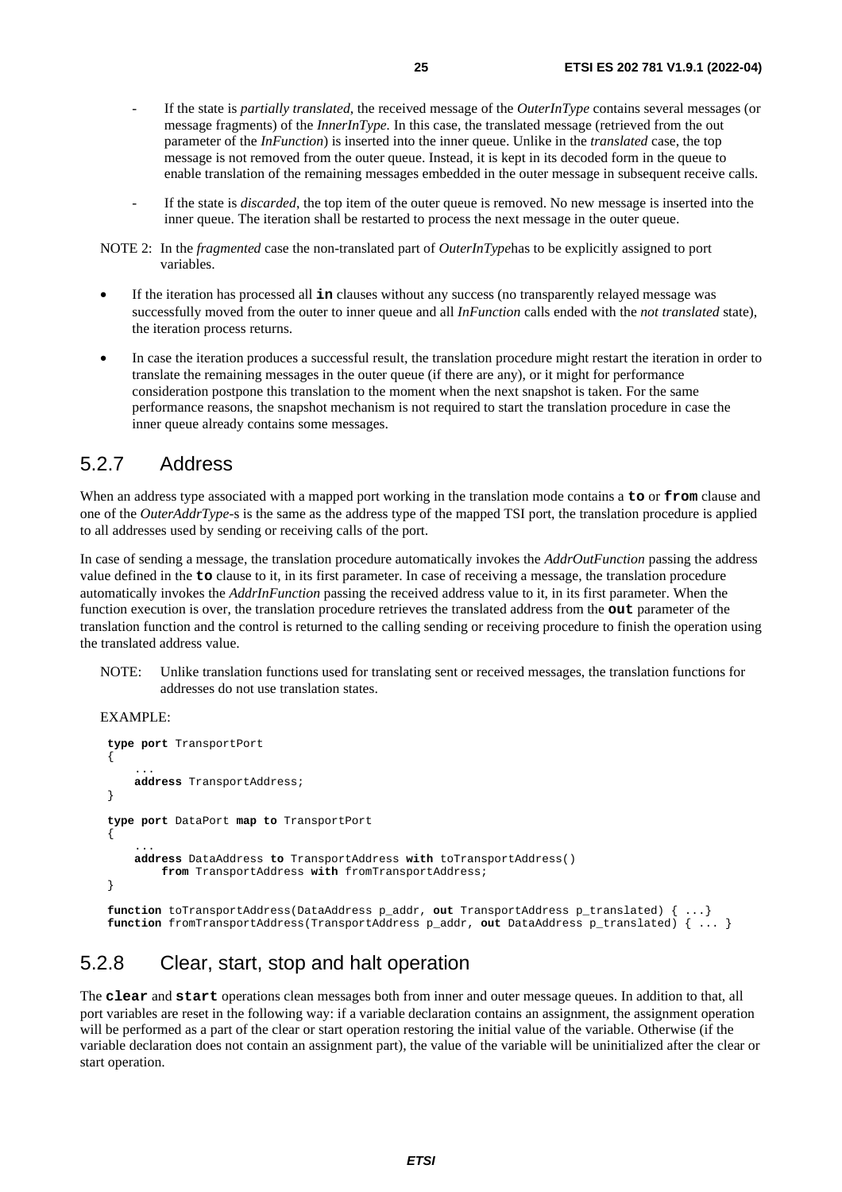- If the state is *partially translated*, the received message of the *OuterInType* contains several messages (or message fragments) of the *InnerInType*. In this case, the translated message (retrieved from the out parameter of the *InFunction*) is inserted into the inner queue. Unlike in the *translated* case, the top message is not removed from the outer queue. Instead, it is kept in its decoded form in the queue to enable translation of the remaining messages embedded in the outer message in subsequent receive calls.

- If the state is *discarded*, the top item of the outer queue is removed. No new message is inserted into the inner queue. The iteration shall be restarted to process the next message in the outer queue.

NOTE 2: In the *fragmented* case the non-translated part of *OuterInType*has to be explicitly assigned to port variables.

- If the iteration has processed all **in** clauses without any success (no transparently relayed message was successfully moved from the outer to inner queue and all *InFunction* calls ended with the *not translated* state), the iteration process returns.

- In case the iteration produces a successful result, the translation procedure might restart the iteration in order to translate the remaining messages in the outer queue (if there are any), or it might for performance consideration postpone this translation to the moment when the next snapshot is taken. For the same performance reasons, the snapshot mechanism is not required to start the translation procedure in case the inner queue already contains some messages.

### 5.2.7 Address

When an address type associated with a mapped port working in the translation mode contains a **to** or **from** clause and one of the *OuterAddrType*-s is the same as the address type of the mapped TSI port, the translation procedure is applied to all addresses used by sending or receiving calls of the port.

In case of sending a message, the translation procedure automatically invokes the *AddrOutFunction* passing the address value defined in the **to** clause to it, in its first parameter. In case of receiving a message, the translation procedure automatically invokes the *AddrInFunction* passing the received address value to it, in its first parameter. When the function execution is over, the translation procedure retrieves the translated address from the **out** parameter of the translation function and the control is returned to the calling sending or receiving procedure to finish the operation using the translated address value.

NOTE: Unlike translation functions used for translating sent or received messages, the translation functions for addresses do not use translation states.

EXAMPLE:

```
type port TransportPort
{
    ...
    address TransportAddress;
}

type port DataPort map to TransportPort
{
    ...
    address DataAddress to TransportAddress with toTransportAddress()
        from TransportAddress with fromTransportAddress;
}

function toTransportAddress(DataAddress p_addr, out TransportAddress p_translated) { ...}
function fromTransportAddress(TransportAddress p_addr, out DataAddress p_translated) { ... }
```

### 5.2.8 Clear, start, stop and halt operation

The **clear** and **start** operations clean messages both from inner and outer message queues. In addition to that, all port variables are reset in the following way: if a variable declaration contains an assignment, the assignment operation will be performed as a part of the clear or start operation restoring the initial value of the variable. Otherwise (if the variable declaration does not contain an assignment part), the value of the variable will be uninitialized after the clear or start operation.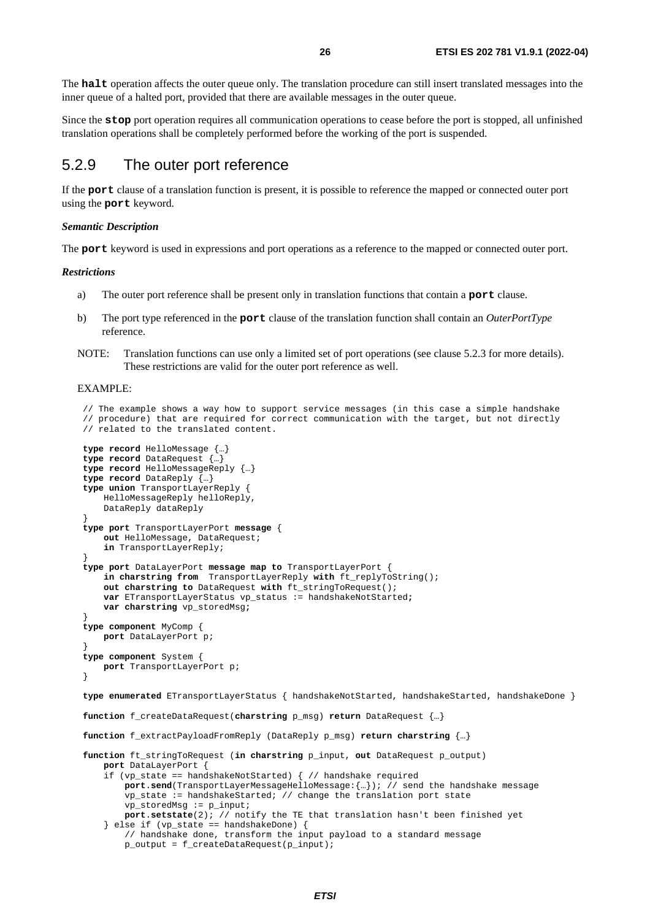The **halt** operation affects the outer queue only. The translation procedure can still insert translated messages into the inner queue of a halted port, provided that there are available messages in the outer queue.

Since the **stop** port operation requires all communication operations to cease before the port is stopped, all unfinished translation operations shall be completely performed before the working of the port is suspended.

## 5.2.9 The outer port reference

If the **port** clause of a translation function is present, it is possible to reference the mapped or connected outer port using the **port** keyword.

***Semantic Description***

The **port** keyword is used in expressions and port operations as a reference to the mapped or connected outer port.

***Restrictions***

a) The outer port reference shall be present only in translation functions that contain a **port** clause.

b) The port type referenced in the **port** clause of the translation function shall contain an *OuterPortType* reference.

NOTE: Translation functions can use only a limited set of port operations (see clause 5.2.3 for more details). These restrictions are valid for the outer port reference as well.

EXAMPLE:

```
// The example shows a way how to support service messages (in this case a simple handshake
// procedure) that are required for correct communication with the target, but not directly
// related to the translated content.

type record HelloMessage {…}
type record DataRequest {…}
type record HelloMessageReply {…}
type record DataReply {…}
type union TransportLayerReply {
    HelloMessageReply helloReply,
    DataReply dataReply
}
type port TransportLayerPort message {
    out HelloMessage, DataRequest;
    in TransportLayerReply;
}
type port DataLayerPort message map to TransportLayerPort {
    in charstring from  TransportLayerReply with ft_replyToString();
    out charstring to DataRequest with ft_stringToRequest();
    var ETransportLayerStatus vp_status := handshakeNotStarted;
    var charstring vp_storedMsg;
}
type component MyComp {
    port DataLayerPort p;
}
type component System {
    port TransportLayerPort p;
}

type enumerated ETransportLayerStatus { handshakeNotStarted, handshakeStarted, handshakeDone }

function f_createDataRequest(charstring p_msg) return DataRequest {…}

function f_extractPayloadFromReply (DataReply p_msg) return charstring {…}

function ft_stringToRequest (in charstring p_input, out DataRequest p_output)
    port DataLayerPort {
    if (vp_state == handshakeNotStarted) { // handshake required
        port.send(TransportLayerMessageHelloMessage:{…}); // send the handshake message
        vp_state := handshakeStarted; // change the translation port state
        vp_storedMsg := p_input;
        port.setstate(2); // notify the TE that translation hasn't been finished yet
    } else if (vp_state == handshakeDone) {
        // handshake done, transform the input payload to a standard message
        p_output = f_createDataRequest(p_input);
```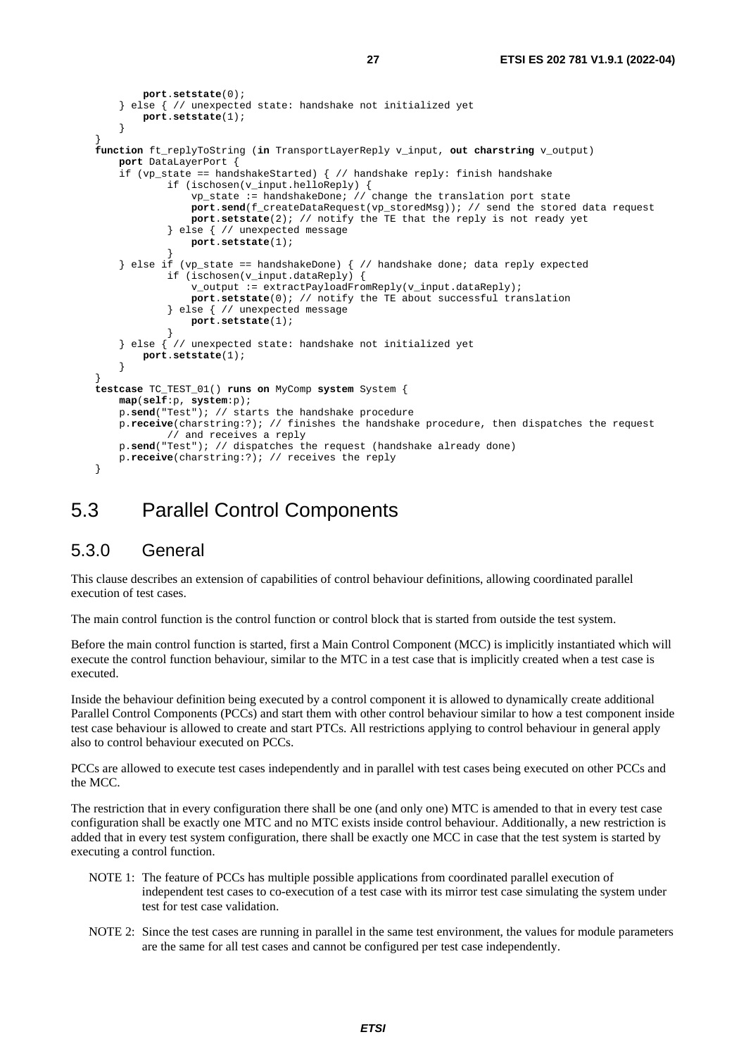```
        port.setstate(0);
    } else { // unexpected state: handshake not initialized yet
        port.setstate(1);
    }
}
function ft_replyToString (in TransportLayerReply v_input, out charstring v_output)
    port DataLayerPort {
    if (vp_state == handshakeStarted) { // handshake reply: finish handshake
            if (ischosen(v_input.helloReply) {
                vp_state := handshakeDone; // change the translation port state
                port.send(f_createDataRequest(vp_storedMsg)); // send the stored data request
                port.setstate(2); // notify the TE that the reply is not ready yet
            } else { // unexpected message
                port.setstate(1);
            }
    } else if (vp_state == handshakeDone) { // handshake done; data reply expected
            if (ischosen(v_input.dataReply) {
                v_output := extractPayloadFromReply(v_input.dataReply);
                port.setstate(0); // notify the TE about successful translation
            } else { // unexpected message
                port.setstate(1);
            }
    } else { // unexpected state: handshake not initialized yet
        port.setstate(1);
    }
}
testcase TC_TEST_01() runs on MyComp system System {
    map(self:p, system:p);
    p.send("Test"); // starts the handshake procedure
    p.receive(charstring:?); // finishes the handshake procedure, then dispatches the request
            // and receives a reply
    p.send("Test"); // dispatches the request (handshake already done)
    p.receive(charstring:?); // receives the reply
}
```

# 5.3 Parallel Control Components

## 5.3.0 General

This clause describes an extension of capabilities of control behaviour definitions, allowing coordinated parallel execution of test cases.

The main control function is the control function or control block that is started from outside the test system.

Before the main control function is started, first a Main Control Component (MCC) is implicitly instantiated which will execute the control function behaviour, similar to the MTC in a test case that is implicitly created when a test case is executed.

Inside the behaviour definition being executed by a control component it is allowed to dynamically create additional Parallel Control Components (PCCs) and start them with other control behaviour similar to how a test component inside test case behaviour is allowed to create and start PTCs. All restrictions applying to control behaviour in general apply also to control behaviour executed on PCCs.

PCCs are allowed to execute test cases independently and in parallel with test cases being executed on other PCCs and the MCC.

The restriction that in every configuration there shall be one (and only one) MTC is amended to that in every test case configuration shall be exactly one MTC and no MTC exists inside control behaviour. Additionally, a new restriction is added that in every test system configuration, there shall be exactly one MCC in case that the test system is started by executing a control function.

NOTE 1: The feature of PCCs has multiple possible applications from coordinated parallel execution of independent test cases to co-execution of a test case with its mirror test case simulating the system under test for test case validation.

NOTE 2: Since the test cases are running in parallel in the same test environment, the values for module parameters are the same for all test cases and cannot be configured per test case independently.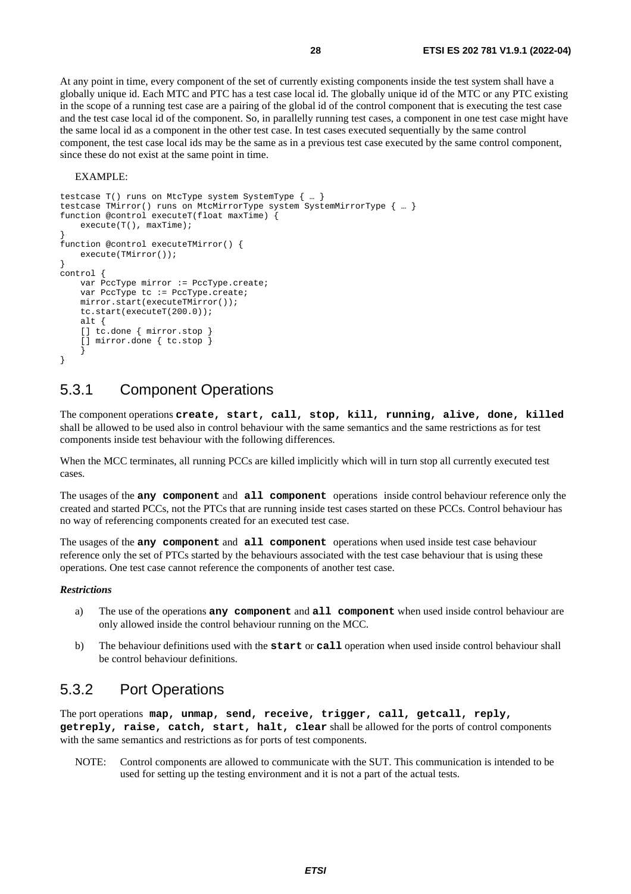At any point in time, every component of the set of currently existing components inside the test system shall have a globally unique id. Each MTC and PTC has a test case local id. The globally unique id of the MTC or any PTC existing in the scope of a running test case are a pairing of the global id of the control component that is executing the test case and the test case local id of the component. So, in parallelly running test cases, a component in one test case might have the same local id as a component in the other test case. In test cases executed sequentially by the same control component, the test case local ids may be the same as in a previous test case executed by the same control component, since these do not exist at the same point in time.

EXAMPLE:

```
testcase T() runs on MtcType system SystemType { … }
testcase TMirror() runs on MtcMirrorType system SystemMirrorType { … }
function @control executeT(float maxTime) {
    execute(T(), maxTime);
}
function @control executeTMirror() {
    execute(TMirror());
}
control {
    var PccType mirror := PccType.create;
    var PccType tc := PccType.create;
    mirror.start(executeTMirror());
    tc.start(executeT(200.0));
    alt {
    [] tc.done { mirror.stop }
    [] mirror.done { tc.stop }
    }
}
```

## 5.3.1 Component Operations

The component operations **create, start, call, stop, kill, running, alive, done, killed** shall be allowed to be used also in control behaviour with the same semantics and the same restrictions as for test components inside test behaviour with the following differences.

When the MCC terminates, all running PCCs are killed implicitly which will in turn stop all currently executed test cases.

The usages of the **any component** and **all component** operations inside control behaviour reference only the created and started PCCs, not the PTCs that are running inside test cases started on these PCCs. Control behaviour has no way of referencing components created for an executed test case.

The usages of the **any component** and **all component** operations when used inside test case behaviour reference only the set of PTCs started by the behaviours associated with the test case behaviour that is using these operations. One test case cannot reference the components of another test case.

***Restrictions***

a) The use of the operations **any component** and **all component** when used inside control behaviour are only allowed inside the control behaviour running on the MCC.

b) The behaviour definitions used with the **start** or **call** operation when used inside control behaviour shall be control behaviour definitions.

## 5.3.2 Port Operations

The port operations **map, unmap, send, receive, trigger, call, getcall, reply, getreply, raise, catch, start, halt, clear** shall be allowed for the ports of control components with the same semantics and restrictions as for ports of test components.

NOTE: Control components are allowed to communicate with the SUT. This communication is intended to be used for setting up the testing environment and it is not a part of the actual tests.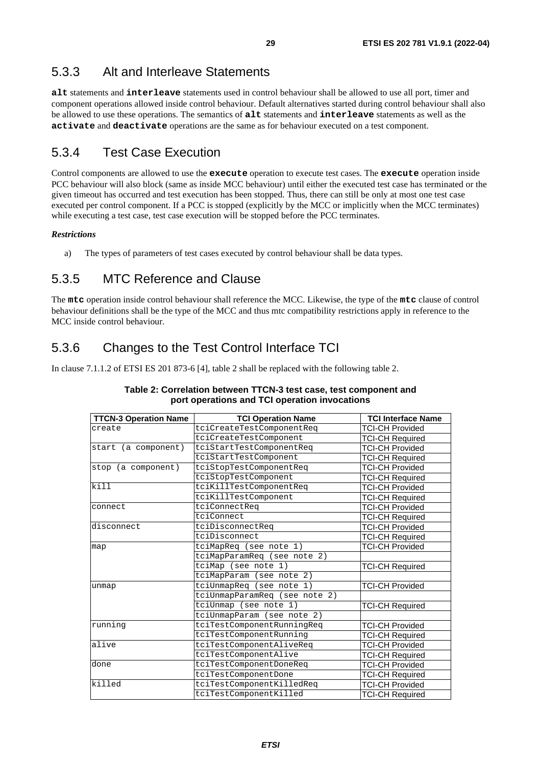### 5.3.3 Alt and Interleave Statements

**alt** statements and **interleave** statements used in control behaviour shall be allowed to use all port, timer and component operations allowed inside control behaviour. Default alternatives started during control behaviour shall also be allowed to use these operations. The semantics of **alt** statements and **interleave** statements as well as the **activate** and **deactivate** operations are the same as for behaviour executed on a test component.

### 5.3.4 Test Case Execution

Control components are allowed to use the **execute** operation to execute test cases. The **execute** operation inside PCC behaviour will also block (same as inside MCC behaviour) until either the executed test case has terminated or the given timeout has occurred and test execution has been stopped. Thus, there can still be only at most one test case executed per control component. If a PCC is stopped (explicitly by the MCC or implicitly when the MCC terminates) while executing a test case, test case execution will be stopped before the PCC terminates.

***Restrictions***

a) The types of parameters of test cases executed by control behaviour shall be data types.

### 5.3.5 MTC Reference and Clause

The **mtc** operation inside control behaviour shall reference the MCC. Likewise, the type of the **mtc** clause of control behaviour definitions shall be the type of the MCC and thus mtc compatibility restrictions apply in reference to the MCC inside control behaviour.

### 5.3.6 Changes to the Test Control Interface TCI

In clause 7.1.1.2 of ETSI ES 201 873-6 [4], table 2 shall be replaced with the following table 2.

**Table 2: Correlation between TTCN-3 test case, test component and port operations and TCI operation invocations**

| TTCN-3 Operation Name | TCI Operation Name | TCI Interface Name |
|---|---|---|
| create | tciCreateTestComponentReq | TCI-CH Provided |
| | tciCreateTestComponent | TCI-CH Required |
| start (a component) | tciStartTestComponentReq | TCI-CH Provided |
| | tciStartTestComponent | TCI-CH Required |
| stop (a component) | tciStopTestComponentReq | TCI-CH Provided |
| | tciStopTestComponent | TCI-CH Required |
| kill | tciKillTestComponentReq | TCI-CH Provided |
| | tciKillTestComponent | TCI-CH Required |
| connect | tciConnectReq | TCI-CH Provided |
| | tciConnect | TCI-CH Required |
| disconnect | tciDisconnectReq | TCI-CH Provided |
| | tciDisconnect | TCI-CH Required |
| map | tciMapReq (see note 1) | TCI-CH Provided |
| | tciMapParamReq (see note 2) | |
| | tciMap (see note 1) | TCI-CH Required |
| | tciMapParam (see note 2) | |
| unmap | tciUnmapReq (see note 1) | TCI-CH Provided |
| | tciUnmapParamReq (see note 2) | |
| | tciUnmap (see note 1) | TCI-CH Required |
| | tciUnmapParam (see note 2) | |
| running | tciTestComponentRunningReq | TCI-CH Provided |
| | tciTestComponentRunning | TCI-CH Required |
| alive | tciTestComponentAliveReq | TCI-CH Provided |
| | tciTestComponentAlive | TCI-CH Required |
| done | tciTestComponentDoneReq | TCI-CH Provided |
| | tciTestComponentDone | TCI-CH Required |
| killed | tciTestComponentKilledReq | TCI-CH Provided |
| | tciTestComponentKilled | TCI-CH Required |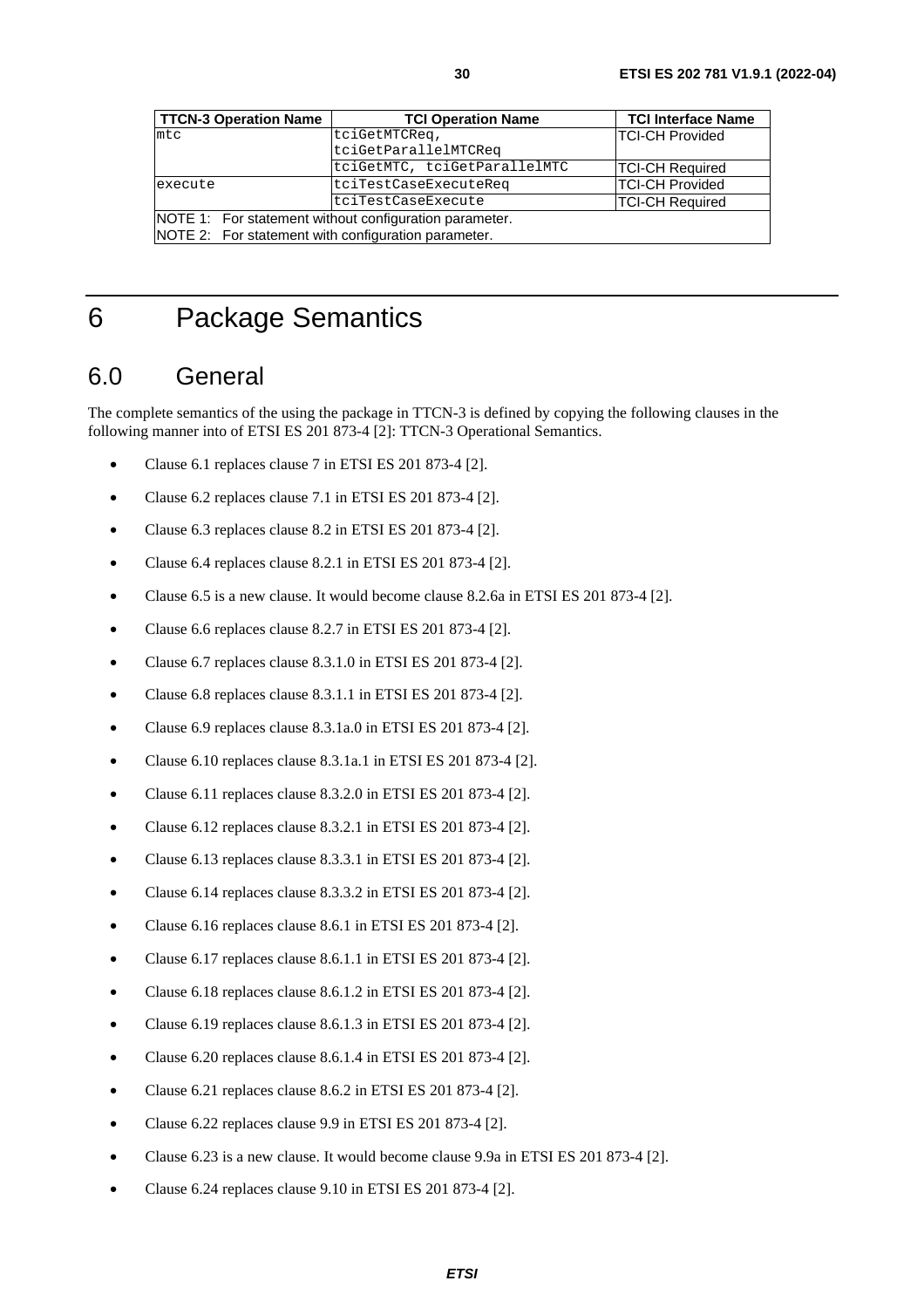| TTCN-3 Operation Name | TCI Operation Name | TCI Interface Name |
| --- | --- | --- |
| mtc | tciGetMTCReq, tciGetParallelMTCReq | TCI-CH Provided |
| | tciGetMTC, tciGetParallelMTC | TCI-CH Required |
| execute | tciTestCaseExecuteReq | TCI-CH Provided |
| | tciTestCaseExecute | TCI-CH Required |
| NOTE 1: For statement without configuration parameter. | | |
| NOTE 2: For statement with configuration parameter. | | |

# 6 Package Semantics

## 6.0 General

The complete semantics of the using the package in TTCN-3 is defined by copying the following clauses in the following manner into of ETSI ES 201 873-4 [2]: TTCN-3 Operational Semantics.

- Clause 6.1 replaces clause 7 in ETSI ES 201 873-4 [2].
- Clause 6.2 replaces clause 7.1 in ETSI ES 201 873-4 [2].
- Clause 6.3 replaces clause 8.2 in ETSI ES 201 873-4 [2].
- Clause 6.4 replaces clause 8.2.1 in ETSI ES 201 873-4 [2].
- Clause 6.5 is a new clause. It would become clause 8.2.6a in ETSI ES 201 873-4 [2].
- Clause 6.6 replaces clause 8.2.7 in ETSI ES 201 873-4 [2].
- Clause 6.7 replaces clause 8.3.1.0 in ETSI ES 201 873-4 [2].
- Clause 6.8 replaces clause 8.3.1.1 in ETSI ES 201 873-4 [2].
- Clause 6.9 replaces clause 8.3.1a.0 in ETSI ES 201 873-4 [2].
- Clause 6.10 replaces clause 8.3.1a.1 in ETSI ES 201 873-4 [2].
- Clause 6.11 replaces clause 8.3.2.0 in ETSI ES 201 873-4 [2].
- Clause 6.12 replaces clause 8.3.2.1 in ETSI ES 201 873-4 [2].
- Clause 6.13 replaces clause 8.3.3.1 in ETSI ES 201 873-4 [2].
- Clause 6.14 replaces clause 8.3.3.2 in ETSI ES 201 873-4 [2].
- Clause 6.16 replaces clause 8.6.1 in ETSI ES 201 873-4 [2].
- Clause 6.17 replaces clause 8.6.1.1 in ETSI ES 201 873-4 [2].
- Clause 6.18 replaces clause 8.6.1.2 in ETSI ES 201 873-4 [2].
- Clause 6.19 replaces clause 8.6.1.3 in ETSI ES 201 873-4 [2].
- Clause 6.20 replaces clause 8.6.1.4 in ETSI ES 201 873-4 [2].
- Clause 6.21 replaces clause 8.6.2 in ETSI ES 201 873-4 [2].
- Clause 6.22 replaces clause 9.9 in ETSI ES 201 873-4 [2].
- Clause 6.23 is a new clause. It would become clause 9.9a in ETSI ES 201 873-4 [2].
- Clause 6.24 replaces clause 9.10 in ETSI ES 201 873-4 [2].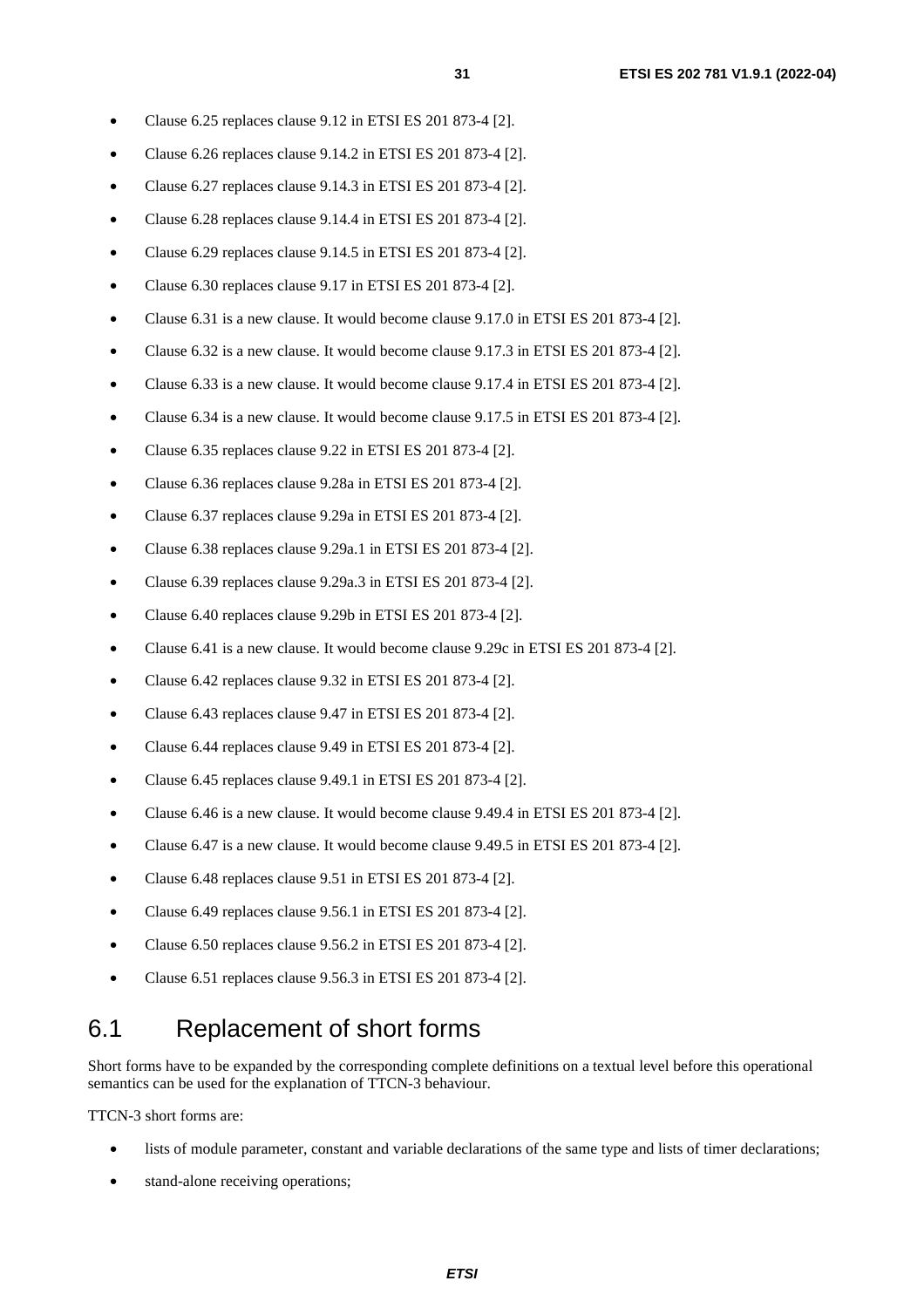- Clause 6.25 replaces clause 9.12 in ETSI ES 201 873-4 [2].
- Clause 6.26 replaces clause 9.14.2 in ETSI ES 201 873-4 [2].
- Clause 6.27 replaces clause 9.14.3 in ETSI ES 201 873-4 [2].
- Clause 6.28 replaces clause 9.14.4 in ETSI ES 201 873-4 [2].
- Clause 6.29 replaces clause 9.14.5 in ETSI ES 201 873-4 [2].
- Clause 6.30 replaces clause 9.17 in ETSI ES 201 873-4 [2].
- Clause 6.31 is a new clause. It would become clause 9.17.0 in ETSI ES 201 873-4 [2].
- Clause 6.32 is a new clause. It would become clause 9.17.3 in ETSI ES 201 873-4 [2].
- Clause 6.33 is a new clause. It would become clause 9.17.4 in ETSI ES 201 873-4 [2].
- Clause 6.34 is a new clause. It would become clause 9.17.5 in ETSI ES 201 873-4 [2].
- Clause 6.35 replaces clause 9.22 in ETSI ES 201 873-4 [2].
- Clause 6.36 replaces clause 9.28a in ETSI ES 201 873-4 [2].
- Clause 6.37 replaces clause 9.29a in ETSI ES 201 873-4 [2].
- Clause 6.38 replaces clause 9.29a.1 in ETSI ES 201 873-4 [2].
- Clause 6.39 replaces clause 9.29a.3 in ETSI ES 201 873-4 [2].
- Clause 6.40 replaces clause 9.29b in ETSI ES 201 873-4 [2].
- Clause 6.41 is a new clause. It would become clause 9.29c in ETSI ES 201 873-4 [2].
- Clause 6.42 replaces clause 9.32 in ETSI ES 201 873-4 [2].
- Clause 6.43 replaces clause 9.47 in ETSI ES 201 873-4 [2].
- Clause 6.44 replaces clause 9.49 in ETSI ES 201 873-4 [2].
- Clause 6.45 replaces clause 9.49.1 in ETSI ES 201 873-4 [2].
- Clause 6.46 is a new clause. It would become clause 9.49.4 in ETSI ES 201 873-4 [2].
- Clause 6.47 is a new clause. It would become clause 9.49.5 in ETSI ES 201 873-4 [2].
- Clause 6.48 replaces clause 9.51 in ETSI ES 201 873-4 [2].
- Clause 6.49 replaces clause 9.56.1 in ETSI ES 201 873-4 [2].
- Clause 6.50 replaces clause 9.56.2 in ETSI ES 201 873-4 [2].
- Clause 6.51 replaces clause 9.56.3 in ETSI ES 201 873-4 [2].

## 6.1 Replacement of short forms

Short forms have to be expanded by the corresponding complete definitions on a textual level before this operational semantics can be used for the explanation of TTCN-3 behaviour.

TTCN-3 short forms are:

- lists of module parameter, constant and variable declarations of the same type and lists of timer declarations;
- stand-alone receiving operations;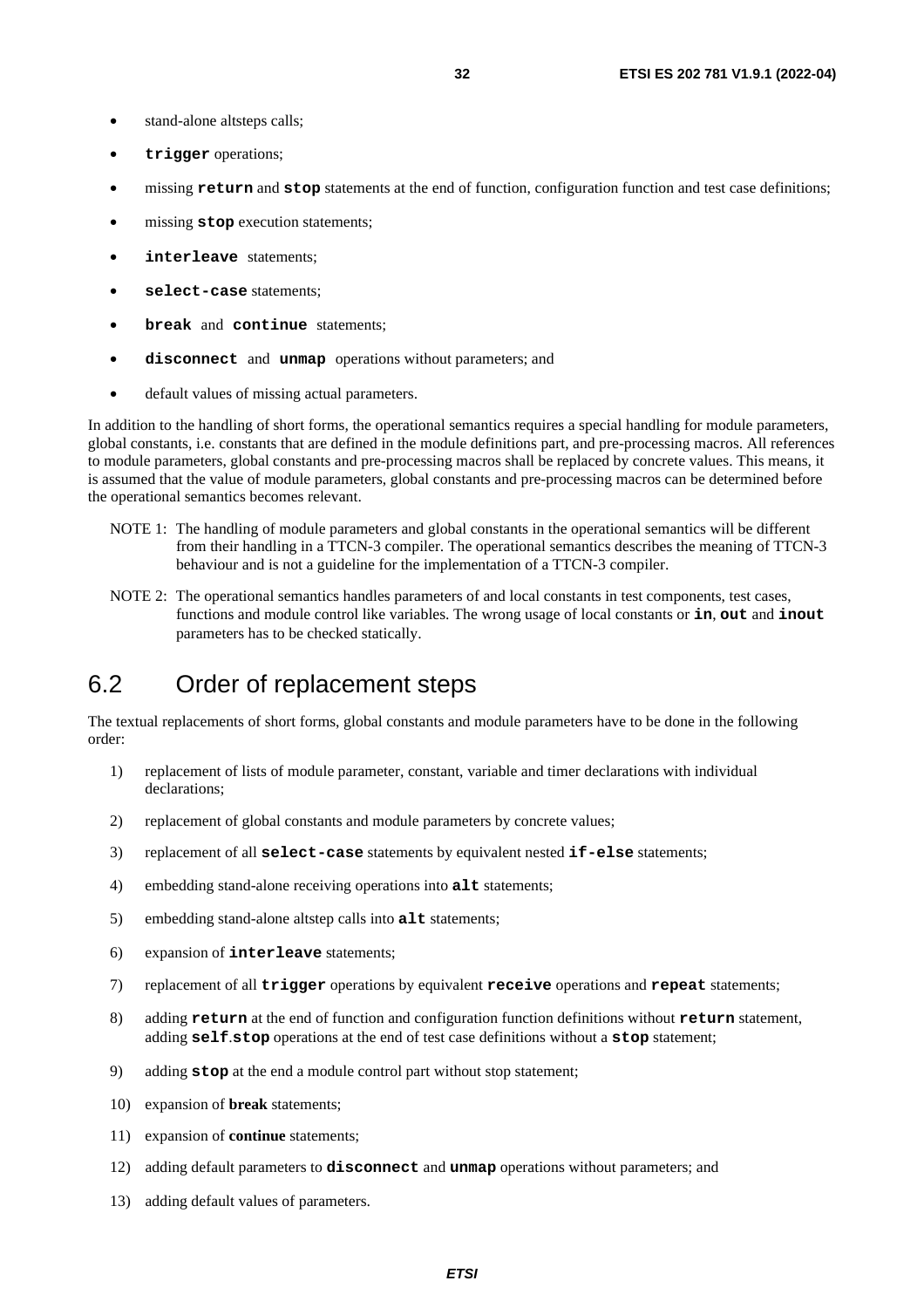- stand-alone altsteps calls;
- **trigger** operations;
- missing **return** and **stop** statements at the end of function, configuration function and test case definitions;
- missing **stop** execution statements;
- **interleave** statements;
- **select-case** statements;
- **break** and **continue** statements;
- **disconnect** and **unmap** operations without parameters; and
- default values of missing actual parameters.

In addition to the handling of short forms, the operational semantics requires a special handling for module parameters, global constants, i.e. constants that are defined in the module definitions part, and pre-processing macros. All references to module parameters, global constants and pre-processing macros shall be replaced by concrete values. This means, it is assumed that the value of module parameters, global constants and pre-processing macros can be determined before the operational semantics becomes relevant.

NOTE 1: The handling of module parameters and global constants in the operational semantics will be different from their handling in a TTCN-3 compiler. The operational semantics describes the meaning of TTCN-3 behaviour and is not a guideline for the implementation of a TTCN-3 compiler.

NOTE 2: The operational semantics handles parameters of and local constants in test components, test cases, functions and module control like variables. The wrong usage of local constants or **in**, **out** and **inout** parameters has to be checked statically.

## 6.2 Order of replacement steps

The textual replacements of short forms, global constants and module parameters have to be done in the following order:

1) replacement of lists of module parameter, constant, variable and timer declarations with individual declarations;
2) replacement of global constants and module parameters by concrete values;
3) replacement of all **select-case** statements by equivalent nested **if-else** statements;
4) embedding stand-alone receiving operations into **alt** statements;
5) embedding stand-alone altstep calls into **alt** statements;
6) expansion of **interleave** statements;
7) replacement of all **trigger** operations by equivalent **receive** operations and **repeat** statements;
8) adding **return** at the end of function and configuration function definitions without **return** statement, adding **self**.**stop** operations at the end of test case definitions without a **stop** statement;
9) adding **stop** at the end a module control part without stop statement;
10) expansion of **break** statements;
11) expansion of **continue** statements;
12) adding default parameters to **disconnect** and **unmap** operations without parameters; and
13) adding default values of parameters.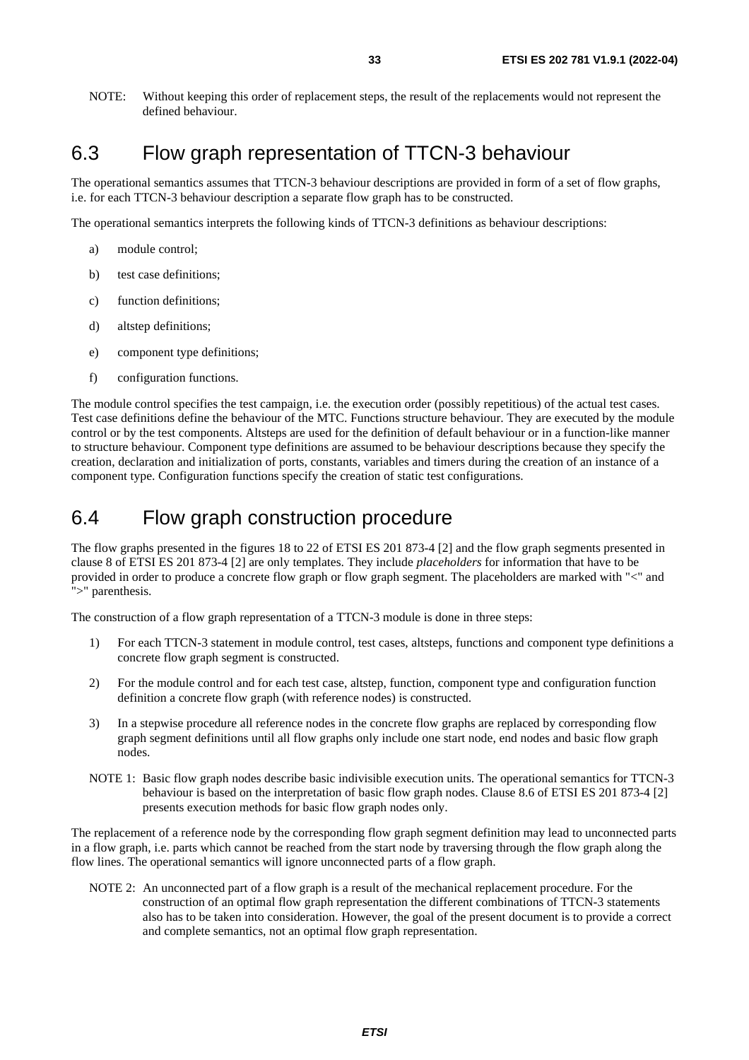NOTE: Without keeping this order of replacement steps, the result of the replacements would not represent the defined behaviour.

## 6.3 Flow graph representation of TTCN-3 behaviour

The operational semantics assumes that TTCN-3 behaviour descriptions are provided in form of a set of flow graphs, i.e. for each TTCN-3 behaviour description a separate flow graph has to be constructed.

The operational semantics interprets the following kinds of TTCN-3 definitions as behaviour descriptions:

a) module control;

b) test case definitions;

c) function definitions;

d) altstep definitions;

e) component type definitions;

f) configuration functions.

The module control specifies the test campaign, i.e. the execution order (possibly repetitious) of the actual test cases. Test case definitions define the behaviour of the MTC. Functions structure behaviour. They are executed by the module control or by the test components. Altsteps are used for the definition of default behaviour or in a function-like manner to structure behaviour. Component type definitions are assumed to be behaviour descriptions because they specify the creation, declaration and initialization of ports, constants, variables and timers during the creation of an instance of a component type. Configuration functions specify the creation of static test configurations.

## 6.4 Flow graph construction procedure

The flow graphs presented in the figures 18 to 22 of ETSI ES 201 873-4 [2] and the flow graph segments presented in clause 8 of ETSI ES 201 873-4 [2] are only templates. They include *placeholders* for information that have to be provided in order to produce a concrete flow graph or flow graph segment. The placeholders are marked with "<" and ">" parenthesis.

The construction of a flow graph representation of a TTCN-3 module is done in three steps:

1) For each TTCN-3 statement in module control, test cases, altsteps, functions and component type definitions a concrete flow graph segment is constructed.

2) For the module control and for each test case, altstep, function, component type and configuration function definition a concrete flow graph (with reference nodes) is constructed.

3) In a stepwise procedure all reference nodes in the concrete flow graphs are replaced by corresponding flow graph segment definitions until all flow graphs only include one start node, end nodes and basic flow graph nodes.

NOTE 1: Basic flow graph nodes describe basic indivisible execution units. The operational semantics for TTCN-3 behaviour is based on the interpretation of basic flow graph nodes. Clause 8.6 of ETSI ES 201 873-4 [2] presents execution methods for basic flow graph nodes only.

The replacement of a reference node by the corresponding flow graph segment definition may lead to unconnected parts in a flow graph, i.e. parts which cannot be reached from the start node by traversing through the flow graph along the flow lines. The operational semantics will ignore unconnected parts of a flow graph.

NOTE 2: An unconnected part of a flow graph is a result of the mechanical replacement procedure. For the construction of an optimal flow graph representation the different combinations of TTCN-3 statements also has to be taken into consideration. However, the goal of the present document is to provide a correct and complete semantics, not an optimal flow graph representation.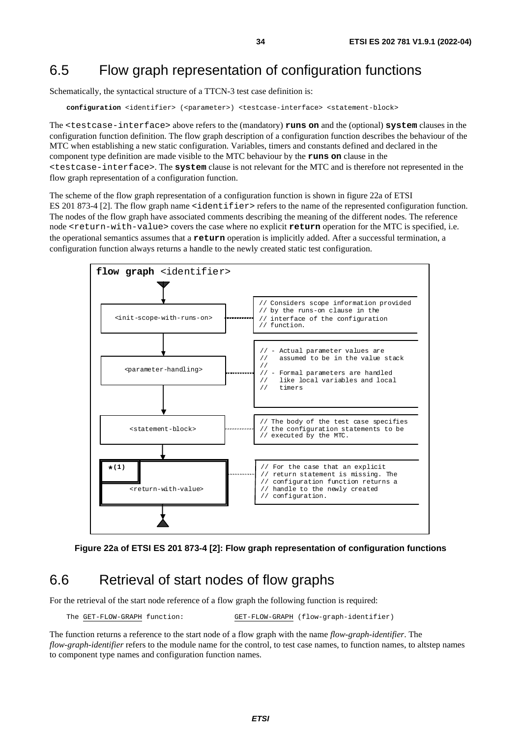## 6.5 Flow graph representation of configuration functions

Schematically, the syntactical structure of a TTCN-3 test case definition is:

```
configuration <identifier> (<parameter>) <testcase-interface> <statement-block>
```

The `<testcase-interface>` above refers to the (mandatory) **runs on** and the (optional) **system** clauses in the configuration function definition. The flow graph description of a configuration function describes the behaviour of the MTC when establishing a new static configuration. Variables, timers and constants defined and declared in the component type definition are made visible to the MTC behaviour by the **runs on** clause in the `<testcase-interface>`. The **system** clause is not relevant for the MTC and is therefore not represented in the flow graph representation of a configuration function.

The scheme of the flow graph representation of a configuration function is shown in figure 22a of ETSI ES 201 873-4 [2]. The flow graph name `<identifier>` refers to the name of the represented configuration function. The nodes of the flow graph have associated comments describing the meaning of the different nodes. The reference node `<return-with-value>` covers the case where no explicit **return** operation for the MTC is specified, i.e. the operational semantics assumes that a **return** operation is implicitly added. After a successful termination, a configuration function always returns a handle to the newly created static test configuration.

```
flow graph <identifier>

<init-scope-with-runs-on>   // Considers scope information provided
                            // by the runs-on clause in the
                            // interface of the configuration
                            // function.

<parameter-handling>        // - Actual parameter values are
                            //   assumed to be in the value stack
                            //
                            // - Formal parameters are handled
                            //   like local variables and local
                            //   timers

<statement-block>           // The body of the test case specifies
                            // the configuration statements to be
                            // executed by the MTC.

*(1)
<return-with-value>         // For the case that an explicit
                            // return statement is missing. The
                            // configuration function returns a
                            // handle to the newly created
                            // configuration.
```

**Figure 22a of ETSI ES 201 873-4 [2]: Flow graph representation of configuration functions**

## 6.6 Retrieval of start nodes of flow graphs

For the retrieval of the start node reference of a flow graph the following function is required:

```
The GET-FLOW-GRAPH function:          GET-FLOW-GRAPH (flow-graph-identifier)
```

The function returns a reference to the start node of a flow graph with the name *flow-graph-identifier*. The *flow-graph-identifier* refers to the module name for the control, to test case names, to function names, to altstep names to component type names and configuration function names.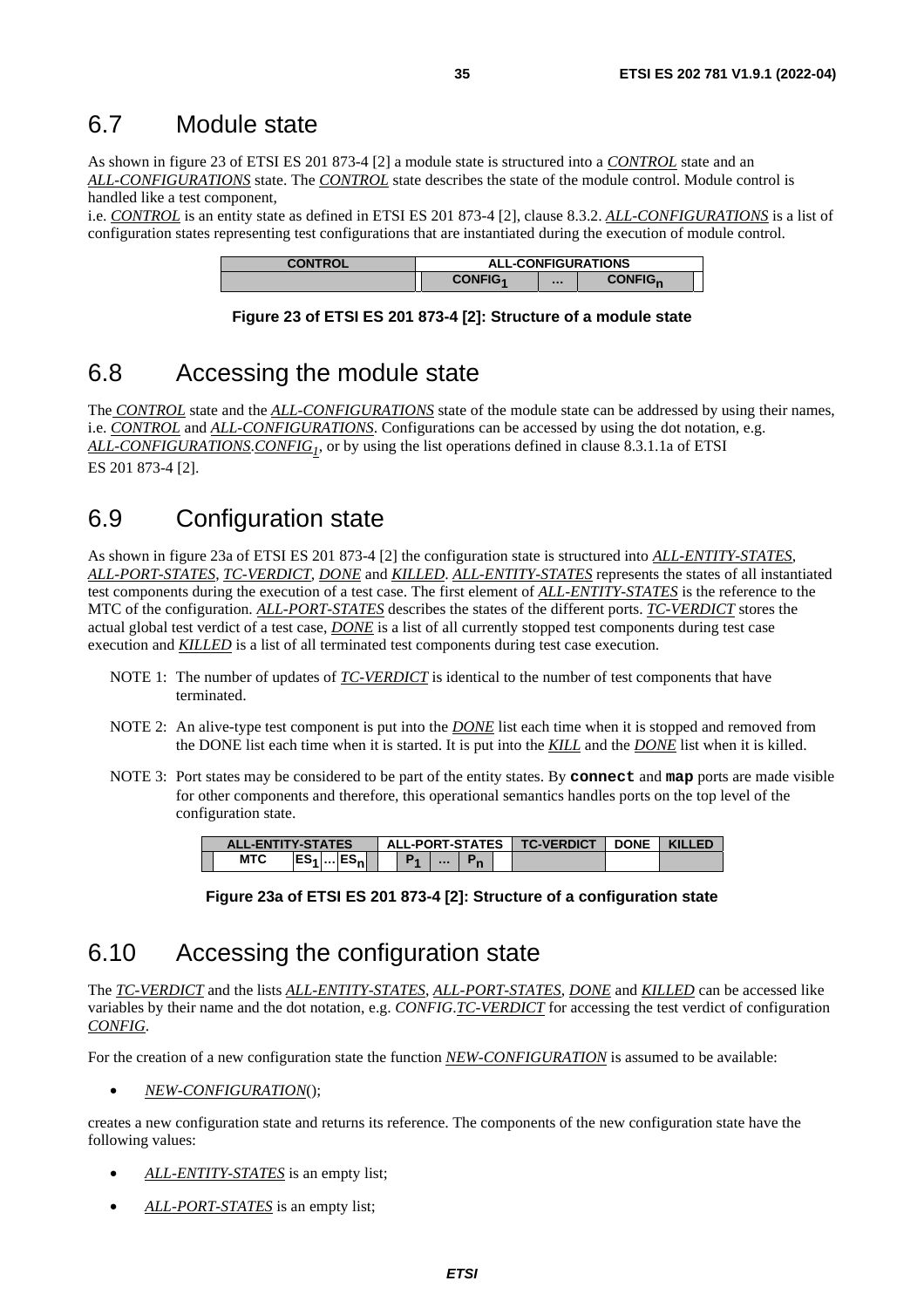## 6.7 Module state

As shown in figure 23 of ETSI ES 201 873-4 [2] a module state is structured into a *CONTROL* state and an *ALL-CONFIGURATIONS* state. The *CONTROL* state describes the state of the module control. Module control is handled like a test component,

i.e. *CONTROL* is an entity state as defined in ETSI ES 201 873-4 [2], clause 8.3.2. *ALL-CONFIGURATIONS* is a list of configuration states representing test configurations that are instantiated during the execution of module control.

| CONTROL | ALL-CONFIGURATIONS | | |
|---|---|---|---|
| | $CONFIG_1$ | ... | $CONFIG_n$ |

**Figure 23 of ETSI ES 201 873-4 [2]: Structure of a module state**

## 6.8 Accessing the module state

The *CONTROL* state and the *ALL-CONFIGURATIONS* state of the module state can be addressed by using their names, i.e. *CONTROL* and *ALL-CONFIGURATIONS*. Configurations can be accessed by using the dot notation, e.g. *ALL-CONFIGURATIONS*.$CONFIG_1$, or by using the list operations defined in clause 8.3.1.1a of ETSI ES 201 873-4 [2].

## 6.9 Configuration state

As shown in figure 23a of ETSI ES 201 873-4 [2] the configuration state is structured into *ALL-ENTITY-STATES*, *ALL-PORT-STATES*, *TC-VERDICT*, *DONE* and *KILLED*. *ALL-ENTITY-STATES* represents the states of all instantiated test components during the execution of a test case. The first element of *ALL-ENTITY-STATES* is the reference to the MTC of the configuration. *ALL-PORT-STATES* describes the states of the different ports. *TC-VERDICT* stores the actual global test verdict of a test case, *DONE* is a list of all currently stopped test components during test case execution and *KILLED* is a list of all terminated test components during test case execution.

NOTE 1: The number of updates of *TC-VERDICT* is identical to the number of test components that have terminated.

NOTE 2: An alive-type test component is put into the *DONE* list each time when it is stopped and removed from the DONE list each time when it is started. It is put into the *KILL* and the *DONE* list when it is killed.

NOTE 3: Port states may be considered to be part of the entity states. By **connect** and **map** ports are made visible for other components and therefore, this operational semantics handles ports on the top level of the configuration state.

| ALL-ENTITY-STATES | | | | ALL-PORT-STATES | | | TC-VERDICT | DONE | KILLED |
|---|---|---|---|---|---|---|---|---|---|
| MTC | $ES_1$ | ... | $ES_n$ | $P_1$ | ... | $P_n$ | | | |

**Figure 23a of ETSI ES 201 873-4 [2]: Structure of a configuration state**

## 6.10 Accessing the configuration state

The *TC-VERDICT* and the lists *ALL-ENTITY-STATES*, *ALL-PORT-STATES*, *DONE* and *KILLED* can be accessed like variables by their name and the dot notation, e.g. *CONFIG*.*TC-VERDICT* for accessing the test verdict of configuration *CONFIG*.

For the creation of a new configuration state the function *NEW-CONFIGURATION* is assumed to be available:

- *NEW-CONFIGURATION*();

creates a new configuration state and returns its reference. The components of the new configuration state have the following values:

- *ALL-ENTITY-STATES* is an empty list;
- *ALL-PORT-STATES* is an empty list;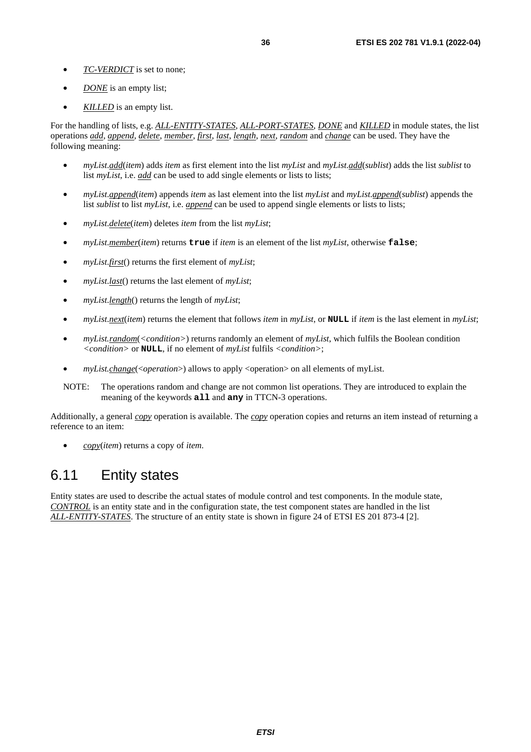- *TC-VERDICT* is set to none;
- *DONE* is an empty list;
- *KILLED* is an empty list.

For the handling of lists, e.g. *ALL-ENTITY-STATES*, *ALL-PORT-STATES*, *DONE* and *KILLED* in module states, the list operations *add*, *append*, *delete*, *member*, *first*, *last*, *length*, *next*, *random* and *change* can be used. They have the following meaning:

- *myList.add*(*item*) adds *item* as first element into the list *myList* and *myList.add*(*sublist*) adds the list *sublist* to list *myList*, i.e. *add* can be used to add single elements or lists to lists;
- *myList.append*(*item*) appends *item* as last element into the list *myList* and *myList.append*(*sublist*) appends the list *sublist* to list *myList*, i.e. *append* can be used to append single elements or lists to lists;
- *myList.delete*(*item*) deletes *item* from the list *myList*;
- *myList.member*(*item*) returns **true** if *item* is an element of the list *myList*, otherwise **false**;
- *myList.first*() returns the first element of *myList*;
- *myList.last*() returns the last element of *myList*;
- *myList.length*() returns the length of *myList*;
- *myList.next*(*item*) returns the element that follows *item* in *myList*, or **NULL** if *item* is the last element in *myList*;
- *myList.random*(*<condition>*) returns randomly an element of *myList*, which fulfils the Boolean condition *<condition>* or **NULL**, if no element of *myList* fulfils *<condition>*;
- *myList.change*(*<operation>*) allows to apply <operation> on all elements of myList.

NOTE: The operations random and change are not common list operations. They are introduced to explain the meaning of the keywords **all** and **any** in TTCN-3 operations.

Additionally, a general *copy* operation is available. The *copy* operation copies and returns an item instead of returning a reference to an item:

- *copy*(*item*) returns a copy of *item*.

## 6.11 Entity states

Entity states are used to describe the actual states of module control and test components. In the module state, *CONTROL* is an entity state and in the configuration state, the test component states are handled in the list *ALL-ENTITY-STATES*. The structure of an entity state is shown in figure 24 of ETSI ES 201 873-4 [2].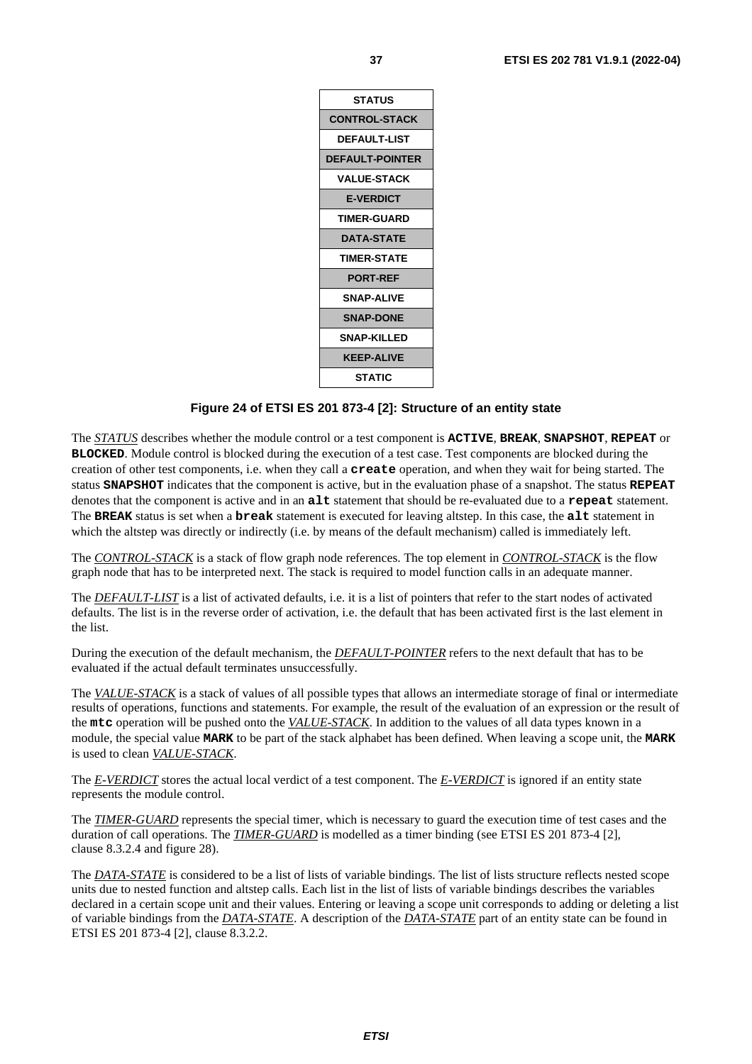| STATUS |
| --- |
| CONTROL-STACK |
| DEFAULT-LIST |
| DEFAULT-POINTER |
| VALUE-STACK |
| E-VERDICT |
| TIMER-GUARD |
| DATA-STATE |
| TIMER-STATE |
| PORT-REF |
| SNAP-ALIVE |
| SNAP-DONE |
| SNAP-KILLED |
| KEEP-ALIVE |
| STATIC |

**Figure 24 of ETSI ES 201 873-4 [2]: Structure of an entity state**

The *STATUS* describes whether the module control or a test component is **ACTIVE**, **BREAK**, **SNAPSHOT**, **REPEAT** or **BLOCKED**. Module control is blocked during the execution of a test case. Test components are blocked during the creation of other test components, i.e. when they call a **create** operation, and when they wait for being started. The status **SNAPSHOT** indicates that the component is active, but in the evaluation phase of a snapshot. The status **REPEAT** denotes that the component is active and in an **alt** statement that should be re-evaluated due to a **repeat** statement. The **BREAK** status is set when a **break** statement is executed for leaving altstep. In this case, the **alt** statement in which the altstep was directly or indirectly (i.e. by means of the default mechanism) called is immediately left.

The *CONTROL-STACK* is a stack of flow graph node references. The top element in *CONTROL-STACK* is the flow graph node that has to be interpreted next. The stack is required to model function calls in an adequate manner.

The *DEFAULT-LIST* is a list of activated defaults, i.e. it is a list of pointers that refer to the start nodes of activated defaults. The list is in the reverse order of activation, i.e. the default that has been activated first is the last element in the list.

During the execution of the default mechanism, the *DEFAULT-POINTER* refers to the next default that has to be evaluated if the actual default terminates unsuccessfully.

The *VALUE-STACK* is a stack of values of all possible types that allows an intermediate storage of final or intermediate results of operations, functions and statements. For example, the result of the evaluation of an expression or the result of the **mtc** operation will be pushed onto the *VALUE-STACK*. In addition to the values of all data types known in a module, the special value **MARK** to be part of the stack alphabet has been defined. When leaving a scope unit, the **MARK** is used to clean *VALUE-STACK*.

The *E-VERDICT* stores the actual local verdict of a test component. The *E-VERDICT* is ignored if an entity state represents the module control.

The *TIMER-GUARD* represents the special timer, which is necessary to guard the execution time of test cases and the duration of call operations. The *TIMER-GUARD* is modelled as a timer binding (see ETSI ES 201 873-4 [2], clause 8.3.2.4 and figure 28).

The *DATA-STATE* is considered to be a list of lists of variable bindings. The list of lists structure reflects nested scope units due to nested function and altstep calls. Each list in the list of lists of variable bindings describes the variables declared in a certain scope unit and their values. Entering or leaving a scope unit corresponds to adding or deleting a list of variable bindings from the *DATA-STATE*. A description of the *DATA-STATE* part of an entity state can be found in ETSI ES 201 873-4 [2], clause 8.3.2.2.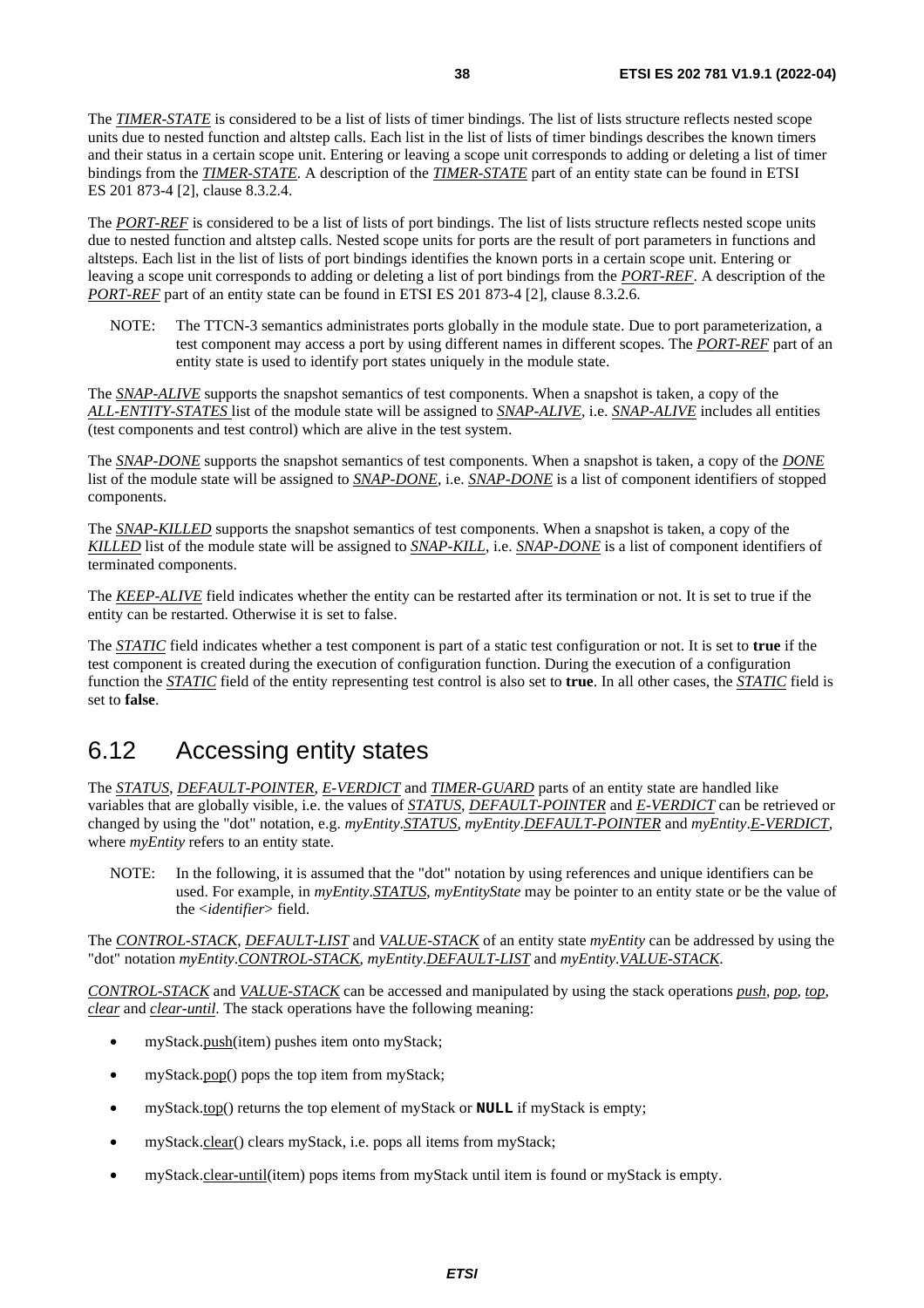The ***TIMER-STATE*** is considered to be a list of lists of timer bindings. The list of lists structure reflects nested scope units due to nested function and altstep calls. Each list in the list of lists of timer bindings describes the known timers and their status in a certain scope unit. Entering or leaving a scope unit corresponds to adding or deleting a list of timer bindings from the ***TIMER-STATE***. A description of the ***TIMER-STATE*** part of an entity state can be found in ETSI ES 201 873-4 [2], clause 8.3.2.4.

The ***PORT-REF*** is considered to be a list of lists of port bindings. The list of lists structure reflects nested scope units due to nested function and altstep calls. Nested scope units for ports are the result of port parameters in functions and altsteps. Each list in the list of lists of port bindings identifies the known ports in a certain scope unit. Entering or leaving a scope unit corresponds to adding or deleting a list of port bindings from the ***PORT-REF***. A description of the ***PORT-REF*** part of an entity state can be found in ETSI ES 201 873-4 [2], clause 8.3.2.6.

NOTE: The TTCN-3 semantics administrates ports globally in the module state. Due to port parameterization, a test component may access a port by using different names in different scopes. The ***PORT-REF*** part of an entity state is used to identify port states uniquely in the module state.

The ***SNAP-ALIVE*** supports the snapshot semantics of test components. When a snapshot is taken, a copy of the ***ALL-ENTITY-STATES*** list of the module state will be assigned to ***SNAP-ALIVE***, i.e. ***SNAP-ALIVE*** includes all entities (test components and test control) which are alive in the test system.

The ***SNAP-DONE*** supports the snapshot semantics of test components. When a snapshot is taken, a copy of the ***DONE*** list of the module state will be assigned to ***SNAP-DONE***, i.e. ***SNAP-DONE*** is a list of component identifiers of stopped components.

The ***SNAP-KILLED*** supports the snapshot semantics of test components. When a snapshot is taken, a copy of the ***KILLED*** list of the module state will be assigned to ***SNAP-KILL***, i.e. ***SNAP-DONE*** is a list of component identifiers of terminated components.

The ***KEEP-ALIVE*** field indicates whether the entity can be restarted after its termination or not. It is set to true if the entity can be restarted. Otherwise it is set to false.

The ***STATIC*** field indicates whether a test component is part of a static test configuration or not. It is set to **true** if the test component is created during the execution of configuration function. During the execution of a configuration function the ***STATIC*** field of the entity representing test control is also set to **true**. In all other cases, the ***STATIC*** field is set to **false**.

## 6.12 Accessing entity states

The ***STATUS***, ***DEFAULT-POINTER***, ***E-VERDICT*** and ***TIMER-GUARD*** parts of an entity state are handled like variables that are globally visible, i.e. the values of ***STATUS***, ***DEFAULT-POINTER*** and ***E-VERDICT*** can be retrieved or changed by using the "dot" notation, e.g. *myEntity*.***STATUS***, *myEntity*.***DEFAULT-POINTER*** and *myEntity*.***E-VERDICT***, where *myEntity* refers to an entity state.

NOTE: In the following, it is assumed that the "dot" notation by using references and unique identifiers can be used. For example, in *myEntity*.***STATUS***, *myEntityState* may be pointer to an entity state or be the value of the <*identifier*> field.

The ***CONTROL-STACK***, ***DEFAULT-LIST*** and ***VALUE-STACK*** of an entity state *myEntity* can be addressed by using the "dot" notation *myEntity*.***CONTROL-STACK***, *myEntity*.***DEFAULT-LIST*** and *myEntity*.***VALUE-STACK***.

***CONTROL-STACK*** and ***VALUE-STACK*** can be accessed and manipulated by using the stack operations ***push***, ***pop***, ***top***, ***clear*** and ***clear-until***. The stack operations have the following meaning:

- myStack.push(item) pushes item onto myStack;
- myStack.pop() pops the top item from myStack;
- myStack.top() returns the top element of myStack or **NULL** if myStack is empty;
- myStack.clear() clears myStack, i.e. pops all items from myStack;
- myStack.clear-until(item) pops items from myStack until item is found or myStack is empty.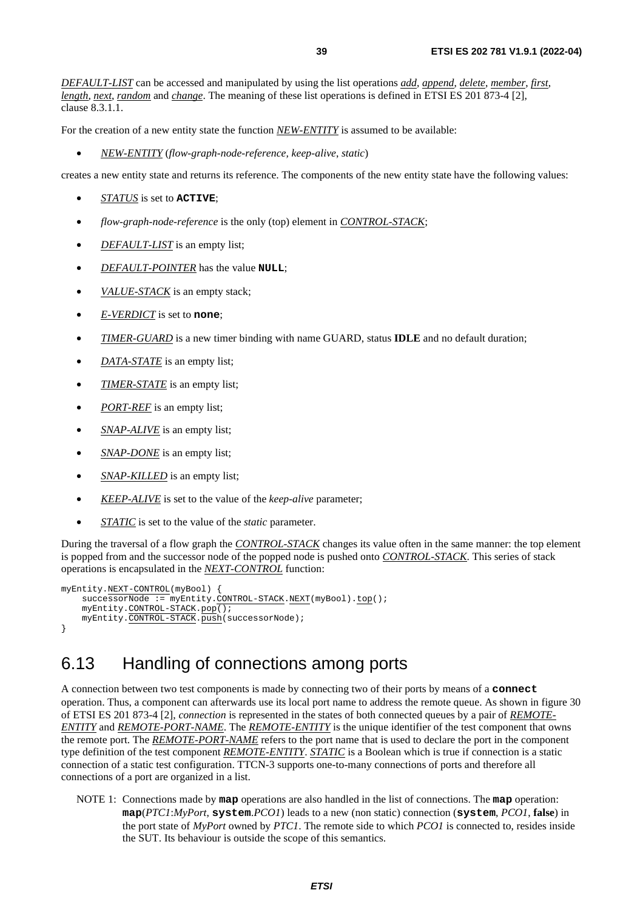*DEFAULT-LIST* can be accessed and manipulated by using the list operations *add*, *append*, *delete*, *member*, *first*, *length*, *next*, *random* and *change*. The meaning of these list operations is defined in ETSI ES 201 873-4 [2], clause 8.3.1.1.

For the creation of a new entity state the function *NEW-ENTITY* is assumed to be available:

- *NEW-ENTITY* (*flow-graph-node-reference, keep-alive*, *static*)

creates a new entity state and returns its reference. The components of the new entity state have the following values:

- *STATUS* is set to **ACTIVE**;
- *flow-graph-node-reference* is the only (top) element in *CONTROL-STACK*;
- *DEFAULT-LIST* is an empty list;
- *DEFAULT-POINTER* has the value **NULL**;
- *VALUE-STACK* is an empty stack;
- *E-VERDICT* is set to **none**;
- *TIMER-GUARD* is a new timer binding with name GUARD, status **IDLE** and no default duration;
- *DATA-STATE* is an empty list;
- *TIMER-STATE* is an empty list;
- *PORT-REF* is an empty list;
- *SNAP-ALIVE* is an empty list;
- *SNAP-DONE* is an empty list;
- *SNAP-KILLED* is an empty list;
- *KEEP-ALIVE* is set to the value of the *keep-alive* parameter;
- *STATIC* is set to the value of the *static* parameter.

During the traversal of a flow graph the *CONTROL-STACK* changes its value often in the same manner: the top element is popped from and the successor node of the popped node is pushed onto *CONTROL-STACK*. This series of stack operations is encapsulated in the *NEXT-CONTROL* function:

```
myEntity.NEXT-CONTROL(myBool) {
    successorNode := myEntity.CONTROL-STACK.NEXT(myBool).top();
    myEntity.CONTROL-STACK.pop();
    myEntity.CONTROL-STACK.push(successorNode);
}
```

## 6.13 Handling of connections among ports

A connection between two test components is made by connecting two of their ports by means of a **connect** operation. Thus, a component can afterwards use its local port name to address the remote queue. As shown in figure 30 of ETSI ES 201 873-4 [2], *connection* is represented in the states of both connected queues by a pair of *REMOTE-ENTITY* and *REMOTE-PORT-NAME*. The *REMOTE-ENTITY* is the unique identifier of the test component that owns the remote port. The *REMOTE-PORT-NAME* refers to the port name that is used to declare the port in the component type definition of the test component *REMOTE-ENTITY*. *STATIC* is a Boolean which is true if connection is a static connection of a static test configuration. TTCN-3 supports one-to-many connections of ports and therefore all connections of a port are organized in a list.

NOTE 1: Connections made by **map** operations are also handled in the list of connections. The **map** operation: **map**(*PTC1*:*MyPort*, **system**.*PCO1*) leads to a new (non static) connection (**system**, *PCO1*, **false**) in the port state of *MyPort* owned by *PTC1*. The remote side to which *PCO1* is connected to, resides inside the SUT. Its behaviour is outside the scope of this semantics.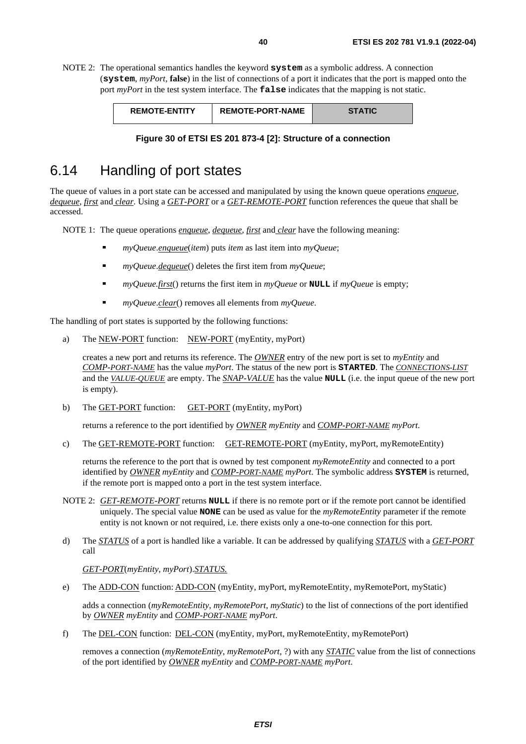NOTE 2: The operational semantics handles the keyword **system** as a symbolic address. A connection (**system**, *myPort*, **false**) in the list of connections of a port it indicates that the port is mapped onto the port *myPort* in the test system interface. The **false** indicates that the mapping is not static.

| REMOTE-ENTITY | REMOTE-PORT-NAME | STATIC |
|---|---|---|

**Figure 30 of ETSI ES 201 873-4 [2]: Structure of a connection**

# 6.14 Handling of port states

The queue of values in a port state can be accessed and manipulated by using the known queue operations *enqueue*, *dequeue*, *first* and *clear*. Using a *GET-PORT* or a *GET-REMOTE-PORT* function references the queue that shall be accessed.

NOTE 1: The queue operations *enqueue*, *dequeue*, *first* and *clear* have the following meaning:

- *myQueue*.*enqueue*(*item*) puts *item* as last item into *myQueue*;
- *myQueue*.*dequeue*() deletes the first item from *myQueue*;
- *myQueue*.*first*() returns the first item in *myQueue* or **NULL** if *myQueue* is empty;
- *myQueue*.*clear*() removes all elements from *myQueue*.

The handling of port states is supported by the following functions:

a) The NEW-PORT function: NEW-PORT (myEntity, myPort)

   creates a new port and returns its reference. The *OWNER* entry of the new port is set to *myEntity* and *COMP-PORT-NAME* has the value *myPort*. The status of the new port is **STARTED**. The *CONNECTIONS-LIST* and the *VALUE-QUEUE* are empty. The *SNAP-VALUE* has the value **NULL** (i.e. the input queue of the new port is empty).

b) The GET-PORT function: GET-PORT (myEntity, myPort)

   returns a reference to the port identified by *OWNER myEntity* and *COMP-PORT-NAME myPort*.

c) The GET-REMOTE-PORT function: GET-REMOTE-PORT (myEntity, myPort, myRemoteEntity)

   returns the reference to the port that is owned by test component *myRemoteEntity* and connected to a port identified by *OWNER myEntity* and *COMP-PORT-NAME myPort*. The symbolic address **SYSTEM** is returned, if the remote port is mapped onto a port in the test system interface.

NOTE 2: *GET-REMOTE-PORT* returns **NULL** if there is no remote port or if the remote port cannot be identified uniquely. The special value **NONE** can be used as value for the *myRemoteEntity* parameter if the remote entity is not known or not required, i.e. there exists only a one-to-one connection for this port.

d) The *STATUS* of a port is handled like a variable. It can be addressed by qualifying *STATUS* with a *GET-PORT* call

   *GET-PORT*(*myEntity*, *myPort*).*STATUS.*

e) The ADD-CON function: ADD-CON (myEntity, myPort, myRemoteEntity, myRemotePort, myStatic)

   adds a connection (*myRemoteEntity*, *myRemotePort*, *myStatic*) to the list of connections of the port identified by *OWNER myEntity* and *COMP-PORT-NAME myPort*.

f) The DEL-CON function: DEL-CON (myEntity, myPort, myRemoteEntity, myRemotePort)

   removes a connection (*myRemoteEntity*, *myRemotePort*, ?) with any *STATIC* value from the list of connections of the port identified by *OWNER myEntity* and *COMP-PORT-NAME myPort*.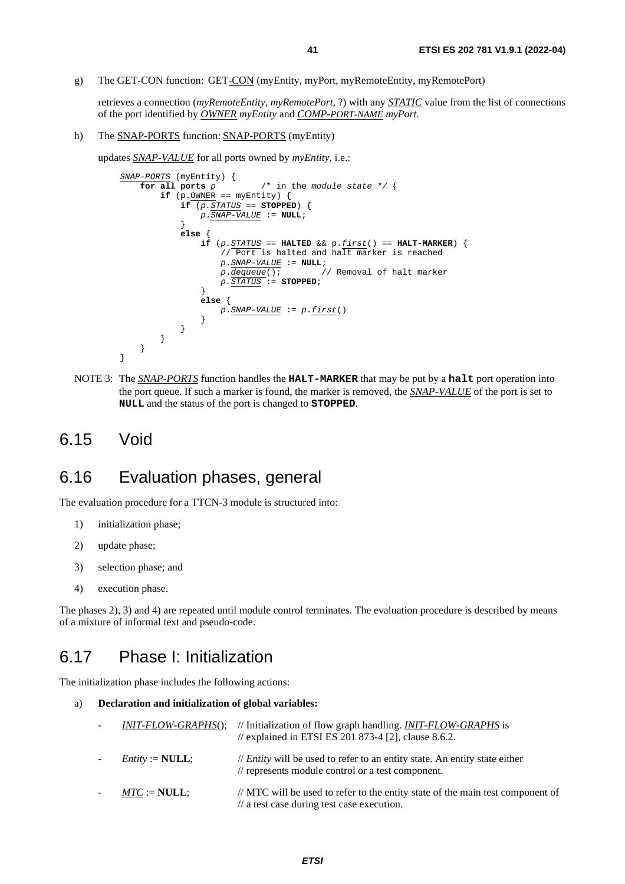g) The GET-CON function: GET-CON (myEntity, myPort, myRemoteEntity, myRemotePort)

retrieves a connection (*myRemoteEntity*, *myRemotePort*, ?) with any *STATIC* value from the list of connections of the port identified by *OWNER* *myEntity* and *COMP-PORT-NAME* *myPort*.

h) The SNAP-PORTS function: SNAP-PORTS (myEntity)

updates *SNAP-VALUE* for all ports owned by *myEntity*, i.e.:

```
SNAP-PORTS (myEntity) {
    for all ports p         /* in the module state */ {
        if (p.OWNER == myEntity) {
            if (p.STATUS == STOPPED) {
                p.SNAP-VALUE := NULL;
            }
            else {
                if (p.STATUS == HALTED && p.first() == HALT-MARKER) {
                    // Port is halted and halt marker is reached
                    p.SNAP-VALUE := NULL;
                    p.dequeue();        // Removal of halt marker
                    p.STATUS := STOPPED;
                }
                else {
                    p.SNAP-VALUE := p.first()
                }
            }
        }
    }
}
```

NOTE 3: The *SNAP-PORTS* function handles the **HALT-MARKER** that may be put by a **halt** port operation into the port queue. If such a marker is found, the marker is removed, the *SNAP-VALUE* of the port is set to **NULL** and the status of the port is changed to **STOPPED**.

## 6.15 Void

## 6.16 Evaluation phases, general

The evaluation procedure for a TTCN-3 module is structured into:

1) initialization phase;
2) update phase;
3) selection phase; and
4) execution phase.

The phases 2), 3) and 4) are repeated until module control terminates. The evaluation procedure is described by means of a mixture of informal text and pseudo-code.

## 6.17 Phase I: Initialization

The initialization phase includes the following actions:

a) **Declaration and initialization of global variables:**

- *INIT-FLOW-GRAPHS*(); // Initialization of flow graph handling. *INIT-FLOW-GRAPHS* is // explained in ETSI ES 201 873-4 [2], clause 8.6.2.
- *Entity* := **NULL**; // *Entity* will be used to refer to an entity state. An entity state either // represents module control or a test component.
- *MTC* := **NULL**; // MTC will be used to refer to the entity state of the main test component of // a test case during test case execution.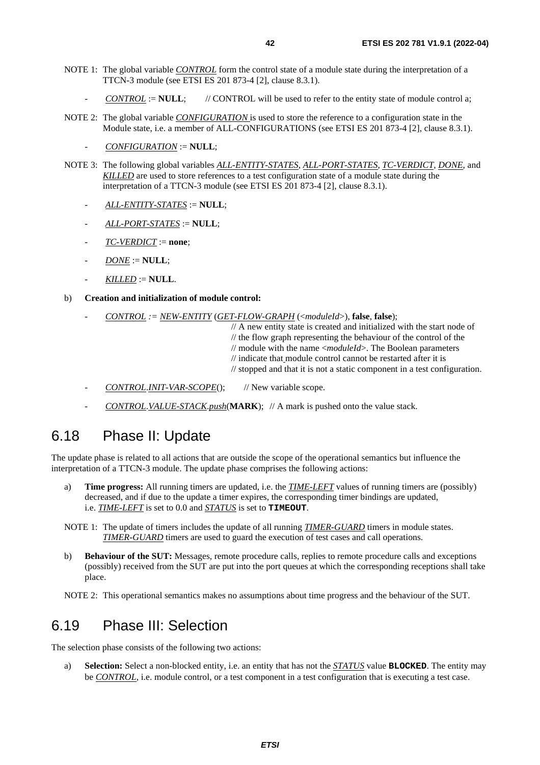NOTE 1: The global variable *CONTROL* form the control state of a module state during the interpretation of a TTCN-3 module (see ETSI ES 201 873-4 [2], clause 8.3.1).

- *CONTROL* := **NULL**; // CONTROL will be used to refer to the entity state of module control a;

NOTE 2: The global variable *CONFIGURATION* is used to store the reference to a configuration state in the Module state, i.e. a member of ALL-CONFIGURATIONS (see ETSI ES 201 873-4 [2], clause 8.3.1).

- *CONFIGURATION* := **NULL**;

NOTE 3: The following global variables *ALL-ENTITY-STATES*, *ALL-PORT-STATES*, *TC-VERDICT*, *DONE*, and *KILLED* are used to store references to a test configuration state of a module state during the interpretation of a TTCN-3 module (see ETSI ES 201 873-4 [2], clause 8.3.1).

- *ALL-ENTITY-STATES* := **NULL**;
- *ALL-PORT-STATES* := **NULL**;
- *TC-VERDICT* := **none**;
- *DONE* := **NULL**;
- *KILLED* := **NULL**.

b) **Creation and initialization of module control:**

- *CONTROL* := *NEW-ENTITY* (*GET-FLOW-GRAPH* (<*moduleId*>), **false**, **false**);
  // A new entity state is created and initialized with the start node of
  // the flow graph representing the behaviour of the control of the
  // module with the name <*moduleId*>. The Boolean parameters
  // indicate that module control cannot be restarted after it is
  // stopped and that it is not a static component in a test configuration.
- *CONTROL*.*INIT-VAR-SCOPE*(); // New variable scope.
- *CONTROL*.*VALUE-STACK*.*push*(**MARK**); // A mark is pushed onto the value stack.

## 6.18 Phase II: Update

The update phase is related to all actions that are outside the scope of the operational semantics but influence the interpretation of a TTCN-3 module. The update phase comprises the following actions:

a) **Time progress:** All running timers are updated, i.e. the *TIME-LEFT* values of running timers are (possibly) decreased, and if due to the update a timer expires, the corresponding timer bindings are updated, i.e. *TIME-LEFT* is set to 0.0 and *STATUS* is set to **TIMEOUT**.

NOTE 1: The update of timers includes the update of all running *TIMER-GUARD* timers in module states. *TIMER-GUARD* timers are used to guard the execution of test cases and call operations.

b) **Behaviour of the SUT:** Messages, remote procedure calls, replies to remote procedure calls and exceptions (possibly) received from the SUT are put into the port queues at which the corresponding receptions shall take place.

NOTE 2: This operational semantics makes no assumptions about time progress and the behaviour of the SUT.

## 6.19 Phase III: Selection

The selection phase consists of the following two actions:

a) **Selection:** Select a non-blocked entity, i.e. an entity that has not the *STATUS* value **BLOCKED**. The entity may be *CONTROL*, i.e. module control, or a test component in a test configuration that is executing a test case.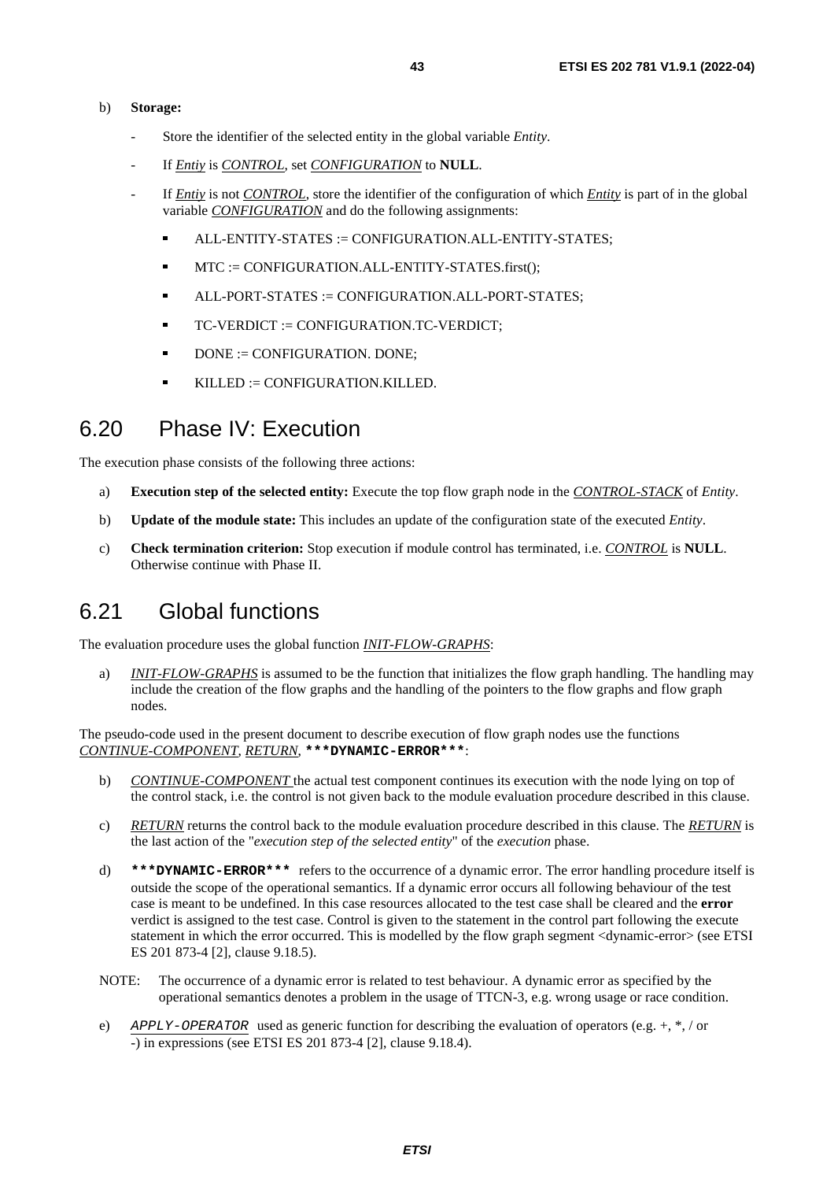b) **Storage:**

- Store the identifier of the selected entity in the global variable *Entity*.
- If ***Entiy*** is ***CONTROL***, set ***CONFIGURATION*** to **NULL**.
- If ***Entiy*** is not ***CONTROL***, store the identifier of the configuration of which ***Entity*** is part of in the global variable ***CONFIGURATION*** and do the following assignments:
  - ALL-ENTITY-STATES := CONFIGURATION.ALL-ENTITY-STATES;
  - MTC := CONFIGURATION.ALL-ENTITY-STATES.first();
  - ALL-PORT-STATES := CONFIGURATION.ALL-PORT-STATES;
  - TC-VERDICT := CONFIGURATION.TC-VERDICT;
  - DONE := CONFIGURATION. DONE;
  - KILLED := CONFIGURATION.KILLED.

## 6.20 Phase IV: Execution

The execution phase consists of the following three actions:

a) **Execution step of the selected entity:** Execute the top flow graph node in the ***CONTROL-STACK*** of *Entity*.

b) **Update of the module state:** This includes an update of the configuration state of the executed *Entity*.

c) **Check termination criterion:** Stop execution if module control has terminated, i.e. ***CONTROL*** is **NULL**. Otherwise continue with Phase II.

## 6.21 Global functions

The evaluation procedure uses the global function ***INIT-FLOW-GRAPHS***:

a) ***INIT-FLOW-GRAPHS*** is assumed to be the function that initializes the flow graph handling. The handling may include the creation of the flow graphs and the handling of the pointers to the flow graphs and flow graph nodes.

The pseudo-code used in the present document to describe execution of flow graph nodes use the functions ***CONTINUE-COMPONENT***, ***RETURN***, `***DYNAMIC-ERROR***`:

b) ***CONTINUE-COMPONENT*** the actual test component continues its execution with the node lying on top of the control stack, i.e. the control is not given back to the module evaluation procedure described in this clause.

c) ***RETURN*** returns the control back to the module evaluation procedure described in this clause. The ***RETURN*** is the last action of the "*execution step of the selected entity*" of the *execution* phase.

d) `***DYNAMIC-ERROR***` refers to the occurrence of a dynamic error. The error handling procedure itself is outside the scope of the operational semantics. If a dynamic error occurs all following behaviour of the test case is meant to be undefined. In this case resources allocated to the test case shall be cleared and the **error** verdict is assigned to the test case. Control is given to the statement in the control part following the execute statement in which the error occurred. This is modelled by the flow graph segment <dynamic-error> (see ETSI ES 201 873-4 [2], clause 9.18.5).

NOTE: The occurrence of a dynamic error is related to test behaviour. A dynamic error as specified by the operational semantics denotes a problem in the usage of TTCN-3, e.g. wrong usage or race condition.

e) ***`APPLY-OPERATOR`*** used as generic function for describing the evaluation of operators (e.g. +, *, / or -) in expressions (see ETSI ES 201 873-4 [2], clause 9.18.4).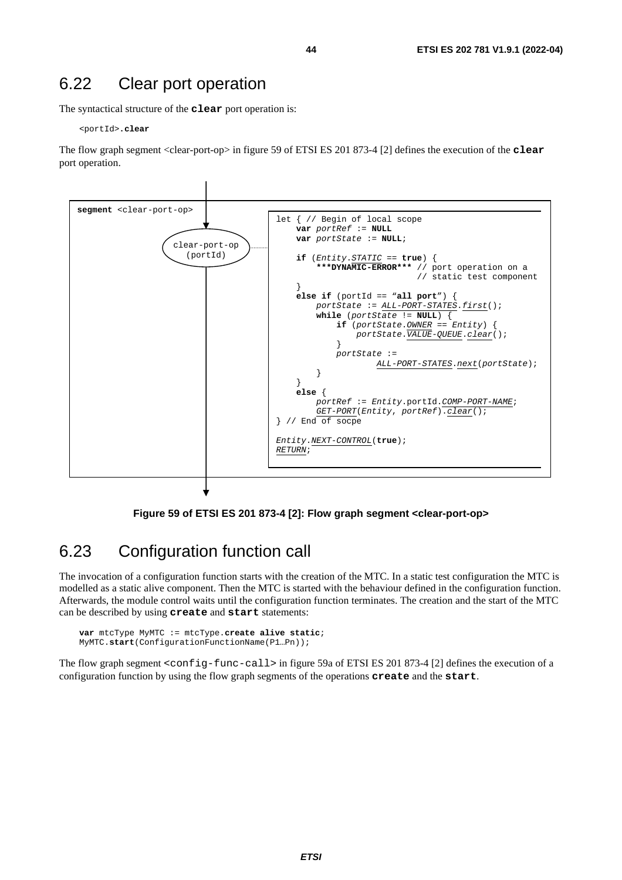## 6.22 Clear port operation

The syntactical structure of the **clear** port operation is:

```
<portId>.clear
```

The flow graph segment <clear-port-op> in figure 59 of ETSI ES 201 873-4 [2] defines the execution of the **clear** port operation.

```
segment <clear-port-op>

clear-port-op
(portId)

let { // Begin of local scope
    var portRef := NULL
    var portState := NULL;

    if (Entity.STATIC == true) {
        ***DYNAMIC-ERROR*** // port operation on a
                            // static test component
    }
    else if (portId == "all port") {
        portState := ALL-PORT-STATES.first();
        while (portState != NULL) {
            if (portState.OWNER == Entity) {
                portState.VALUE-QUEUE.clear();
            }
            portState :=
                    ALL-PORT-STATES.next(portState);
        }
    }
    else {
        portRef := Entity.portId.COMP-PORT-NAME;
        GET-PORT(Entity, portRef).clear();
} // End of socpe

Entity.NEXT-CONTROL(true);
RETURN;
```

**Figure 59 of ETSI ES 201 873-4 [2]: Flow graph segment <clear-port-op>**

## 6.23 Configuration function call

The invocation of a configuration function starts with the creation of the MTC. In a static test configuration the MTC is modelled as a static alive component. Then the MTC is started with the behaviour defined in the configuration function. Afterwards, the module control waits until the configuration function terminates. The creation and the start of the MTC can be described by using **create** and **start** statements:

```
var mtcType MyMTC := mtcType.create alive static;
MyMTC.start(ConfigurationFunctionName(P1…Pn));
```

The flow graph segment <config-func-call> in figure 59a of ETSI ES 201 873-4 [2] defines the execution of a configuration function by using the flow graph segments of the operations **create** and the **start**.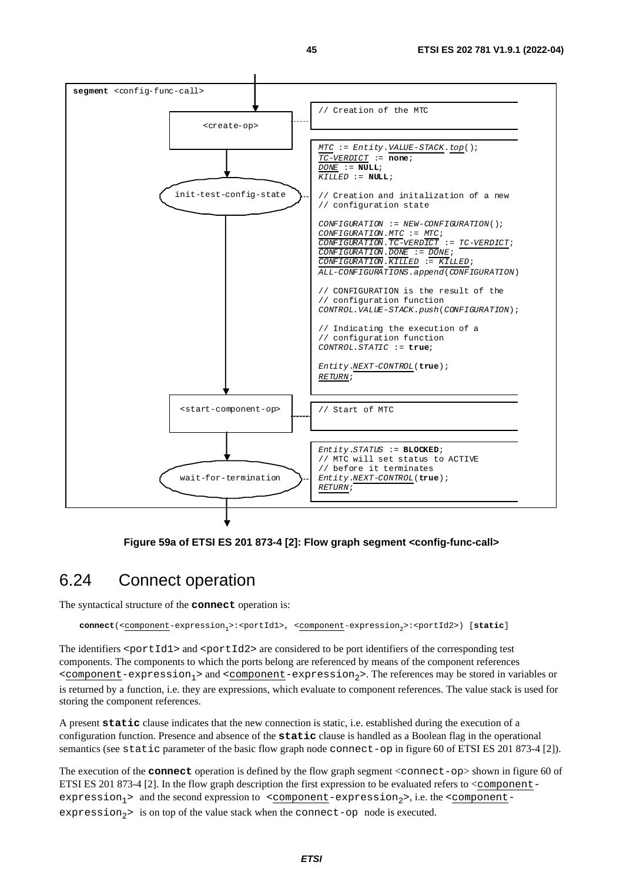**segment** <config-func-call>

<create-op>

```
// Creation of the MTC
```

init-test-config-state

```
MTC := Entity.VALUE-STACK.top();
TC-VERDICT := none;
DONE := NULL;
KILLED := NULL;

// Creation and initalization of a new
// configuration state

CONFIGURATION := NEW-CONFIGURATION();
CONFIGURATION.MTC := MTC;
CONFIGURATION.TC-VERDICT := TC-VERDICT;
CONFIGURATION.DONE := DONE;
CONFIGURATION.KILLED := KILLED;
ALL-CONFIGURATIONS.append(CONFIGURATION)

// CONFIGURATION is the result of the
// configuration function
CONTROL.VALUE-STACK.push(CONFIGURATION);

// Indicating the execution of a
// configuration function
CONTROL.STATIC := true;

Entity.NEXT-CONTROL(true);
RETURN;
```

<start-component-op>

```
// Start of MTC
```

wait-for-termination

```
Entity.STATUS := BLOCKED;
// MTC will set status to ACTIVE
// before it terminates
Entity.NEXT-CONTROL(true);
RETURN;
```

**Figure 59a of ETSI ES 201 873-4 [2]: Flow graph segment <config-func-call>**

## 6.24 Connect operation

The syntactical structure of the **connect** operation is:

```
connect(<component-expression1>:<portId1>, <component-expression2>:<portId2>) [static]
```

The identifiers <portId1> and <portId2> are considered to be port identifiers of the corresponding test components. The components to which the ports belong are referenced by means of the component references <component-expression$_1$> and <component-expression$_2$>. The references may be stored in variables or is returned by a function, i.e. they are expressions, which evaluate to component references. The value stack is used for storing the component references.

A present **static** clause indicates that the new connection is static, i.e. established during the execution of a configuration function. Presence and absence of the **static** clause is handled as a Boolean flag in the operational semantics (see static parameter of the basic flow graph node connect-op in figure 60 of ETSI ES 201 873-4 [2]).

The execution of the **connect** operation is defined by the flow graph segment <connect-op> shown in figure 60 of ETSI ES 201 873-4 [2]. In the flow graph description the first expression to be evaluated refers to <component-expression$_1$> and the second expression to <component-expression$_2$>, i.e. the <component-expression$_2$> is on top of the value stack when the connect-op node is executed.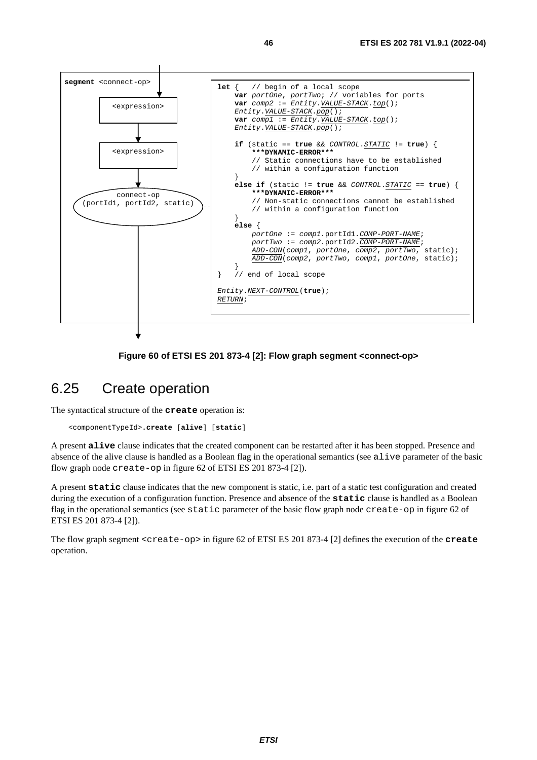```
segment <connect-op>

<expression>
<expression>
connect-op
(portId1, portId2, static)

let {   // begin of a local scope
    var portOne, portTwo; // voriables for ports
    var comp2 := Entity.VALUE-STACK.top();
    Entity.VALUE-STACK.pop();
    var comp1 := Entity.VALUE-STACK.top();
    Entity.VALUE-STACK.pop();

    if (static == true && CONTROL.STATIC != true) {
        ***DYNAMIC-ERROR***
        // Static connections have to be established
        // within a configuration function
    }
    else if (static != true && CONTROL.STATIC == true) {
        ***DYNAMIC-ERROR***
        // Non-static connections cannot be established
        // within a configuration function
    }
    else {
        portOne := comp1.portId1.COMP-PORT-NAME;
        portTwo := comp2.portId2.COMP-PORT-NAME;
        ADD-CON(comp1, portOne, comp2, portTwo, static);
        ADD-CON(comp2, portTwo, comp1, portOne, static);
    }
}   // end of local scope

Entity.NEXT-CONTROL(true);
RETURN;
```

**Figure 60 of ETSI ES 201 873-4 [2]: Flow graph segment <connect-op>**

## 6.25 Create operation

The syntactical structure of the **create** operation is:

```
<componentTypeId>.create [alive] [static]
```

A present **alive** clause indicates that the created component can be restarted after it has been stopped. Presence and absence of the alive clause is handled as a Boolean flag in the operational semantics (see `alive` parameter of the basic flow graph node `create-op` in figure 62 of ETSI ES 201 873-4 [2]).

A present **static** clause indicates that the new component is static, i.e. part of a static test configuration and created during the execution of a configuration function. Presence and absence of the **static** clause is handled as a Boolean flag in the operational semantics (see `static` parameter of the basic flow graph node `create-op` in figure 62 of ETSI ES 201 873-4 [2]).

The flow graph segment `<create-op>` in figure 62 of ETSI ES 201 873-4 [2] defines the execution of the **create** operation.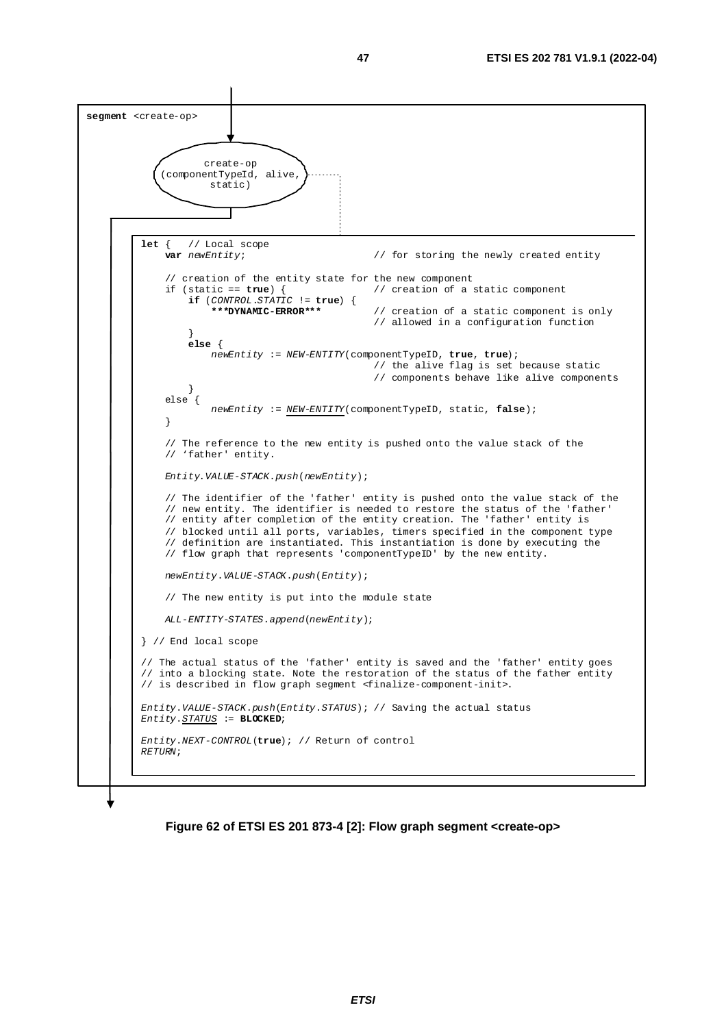```
segment <create-op>

        create-op
  (componentTypeId, alive,
         static)

let {   // Local scope
    var newEntity;                      // for storing the newly created entity

    // creation of the entity state for the new component
    if (static == true) {               // creation of a static component
        if (CONTROL.STATIC != true) {
            ***DYNAMIC-ERROR***         // creation of a static component is only
                                        // allowed in a configuration function
        }
        else {
            newEntity := NEW-ENTITY(componentTypeID, true, true);
                                        // the alive flag is set because static
                                        // components behave like alive components
        }
    else {
            newEntity := NEW-ENTITY(componentTypeID, static, false);
    }

    // The reference to the new entity is pushed onto the value stack of the
    // 'father' entity.

    Entity.VALUE-STACK.push(newEntity);

    // The identifier of the 'father' entity is pushed onto the value stack of the
    // new entity. The identifier is needed to restore the status of the 'father'
    // entity after completion of the entity creation. The 'father' entity is
    // blocked until all ports, variables, timers specified in the component type
    // definition are instantiated. This instantiation is done by executing the
    // flow graph that represents 'componentTypeID' by the new entity.

    newEntity.VALUE-STACK.push(Entity);

    // The new entity is put into the module state

    ALL-ENTITY-STATES.append(newEntity);

} // End local scope

// The actual status of the 'father' entity is saved and the 'father' entity goes
// into a blocking state. Note the restoration of the status of the father entity
// is described in flow graph segment <finalize-component-init>.

Entity.VALUE-STACK.push(Entity.STATUS); // Saving the actual status
Entity.STATUS := BLOCKED;

Entity.NEXT-CONTROL(true); // Return of control
RETURN;
```

**Figure 62 of ETSI ES 201 873-4 [2]: Flow graph segment <create-op>**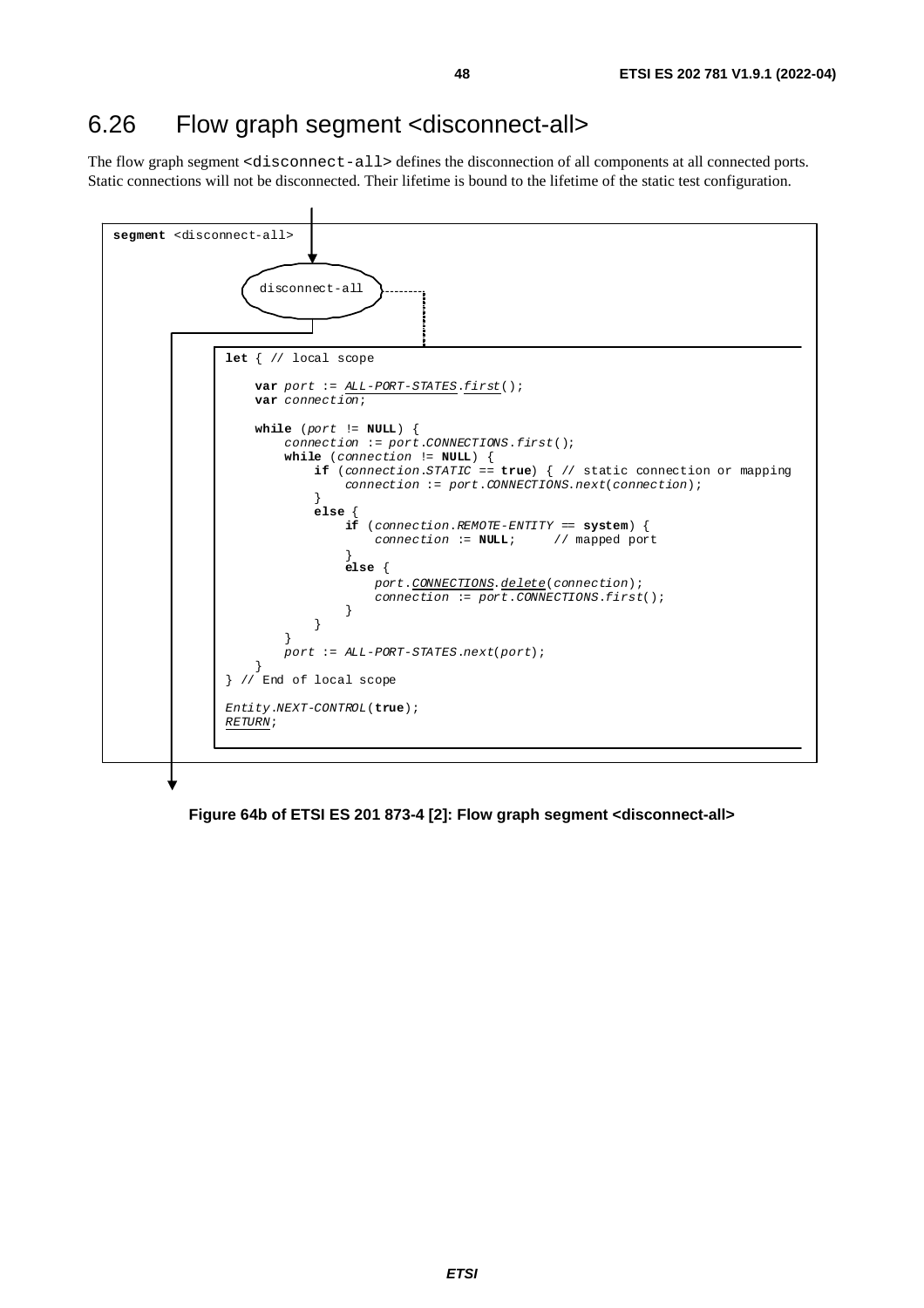## 6.26 Flow graph segment <disconnect-all>

The flow graph segment `<disconnect-all>` defines the disconnection of all components at all connected ports. Static connections will not be disconnected. Their lifetime is bound to the lifetime of the static test configuration.

```
segment <disconnect-all>

disconnect-all

let { // local scope

    var port := ALL-PORT-STATES.first();
    var connection;

    while (port != NULL) {
        connection := port.CONNECTIONS.first();
        while (connection != NULL) {
            if (connection.STATIC == true) { // static connection or mapping
                connection := port.CONNECTIONS.next(connection);
            }
            else {
                if (connection.REMOTE-ENTITY == system) {
                    connection := NULL;     // mapped port
                }
                else {
                    port.CONNECTIONS.delete(connection);
                    connection := port.CONNECTIONS.first();
                }
            }
        }
        port := ALL-PORT-STATES.next(port);
    }
} // End of local scope

Entity.NEXT-CONTROL(true);
RETURN;
```

**Figure 64b of ETSI ES 201 873-4 [2]: Flow graph segment <disconnect-all>**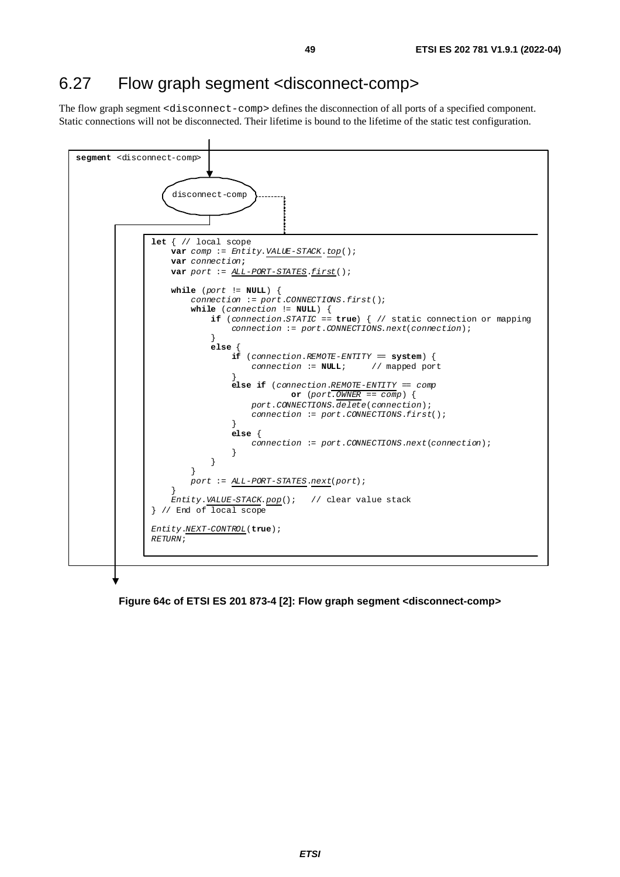## 6.27 Flow graph segment <disconnect-comp>

The flow graph segment `<disconnect-comp>` defines the disconnection of all ports of a specified component. Static connections will not be disconnected. Their lifetime is bound to the lifetime of the static test configuration.

```
segment <disconnect-comp>

        disconnect-comp

let { // local scope
    var comp := Entity.VALUE-STACK.top();
    var connection;
    var port := ALL-PORT-STATES.first();

    while (port != NULL) {
        connection := port.CONNECTIONS.first();
        while (connection != NULL) {
            if (connection.STATIC == true) { // static connection or mapping
                connection := port.CONNECTIONS.next(connection);
            }
            else {
                if (connection.REMOTE-ENTITY == system) {
                    connection := NULL;     // mapped port
                }
                else if (connection.REMOTE-ENTITY == comp
                            or (port.OWNER == comp) {
                    port.CONNECTIONS.delete(connection);
                    connection := port.CONNECTIONS.first();
                }
                else {
                    connection := port.CONNECTIONS.next(connection);
                }
            }
        }
        port := ALL-PORT-STATES.next(port);
    }
    Entity.VALUE-STACK.pop();   // clear value stack
} // End of local scope

Entity.NEXT-CONTROL(true);
RETURN;
```

**Figure 64c of ETSI ES 201 873-4 [2]: Flow graph segment <disconnect-comp>**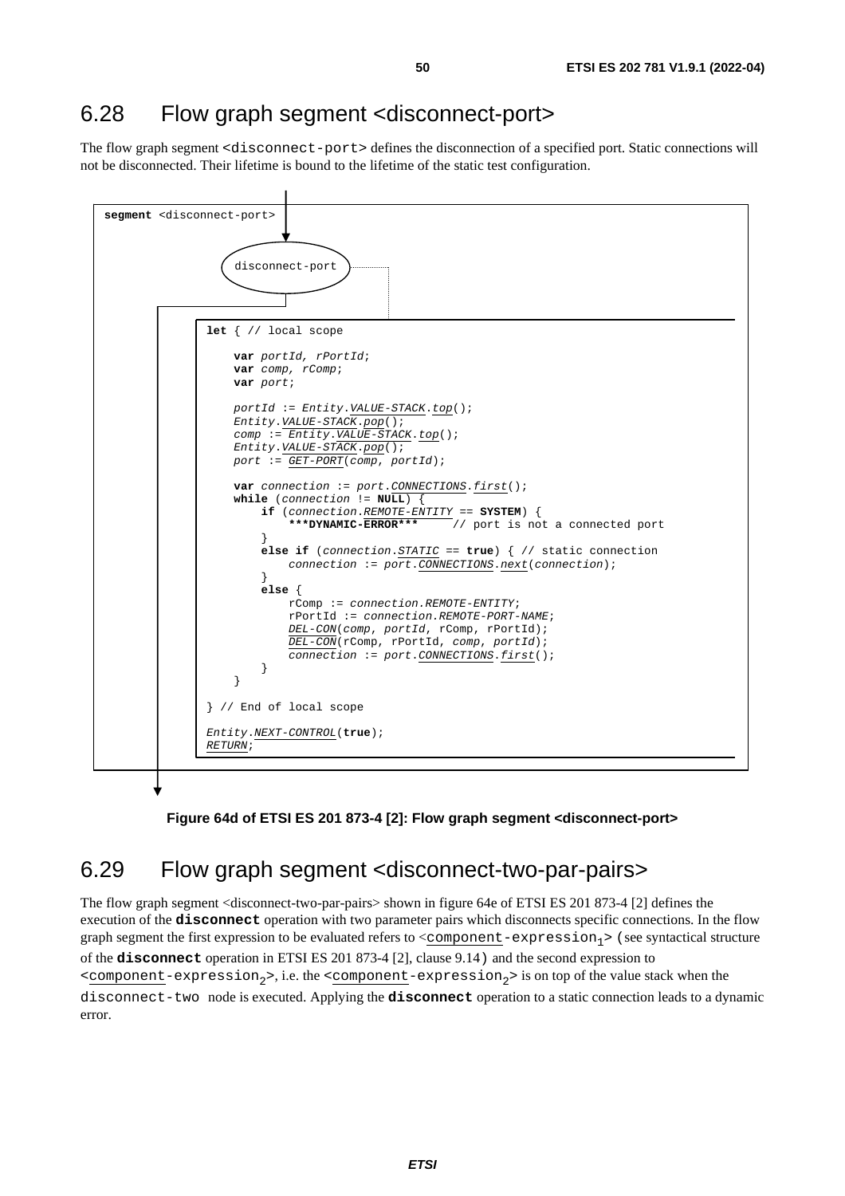## 6.28 Flow graph segment <disconnect-port>

The flow graph segment `<disconnect-port>` defines the disconnection of a specified port. Static connections will not be disconnected. Their lifetime is bound to the lifetime of the static test configuration.

```
segment <disconnect-port>

    disconnect-port

let { // local scope

    var portId, rPortId;
    var comp, rComp;
    var port;

    portId := Entity.VALUE-STACK.top();
    Entity.VALUE-STACK.pop();
    comp := Entity.VALUE-STACK.top();
    Entity.VALUE-STACK.pop();
    port := GET-PORT(comp, portId);

    var connection := port.CONNECTIONS.first();
    while (connection != NULL) {
        if (connection.REMOTE-ENTITY == SYSTEM) {
            ***DYNAMIC-ERROR***     // port is not a connected port
        }
        else if (connection.STATIC == true) { // static connection
            connection := port.CONNECTIONS.next(connection);
        }
        else {
            rComp := connection.REMOTE-ENTITY;
            rPortId := connection.REMOTE-PORT-NAME;
            DEL-CON(comp, portId, rComp, rPortId);
            DEL-CON(rComp, rPortId, comp, portId);
            connection := port.CONNECTIONS.first();
        }
    }

} // End of local scope

Entity.NEXT-CONTROL(true);
RETURN;
```

**Figure 64d of ETSI ES 201 873-4 [2]: Flow graph segment <disconnect-port>**

## 6.29 Flow graph segment <disconnect-two-par-pairs>

The flow graph segment <disconnect-two-par-pairs> shown in figure 64e of ETSI ES 201 873-4 [2] defines the execution of the **disconnect** operation with two parameter pairs which disconnects specific connections. In the flow graph segment the first expression to be evaluated refers to <component-expression$_1$> (see syntactical structure of the **disconnect** operation in ETSI ES 201 873-4 [2], clause 9.14) and the second expression to <component-expression$_2$>, i.e. the <component-expression$_2$> is on top of the value stack when the disconnect-two node is executed. Applying the **disconnect** operation to a static connection leads to a dynamic error.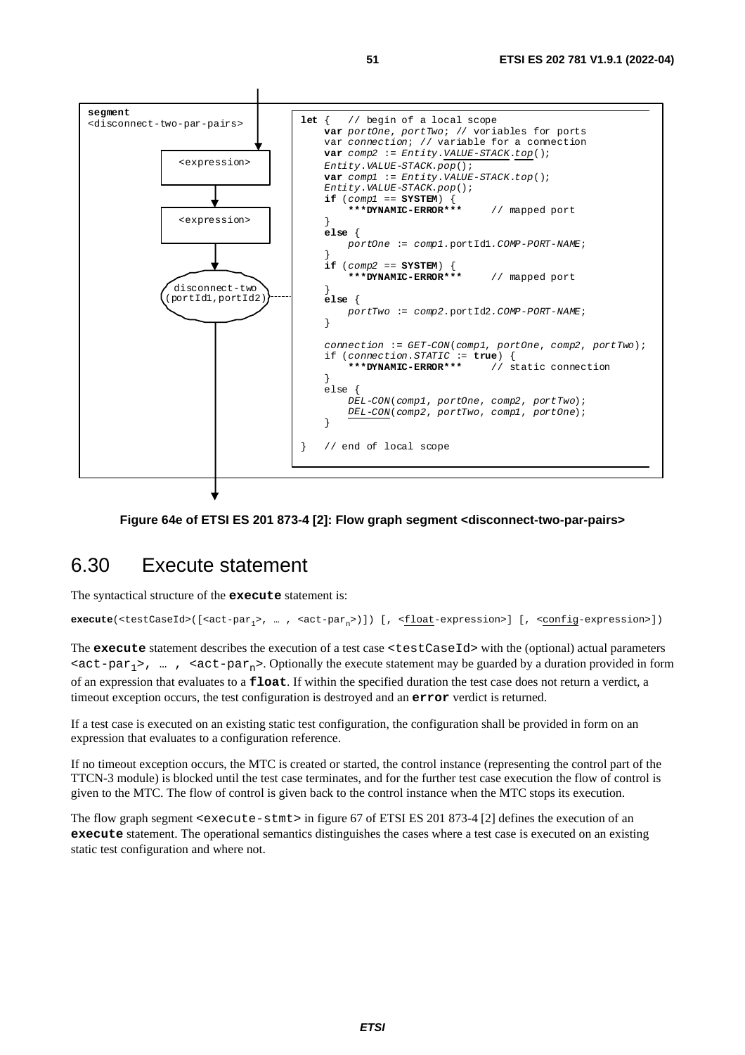```
segment
<disconnect-two-par-pairs>

    <expression>
        |
    <expression>
        |
    disconnect-two
    (portId1,portId2)

let {   // begin of a local scope
    var portOne, portTwo; // voriables for ports
    var connection; // variable for a connection
    var comp2 := Entity.VALUE-STACK.top();
    Entity.VALUE-STACK.pop();
    var comp1 := Entity.VALUE-STACK.top();
    Entity.VALUE-STACK.pop();
    if (comp1 == SYSTEM) {
        ***DYNAMIC-ERROR***     // mapped port
    }
    else {
        portOne := comp1.portId1.COMP-PORT-NAME;
    }
    if (comp2 == SYSTEM) {
        ***DYNAMIC-ERROR***     // mapped port
    }
    else {
        portTwo := comp2.portId2.COMP-PORT-NAME;
    }

    connection := GET-CON(comp1, portOne, comp2, portTwo);
    if (connection.STATIC := true) {
        ***DYNAMIC-ERROR***     // static connection
    }
    else {
        DEL-CON(comp1, portOne, comp2, portTwo);
        DEL-CON(comp2, portTwo, comp1, portOne);
    }

}   // end of local scope
```

**Figure 64e of ETSI ES 201 873-4 [2]: Flow graph segment <disconnect-two-par-pairs>**

## 6.30 Execute statement

The syntactical structure of the **execute** statement is:

**execute**(<testCaseId>([<act-par$_1$>, … , <act-par$_n$>)]) [, <float-expression>] [, <config-expression>])

The **execute** statement describes the execution of a test case <testCaseId> with the (optional) actual parameters <act-par$_1$>, … , <act-par$_n$>. Optionally the execute statement may be guarded by a duration provided in form of an expression that evaluates to a **float**. If within the specified duration the test case does not return a verdict, a timeout exception occurs, the test configuration is destroyed and an **error** verdict is returned.

If a test case is executed on an existing static test configuration, the configuration shall be provided in form on an expression that evaluates to a configuration reference.

If no timeout exception occurs, the MTC is created or started, the control instance (representing the control part of the TTCN-3 module) is blocked until the test case terminates, and for the further test case execution the flow of control is given to the MTC. The flow of control is given back to the control instance when the MTC stops its execution.

The flow graph segment <execute-stmt> in figure 67 of ETSI ES 201 873-4 [2] defines the execution of an **execute** statement. The operational semantics distinguishes the cases where a test case is executed on an existing static test configuration and where not.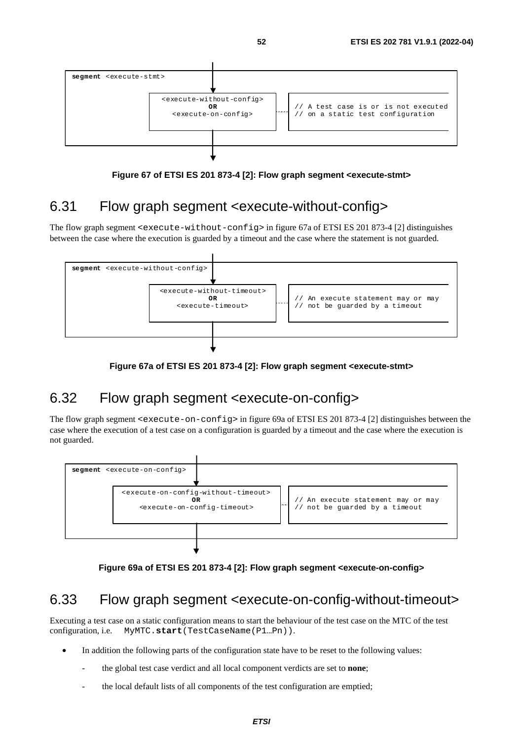```
segment <execute-stmt>

        <execute-without-config>          // A test case is or is not executed
                  OR                      // on a static test configuration
          <execute-on-config>
```

**Figure 67 of ETSI ES 201 873-4 [2]: Flow graph segment <execute-stmt>**

## 6.31 Flow graph segment <execute-without-config>

The flow graph segment `<execute-without-config>` in figure 67a of ETSI ES 201 873-4 [2] distinguishes between the case where the execution is guarded by a timeout and the case where the statement is not guarded.

```
segment <execute-without-config>

        <execute-without-timeout>         // An execute statement may or may
                  OR                      // not be guarded by a timeout
          <execute-timeout>
```

**Figure 67a of ETSI ES 201 873-4 [2]: Flow graph segment <execute-stmt>**

## 6.32 Flow graph segment <execute-on-config>

The flow graph segment `<execute-on-config>` in figure 69a of ETSI ES 201 873-4 [2] distinguishes between the case where the execution of a test case on a configuration is guarded by a timeout and the case where the execution is not guarded.

```
segment <execute-on-config>

    <execute-on-config-without-timeout>   // An execute statement may or may
                  OR                      // not be guarded by a timeout
      <execute-on-config-timeout>
```

**Figure 69a of ETSI ES 201 873-4 [2]: Flow graph segment <execute-on-config>**

## 6.33 Flow graph segment <execute-on-config-without-timeout>

Executing a test case on a static configuration means to start the behaviour of the test case on the MTC of the test configuration, i.e. `MyMTC.start(TestCaseName(P1…Pn))`.

- In addition the following parts of the configuration state have to be reset to the following values:
  - the global test case verdict and all local component verdicts are set to **none**;
  - the local default lists of all components of the test configuration are emptied;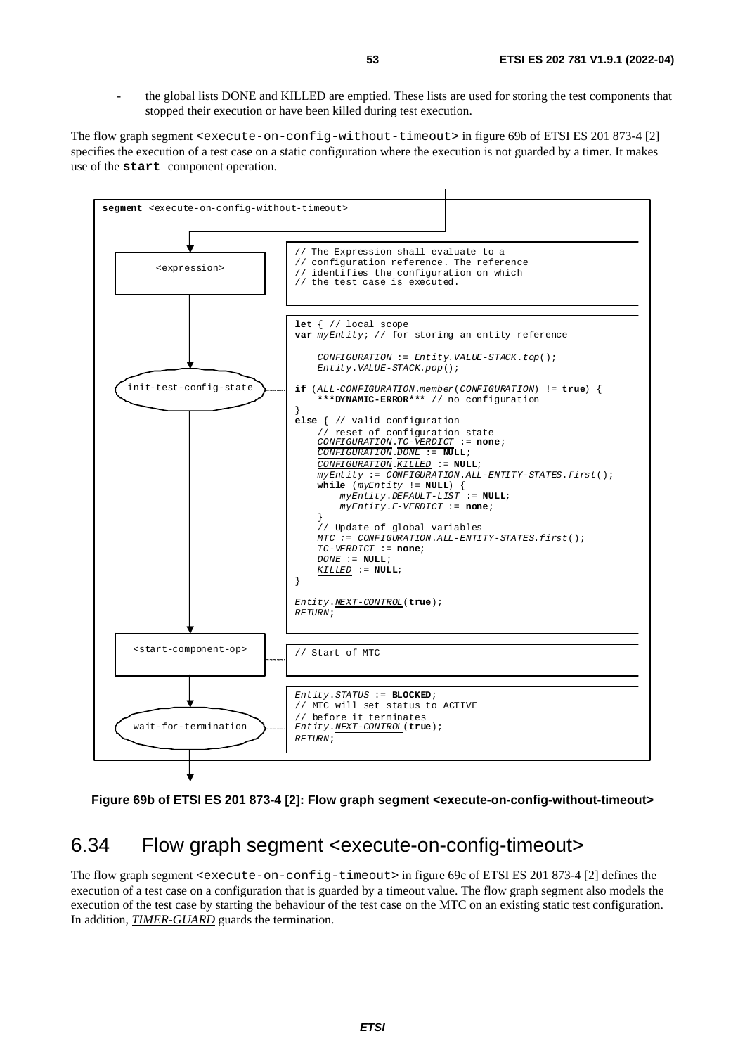- the global lists DONE and KILLED are emptied. These lists are used for storing the test components that stopped their execution or have been killed during test execution.

The flow graph segment `<execute-on-config-without-timeout>` in figure 69b of ETSI ES 201 873-4 [2] specifies the execution of a test case on a static configuration where the execution is not guarded by a timer. It makes use of the **start** component operation.

```
segment <execute-on-config-without-timeout>

<expression>
// The Expression shall evaluate to a
// configuration reference. The reference
// identifies the configuration on which
// the test case is executed.

init-test-config-state
let { // local scope
var myEntity; // for storing an entity reference

    CONFIGURATION := Entity.VALUE-STACK.top();
    Entity.VALUE-STACK.pop();

if (ALL-CONFIGURATION.member(CONFIGURATION) != true) {
    ***DYNAMIC-ERROR*** // no configuration
}
else { // valid configuration
    // reset of configuration state
    CONFIGURATION.TC-VERDICT := none;
    CONFIGURATION.DONE := NULL;
    CONFIGURATION.KILLED := NULL;
    myEntity := CONFIGURATION.ALL-ENTITY-STATES.first();
    while (myEntity != NULL) {
        myEntity.DEFAULT-LIST := NULL;
        myEntity.E-VERDICT := none;
    }
    // Update of global variables
    MTC := CONFIGURATION.ALL-ENTITY-STATES.first();
    TC-VERDICT := none;
    DONE := NULL;
    KILLED := NULL;
}

Entity.NEXT-CONTROL(true);
RETURN;

<start-component-op>
// Start of MTC

wait-for-termination
Entity.STATUS := BLOCKED;
// MTC will set status to ACTIVE
// before it terminates
Entity.NEXT-CONTROL(true);
RETURN;
```

**Figure 69b of ETSI ES 201 873-4 [2]: Flow graph segment <execute-on-config-without-timeout>**

## 6.34 Flow graph segment <execute-on-config-timeout>

The flow graph segment `<execute-on-config-timeout>` in figure 69c of ETSI ES 201 873-4 [2] defines the execution of a test case on a configuration that is guarded by a timeout value. The flow graph segment also models the execution of the test case by starting the behaviour of the test case on the MTC on an existing static test configuration. In addition, *TIMER-GUARD* guards the termination.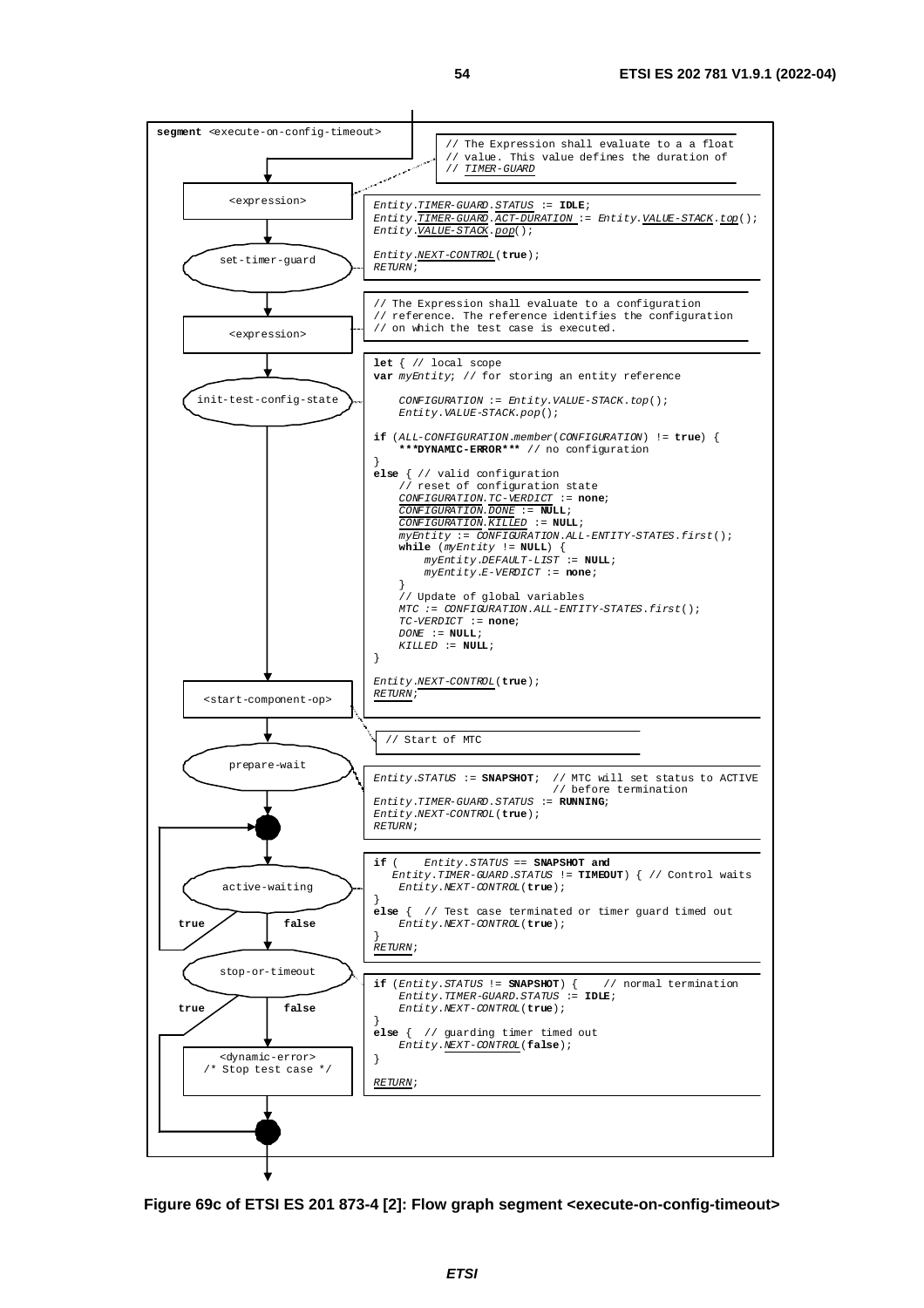**segment** <execute-on-config-timeout>

<expression>

```
// The Expression shall evaluate to a a float
// value. This value defines the duration of
// TIMER-GUARD
```

set-timer-guard

```
Entity.TIMER-GUARD.STATUS := IDLE;
Entity.TIMER-GUARD.ACT-DURATION := Entity.VALUE-STACK.top();
Entity.VALUE-STACK.pop();

Entity.NEXT-CONTROL(true);
RETURN;
```

<expression>

```
// The Expression shall evaluate to a configuration
// reference. The reference identifies the configuration
// on which the test case is executed.
```

init-test-config-state

```
let { // local scope
var myEntity; // for storing an entity reference

    CONFIGURATION := Entity.VALUE-STACK.top();
    Entity.VALUE-STACK.pop();

if (ALL-CONFIGURATION.member(CONFIGURATION) != true) {
    ***DYNAMIC-ERROR*** // no configuration
}
else { // valid configuration
    // reset of configuration state
    CONFIGURATION.TC-VERDICT := none;
    CONFIGURATION.DONE := NULL;
    CONFIGURATION.KILLED := NULL;
    myEntity := CONFIGURATION.ALL-ENTITY-STATES.first();
    while (myEntity != NULL) {
        myEntity.DEFAULT-LIST := NULL;
        myEntity.E-VERDICT := none;
    }
    // Update of global variables
    MTC := CONFIGURATION.ALL-ENTITY-STATES.first();
    TC-VERDICT := none;
    DONE := NULL;
    KILLED := NULL;
}

Entity.NEXT-CONTROL(true);
RETURN;
```

<start-component-op>

```
// Start of MTC
```

prepare-wait

```
Entity.STATUS := SNAPSHOT;  // MTC will set status to ACTIVE
                            // before termination
Entity.TIMER-GUARD.STATUS := RUNNING;
Entity.NEXT-CONTROL(true);
RETURN;
```

active-waiting (true / false)

```
if (    Entity.STATUS == SNAPSHOT and
   Entity.TIMER-GUARD.STATUS != TIMEOUT) { // Control waits
    Entity.NEXT-CONTROL(true);
}
else {  // Test case terminated or timer guard timed out
    Entity.NEXT-CONTROL(true);
}
RETURN;
```

stop-or-timeout (true / false)

```
if (Entity.STATUS != SNAPSHOT) {    // normal termination
    Entity.TIMER-GUARD.STATUS := IDLE;
    Entity.NEXT-CONTROL(true);
}
else {  // guarding timer timed out
    Entity.NEXT-CONTROL(false);
}

RETURN;
```

<dynamic-error>
/* Stop test case */

**Figure 69c of ETSI ES 201 873-4 [2]: Flow graph segment <execute-on-config-timeout>**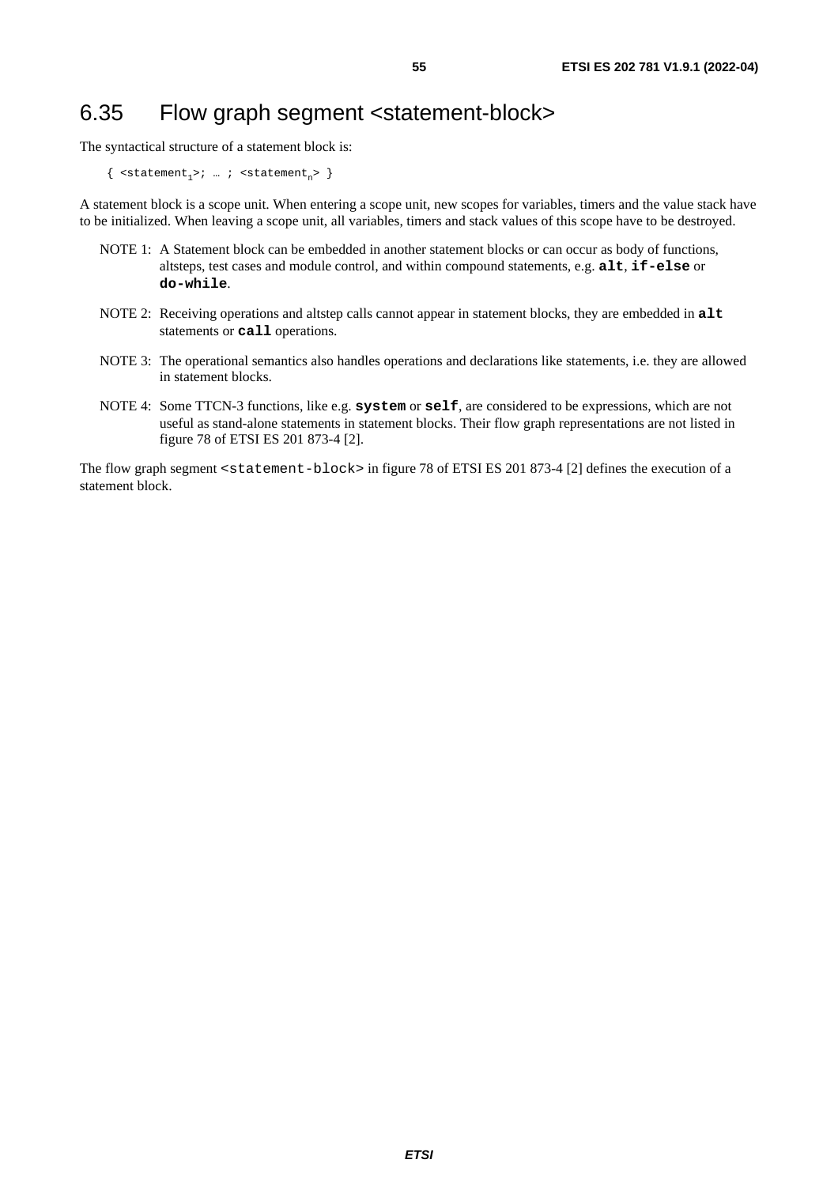## 6.35 Flow graph segment <statement-block>

The syntactical structure of a statement block is:

```
{ <statement1>; … ; <statementn> }
```

A statement block is a scope unit. When entering a scope unit, new scopes for variables, timers and the value stack have to be initialized. When leaving a scope unit, all variables, timers and stack values of this scope have to be destroyed.

NOTE 1: A Statement block can be embedded in another statement blocks or can occur as body of functions, altsteps, test cases and module control, and within compound statements, e.g. **alt**, **if-else** or **do-while**.

NOTE 2: Receiving operations and altstep calls cannot appear in statement blocks, they are embedded in **alt** statements or **call** operations.

NOTE 3: The operational semantics also handles operations and declarations like statements, i.e. they are allowed in statement blocks.

NOTE 4: Some TTCN-3 functions, like e.g. **system** or **self**, are considered to be expressions, which are not useful as stand-alone statements in statement blocks. Their flow graph representations are not listed in figure 78 of ETSI ES 201 873-4 [2].

The flow graph segment `<statement-block>` in figure 78 of ETSI ES 201 873-4 [2] defines the execution of a statement block.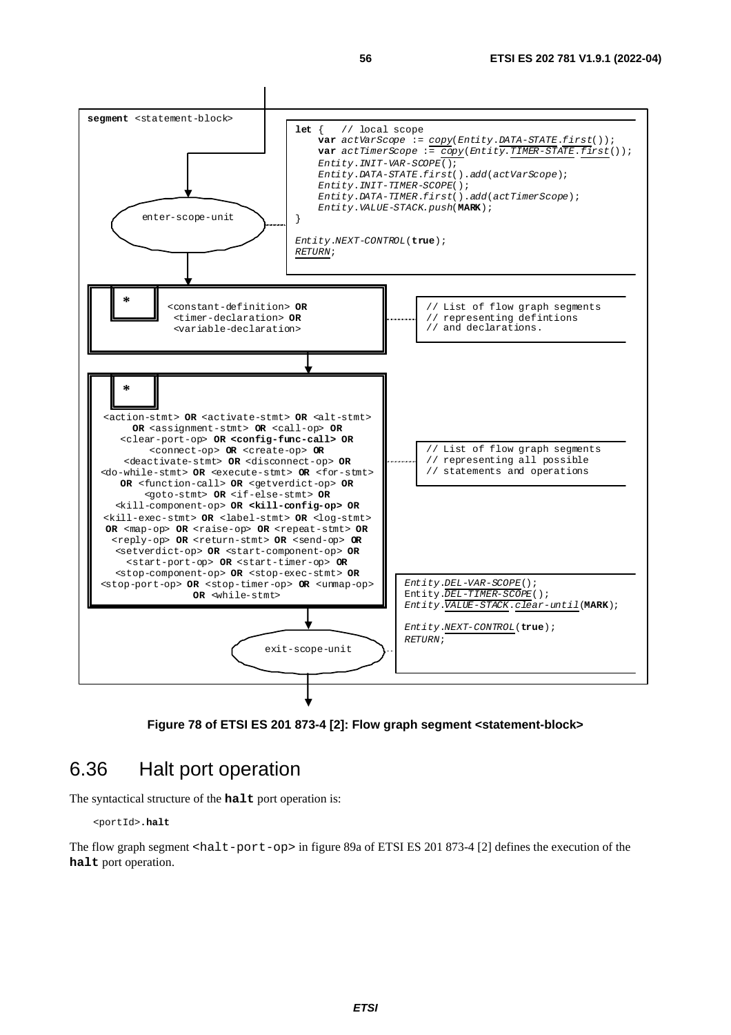```
segment <statement-block>

let {   // local scope
    var actVarScope := copy(Entity.DATA-STATE.first());
    var actTimerScope := copy(Entity.TIMER-STATE.first());
    Entity.INIT-VAR-SCOPE();
    Entity.DATA-STATE.first().add(actVarScope);
    Entity.INIT-TIMER-SCOPE();
    Entity.DATA-TIMER.first().add(actTimerScope);
    Entity.VALUE-STACK.push(MARK);
}

Entity.NEXT-CONTROL(true);
RETURN;

enter-scope-unit

*
<constant-definition> OR
<timer-declaration> OR
<variable-declaration>

// List of flow graph segments
// representing defintions
// and declarations.

*
<action-stmt> OR <activate-stmt> OR <alt-stmt>
OR <assignment-stmt> OR <call-op> OR
<clear-port-op> OR <config-func-call> OR
<connect-op> OR <create-op> OR
<deactivate-stmt> OR <disconnect-op> OR
<do-while-stmt> OR <execute-stmt> OR <for-stmt>
OR <function-call> OR <getverdict-op> OR
<goto-stmt> OR <if-else-stmt> OR
<kill-component-op> OR <kill-config-op> OR
<kill-exec-stmt> OR <label-stmt> OR <log-stmt>
OR <map-op> OR <raise-op> OR <repeat-stmt> OR
<reply-op> OR <return-stmt> OR <send-op> OR
<setverdict-op> OR <start-component-op> OR
<start-port-op> OR <start-timer-op> OR
<stop-component-op> OR <stop-exec-stmt> OR
<stop-port-op> OR <stop-timer-op> OR <unmap-op>
OR <while-stmt>

// List of flow graph segments
// representing all possible
// statements and operations

Entity.DEL-VAR-SCOPE();
Entity.DEL-TIMER-SCOPE();
Entity.VALUE-STACK.clear-until(MARK);

Entity.NEXT-CONTROL(true);
RETURN;

exit-scope-unit
```

**Figure 78 of ETSI ES 201 873-4 [2]: Flow graph segment <statement-block>**

## 6.36 Halt port operation

The syntactical structure of the **halt** port operation is:

```
<portId>.halt
```

The flow graph segment <halt-port-op> in figure 89a of ETSI ES 201 873-4 [2] defines the execution of the **halt** port operation.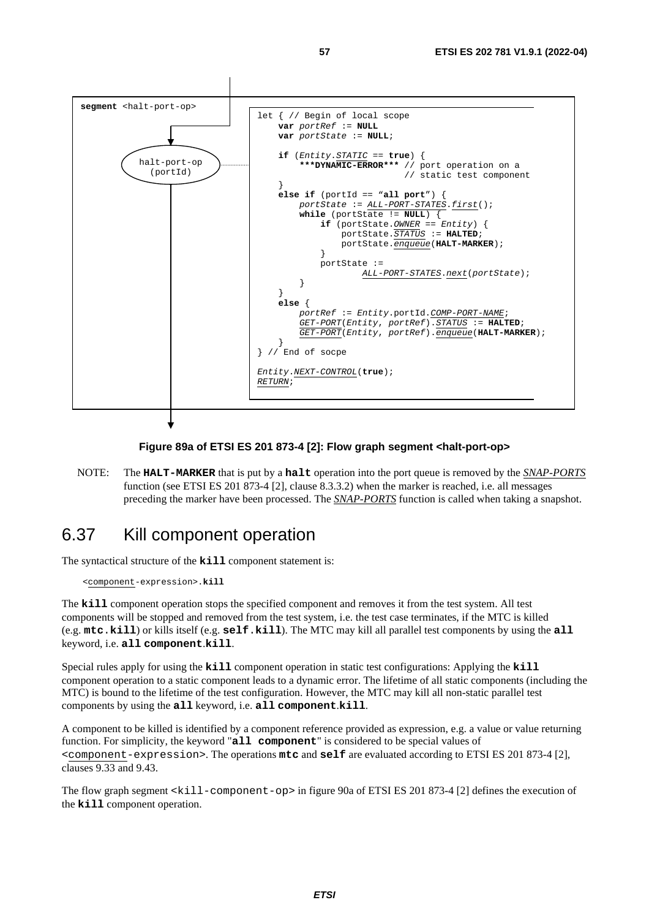segment <halt-port-op>

halt-port-op (portId)

```
let { // Begin of local scope
    var portRef := NULL
    var portState := NULL;

    if (Entity.STATIC == true) {
        ***DYNAMIC-ERROR*** // port operation on a
                            // static test component
    }
    else if (portId == "all port") {
        portState := ALL-PORT-STATES.first();
        while (portState != NULL) {
            if (portState.OWNER == Entity) {
                portState.STATUS := HALTED;
                portState.enqueue(HALT-MARKER);
            }
            portState :=
                    ALL-PORT-STATES.next(portState);
        }
    }
    else {
        portRef := Entity.portId.COMP-PORT-NAME;
        GET-PORT(Entity, portRef).STATUS := HALTED;
        GET-PORT(Entity, portRef).enqueue(HALT-MARKER);
    }
} // End of socpe

Entity.NEXT-CONTROL(true);
RETURN;
```

**Figure 89a of ETSI ES 201 873-4 [2]: Flow graph segment <halt-port-op>**

NOTE: The **HALT-MARKER** that is put by a **halt** operation into the port queue is removed by the *SNAP-PORTS* function (see ETSI ES 201 873-4 [2], clause 8.3.3.2) when the marker is reached, i.e. all messages preceding the marker have been processed. The *SNAP-PORTS* function is called when taking a snapshot.

## 6.37 Kill component operation

The syntactical structure of the **kill** component statement is:

```
<component-expression>.kill
```

The **kill** component operation stops the specified component and removes it from the test system. All test components will be stopped and removed from the test system, i.e. the test case terminates, if the MTC is killed (e.g. **mtc.kill**) or kills itself (e.g. **self.kill**). The MTC may kill all parallel test components by using the **all** keyword, i.e. **all component.kill**.

Special rules apply for using the **kill** component operation in static test configurations: Applying the **kill** component operation to a static component leads to a dynamic error. The lifetime of all static components (including the MTC) is bound to the lifetime of the test configuration. However, the MTC may kill all non-static parallel test components by using the **all** keyword, i.e. **all component.kill**.

A component to be killed is identified by a component reference provided as expression, e.g. a value or value returning function. For simplicity, the keyword "**all component**" is considered to be special values of <component-expression>. The operations **mtc** and **self** are evaluated according to ETSI ES 201 873-4 [2], clauses 9.33 and 9.43.

The flow graph segment <kill-component-op> in figure 90a of ETSI ES 201 873-4 [2] defines the execution of the **kill** component operation.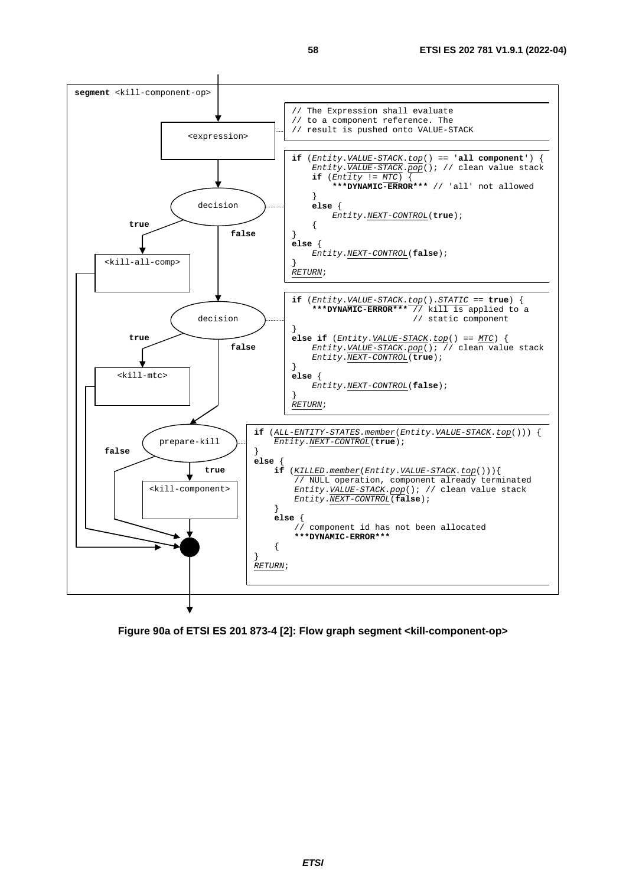**segment** <kill-component-op>

<expression>

```
// The Expression shall evaluate
// to a component reference. The
// result is pushed onto VALUE-STACK
```

decision

```
if (Entity.VALUE-STACK.top() == 'all component') {
    Entity.VALUE-STACK.pop(); // clean value stack
    if (Entity != MTC) {
        ***DYNAMIC-ERROR*** // 'all' not allowed
    }
    else {
        Entity.NEXT-CONTROL(true);
    {
}
else {
    Entity.NEXT-CONTROL(false);
}
RETURN;
```

true → <kill-all-comp>

false

decision

```
if (Entity.VALUE-STACK.top().STATIC == true) {
    ***DYNAMIC-ERROR*** // kill is applied to a
                        // static component
}
else if (Entity.VALUE-STACK.top() == MTC) {
    Entity.VALUE-STACK.pop(); // clean value stack
    Entity.NEXT-CONTROL(true);
}
else {
    Entity.NEXT-CONTROL(false);
}
RETURN;
```

true → <kill-mtc>

false

prepare-kill

```
if (ALL-ENTITY-STATES.member(Entity.VALUE-STACK.top())) {
    Entity.NEXT-CONTROL(true);
}
else {
    if (KILLED.member(Entity.VALUE-STACK.top())){
        // NULL operation, component already terminated
        Entity.VALUE-STACK.pop(); // clean value stack
        Entity.NEXT-CONTROL(false);
    }
    else {
        // component id has not been allocated
        ***DYNAMIC-ERROR***
    {
}
RETURN;
```

true → <kill-component>

false

**Figure 90a of ETSI ES 201 873-4 [2]: Flow graph segment <kill-component-op>**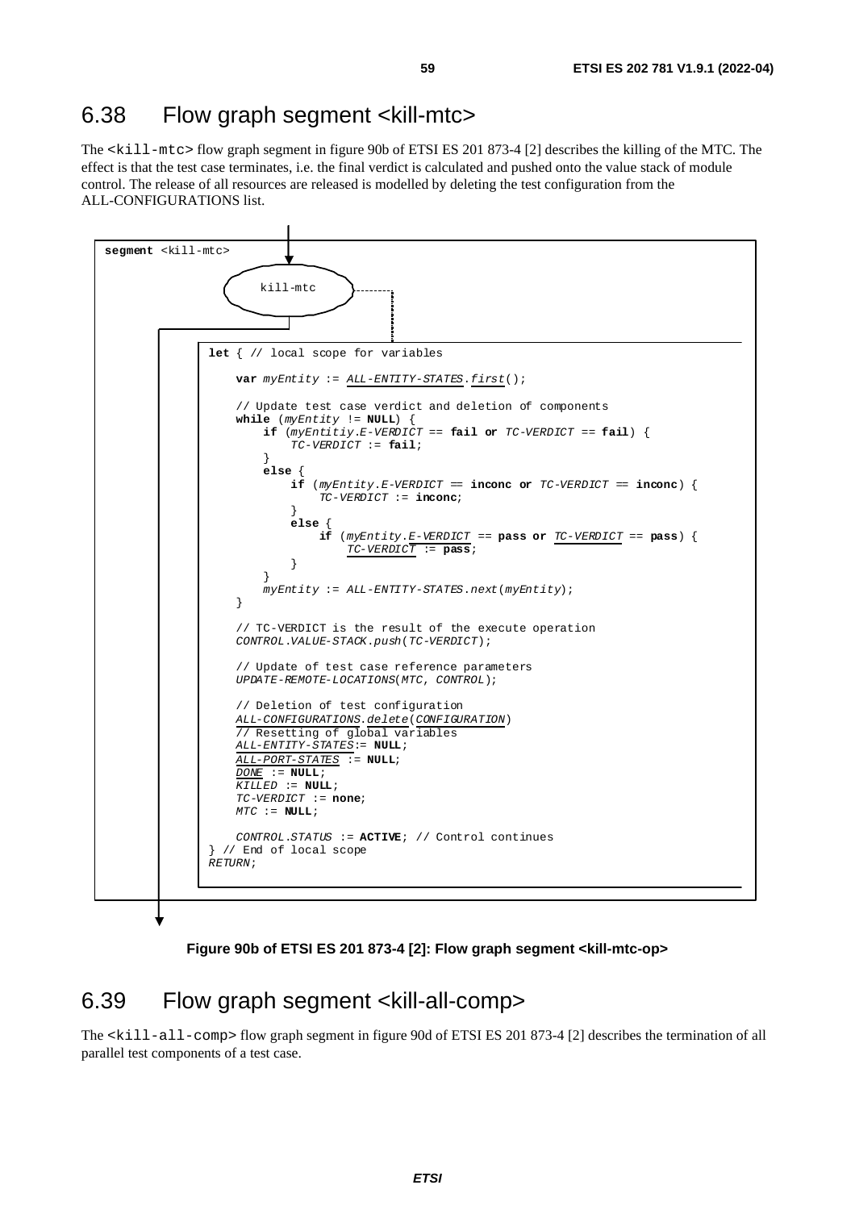## 6.38 Flow graph segment <kill-mtc>

The <kill-mtc> flow graph segment in figure 90b of ETSI ES 201 873-4 [2] describes the killing of the MTC. The effect is that the test case terminates, i.e. the final verdict is calculated and pushed onto the value stack of module control. The release of all resources are released is modelled by deleting the test configuration from the ALL-CONFIGURATIONS list.

```
segment <kill-mtc>

    kill-mtc

let { // local scope for variables

    var myEntity := ALL-ENTITY-STATES.first();

    // Update test case verdict and deletion of components
    while (myEntity != NULL) {
        if (myEntitiy.E-VERDICT == fail or TC-VERDICT == fail) {
            TC-VERDICT := fail;
        }
        else {
            if (myEntity.E-VERDICT == inconc or TC-VERDICT == inconc) {
                TC-VERDICT := inconc;
            }
            else {
                if (myEntity.E-VERDICT == pass or TC-VERDICT == pass) {
                    TC-VERDICT := pass;
            }
        }
        myEntity := ALL-ENTITY-STATES.next(myEntity);
    }

    // TC-VERDICT is the result of the execute operation
    CONTROL.VALUE-STACK.push(TC-VERDICT);

    // Update of test case reference parameters
    UPDATE-REMOTE-LOCATIONS(MTC, CONTROL);

    // Deletion of test configuration
    ALL-CONFIGURATIONS.delete(CONFIGURATION)
    // Resetting of global variables
    ALL-ENTITY-STATES:= NULL;
    ALL-PORT-STATES := NULL;
    DONE := NULL;
    KILLED := NULL;
    TC-VERDICT := none;
    MTC := NULL;

    CONTROL.STATUS := ACTIVE; // Control continues
} // End of local scope
RETURN;
```

**Figure 90b of ETSI ES 201 873-4 [2]: Flow graph segment <kill-mtc-op>**

## 6.39 Flow graph segment <kill-all-comp>

The <kill-all-comp> flow graph segment in figure 90d of ETSI ES 201 873-4 [2] describes the termination of all parallel test components of a test case.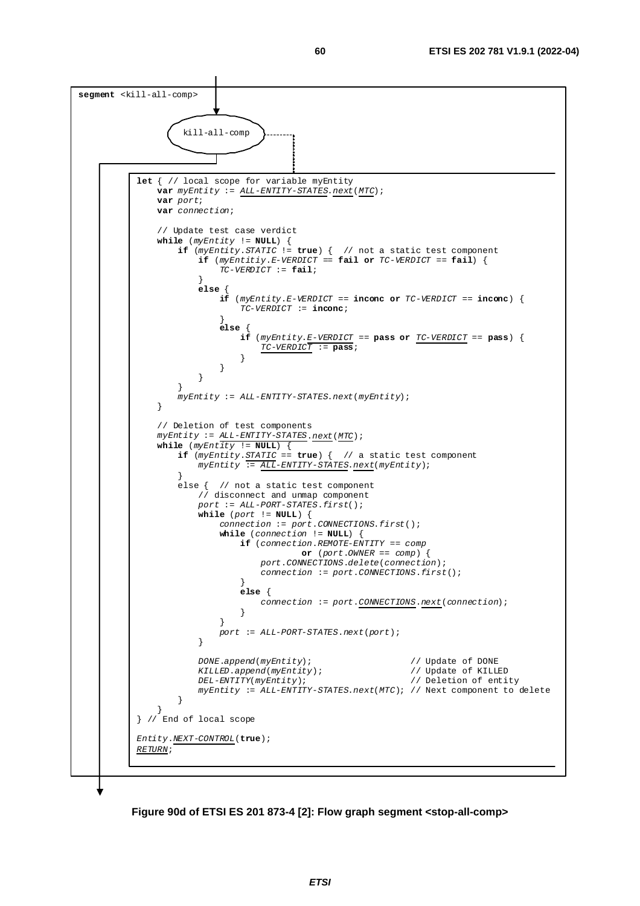```
segment <kill-all-comp>

kill-all-comp

let { // local scope for variable myEntity
    var myEntity := ALL-ENTITY-STATES.next(MTC);
    var port;
    var connection;

    // Update test case verdict
    while (myEntity != NULL) {
        if (myEntity.STATIC != true) {  // not a static test component
            if (myEntitiy.E-VERDICT == fail or TC-VERDICT == fail) {
                TC-VERDICT := fail;
            }
            else {
                if (myEntity.E-VERDICT == inconc or TC-VERDICT == inconc) {
                    TC-VERDICT := inconc;
                }
                else {
                    if (myEntity.E-VERDICT == pass or TC-VERDICT == pass) {
                        TC-VERDICT := pass;
                    }
                }
            }
        }
        myEntity := ALL-ENTITY-STATES.next(myEntity);
    }

    // Deletion of test components
    myEntity := ALL-ENTITY-STATES.next(MTC);
    while (myEntity != NULL) {
        if (myEntity.STATIC == true) {  // a static test component
            myEntity := ALL-ENTITY-STATES.next(myEntity);
        }
        else {  // not a static test component
            // disconnect and unmap component
            port := ALL-PORT-STATES.first();
            while (port != NULL) {
                connection := port.CONNECTIONS.first();
                while (connection != NULL) {
                    if (connection.REMOTE-ENTITY == comp
                            or (port.OWNER == comp) {
                        port.CONNECTIONS.delete(connection);
                        connection := port.CONNECTIONS.first();
                    }
                    else {
                        connection := port.CONNECTIONS.next(connection);
                    }
                }
                port := ALL-PORT-STATES.next(port);
            }

            DONE.append(myEntity);                    // Update of DONE
            KILLED.append(myEntity);                  // Update of KILLED
            DEL-ENTITY(myEntity);                     // Deletion of entity
            myEntity := ALL-ENTITY-STATES.next(MTC); // Next component to delete
        }
    }
} // End of local scope

Entity.NEXT-CONTROL(true);
RETURN;
```

**Figure 90d of ETSI ES 201 873-4 [2]: Flow graph segment <stop-all-comp>**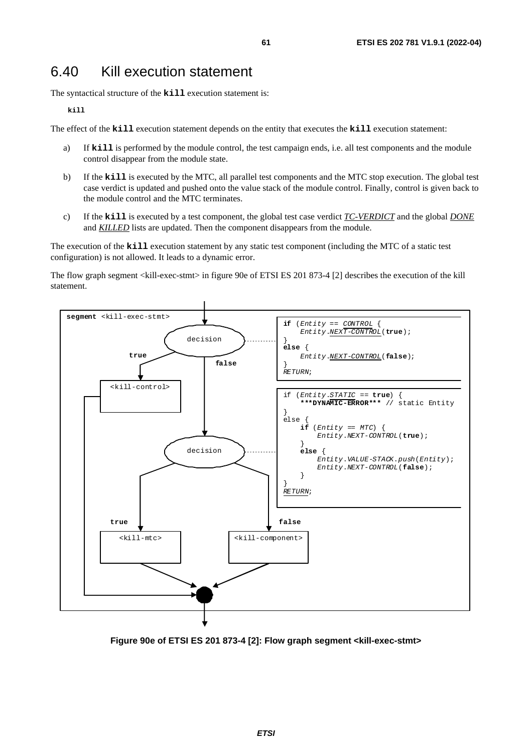## 6.40 Kill execution statement

The syntactical structure of the **kill** execution statement is:

```
kill
```

The effect of the **kill** execution statement depends on the entity that executes the **kill** execution statement:

a) If **kill** is performed by the module control, the test campaign ends, i.e. all test components and the module control disappear from the module state.

b) If the **kill** is executed by the MTC, all parallel test components and the MTC stop execution. The global test case verdict is updated and pushed onto the value stack of the module control. Finally, control is given back to the module control and the MTC terminates.

c) If the **kill** is executed by a test component, the global test case verdict *TC-VERDICT* and the global *DONE* and *KILLED* lists are updated. Then the component disappears from the module.

The execution of the **kill** execution statement by any static test component (including the MTC of a static test configuration) is not allowed. It leads to a dynamic error.

The flow graph segment <kill-exec-stmt> in figure 90e of ETSI ES 201 873-4 [2] describes the execution of the kill statement.

```
segment <kill-exec-stmt>

decision (true -> <kill-control>, false -> decision):
if (Entity == CONTROL {
    Entity.NEXT-CONTROL(true);
}
else {
    Entity.NEXT-CONTROL(false);
}
RETURN;

decision (true -> <kill-mtc>, false -> <kill-component>):
if (Entity.STATIC == true) {
    ***DYNAMIC-ERROR*** // static Entity
}
else {
    if (Entity == MTC) {
        Entity.NEXT-CONTROL(true);
    }
    else {
        Entity.VALUE-STACK.push(Entity);
        Entity.NEXT-CONTROL(false);
    }
}
RETURN;
```

**Figure 90e of ETSI ES 201 873-4 [2]: Flow graph segment <kill-exec-stmt>**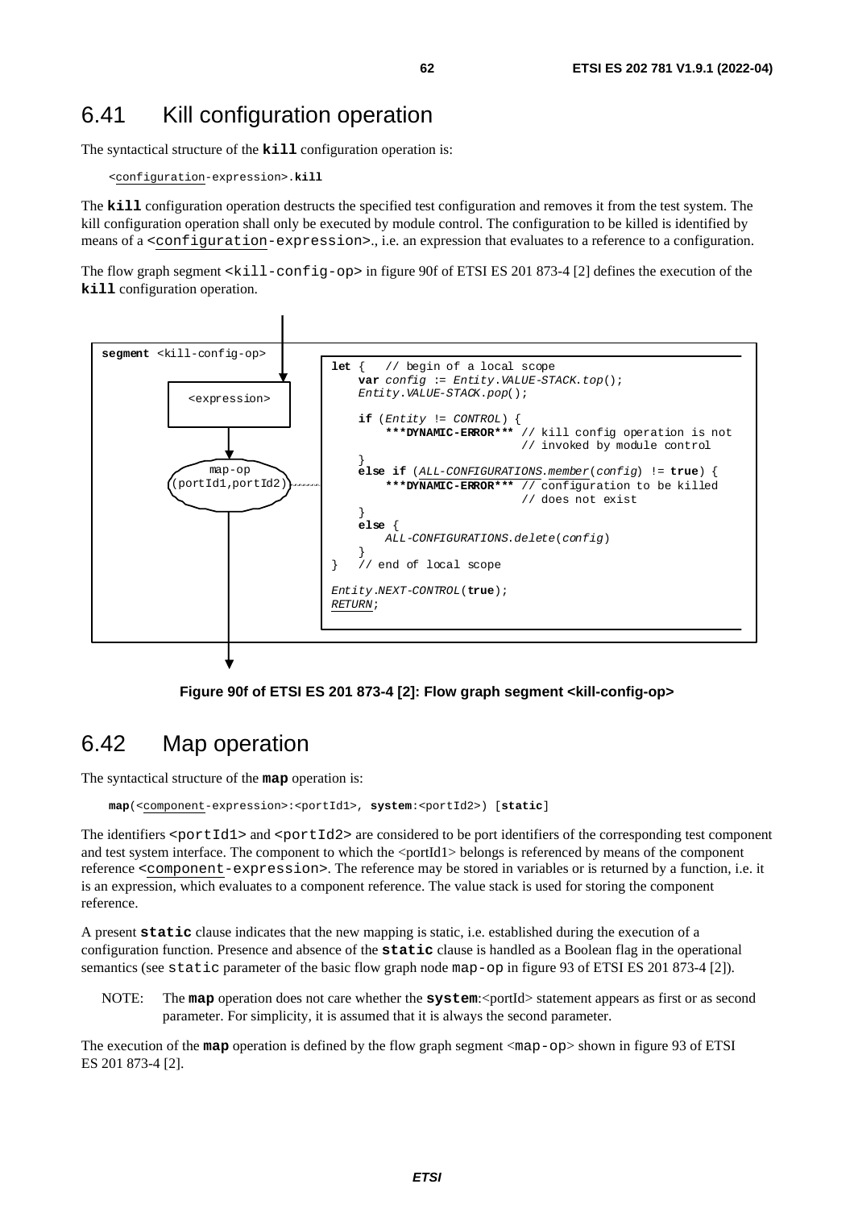## 6.41 Kill configuration operation

The syntactical structure of the **kill** configuration operation is:

```
<configuration-expression>.kill
```

The **kill** configuration operation destructs the specified test configuration and removes it from the test system. The kill configuration operation shall only be executed by module control. The configuration to be killed is identified by means of a <configuration-expression>., i.e. an expression that evaluates to a reference to a configuration.

The flow graph segment <kill-config-op> in figure 90f of ETSI ES 201 873-4 [2] defines the execution of the **kill** configuration operation.

```
segment <kill-config-op>

    <expression>
         |
    map-op
 (portId1,portId2)
         |

let {   // begin of a local scope
    var config := Entity.VALUE-STACK.top();
    Entity.VALUE-STACK.pop();

    if (Entity != CONTROL) {
        ***DYNAMIC-ERROR*** // kill config operation is not
                            // invoked by module control
    }
    else if (ALL-CONFIGURATIONS.member(config) != true) {
        ***DYNAMIC-ERROR*** // configuration to be killed
                            // does not exist
    }
    else {
        ALL-CONFIGURATIONS.delete(config)
    }
}   // end of local scope

Entity.NEXT-CONTROL(true);
RETURN;
```

**Figure 90f of ETSI ES 201 873-4 [2]: Flow graph segment <kill-config-op>**

## 6.42 Map operation

The syntactical structure of the **map** operation is:

```
map(<component-expression>:<portId1>, system:<portId2>) [static]
```

The identifiers <portId1> and <portId2> are considered to be port identifiers of the corresponding test component and test system interface. The component to which the <portId1> belongs is referenced by means of the component reference <component-expression>. The reference may be stored in variables or is returned by a function, i.e. it is an expression, which evaluates to a component reference. The value stack is used for storing the component reference.

A present **static** clause indicates that the new mapping is static, i.e. established during the execution of a configuration function. Presence and absence of the **static** clause is handled as a Boolean flag in the operational semantics (see static parameter of the basic flow graph node map-op in figure 93 of ETSI ES 201 873-4 [2]).

NOTE: The **map** operation does not care whether the **system**:<portId> statement appears as first or as second parameter. For simplicity, it is assumed that it is always the second parameter.

The execution of the **map** operation is defined by the flow graph segment <map-op> shown in figure 93 of ETSI ES 201 873-4 [2].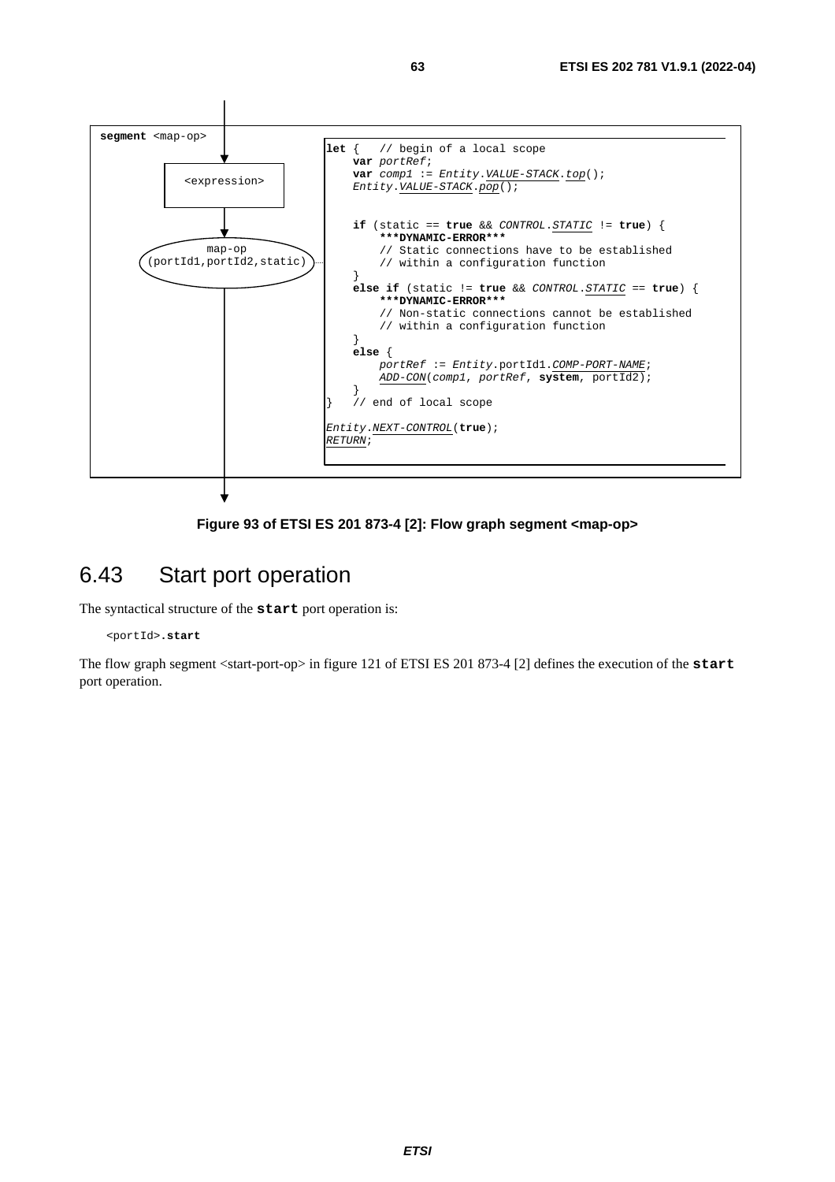```
segment <map-op>

    <expression>

    map-op
    (portId1,portId2,static)

let {   // begin of a local scope
    var portRef;
    var comp1 := Entity.VALUE-STACK.top();
    Entity.VALUE-STACK.pop();

    if (static == true && CONTROL.STATIC != true) {
        ***DYNAMIC-ERROR***
        // Static connections have to be established
        // within a configuration function
    }
    else if (static != true && CONTROL.STATIC == true) {
        ***DYNAMIC-ERROR***
        // Non-static connections cannot be established
        // within a configuration function
    }
    else {
        portRef := Entity.portId1.COMP-PORT-NAME;
        ADD-CON(comp1, portRef, system, portId2);
    }
}   // end of local scope

Entity.NEXT-CONTROL(true);
RETURN;
```

**Figure 93 of ETSI ES 201 873-4 [2]: Flow graph segment <map-op>**

## 6.43 Start port operation

The syntactical structure of the **start** port operation is:

```
<portId>.start
```

The flow graph segment <start-port-op> in figure 121 of ETSI ES 201 873-4 [2] defines the execution of the **start** port operation.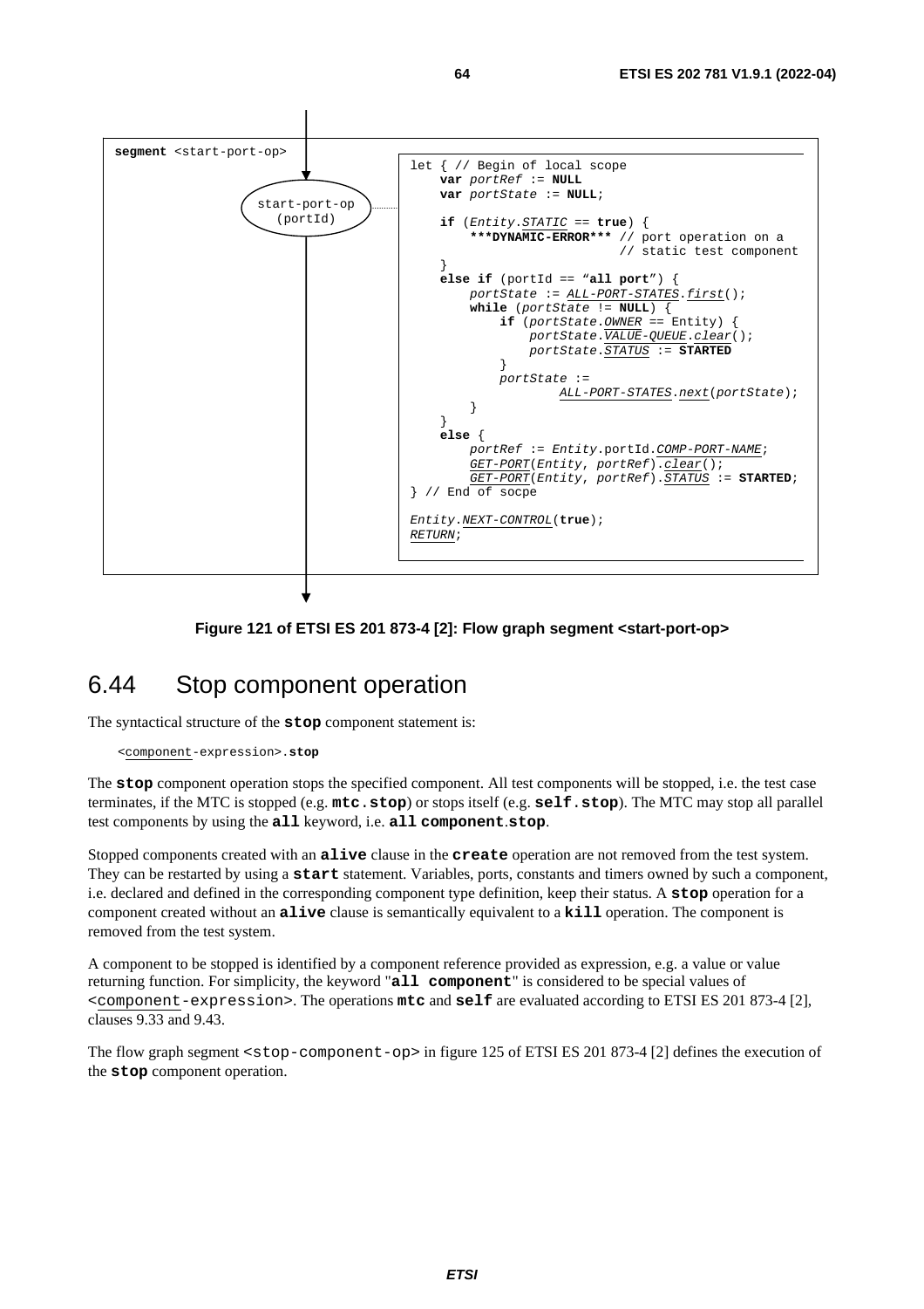```
segment <start-port-op>

start-port-op
(portId)

let { // Begin of local scope
    var portRef := NULL
    var portState := NULL;

    if (Entity.STATIC == true) {
        ***DYNAMIC-ERROR*** // port operation on a
                            // static test component
    }
    else if (portId == "all port") {
        portState := ALL-PORT-STATES.first();
        while (portState != NULL) {
            if (portState.OWNER == Entity) {
                portState.VALUE-QUEUE.clear();
                portState.STATUS := STARTED
            }
            portState :=
                    ALL-PORT-STATES.next(portState);
        }
    }
    else {
        portRef := Entity.portId.COMP-PORT-NAME;
        GET-PORT(Entity, portRef).clear();
        GET-PORT(Entity, portRef).STATUS := STARTED;
} // End of socpe

Entity.NEXT-CONTROL(true);
RETURN;
```

**Figure 121 of ETSI ES 201 873-4 [2]: Flow graph segment <start-port-op>**

## 6.44 Stop component operation

The syntactical structure of the **stop** component statement is:

```
<component-expression>.stop
```

The **stop** component operation stops the specified component. All test components will be stopped, i.e. the test case terminates, if the MTC is stopped (e.g. **mtc.stop**) or stops itself (e.g. **self.stop**). The MTC may stop all parallel test components by using the **all** keyword, i.e. **all component.stop**.

Stopped components created with an **alive** clause in the **create** operation are not removed from the test system. They can be restarted by using a **start** statement. Variables, ports, constants and timers owned by such a component, i.e. declared and defined in the corresponding component type definition, keep their status. A **stop** operation for a component created without an **alive** clause is semantically equivalent to a **kill** operation. The component is removed from the test system.

A component to be stopped is identified by a component reference provided as expression, e.g. a value or value returning function. For simplicity, the keyword "**all component**" is considered to be special values of <component-expression>. The operations **mtc** and **self** are evaluated according to ETSI ES 201 873-4 [2], clauses 9.33 and 9.43.

The flow graph segment <stop-component-op> in figure 125 of ETSI ES 201 873-4 [2] defines the execution of the **stop** component operation.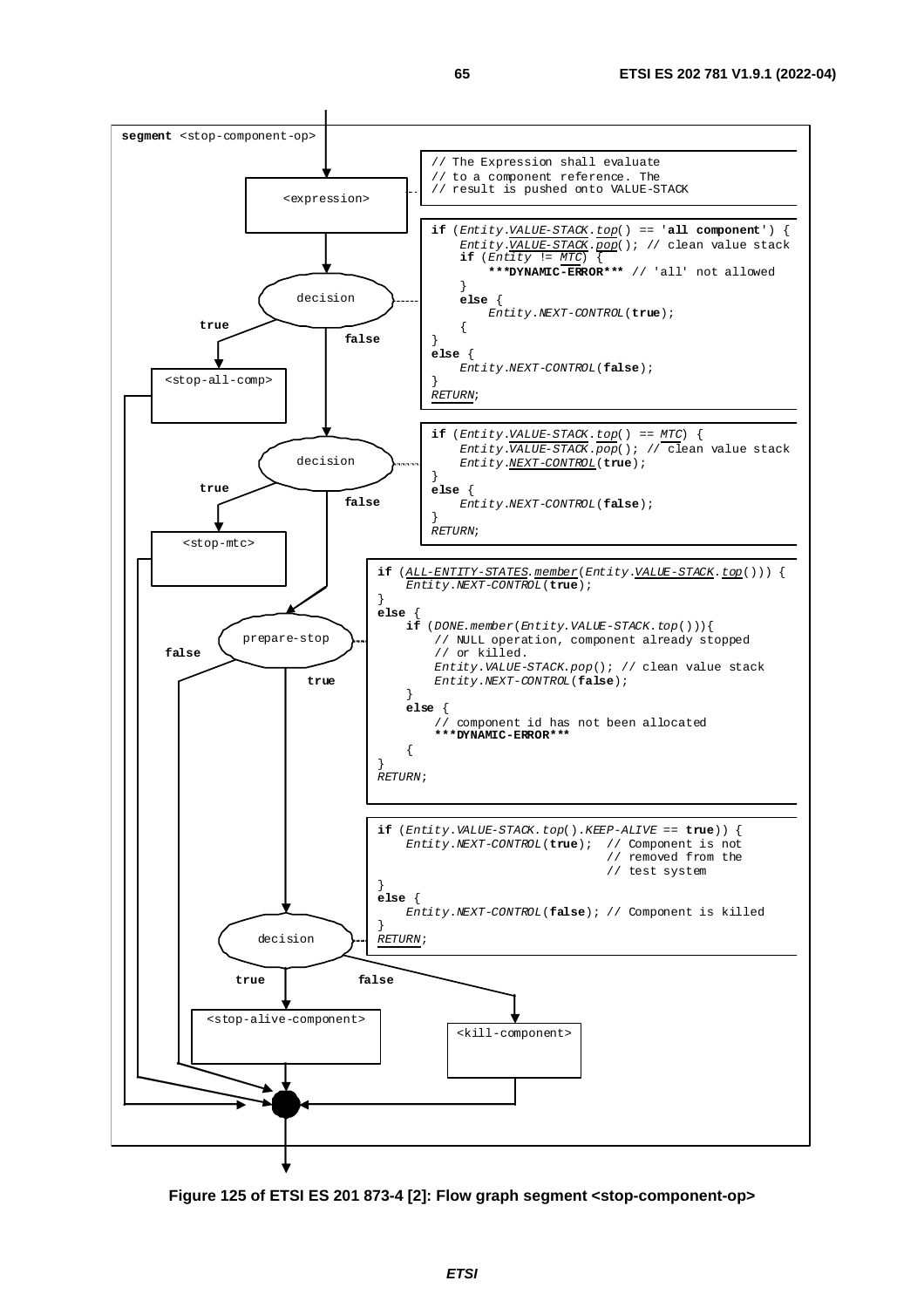**segment** <stop-component-op>

<expression>

```
// The Expression shall evaluate
// to a component reference. The
// result is pushed onto VALUE-STACK
```

decision

```
if (Entity.VALUE-STACK.top() == 'all component') {
    Entity.VALUE-STACK.pop(); // clean value stack
    if (Entity != MTC) {
        ***DYNAMIC-ERROR*** // 'all' not allowed
    }
    else {
        Entity.NEXT-CONTROL(true);
    {
}
else {
    Entity.NEXT-CONTROL(false);
}
RETURN;
```

true → <stop-all-comp>

false →

decision

```
if (Entity.VALUE-STACK.top() == MTC) {
    Entity.VALUE-STACK.pop(); // clean value stack
    Entity.NEXT-CONTROL(true);
}
else {
    Entity.NEXT-CONTROL(false);
}
RETURN;
```

true → <stop-mtc>

false →

prepare-stop

```
if (ALL-ENTITY-STATES.member(Entity.VALUE-STACK.top())) {
    Entity.NEXT-CONTROL(true);
}
else {
    if (DONE.member(Entity.VALUE-STACK.top())){
        // NULL operation, component already stopped
        // or killed.
        Entity.VALUE-STACK.pop(); // clean value stack
        Entity.NEXT-CONTROL(false);
    }
    else {
        // component id has not been allocated
        ***DYNAMIC-ERROR***
    {
}
RETURN;
```

false →

true →

decision

```
if (Entity.VALUE-STACK.top().KEEP-ALIVE == true)) {
    Entity.NEXT-CONTROL(true);  // Component is not
                                // removed from the
                                // test system
}
else {
    Entity.NEXT-CONTROL(false); // Component is killed
}
RETURN;
```

true → <stop-alive-component>

false → <kill-component>

**Figure 125 of ETSI ES 201 873-4 [2]: Flow graph segment <stop-component-op>**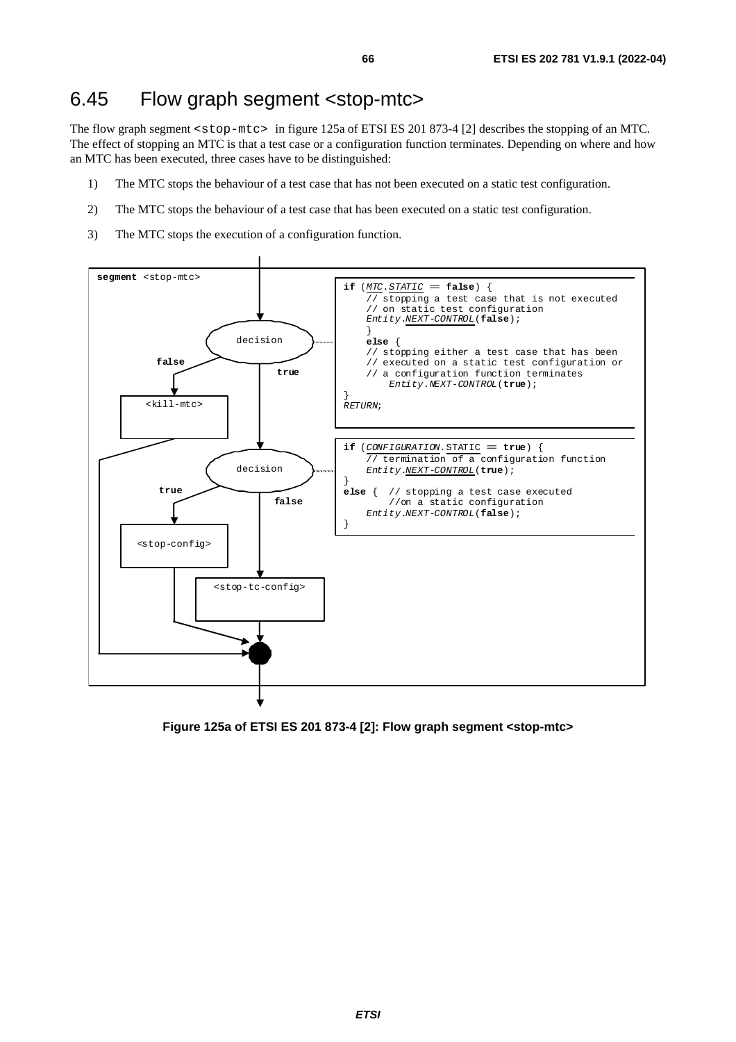## 6.45 Flow graph segment <stop-mtc>

The flow graph segment `<stop-mtc>` in figure 125a of ETSI ES 201 873-4 [2] describes the stopping of an MTC. The effect of stopping an MTC is that a test case or a configuration function terminates. Depending on where and how an MTC has been executed, three cases have to be distinguished:

1) The MTC stops the behaviour of a test case that has not been executed on a static test configuration.

2) The MTC stops the behaviour of a test case that has been executed on a static test configuration.

3) The MTC stops the execution of a configuration function.

```
segment <stop-mtc>

if (MTC.STATIC == false) {
    // stopping a test case that is not executed
    // on static test configuration
    Entity.NEXT-CONTROL(false);
    }
    else {
    // stopping either a test case that has been
    // executed on a static test configuration or
    // a configuration function terminates
        Entity.NEXT-CONTROL(true);
}
RETURN;

if (CONFIGURATION.STATIC == true) {
    // termination of a configuration function
    Entity.NEXT-CONTROL(true);
}
else {  // stopping a test case executed
        //on a static configuration
    Entity.NEXT-CONTROL(false);
}
```

decision: false → <kill-mtc>; true → decision: true → <stop-config>; false → <stop-tc-config>

**Figure 125a of ETSI ES 201 873-4 [2]: Flow graph segment <stop-mtc>**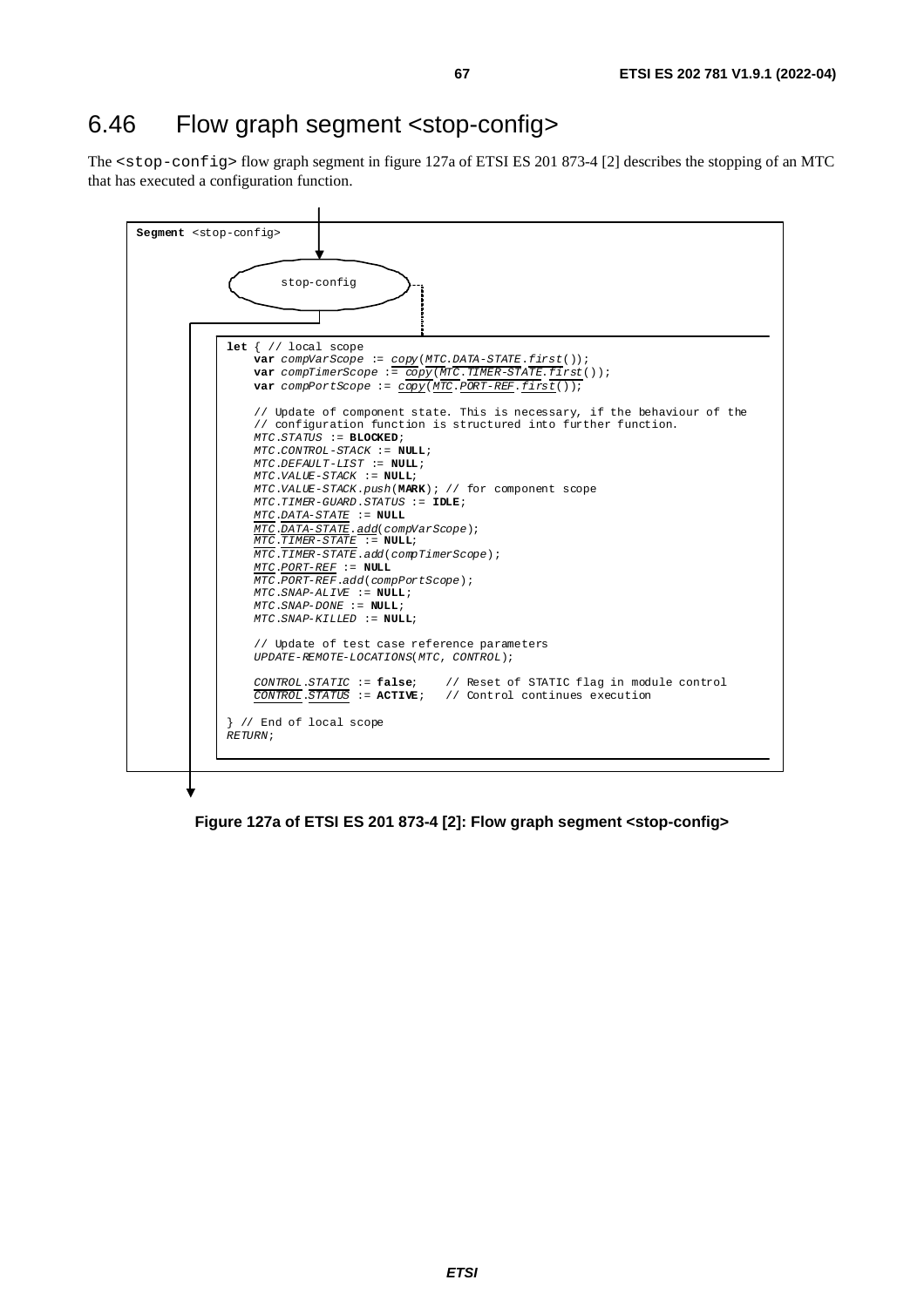## 6.46 Flow graph segment <stop-config>

The `<stop-config>` flow graph segment in figure 127a of ETSI ES 201 873-4 [2] describes the stopping of an MTC that has executed a configuration function.

```
Segment <stop-config>

stop-config

let { // local scope
    var compVarScope := copy(MTC.DATA-STATE.first());
    var compTimerScope := copy(MTC.TIMER-STATE.first());
    var compPortScope := copy(MTC.PORT-REF.first());

    // Update of component state. This is necessary, if the behaviour of the
    // configuration function is structured into further function.
    MTC.STATUS := BLOCKED;
    MTC.CONTROL-STACK := NULL;
    MTC.DEFAULT-LIST := NULL;
    MTC.VALUE-STACK := NULL;
    MTC.VALUE-STACK.push(MARK); // for component scope
    MTC.TIMER-GUARD.STATUS := IDLE;
    MTC.DATA-STATE := NULL
    MTC.DATA-STATE.add(compVarScope);
    MTC.TIMER-STATE := NULL;
    MTC.TIMER-STATE.add(compTimerScope);
    MTC.PORT-REF := NULL
    MTC.PORT-REF.add(compPortScope);
    MTC.SNAP-ALIVE := NULL;
    MTC.SNAP-DONE := NULL;
    MTC.SNAP-KILLED := NULL;

    // Update of test case reference parameters
    UPDATE-REMOTE-LOCATIONS(MTC, CONTROL);

    CONTROL.STATIC := false;    // Reset of STATIC flag in module control
    CONTROL.STATUS := ACTIVE;   // Control continues execution

} // End of local scope
RETURN;
```

**Figure 127a of ETSI ES 201 873-4 [2]: Flow graph segment <stop-config>**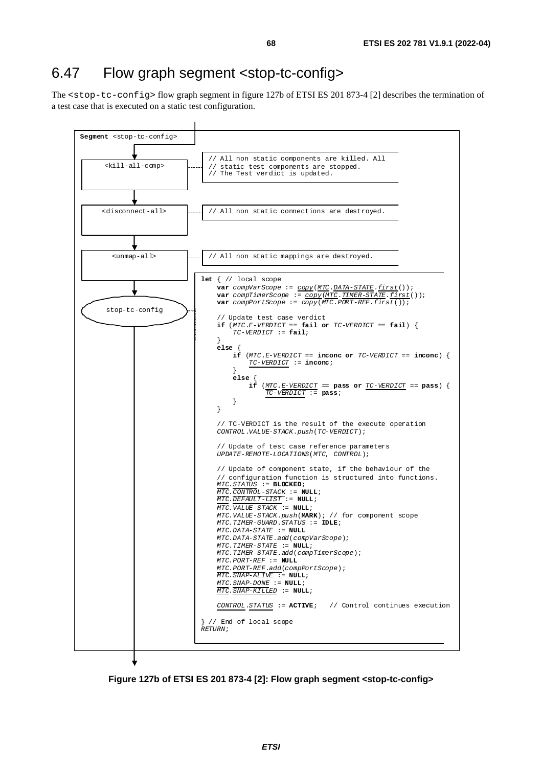## 6.47 Flow graph segment <stop-tc-config>

The `<stop-tc-config>` flow graph segment in figure 127b of ETSI ES 201 873-4 [2] describes the termination of a test case that is executed on a static test configuration.

```
Segment <stop-tc-config>

<kill-all-comp>      // All non static components are killed. All
                     // static test components are stopped.
                     // The Test verdict is updated.

<disconnect-all>     // All non static connections are destroyed.

<unmap-all>          // All non static mappings are destroyed.

stop-tc-config

let { // local scope
    var compVarScope := copy(MTC.DATA-STATE.first());
    var compTimerScope := copy(MTC.TIMER-STATE.first());
    var compPortScope := copy(MTC.PORT-REF.first());

    // Update test case verdict
    if (MTC.E-VERDICT == fail or TC-VERDICT == fail) {
        TC-VERDICT := fail;
    }
    else {
        if (MTC.E-VERDICT == inconc or TC-VERDICT == inconc) {
            TC-VERDICT := inconc;
        }
        else {
            if (MTC.E-VERDICT == pass or TC-VERDICT == pass) {
                TC-VERDICT := pass;
            }
        }
    }

    // TC-VERDICT is the result of the execute operation
    CONTROL.VALUE-STACK.push(TC-VERDICT);

    // Update of test case reference parameters
    UPDATE-REMOTE-LOCATIONS(MTC, CONTROL);

    // Update of component state, if the behaviour of the
    // configuration function is structured into functions.
    MTC.STATUS := BLOCKED;
    MTC.CONTROL-STACK := NULL;
    MTC.DEFAULT-LIST := NULL;
    MTC.VALUE-STACK := NULL;
    MTC.VALUE-STACK.push(MARK); // for component scope
    MTC.TIMER-GUARD.STATUS := IDLE;
    MTC.DATA-STATE := NULL
    MTC.DATA-STATE.add(compVarScope);
    MTC.TIMER-STATE := NULL;
    MTC.TIMER-STATE.add(compTimerScope);
    MTC.PORT-REF := NULL
    MTC.PORT-REF.add(compPortScope);
    MTC.SNAP-ALIVE := NULL;
    MTC.SNAP-DONE := NULL;
    MTC.SNAP-KILLED := NULL;

    CONTROL.STATUS := ACTIVE;   // Control continues execution

} // End of local scope
RETURN;
```

**Figure 127b of ETSI ES 201 873-4 [2]: Flow graph segment <stop-tc-config>**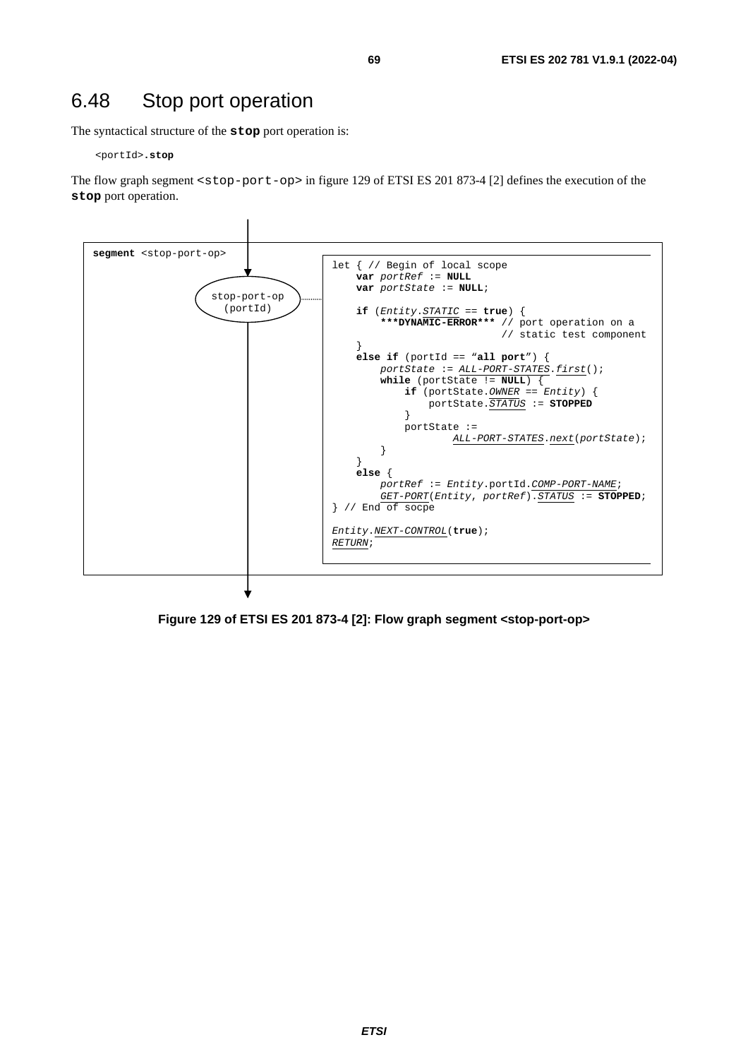# 6.48 Stop port operation

The syntactical structure of the **stop** port operation is:

```
<portId>.stop
```

The flow graph segment `<stop-port-op>` in figure 129 of ETSI ES 201 873-4 [2] defines the execution of the **stop** port operation.

```
segment <stop-port-op>

stop-port-op
(portId)

let { // Begin of local scope
    var portRef := NULL
    var portState := NULL;

    if (Entity.STATIC == true) {
        ***DYNAMIC-ERROR*** // port operation on a
                            // static test component
    }
    else if (portId == "all port") {
        portState := ALL-PORT-STATES.first();
        while (portState != NULL) {
            if (portState.OWNER == Entity) {
                portState.STATUS := STOPPED
            }
            portState :=
                    ALL-PORT-STATES.next(portState);
        }
    }
    else {
        portRef := Entity.portId.COMP-PORT-NAME;
        GET-PORT(Entity, portRef).STATUS := STOPPED;
} // End of socpe

Entity.NEXT-CONTROL(true);
RETURN;
```

**Figure 129 of ETSI ES 201 873-4 [2]: Flow graph segment <stop-port-op>**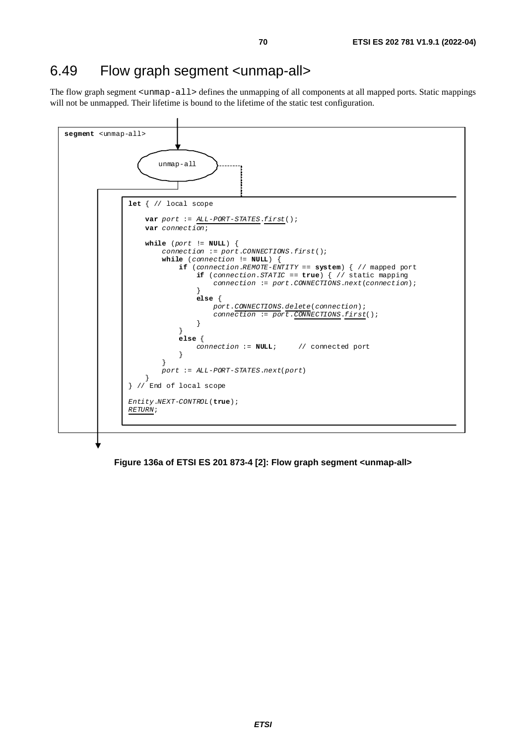## 6.49 Flow graph segment <unmap-all>

The flow graph segment `<unmap-all>` defines the unmapping of all components at all mapped ports. Static mappings will not be unmapped. Their lifetime is bound to the lifetime of the static test configuration.

```
segment <unmap-all>

        unmap-all

let { // local scope

    var port := ALL-PORT-STATES.first();
    var connection;

    while (port != NULL) {
        connection := port.CONNECTIONS.first();
        while (connection != NULL) {
            if (connection.REMOTE-ENTITY == system) { // mapped port
                if (connection.STATIC == true) { // static mapping
                    connection := port.CONNECTIONS.next(connection);
                }
                else {
                    port.CONNECTIONS.delete(connection);
                    connection := port.CONNECTIONS.first();
                }
            }
            else {
                connection := NULL;     // connected port
            }
        }
        port := ALL-PORT-STATES.next(port)
    }
} // End of local scope

Entity.NEXT-CONTROL(true);
RETURN;
```

**Figure 136a of ETSI ES 201 873-4 [2]: Flow graph segment <unmap-all>**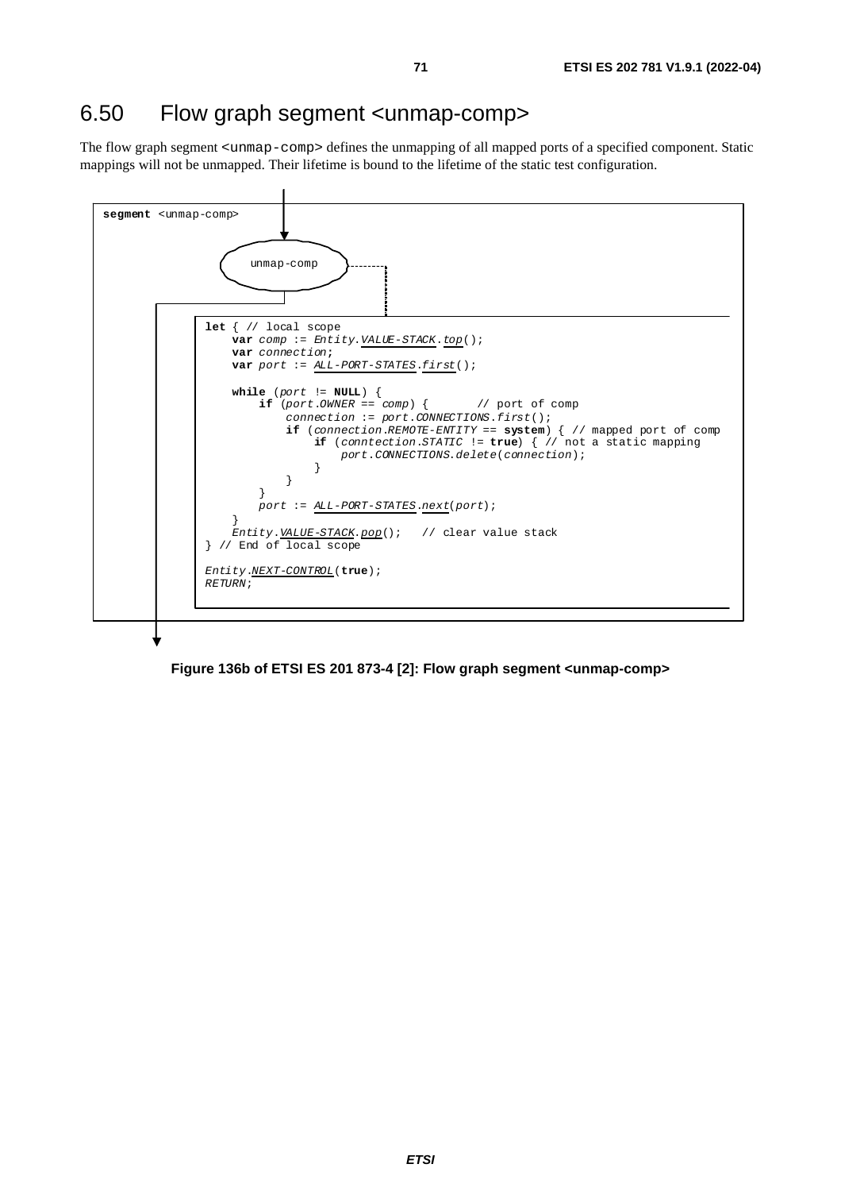## 6.50 Flow graph segment <unmap-comp>

The flow graph segment <unmap-comp> defines the unmapping of all mapped ports of a specified component. Static mappings will not be unmapped. Their lifetime is bound to the lifetime of the static test configuration.

```
segment <unmap-comp>

unmap-comp

let { // local scope
    var comp := Entity.VALUE-STACK.top();
    var connection;
    var port := ALL-PORT-STATES.first();

    while (port != NULL) {
        if (port.OWNER == comp) {       // port of comp
            connection := port.CONNECTIONS.first();
            if (connection.REMOTE-ENTITY == system) { // mapped port of comp
                if (conntection.STATIC != true) { // not a static mapping
                    port.CONNECTIONS.delete(connection);
                }
            }
        }
        port := ALL-PORT-STATES.next(port);
    }
    Entity.VALUE-STACK.pop();   // clear value stack
} // End of local scope

Entity.NEXT-CONTROL(true);
RETURN;
```

**Figure 136b of ETSI ES 201 873-4 [2]: Flow graph segment <unmap-comp>**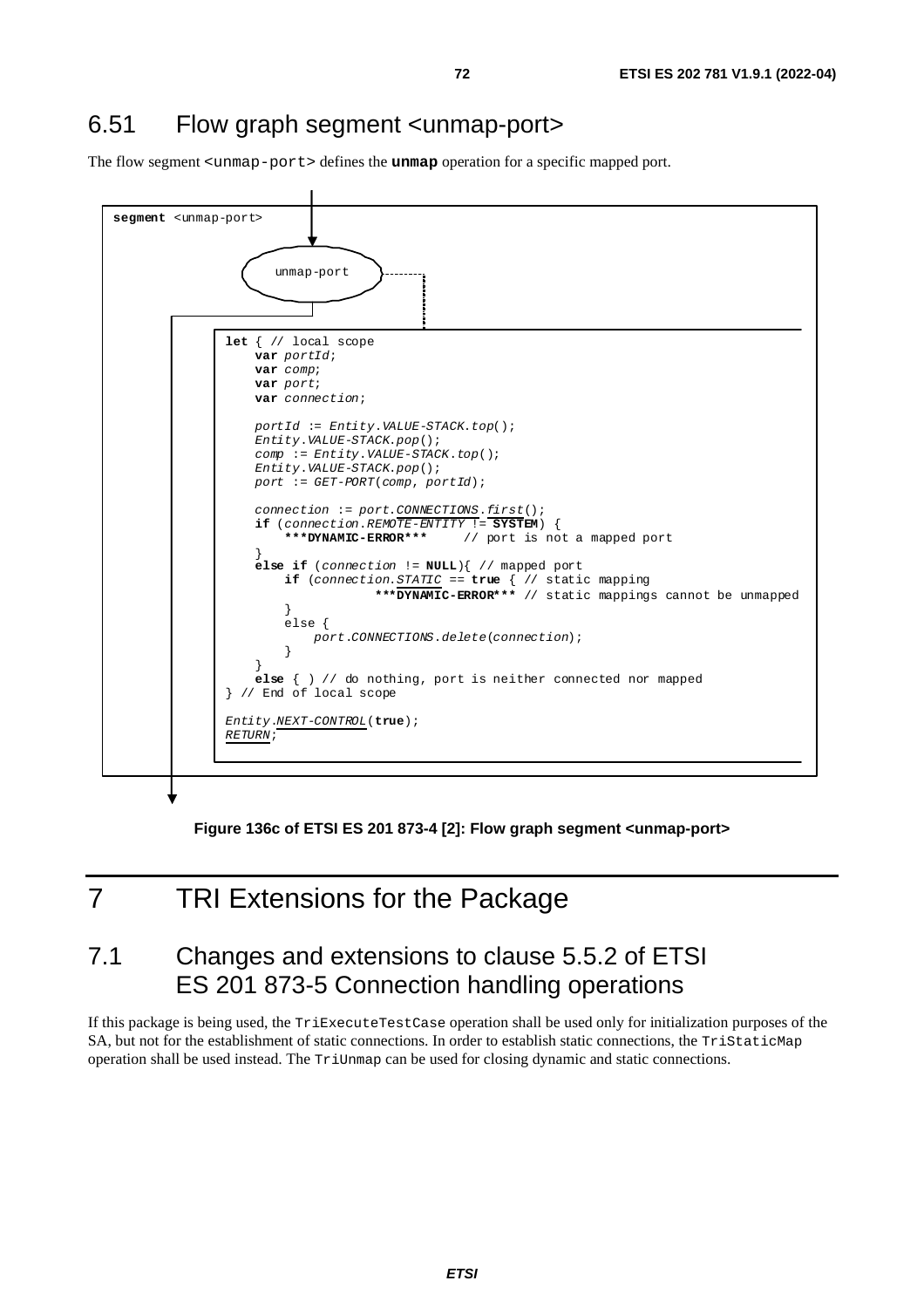## 6.51 Flow graph segment <unmap-port>

The flow segment `<unmap-port>` defines the **unmap** operation for a specific mapped port.

```
segment <unmap-port>

            unmap-port

let { // local scope
    var portId;
    var comp;
    var port;
    var connection;

    portId := Entity.VALUE-STACK.top();
    Entity.VALUE-STACK.pop();
    comp := Entity.VALUE-STACK.top();
    Entity.VALUE-STACK.pop();
    port := GET-PORT(comp, portId);

    connection := port.CONNECTIONS.first();
    if (connection.REMOTE-ENTITY != SYSTEM) {
        ***DYNAMIC-ERROR***     // port is not a mapped port
    }
    else if (connection != NULL){ // mapped port
        if (connection.STATIC == true { // static mapping
                    ***DYNAMIC-ERROR*** // static mappings cannot be unmapped
        }
        else {
            port.CONNECTIONS.delete(connection);
        }
    }
    else { ) // do nothing, port is neither connected nor mapped
} // End of local scope

Entity.NEXT-CONTROL(true);
RETURN;
```

**Figure 136c of ETSI ES 201 873-4 [2]: Flow graph segment <unmap-port>**

# 7 TRI Extensions for the Package

## 7.1 Changes and extensions to clause 5.5.2 of ETSI ES 201 873-5 Connection handling operations

If this package is being used, the `TriExecuteTestCase` operation shall be used only for initialization purposes of the SA, but not for the establishment of static connections. In order to establish static connections, the `TriStaticMap` operation shall be used instead. The `TriUnmap` can be used for closing dynamic and static connections.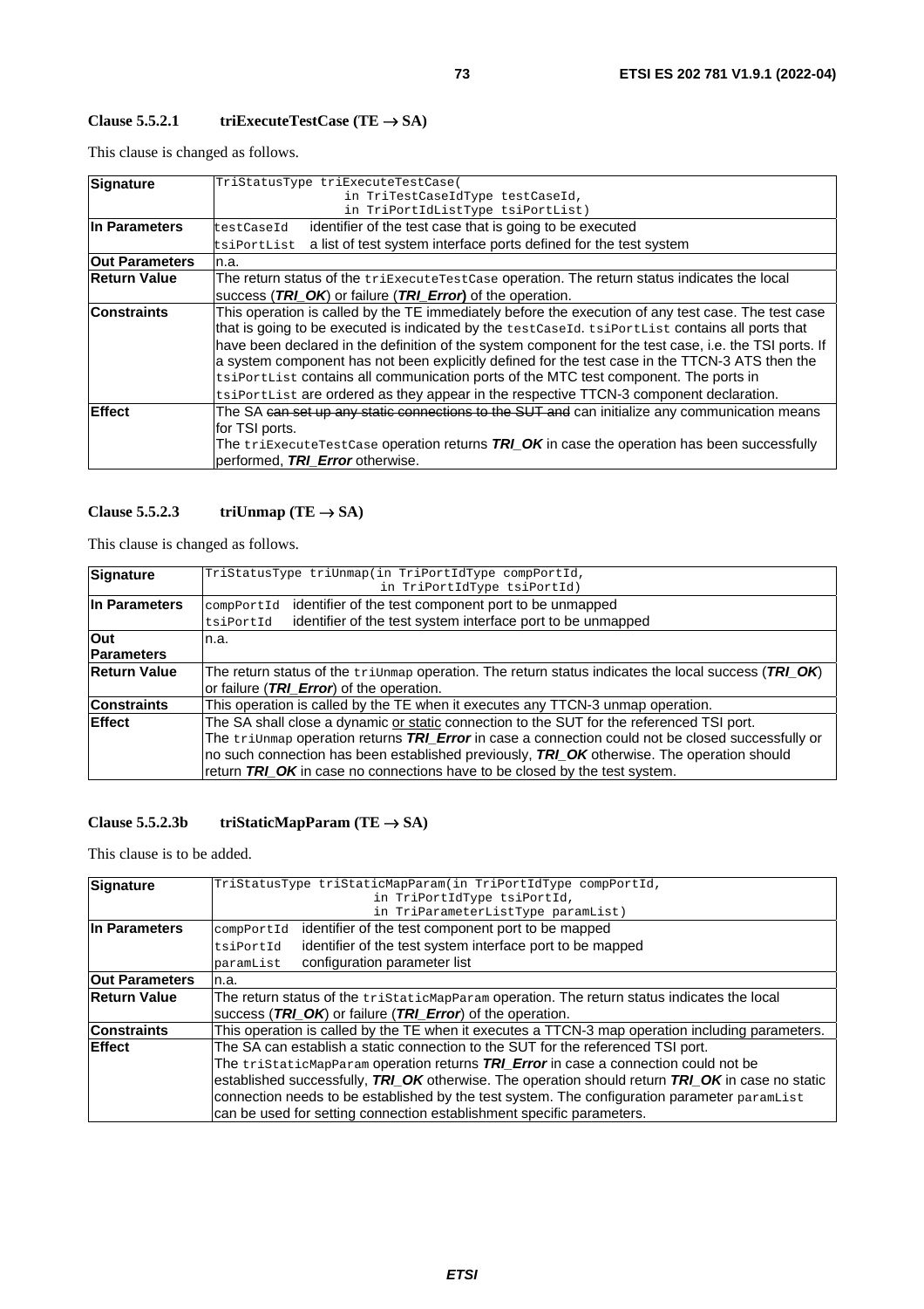#### Clause 5.5.2.1 triExecuteTestCase (TE → SA)

This clause is changed as follows.

| | |
|---|---|
| **Signature** | `TriStatusType triExecuteTestCase( in TriTestCaseIdType testCaseId, in TriPortIdListType tsiPortList)` |
| **In Parameters** | `testCaseId` identifier of the test case that is going to be executed<br>`tsiPortList` a list of test system interface ports defined for the test system |
| **Out Parameters** | n.a. |
| **Return Value** | The return status of the `triExecuteTestCase` operation. The return status indicates the local success (***TRI_OK***) or failure (***TRI_Error***) of the operation. |
| **Constraints** | This operation is called by the TE immediately before the execution of any test case. The test case that is going to be executed is indicated by the `testCaseId`. `tsiPortList` contains all ports that have been declared in the definition of the system component for the test case, i.e. the TSI ports. If a system component has not been explicitly defined for the test case in the TTCN-3 ATS then the `tsiPortList` contains all communication ports of the MTC test component. The ports in `tsiPortList` are ordered as they appear in the respective TTCN-3 component declaration. |
| **Effect** | The SA ~~can set up any static connections to the SUT and~~ can initialize any communication means for TSI ports.<br>The `triExecuteTestCase` operation returns ***TRI_OK*** in case the operation has been successfully performed, ***TRI_Error*** otherwise. |

#### Clause 5.5.2.3 triUnmap (TE → SA)

This clause is changed as follows.

| | |
|---|---|
| **Signature** | `TriStatusType triUnmap(in TriPortIdType compPortId, in TriPortIdType tsiPortId)` |
| **In Parameters** | `compPortId` identifier of the test component port to be unmapped<br>`tsiPortId` identifier of the test system interface port to be unmapped |
| **Out Parameters** | n.a. |
| **Return Value** | The return status of the `triUnmap` operation. The return status indicates the local success (***TRI_OK***) or failure (***TRI_Error***) of the operation. |
| **Constraints** | This operation is called by the TE when it executes any TTCN-3 unmap operation. |
| **Effect** | The SA shall close a dynamic <u>or static</u> connection to the SUT for the referenced TSI port.<br>The `triUnmap` operation returns ***TRI_Error*** in case a connection could not be closed successfully or no such connection has been established previously, ***TRI_OK*** otherwise. The operation should return ***TRI_OK*** in case no connections have to be closed by the test system. |

#### Clause 5.5.2.3b triStaticMapParam (TE → SA)

This clause is to be added.

| | |
|---|---|
| **Signature** | `TriStatusType triStaticMapParam(in TriPortIdType compPortId, in TriPortIdType tsiPortId, in TriParameterListType paramList)` |
| **In Parameters** | `compPortId` identifier of the test component port to be mapped<br>`tsiPortId` identifier of the test system interface port to be mapped<br>`paramList` configuration parameter list |
| **Out Parameters** | n.a. |
| **Return Value** | The return status of the `triStaticMapParam` operation. The return status indicates the local success (***TRI_OK***) or failure (***TRI_Error***) of the operation. |
| **Constraints** | This operation is called by the TE when it executes a TTCN-3 map operation including parameters. |
| **Effect** | The SA can establish a static connection to the SUT for the referenced TSI port.<br>The `triStaticMapParam` operation returns ***TRI_Error*** in case a connection could not be established successfully, ***TRI_OK*** otherwise. The operation should return ***TRI_OK*** in case no static connection needs to be established by the test system. The configuration parameter `paramList` can be used for setting connection establishment specific parameters. |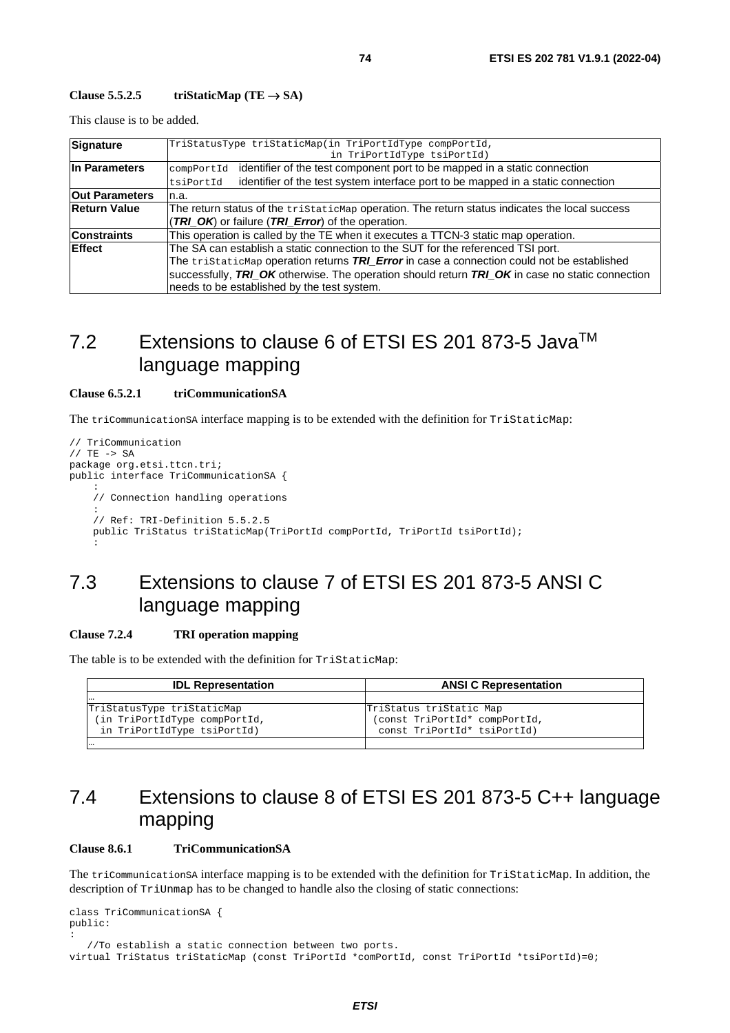**Clause 5.5.2.5 triStaticMap (TE → SA)**

This clause is to be added.

| **Signature** | `TriStatusType triStaticMap(in TriPortIdType compPortId, in TriPortIdType tsiPortId)` |
|---|---|
| **In Parameters** | `compPortId` identifier of the test component port to be mapped in a static connection<br>`tsiPortId` identifier of the test system interface port to be mapped in a static connection |
| **Out Parameters** | n.a. |
| **Return Value** | The return status of the `triStaticMap` operation. The return status indicates the local success (***TRI_OK***) or failure (***TRI_Error***) of the operation. |
| **Constraints** | This operation is called by the TE when it executes a TTCN-3 static map operation. |
| **Effect** | The SA can establish a static connection to the SUT for the referenced TSI port.<br>The `triStaticMap` operation returns ***TRI_Error*** in case a connection could not be established successfully, ***TRI_OK*** otherwise. The operation should return ***TRI_OK*** in case no static connection needs to be established by the test system. |

# 7.2 Extensions to clause 6 of ETSI ES 201 873-5 Java[TM] language mapping

**Clause 6.5.2.1 triCommunicationSA**

The `triCommunicationSA` interface mapping is to be extended with the definition for `TriStaticMap`:

```
// TriCommunication
// TE -> SA
package org.etsi.ttcn.tri;
public interface TriCommunicationSA {
    :
    // Connection handling operations
    :
    // Ref: TRI-Definition 5.5.2.5
    public TriStatus triStaticMap(TriPortId compPortId, TriPortId tsiPortId);
    :
```

# 7.3 Extensions to clause 7 of ETSI ES 201 873-5 ANSI C language mapping

**Clause 7.2.4 TRI operation mapping**

The table is to be extended with the definition for `TriStaticMap`:

| IDL Representation | ANSI C Representation |
|---|---|
| … | |
| `TriStatusType triStaticMap (in TriPortIdType compPortId, in TriPortIdType tsiPortId)` | `TriStatus triStatic Map (const TriPortId* compPortId, const TriPortId* tsiPortId)` |
| … | |

# 7.4 Extensions to clause 8 of ETSI ES 201 873-5 C++ language mapping

**Clause 8.6.1 TriCommunicationSA**

The `triCommunicationSA` interface mapping is to be extended with the definition for `TriStaticMap`. In addition, the description of `TriUnmap` has to be changed to handle also the closing of static connections:

```
class TriCommunicationSA {
public:
:
   //To establish a static connection between two ports.
virtual TriStatus triStaticMap (const TriPortId *comPortId, const TriPortId *tsiPortId)=0;
```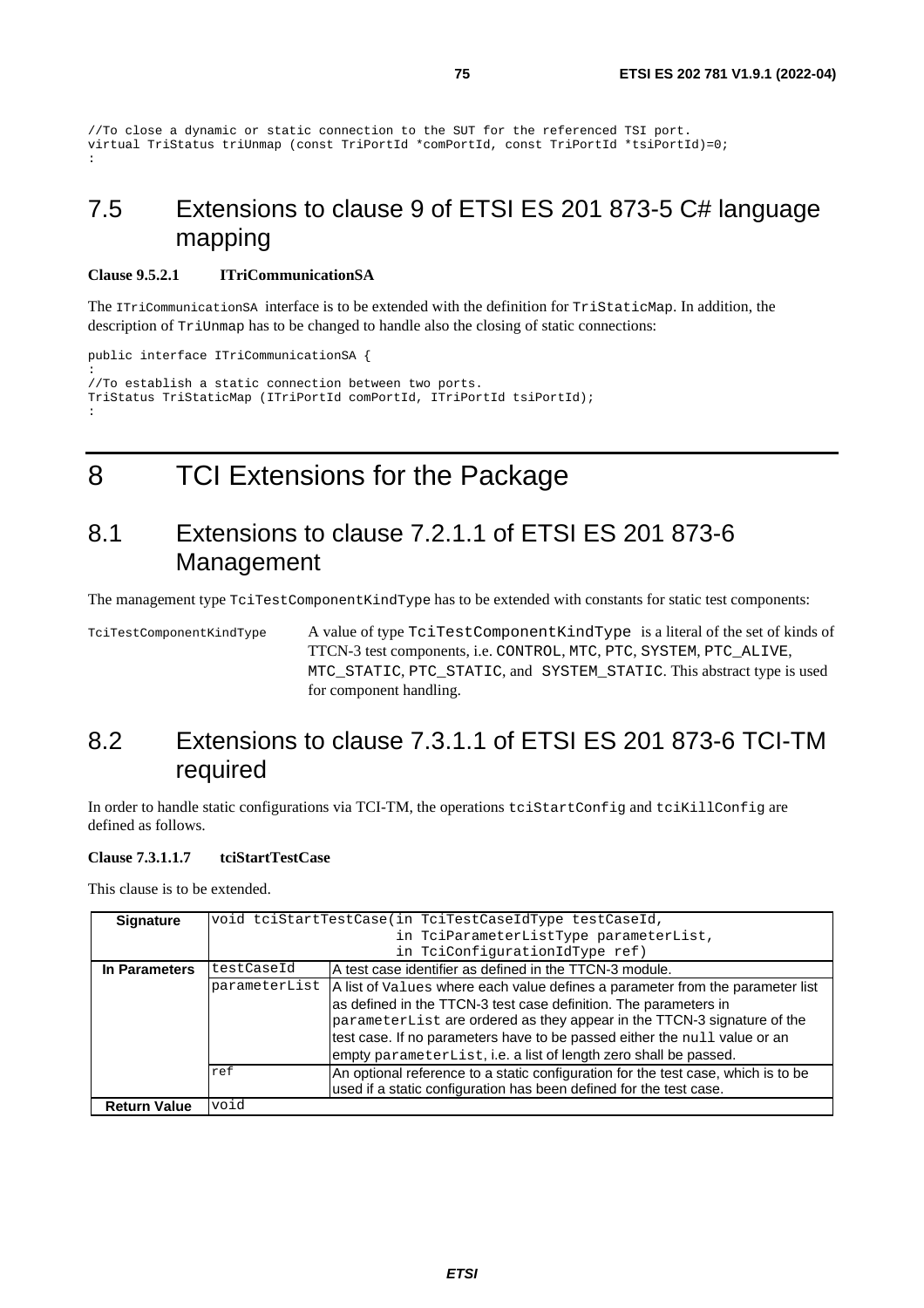```
//To close a dynamic or static connection to the SUT for the referenced TSI port.
virtual TriStatus triUnmap (const TriPortId *comPortId, const TriPortId *tsiPortId)=0;
:
```

## 7.5 Extensions to clause 9 of ETSI ES 201 873-5 C# language mapping

**Clause 9.5.2.1 ITriCommunicationSA**

The ITriCommunicationSA interface is to be extended with the definition for TriStaticMap. In addition, the description of TriUnmap has to be changed to handle also the closing of static connections:

```
public interface ITriCommunicationSA {
:
//To establish a static connection between two ports.
TriStatus TriStaticMap (ITriPortId comPortId, ITriPortId tsiPortId);
:
```

# 8 TCI Extensions for the Package

## 8.1 Extensions to clause 7.2.1.1 of ETSI ES 201 873-6 Management

The management type TciTestComponentKindType has to be extended with constants for static test components:

TciTestComponentKindType — A value of type TciTestComponentKindType is a literal of the set of kinds of TTCN-3 test components, i.e. CONTROL, MTC, PTC, SYSTEM, PTC_ALIVE, MTC_STATIC, PTC_STATIC, and SYSTEM_STATIC. This abstract type is used for component handling.

## 8.2 Extensions to clause 7.3.1.1 of ETSI ES 201 873-6 TCI-TM required

In order to handle static configurations via TCI-TM, the operations tciStartConfig and tciKillConfig are defined as follows.

**Clause 7.3.1.1.7 tciStartTestCase**

This clause is to be extended.

| **Signature** | void tciStartTestCase(in TciTestCaseIdType testCaseId, in TciParameterListType parameterList, in TciConfigurationIdType ref) | |
|---|---|---|
| **In Parameters** | testCaseId | A test case identifier as defined in the TTCN-3 module. |
| | parameterList | A list of Values where each value defines a parameter from the parameter list as defined in the TTCN-3 test case definition. The parameters in parameterList are ordered as they appear in the TTCN-3 signature of the test case. If no parameters have to be passed either the null value or an empty parameterList, i.e. a list of length zero shall be passed. |
| | ref | An optional reference to a static configuration for the test case, which is to be used if a static configuration has been defined for the test case. |
| **Return Value** | void | |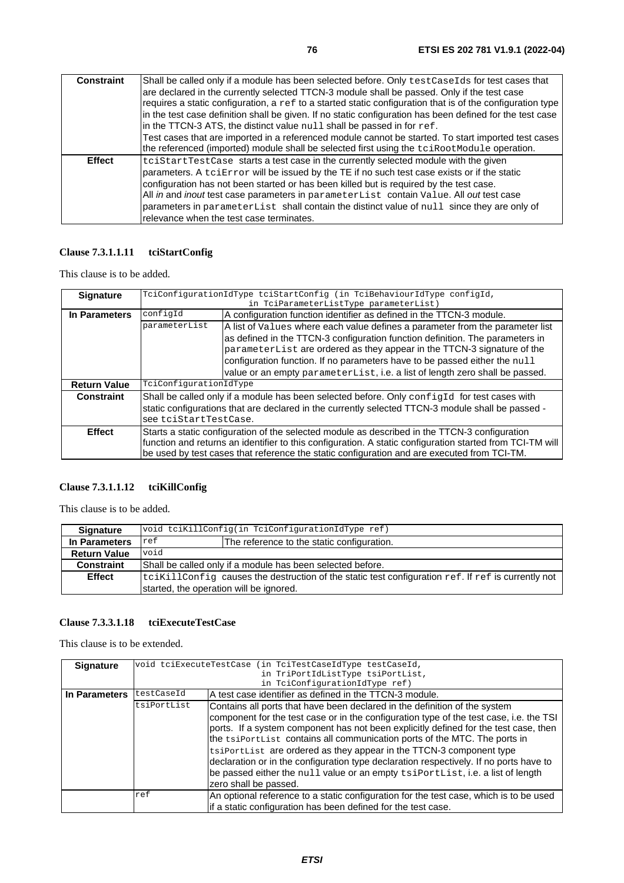| **Constraint** | Shall be called only if a module has been selected before. Only `testCaseIds` for test cases that are declared in the currently selected TTCN-3 module shall be passed. Only if the test case requires a static configuration, a `ref` to a started static configuration that is of the configuration type in the test case definition shall be given. If no static configuration has been defined for the test case in the TTCN-3 ATS, the distinct value `null` shall be passed in for `ref`.<br>Test cases that are imported in a referenced module cannot be started. To start imported test cases the referenced (imported) module shall be selected first using the `tciRootModule` operation. |
|---|---|
| **Effect** | `tciStartTestCase` starts a test case in the currently selected module with the given parameters. A `tciError` will be issued by the TE if no such test case exists or if the static configuration has not been started or has been killed but is required by the test case.<br>All *in* and *inout* test case parameters in `parameterList` contain `Value`. All *out* test case parameters in `parameterList` shall contain the distinct value of `null` since they are only of relevance when the test case terminates. |

### Clause 7.3.1.1.11 tciStartConfig

This clause is to be added.

| **Signature** | `TciConfigurationIdType tciStartConfig (in TciBehaviourIdType configId, in TciParameterListType parameterList)` | |
|---|---|---|
| **In Parameters** | `configId` | A configuration function identifier as defined in the TTCN-3 module. |
| | `parameterList` | A list of `Values` where each value defines a parameter from the parameter list as defined in the TTCN-3 configuration function definition. The parameters in `parameterList` are ordered as they appear in the TTCN-3 signature of the configuration function. If no parameters have to be passed either the `null` value or an empty `parameterList`, i.e. a list of length zero shall be passed. |
| **Return Value** | `TciConfigurationIdType` | |
| **Constraint** | Shall be called only if a module has been selected before. Only `configId` for test cases with static configurations that are declared in the currently selected TTCN-3 module shall be passed - see `tciStartTestCase`. | |
| **Effect** | Starts a static configuration of the selected module as described in the TTCN-3 configuration function and returns an identifier to this configuration. A static configuration started from TCI-TM will be used by test cases that reference the static configuration and are executed from TCI-TM. | |

### Clause 7.3.1.1.12 tciKillConfig

This clause is to be added.

| **Signature** | `void tciKillConfig(in TciConfigurationIdType ref)` | |
|---|---|---|
| **In Parameters** | `ref` | The reference to the static configuration. |
| **Return Value** | `void` | |
| **Constraint** | Shall be called only if a module has been selected before. | |
| **Effect** | `tciKillConfig` causes the destruction of the static test configuration `ref`. If `ref` is currently not started, the operation will be ignored. | |

### Clause 7.3.3.1.18 tciExecuteTestCase

This clause is to be extended.

| **Signature** | `void tciExecuteTestCase (in TciTestCaseIdType testCaseId, in TriPortIdListType tsiPortList, in TciConfigurationIdType ref)` | |
|---|---|---|
| **In Parameters** | `testCaseId` | A test case identifier as defined in the TTCN-3 module. |
| | `tsiPortList` | Contains all ports that have been declared in the definition of the system component for the test case or in the configuration type of the test case, i.e. the TSI ports. If a system component has not been explicitly defined for the test case, then the `tsiPortList` contains all communication ports of the MTC. The ports in `tsiPortList` are ordered as they appear in the TTCN-3 component type declaration or in the configuration type declaration respectively. If no ports have to be passed either the `null` value or an empty `tsiPortList`, i.e. a list of length zero shall be passed. |
| | `ref` | An optional reference to a static configuration for the test case, which is to be used if a static configuration has been defined for the test case. |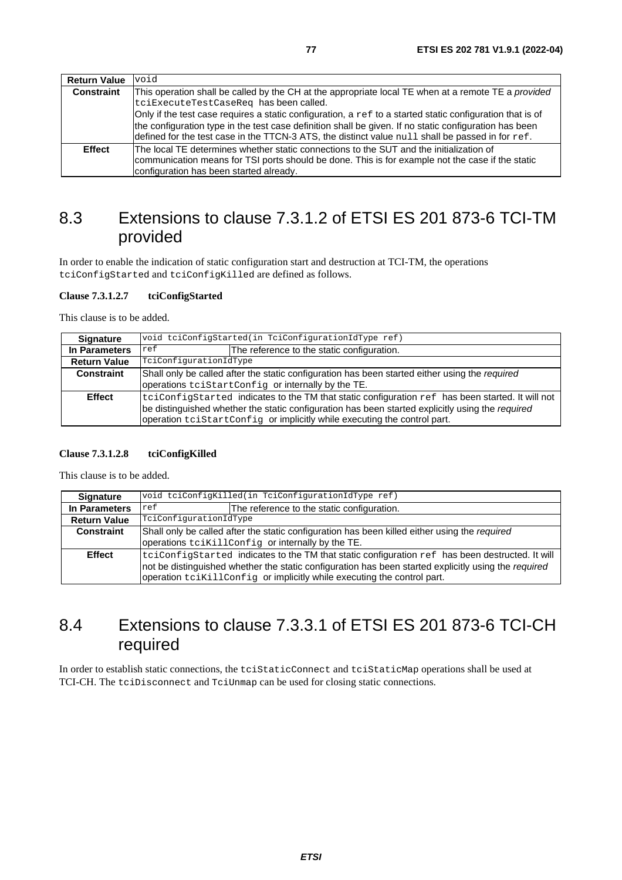| **Return Value** | void |
|---|---|
| **Constraint** | This operation shall be called by the CH at the appropriate local TE when at a remote TE a *provided* `tciExecuteTestCaseReq` has been called.<br>Only if the test case requires a static configuration, a `ref` to a started static configuration that is of the configuration type in the test case definition shall be given. If no static configuration has been defined for the test case in the TTCN-3 ATS, the distinct value `null` shall be passed in for `ref`. |
| **Effect** | The local TE determines whether static connections to the SUT and the initialization of communication means for TSI ports should be done. This is for example not the case if the static configuration has been started already. |

## 8.3 Extensions to clause 7.3.1.2 of ETSI ES 201 873-6 TCI-TM provided

In order to enable the indication of static configuration start and destruction at TCI-TM, the operations `tciConfigStarted` and `tciConfigKilled` are defined as follows.

**Clause 7.3.1.2.7 tciConfigStarted**

This clause is to be added.

| **Signature** | `void tciConfigStarted(in TciConfigurationIdType ref)` | |
|---|---|---|
| **In Parameters** | `ref` | The reference to the static configuration. |
| **Return Value** | `TciConfigurationIdType` | |
| **Constraint** | Shall only be called after the static configuration has been started either using the *required* operations `tciStartConfig` or internally by the TE. | |
| **Effect** | `tciConfigStarted` indicates to the TM that static configuration `ref` has been started. It will not be distinguished whether the static configuration has been started explicitly using the *required* operation `tciStartConfig` or implicitly while executing the control part. | |

**Clause 7.3.1.2.8 tciConfigKilled**

This clause is to be added.

| **Signature** | `void tciConfigKilled(in TciConfigurationIdType ref)` | |
|---|---|---|
| **In Parameters** | `ref` | The reference to the static configuration. |
| **Return Value** | `TciConfigurationIdType` | |
| **Constraint** | Shall only be called after the static configuration has been killed either using the *required* operations `tciKillConfig` or internally by the TE. | |
| **Effect** | `tciConfigStarted` indicates to the TM that static configuration `ref` has been destructed. It will not be distinguished whether the static configuration has been started explicitly using the *required* operation `tciKillConfig` or implicitly while executing the control part. | |

## 8.4 Extensions to clause 7.3.3.1 of ETSI ES 201 873-6 TCI-CH required

In order to establish static connections, the `tciStaticConnect` and `tciStaticMap` operations shall be used at TCI-CH. The `tciDisconnect` and `TciUnmap` can be used for closing static connections.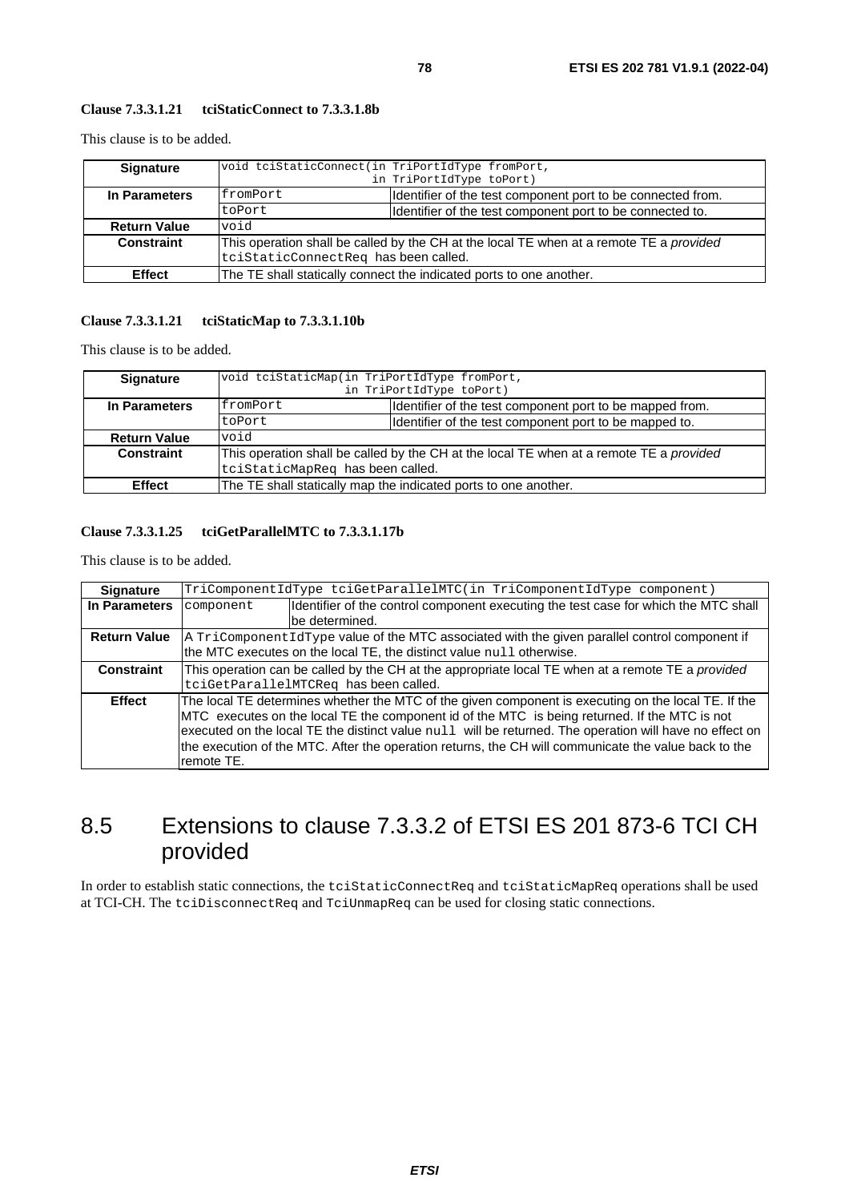**Clause 7.3.3.1.21 tciStaticConnect to 7.3.3.1.8b**

This clause is to be added.

| Signature | void tciStaticConnect(in TriPortIdType fromPort,<br>in TriPortIdType toPort) | |
|---|---|---|
| In Parameters | fromPort | Identifier of the test component port to be connected from. |
| | toPort | Identifier of the test component port to be connected to. |
| Return Value | void | |
| Constraint | This operation shall be called by the CH at the local TE when at a remote TE a *provided* tciStaticConnectReq has been called. | |
| Effect | The TE shall statically connect the indicated ports to one another. | |

**Clause 7.3.3.1.21 tciStaticMap to 7.3.3.1.10b**

This clause is to be added.

| Signature | void tciStaticMap(in TriPortIdType fromPort,<br>in TriPortIdType toPort) | |
|---|---|---|
| In Parameters | fromPort | Identifier of the test component port to be mapped from. |
| | toPort | Identifier of the test component port to be mapped to. |
| Return Value | void | |
| Constraint | This operation shall be called by the CH at the local TE when at a remote TE a *provided* tciStaticMapReq has been called. | |
| Effect | The TE shall statically map the indicated ports to one another. | |

**Clause 7.3.3.1.25 tciGetParallelMTC to 7.3.3.1.17b**

This clause is to be added.

| Signature | TriComponentIdType tciGetParallelMTC(in TriComponentIdType component) | |
|---|---|---|
| In Parameters | component | Identifier of the control component executing the test case for which the MTC shall be determined. |
| Return Value | A TriComponentIdType value of the MTC associated with the given parallel control component if the MTC executes on the local TE, the distinct value null otherwise. | |
| Constraint | This operation can be called by the CH at the appropriate local TE when at a remote TE a *provided* tciGetParallelMTCReq has been called. | |
| Effect | The local TE determines whether the MTC of the given component is executing on the local TE. If the MTC executes on the local TE the component id of the MTC is being returned. If the MTC is not executed on the local TE the distinct value null will be returned. The operation will have no effect on the execution of the MTC. After the operation returns, the CH will communicate the value back to the remote TE. | |

## 8.5 Extensions to clause 7.3.3.2 of ETSI ES 201 873-6 TCI CH provided

In order to establish static connections, the tciStaticConnectReq and tciStaticMapReq operations shall be used at TCI-CH. The tciDisconnectReq and TciUnmapReq can be used for closing static connections.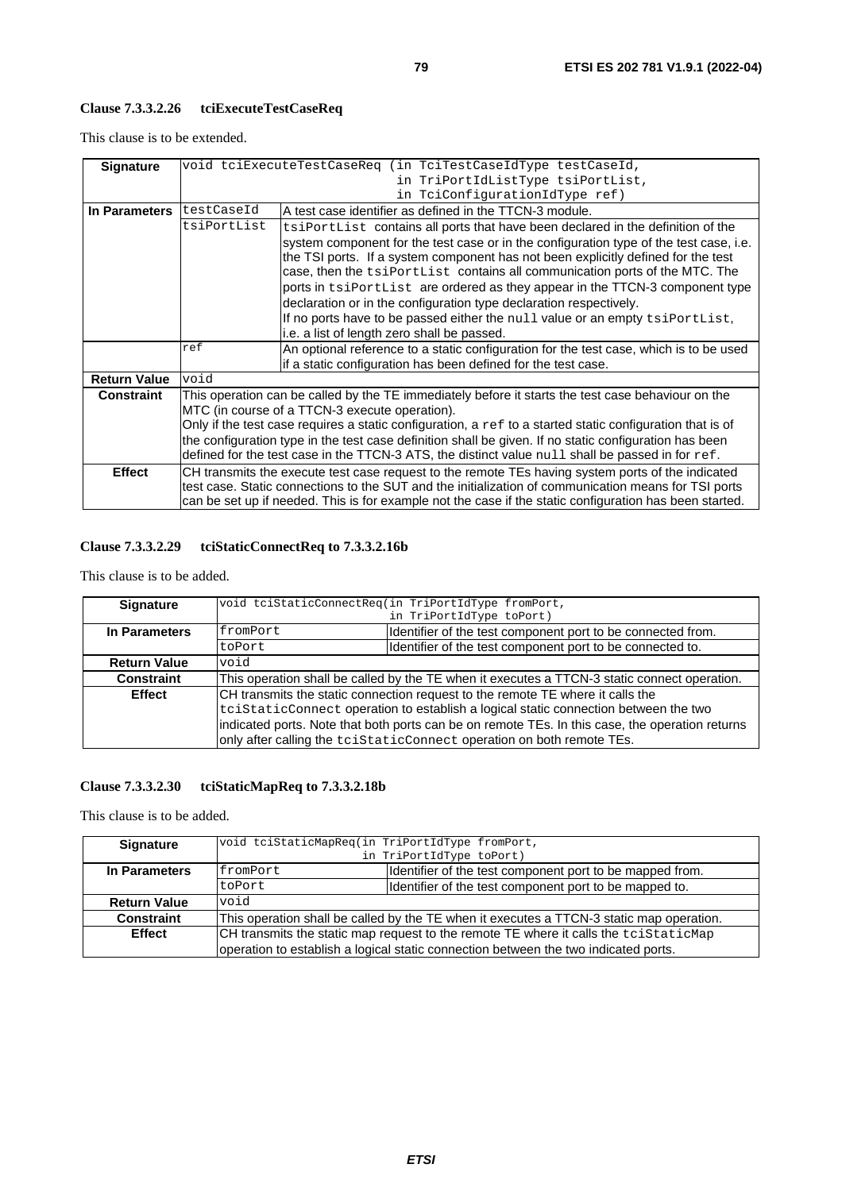**Clause 7.3.3.2.26 tciExecuteTestCaseReq**

This clause is to be extended.

| **Signature** | void tciExecuteTestCaseReq (in TciTestCaseIdType testCaseId, in TriPortIdListType tsiPortList, in TciConfigurationIdType ref) | |
|---|---|---|
| **In Parameters** | testCaseId | A test case identifier as defined in the TTCN-3 module. |
| | tsiPortList | tsiPortList contains all ports that have been declared in the definition of the system component for the test case or in the configuration type of the test case, i.e. the TSI ports. If a system component has not been explicitly defined for the test case, then the tsiPortList contains all communication ports of the MTC. The ports in tsiPortList are ordered as they appear in the TTCN-3 component type declaration or in the configuration type declaration respectively. If no ports have to be passed either the null value or an empty tsiPortList, i.e. a list of length zero shall be passed. |
| | ref | An optional reference to a static configuration for the test case, which is to be used if a static configuration has been defined for the test case. |
| **Return Value** | void | |
| **Constraint** | This operation can be called by the TE immediately before it starts the test case behaviour on the MTC (in course of a TTCN-3 execute operation). Only if the test case requires a static configuration, a ref to a started static configuration that is of the configuration type in the test case definition shall be given. If no static configuration has been defined for the test case in the TTCN-3 ATS, the distinct value null shall be passed in for ref. | |
| **Effect** | CH transmits the execute test case request to the remote TEs having system ports of the indicated test case. Static connections to the SUT and the initialization of communication means for TSI ports can be set up if needed. This is for example not the case if the static configuration has been started. | |

**Clause 7.3.3.2.29 tciStaticConnectReq to 7.3.3.2.16b**

This clause is to be added.

| **Signature** | void tciStaticConnectReq(in TriPortIdType fromPort, in TriPortIdType toPort) | |
|---|---|---|
| **In Parameters** | fromPort | Identifier of the test component port to be connected from. |
| | toPort | Identifier of the test component port to be connected to. |
| **Return Value** | void | |
| **Constraint** | This operation shall be called by the TE when it executes a TTCN-3 static connect operation. | |
| **Effect** | CH transmits the static connection request to the remote TE where it calls the tciStaticConnect operation to establish a logical static connection between the two indicated ports. Note that both ports can be on remote TEs. In this case, the operation returns only after calling the tciStaticConnect operation on both remote TEs. | |

**Clause 7.3.3.2.30 tciStaticMapReq to 7.3.3.2.18b**

This clause is to be added.

| **Signature** | void tciStaticMapReq(in TriPortIdType fromPort, in TriPortIdType toPort) | |
|---|---|---|
| **In Parameters** | fromPort | Identifier of the test component port to be mapped from. |
| | toPort | Identifier of the test component port to be mapped to. |
| **Return Value** | void | |
| **Constraint** | This operation shall be called by the TE when it executes a TTCN-3 static map operation. | |
| **Effect** | CH transmits the static map request to the remote TE where it calls the tciStaticMap operation to establish a logical static connection between the two indicated ports. | |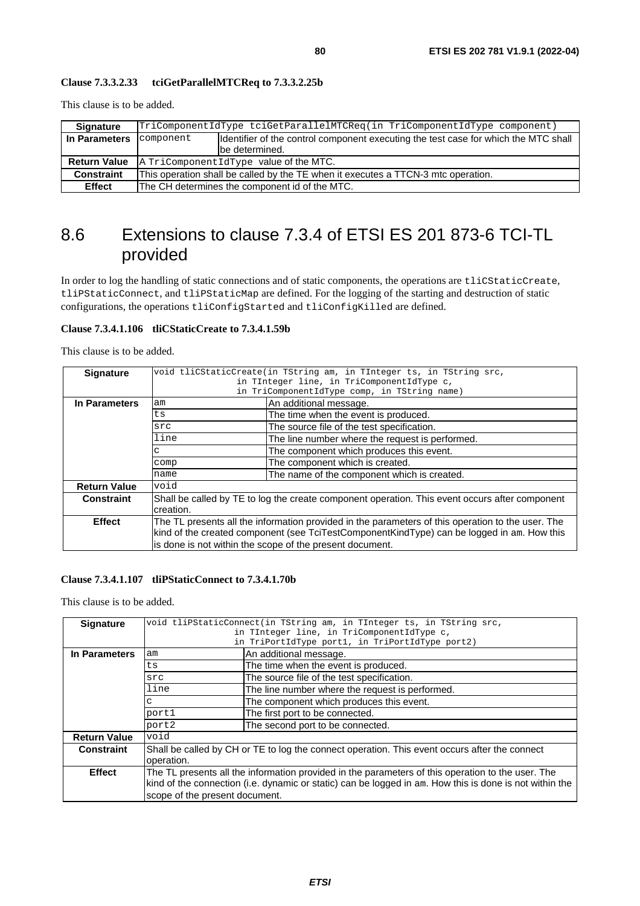**Clause 7.3.3.2.33 tciGetParallelMTCReq to 7.3.3.2.25b**

This clause is to be added.

| **Signature** | TriComponentIdType tciGetParallelMTCReq(in TriComponentIdType component) | |
|---|---|---|
| **In Parameters** | component | Identifier of the control component executing the test case for which the MTC shall be determined. |
| **Return Value** | A TriComponentIdType value of the MTC. | |
| **Constraint** | This operation shall be called by the TE when it executes a TTCN-3 mtc operation. | |
| **Effect** | The CH determines the component id of the MTC. | |

# 8.6 Extensions to clause 7.3.4 of ETSI ES 201 873-6 TCI-TL provided

In order to log the handling of static connections and of static components, the operations are tliCStaticCreate, tliPStaticConnect, and tliPStaticMap are defined. For the logging of the starting and destruction of static configurations, the operations tliConfigStarted and tliConfigKilled are defined.

**Clause 7.3.4.1.106 tliCStaticCreate to 7.3.4.1.59b**

This clause is to be added.

| **Signature** | void tliCStaticCreate(in TString am, in TInteger ts, in TString src, in TInteger line, in TriComponentIdType c, in TriComponentIdType comp, in TString name) | |
|---|---|---|
| **In Parameters** | am | An additional message. |
| | ts | The time when the event is produced. |
| | src | The source file of the test specification. |
| | line | The line number where the request is performed. |
| | c | The component which produces this event. |
| | comp | The component which is created. |
| | name | The name of the component which is created. |
| **Return Value** | void | |
| **Constraint** | Shall be called by TE to log the create component operation. This event occurs after component creation. | |
| **Effect** | The TL presents all the information provided in the parameters of this operation to the user. The kind of the created component (see TciTestComponentKindType) can be logged in am. How this is done is not within the scope of the present document. | |

**Clause 7.3.4.1.107 tliPStaticConnect to 7.3.4.1.70b**

This clause is to be added.

| **Signature** | void tliPStaticConnect(in TString am, in TInteger ts, in TString src, in TInteger line, in TriComponentIdType c, in TriPortIdType port1, in TriPortIdType port2) | |
|---|---|---|
| **In Parameters** | am | An additional message. |
| | ts | The time when the event is produced. |
| | src | The source file of the test specification. |
| | line | The line number where the request is performed. |
| | c | The component which produces this event. |
| | port1 | The first port to be connected. |
| | port2 | The second port to be connected. |
| **Return Value** | void | |
| **Constraint** | Shall be called by CH or TE to log the connect operation. This event occurs after the connect operation. | |
| **Effect** | The TL presents all the information provided in the parameters of this operation to the user. The kind of the connection (i.e. dynamic or static) can be logged in am. How this is done is not within the scope of the present document. | |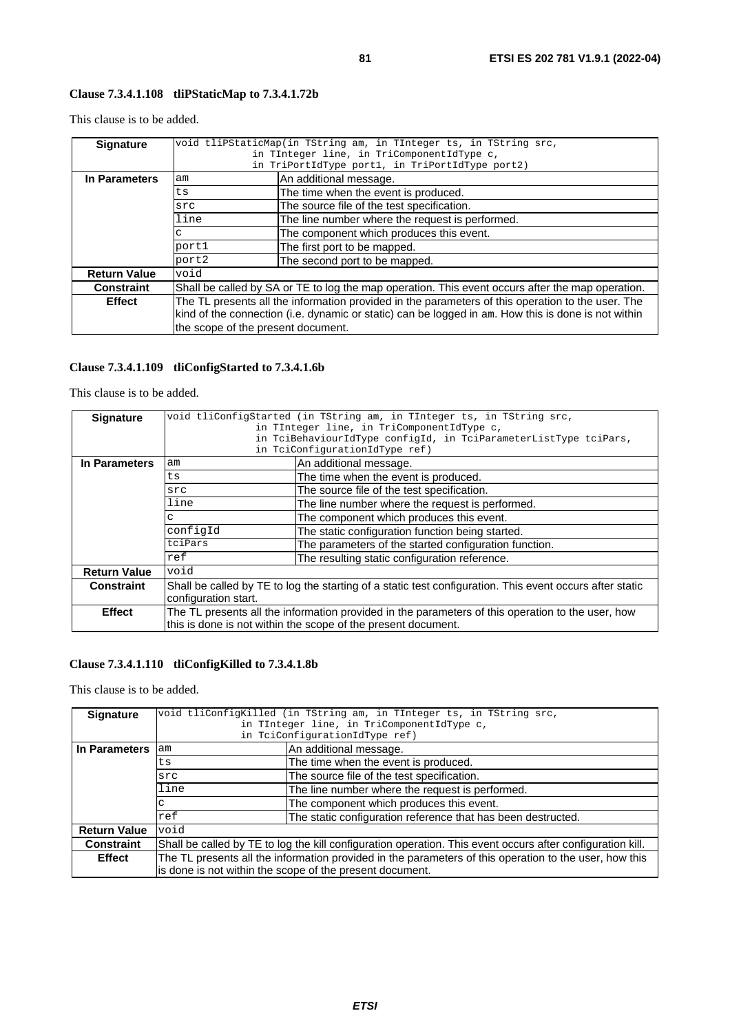#### Clause 7.3.4.1.108 tliPStaticMap to 7.3.4.1.72b

This clause is to be added.

| **Signature** | `void tliPStaticMap(in TString am, in TInteger ts, in TString src, in TInteger line, in TriComponentIdType c, in TriPortIdType port1, in TriPortIdType port2)` | |
|---|---|---|
| **In Parameters** | `am` | An additional message. |
| | `ts` | The time when the event is produced. |
| | `src` | The source file of the test specification. |
| | `line` | The line number where the request is performed. |
| | `c` | The component which produces this event. |
| | `port1` | The first port to be mapped. |
| | `port2` | The second port to be mapped. |
| **Return Value** | `void` | |
| **Constraint** | Shall be called by SA or TE to log the map operation. This event occurs after the map operation. | |
| **Effect** | The TL presents all the information provided in the parameters of this operation to the user. The kind of the connection (i.e. dynamic or static) can be logged in `am`. How this is done is not within the scope of the present document. | |

#### Clause 7.3.4.1.109 tliConfigStarted to 7.3.4.1.6b

This clause is to be added.

| **Signature** | `void tliConfigStarted (in TString am, in TInteger ts, in TString src, in TInteger line, in TriComponentIdType c, in TciBehaviourIdType configId, in TciParameterListType tciPars, in TciConfigurationIdType ref)` | |
|---|---|---|
| **In Parameters** | `am` | An additional message. |
| | `ts` | The time when the event is produced. |
| | `src` | The source file of the test specification. |
| | `line` | The line number where the request is performed. |
| | `c` | The component which produces this event. |
| | `configId` | The static configuration function being started. |
| | `tciPars` | The parameters of the started configuration function. |
| | `ref` | The resulting static configuration reference. |
| **Return Value** | `void` | |
| **Constraint** | Shall be called by TE to log the starting of a static test configuration. This event occurs after static configuration start. | |
| **Effect** | The TL presents all the information provided in the parameters of this operation to the user, how this is done is not within the scope of the present document. | |

#### Clause 7.3.4.1.110 tliConfigKilled to 7.3.4.1.8b

This clause is to be added.

| **Signature** | `void tliConfigKilled (in TString am, in TInteger ts, in TString src, in TInteger line, in TriComponentIdType c, in TciConfigurationIdType ref)` | |
|---|---|---|
| **In Parameters** | `am` | An additional message. |
| | `ts` | The time when the event is produced. |
| | `src` | The source file of the test specification. |
| | `line` | The line number where the request is performed. |
| | `c` | The component which produces this event. |
| | `ref` | The static configuration reference that has been destructed. |
| **Return Value** | `void` | |
| **Constraint** | Shall be called by TE to log the kill configuration operation. This event occurs after configuration kill. | |
| **Effect** | The TL presents all the information provided in the parameters of this operation to the user, how this is done is not within the scope of the present document. | |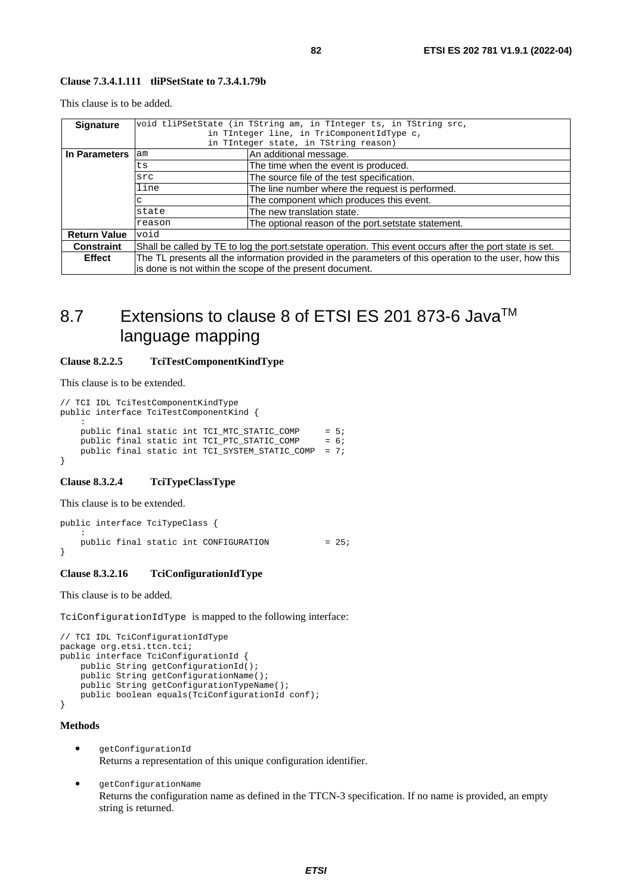**Clause 7.3.4.1.111 tliPSetState to 7.3.4.1.79b**

This clause is to be added.

| **Signature** | void tliPSetState (in TString am, in TInteger ts, in TString src, in TInteger line, in TriComponentIdType c, in TInteger state, in TString reason) | |
|---|---|---|
| **In Parameters** | am | An additional message. |
| | ts | The time when the event is produced. |
| | src | The source file of the test specification. |
| | line | The line number where the request is performed. |
| | c | The component which produces this event. |
| | state | The new translation state. |
| | reason | The optional reason of the port.setstate statement. |
| **Return Value** | void | |
| **Constraint** | Shall be called by TE to log the port.setstate operation. This event occurs after the port state is set. | |
| **Effect** | The TL presents all the information provided in the parameters of this operation to the user, how this is done is not within the scope of the present document. | |

## 8.7 Extensions to clause 8 of ETSI ES 201 873-6 Java[TM] language mapping

**Clause 8.2.2.5 TciTestComponentKindType**

This clause is to be extended.

```
// TCI IDL TciTestComponentKindType
public interface TciTestComponentKind {
    :
    public final static int TCI_MTC_STATIC_COMP     = 5;
    public final static int TCI_PTC_STATIC_COMP     = 6;
    public final static int TCI_SYSTEM_STATIC_COMP  = 7;
}
```

**Clause 8.3.2.4 TciTypeClassType**

This clause is to be extended.

```
public interface TciTypeClass {
    :
    public final static int CONFIGURATION          = 25;
}
```

**Clause 8.3.2.16 TciConfigurationIdType**

This clause is to be added.

TciConfigurationIdType is mapped to the following interface:

```
// TCI IDL TciConfigurationIdType
package org.etsi.ttcn.tci;
public interface TciConfigurationId {
    public String getConfigurationId();
    public String getConfigurationName();
    public String getConfigurationTypeName();
    public boolean equals(TciConfigurationId conf);
}
```

**Methods**

- getConfigurationId
  Returns a representation of this unique configuration identifier.

- getConfigurationName
  Returns the configuration name as defined in the TTCN-3 specification. If no name is provided, an empty string is returned.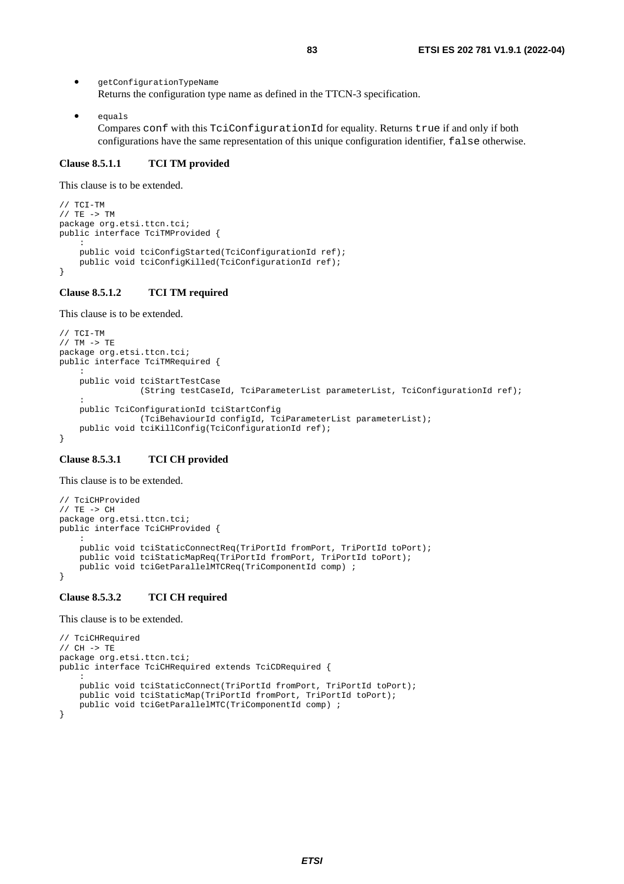- getConfigurationTypeName
  Returns the configuration type name as defined in the TTCN-3 specification.

- equals
  Compares `conf` with this `TciConfigurationId` for equality. Returns `true` if and only if both configurations have the same representation of this unique configuration identifier, `false` otherwise.

**Clause 8.5.1.1 TCI TM provided**

This clause is to be extended.

```
// TCI-TM
// TE -> TM
package org.etsi.ttcn.tci;
public interface TciTMProvided {
    :
    public void tciConfigStarted(TciConfigurationId ref);
    public void tciConfigKilled(TciConfigurationId ref);
}
```

**Clause 8.5.1.2 TCI TM required**

This clause is to be extended.

```
// TCI-TM
// TM -> TE
package org.etsi.ttcn.tci;
public interface TciTMRequired {
    :
    public void tciStartTestCase
                (String testCaseId, TciParameterList parameterList, TciConfigurationId ref);
    :
    public TciConfigurationId tciStartConfig
                (TciBehaviourId configId, TciParameterList parameterList);
    public void tciKillConfig(TciConfigurationId ref);
}
```

**Clause 8.5.3.1 TCI CH provided**

This clause is to be extended.

```
// TciCHProvided
// TE -> CH
package org.etsi.ttcn.tci;
public interface TciCHProvided {
    :
    public void tciStaticConnectReq(TriPortId fromPort, TriPortId toPort);
    public void tciStaticMapReq(TriPortId fromPort, TriPortId toPort);
    public void tciGetParallelMTCReq(TriComponentId comp) ;
}
```

**Clause 8.5.3.2 TCI CH required**

This clause is to be extended.

```
// TciCHRequired
// CH -> TE
package org.etsi.ttcn.tci;
public interface TciCHRequired extends TciCDRequired {
    :
    public void tciStaticConnect(TriPortId fromPort, TriPortId toPort);
    public void tciStaticMap(TriPortId fromPort, TriPortId toPort);
    public void tciGetParallelMTC(TriComponentId comp) ;
}
```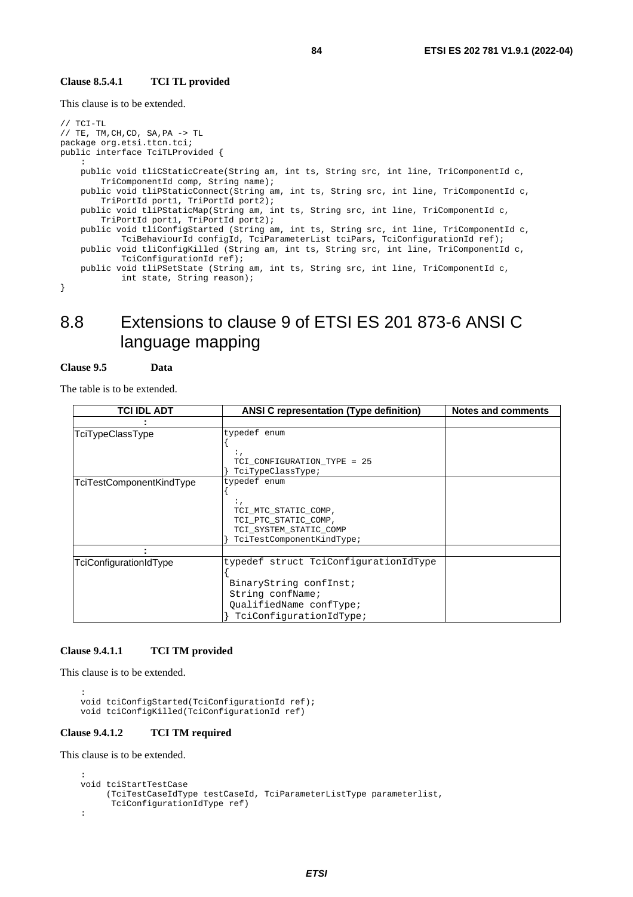**Clause 8.5.4.1 TCI TL provided**

This clause is to be extended.

```
// TCI-TL
// TE, TM,CH,CD, SA,PA -> TL
package org.etsi.ttcn.tci;
public interface TciTLProvided {
    :
    public void tliCStaticCreate(String am, int ts, String src, int line, TriComponentId c,
        TriComponentId comp, String name);
    public void tliPStaticConnect(String am, int ts, String src, int line, TriComponentId c,
        TriPortId port1, TriPortId port2);
    public void tliPStaticMap(String am, int ts, String src, int line, TriComponentId c,
        TriPortId port1, TriPortId port2);
    public void tliConfigStarted (String am, int ts, String src, int line, TriComponentId c,
            TciBehaviourId configId, TciParameterList tciPars, TciConfigurationId ref);
    public void tliConfigKilled (String am, int ts, String src, int line, TriComponentId c,
            TciConfigurationId ref);
    public void tliPSetState (String am, int ts, String src, int line, TriComponentId c,
            int state, String reason);
}
```

# 8.8 Extensions to clause 9 of ETSI ES 201 873-6 ANSI C language mapping

**Clause 9.5 Data**

The table is to be extended.

| TCI IDL ADT | ANSI C representation (Type definition) | Notes and comments |
|---|---|---|
| : | | |
| TciTypeClassType | typedef enum<br>{<br>  :,<br>  TCI_CONFIGURATION_TYPE = 25<br>} TciTypeClassType; | |
| TciTestComponentKindType | typedef enum<br>{<br>  :,<br>  TCI_MTC_STATIC_COMP,<br>  TCI_PTC_STATIC_COMP,<br>  TCI_SYSTEM_STATIC_COMP<br>} TciTestComponentKindType; | |
| : | | |
| TciConfigurationIdType | typedef struct TciConfigurationIdType<br>{<br> BinaryString confInst;<br> String confName;<br> QualifiedName confType;<br>} TciConfigurationIdType; | |

**Clause 9.4.1.1 TCI TM provided**

This clause is to be extended.

```
    :
    void tciConfigStarted(TciConfigurationId ref);
    void tciConfigKilled(TciConfigurationId ref)
```

**Clause 9.4.1.2 TCI TM required**

This clause is to be extended.

```
    :
    void tciStartTestCase
         (TciTestCaseIdType testCaseId, TciParameterListType parameterlist,
          TciConfigurationIdType ref)
    :
```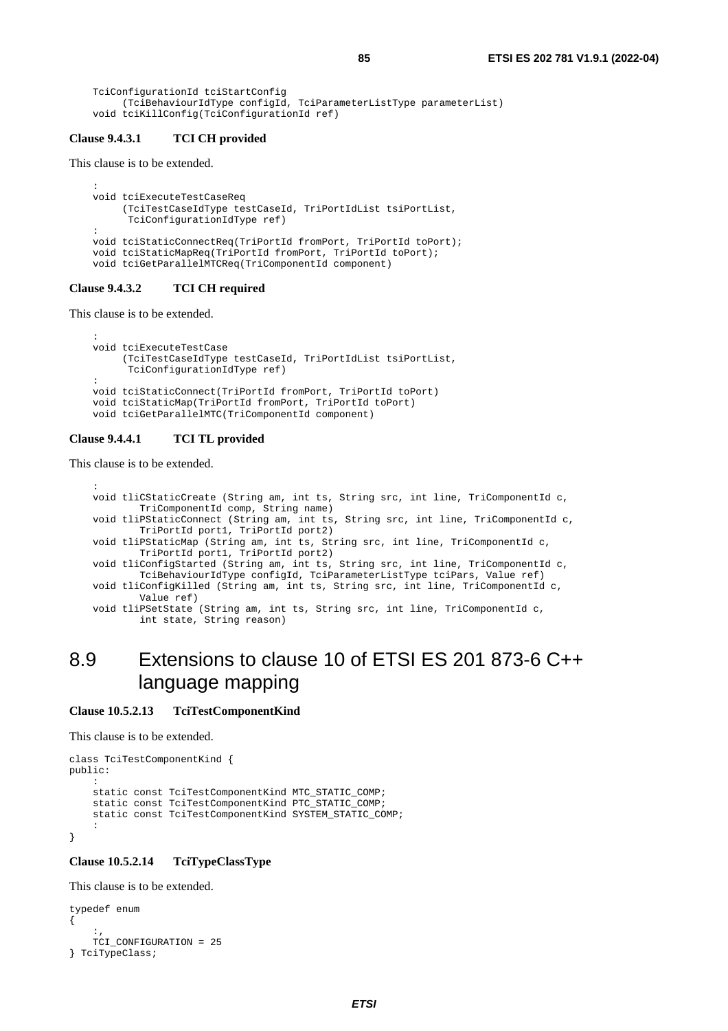```
    TciConfigurationId tciStartConfig
        (TciBehaviourIdType configId, TciParameterListType parameterList)
    void tciKillConfig(TciConfigurationId ref)
```

**Clause 9.4.3.1 TCI CH provided**

This clause is to be extended.

```
    :
    void tciExecuteTestCaseReq
        (TciTestCaseIdType testCaseId, TriPortIdList tsiPortList,
         TciConfigurationIdType ref)
    :
    void tciStaticConnectReq(TriPortId fromPort, TriPortId toPort);
    void tciStaticMapReq(TriPortId fromPort, TriPortId toPort);
    void tciGetParallelMTCReq(TriComponentId component)
```

**Clause 9.4.3.2 TCI CH required**

This clause is to be extended.

```
    :
    void tciExecuteTestCase
        (TciTestCaseIdType testCaseId, TriPortIdList tsiPortList,
         TciConfigurationIdType ref)
    :
    void tciStaticConnect(TriPortId fromPort, TriPortId toPort)
    void tciStaticMap(TriPortId fromPort, TriPortId toPort)
    void tciGetParallelMTC(TriComponentId component)
```

**Clause 9.4.4.1 TCI TL provided**

This clause is to be extended.

```
    :
    void tliCStaticCreate (String am, int ts, String src, int line, TriComponentId c,
          TriComponentId comp, String name)
    void tliPStaticConnect (String am, int ts, String src, int line, TriComponentId c,
          TriPortId port1, TriPortId port2)
    void tliPStaticMap (String am, int ts, String src, int line, TriComponentId c,
          TriPortId port1, TriPortId port2)
    void tliConfigStarted (String am, int ts, String src, int line, TriComponentId c,
          TciBehaviourIdType configId, TciParameterListType tciPars, Value ref)
    void tliConfigKilled (String am, int ts, String src, int line, TriComponentId c,
          Value ref)
    void tliPSetState (String am, int ts, String src, int line, TriComponentId c,
          int state, String reason)
```

## 8.9 Extensions to clause 10 of ETSI ES 201 873-6 C++ language mapping

**Clause 10.5.2.13 TciTestComponentKind**

This clause is to be extended.

```
class TciTestComponentKind {
public:
    :
    static const TciTestComponentKind MTC_STATIC_COMP;
    static const TciTestComponentKind PTC_STATIC_COMP;
    static const TciTestComponentKind SYSTEM_STATIC_COMP;
    :
}
```

**Clause 10.5.2.14 TciTypeClassType**

This clause is to be extended.

```
typedef enum
{
    :,
    TCI_CONFIGURATION = 25
} TciTypeClass;
```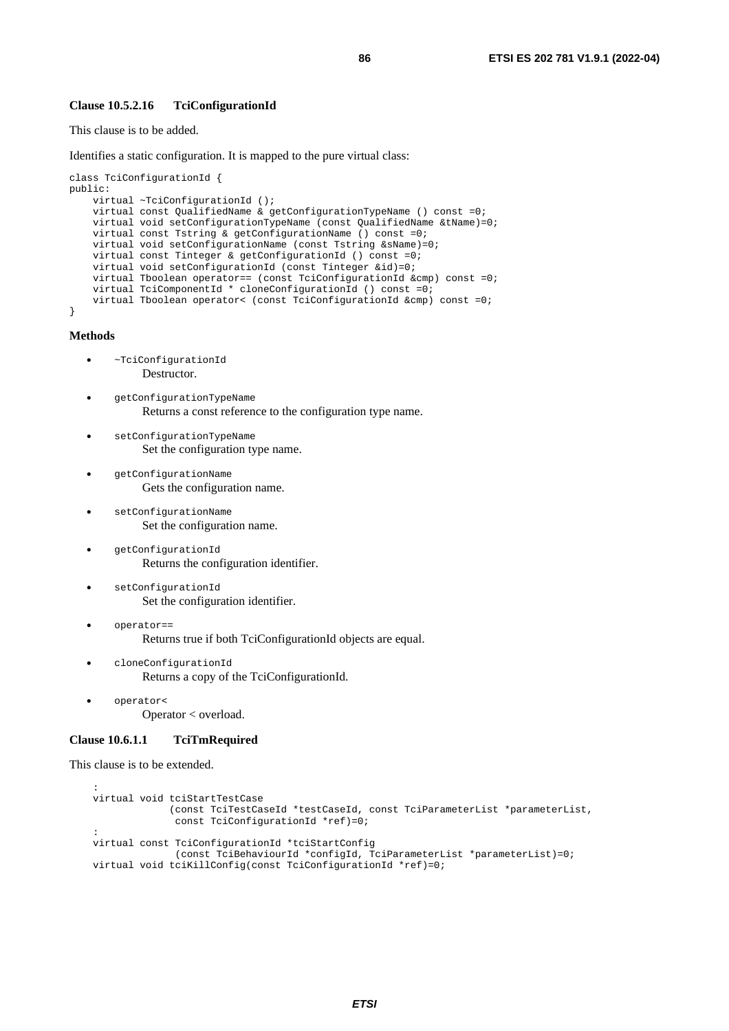### Clause 10.5.2.16 TciConfigurationId

This clause is to be added.

Identifies a static configuration. It is mapped to the pure virtual class:

```
class TciConfigurationId {
public:
    virtual ~TciConfigurationId ();
    virtual const QualifiedName & getConfigurationTypeName () const =0;
    virtual void setConfigurationTypeName (const QualifiedName &tName)=0;
    virtual const Tstring & getConfigurationName () const =0;
    virtual void setConfigurationName (const Tstring &sName)=0;
    virtual const Tinteger & getConfigurationId () const =0;
    virtual void setConfigurationId (const Tinteger &id)=0;
    virtual Tboolean operator== (const TciConfigurationId &cmp) const =0;
    virtual TciComponentId * cloneConfigurationId () const =0;
    virtual Tboolean operator< (const TciConfigurationId &cmp) const =0;
}
```

**Methods**

- `~TciConfigurationId`
  Destructor.
- `getConfigurationTypeName`
  Returns a const reference to the configuration type name.
- `setConfigurationTypeName`
  Set the configuration type name.
- `getConfigurationName`
  Gets the configuration name.
- `setConfigurationName`
  Set the configuration name.
- `getConfigurationId`
  Returns the configuration identifier.
- `setConfigurationId`
  Set the configuration identifier.
- `operator==`
  Returns true if both TciConfigurationId objects are equal.
- `cloneConfigurationId`
  Returns a copy of the TciConfigurationId.
- `operator<`
  Operator < overload.

### Clause 10.6.1.1 TciTmRequired

This clause is to be extended.

```
    :
    virtual void tciStartTestCase
              (const TciTestCaseId *testCaseId, const TciParameterList *parameterList,
               const TciConfigurationId *ref)=0;
    :
    virtual const TciConfigurationId *tciStartConfig
               (const TciBehaviourId *configId, TciParameterList *parameterList)=0;
    virtual void tciKillConfig(const TciConfigurationId *ref)=0;
```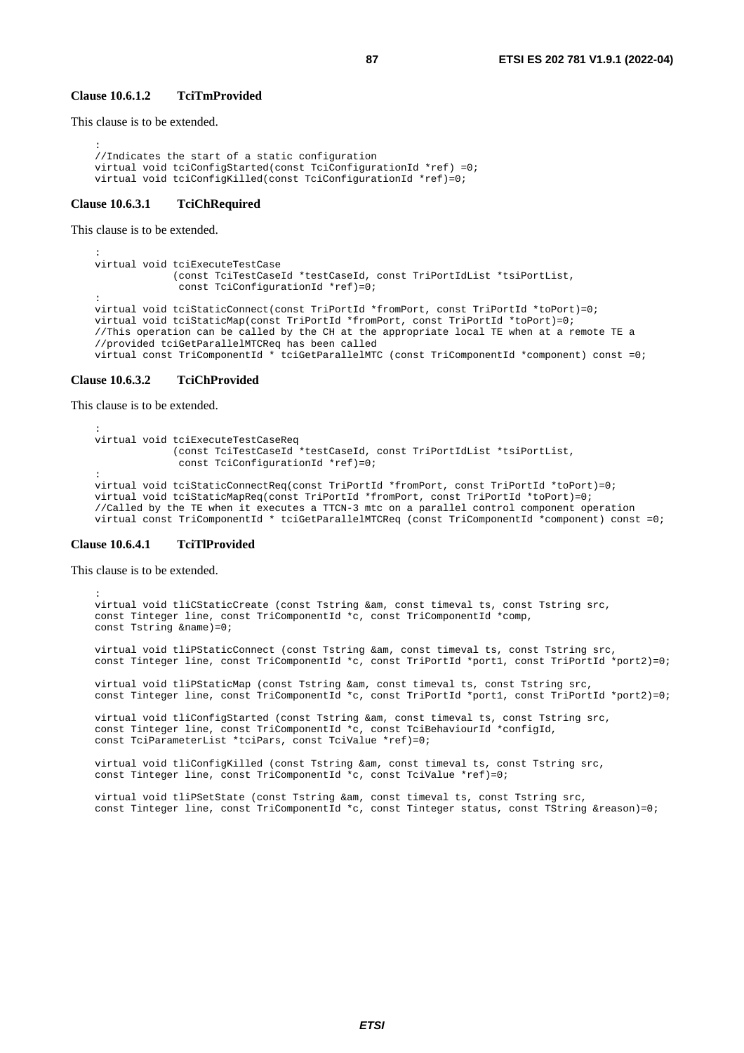**Clause 10.6.1.2 TciTmProvided**

This clause is to be extended.

```
:
//Indicates the start of a static configuration
virtual void tciConfigStarted(const TciConfigurationId *ref) =0;
virtual void tciConfigKilled(const TciConfigurationId *ref)=0;
```

**Clause 10.6.3.1 TciChRequired**

This clause is to be extended.

```
:
virtual void tciExecuteTestCase
            (const TciTestCaseId *testCaseId, const TriPortIdList *tsiPortList,
             const TciConfigurationId *ref)=0;
:
virtual void tciStaticConnect(const TriPortId *fromPort, const TriPortId *toPort)=0;
virtual void tciStaticMap(const TriPortId *fromPort, const TriPortId *toPort)=0;
//This operation can be called by the CH at the appropriate local TE when at a remote TE a
//provided tciGetParallelMTCReq has been called
virtual const TriComponentId * tciGetParallelMTC (const TriComponentId *component) const =0;
```

**Clause 10.6.3.2 TciChProvided**

This clause is to be extended.

```
:
virtual void tciExecuteTestCaseReq
            (const TciTestCaseId *testCaseId, const TriPortIdList *tsiPortList,
             const TciConfigurationId *ref)=0;
:
virtual void tciStaticConnectReq(const TriPortId *fromPort, const TriPortId *toPort)=0;
virtual void tciStaticMapReq(const TriPortId *fromPort, const TriPortId *toPort)=0;
//Called by the TE when it executes a TTCN-3 mtc on a parallel control component operation
virtual const TriComponentId * tciGetParallelMTCReq (const TriComponentId *component) const =0;
```

**Clause 10.6.4.1 TciTlProvided**

This clause is to be extended.

```
:
virtual void tliCStaticCreate (const Tstring &am, const timeval ts, const Tstring src,
const Tinteger line, const TriComponentId *c, const TriComponentId *comp,
const Tstring &name)=0;

virtual void tliPStaticConnect (const Tstring &am, const timeval ts, const Tstring src,
const Tinteger line, const TriComponentId *c, const TriPortId *port1, const TriPortId *port2)=0;

virtual void tliPStaticMap (const Tstring &am, const timeval ts, const Tstring src,
const Tinteger line, const TriComponentId *c, const TriPortId *port1, const TriPortId *port2)=0;

virtual void tliConfigStarted (const Tstring &am, const timeval ts, const Tstring src,
const Tinteger line, const TriComponentId *c, const TciBehaviourId *configId,
const TciParameterList *tciPars, const TciValue *ref)=0;

virtual void tliConfigKilled (const Tstring &am, const timeval ts, const Tstring src,
const Tinteger line, const TriComponentId *c, const TciValue *ref)=0;

virtual void tliPSetState (const Tstring &am, const timeval ts, const Tstring src,
const Tinteger line, const TriComponentId *c, const Tinteger status, const TString &reason)=0;
```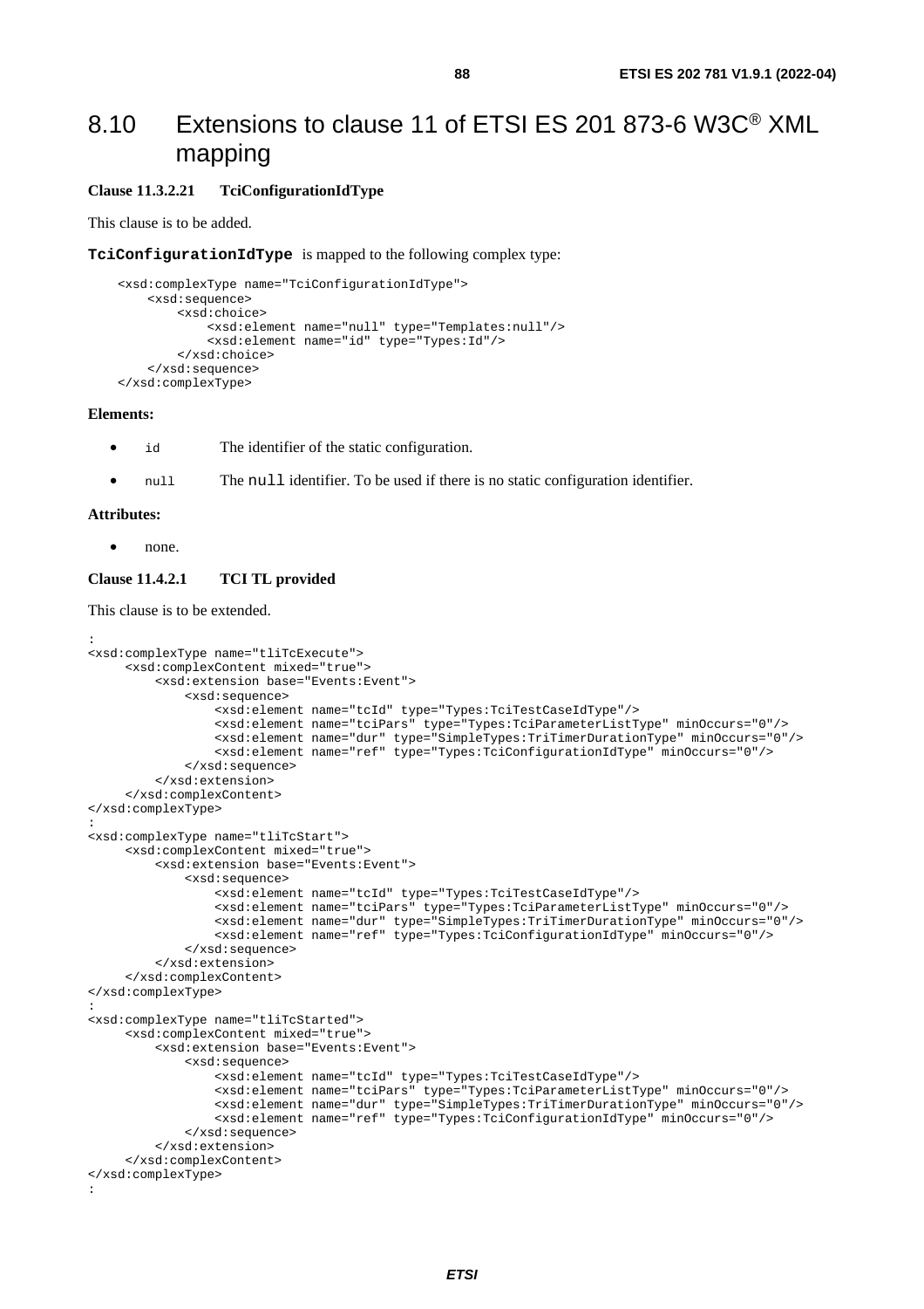# 8.10 Extensions to clause 11 of ETSI ES 201 873-6 W3C® XML mapping

**Clause 11.3.2.21 TciConfigurationIdType**

This clause is to be added.

**TciConfigurationIdType** is mapped to the following complex type:

```
<xsd:complexType name="TciConfigurationIdType">
    <xsd:sequence>
        <xsd:choice>
            <xsd:element name="null" type="Templates:null"/>
            <xsd:element name="id" type="Types:Id"/>
        </xsd:choice>
    </xsd:sequence>
</xsd:complexType>
```

**Elements:**

- `id` The identifier of the static configuration.
- `null` The `null` identifier. To be used if there is no static configuration identifier.

**Attributes:**

- none.

**Clause 11.4.2.1 TCI TL provided**

This clause is to be extended.

```
:
<xsd:complexType name="tliTcExecute">
     <xsd:complexContent mixed="true">
         <xsd:extension base="Events:Event">
             <xsd:sequence>
                 <xsd:element name="tcId" type="Types:TciTestCaseIdType"/>
                 <xsd:element name="tciPars" type="Types:TciParameterListType" minOccurs="0"/>
                 <xsd:element name="dur" type="SimpleTypes:TriTimerDurationType" minOccurs="0"/>
                 <xsd:element name="ref" type="Types:TciConfigurationIdType" minOccurs="0"/>
             </xsd:sequence>
         </xsd:extension>
     </xsd:complexContent>
</xsd:complexType>
:
<xsd:complexType name="tliTcStart">
     <xsd:complexContent mixed="true">
         <xsd:extension base="Events:Event">
             <xsd:sequence>
                 <xsd:element name="tcId" type="Types:TciTestCaseIdType"/>
                 <xsd:element name="tciPars" type="Types:TciParameterListType" minOccurs="0"/>
                 <xsd:element name="dur" type="SimpleTypes:TriTimerDurationType" minOccurs="0"/>
                 <xsd:element name="ref" type="Types:TciConfigurationIdType" minOccurs="0"/>
             </xsd:sequence>
         </xsd:extension>
     </xsd:complexContent>
</xsd:complexType>
:
<xsd:complexType name="tliTcStarted">
     <xsd:complexContent mixed="true">
         <xsd:extension base="Events:Event">
             <xsd:sequence>
                 <xsd:element name="tcId" type="Types:TciTestCaseIdType"/>
                 <xsd:element name="tciPars" type="Types:TciParameterListType" minOccurs="0"/>
                 <xsd:element name="dur" type="SimpleTypes:TriTimerDurationType" minOccurs="0"/>
                 <xsd:element name="ref" type="Types:TciConfigurationIdType" minOccurs="0"/>
             </xsd:sequence>
         </xsd:extension>
     </xsd:complexContent>
</xsd:complexType>
:
```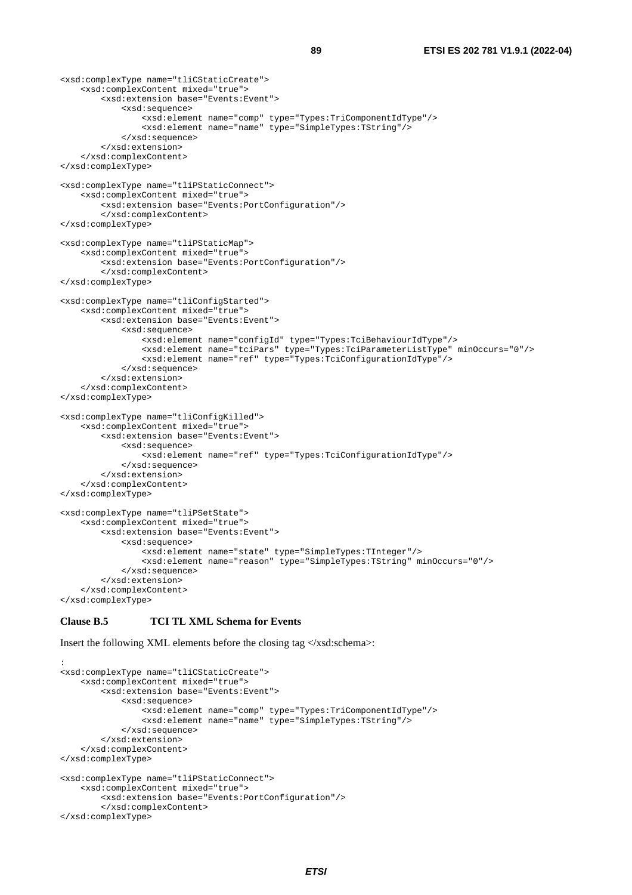```
<xsd:complexType name="tliCStaticCreate">
    <xsd:complexContent mixed="true">
        <xsd:extension base="Events:Event">
            <xsd:sequence>
                <xsd:element name="comp" type="Types:TriComponentIdType"/>
                <xsd:element name="name" type="SimpleTypes:TString"/>
            </xsd:sequence>
        </xsd:extension>
    </xsd:complexContent>
</xsd:complexType>

<xsd:complexType name="tliPStaticConnect">
    <xsd:complexContent mixed="true">
        <xsd:extension base="Events:PortConfiguration"/>
        </xsd:complexContent>
</xsd:complexType>

<xsd:complexType name="tliPStaticMap">
    <xsd:complexContent mixed="true">
        <xsd:extension base="Events:PortConfiguration"/>
        </xsd:complexContent>
</xsd:complexType>

<xsd:complexType name="tliConfigStarted">
    <xsd:complexContent mixed="true">
        <xsd:extension base="Events:Event">
            <xsd:sequence>
                <xsd:element name="configId" type="Types:TciBehaviourIdType"/>
                <xsd:element name="tciPars" type="Types:TciParameterListType" minOccurs="0"/>
                <xsd:element name="ref" type="Types:TciConfigurationIdType"/>
            </xsd:sequence>
        </xsd:extension>
    </xsd:complexContent>
</xsd:complexType>

<xsd:complexType name="tliConfigKilled">
    <xsd:complexContent mixed="true">
        <xsd:extension base="Events:Event">
            <xsd:sequence>
                <xsd:element name="ref" type="Types:TciConfigurationIdType"/>
            </xsd:sequence>
        </xsd:extension>
    </xsd:complexContent>
</xsd:complexType>

<xsd:complexType name="tliPSetState">
    <xsd:complexContent mixed="true">
        <xsd:extension base="Events:Event">
            <xsd:sequence>
                <xsd:element name="state" type="SimpleTypes:TInteger"/>
                <xsd:element name="reason" type="SimpleTypes:TString" minOccurs="0"/>
            </xsd:sequence>
        </xsd:extension>
    </xsd:complexContent>
</xsd:complexType>
```

**Clause B.5 TCI TL XML Schema for Events**

Insert the following XML elements before the closing tag </xsd:schema>:

```
:
<xsd:complexType name="tliCStaticCreate">
    <xsd:complexContent mixed="true">
        <xsd:extension base="Events:Event">
            <xsd:sequence>
                <xsd:element name="comp" type="Types:TriComponentIdType"/>
                <xsd:element name="name" type="SimpleTypes:TString"/>
            </xsd:sequence>
        </xsd:extension>
    </xsd:complexContent>
</xsd:complexType>

<xsd:complexType name="tliPStaticConnect">
    <xsd:complexContent mixed="true">
        <xsd:extension base="Events:PortConfiguration"/>
        </xsd:complexContent>
</xsd:complexType>
```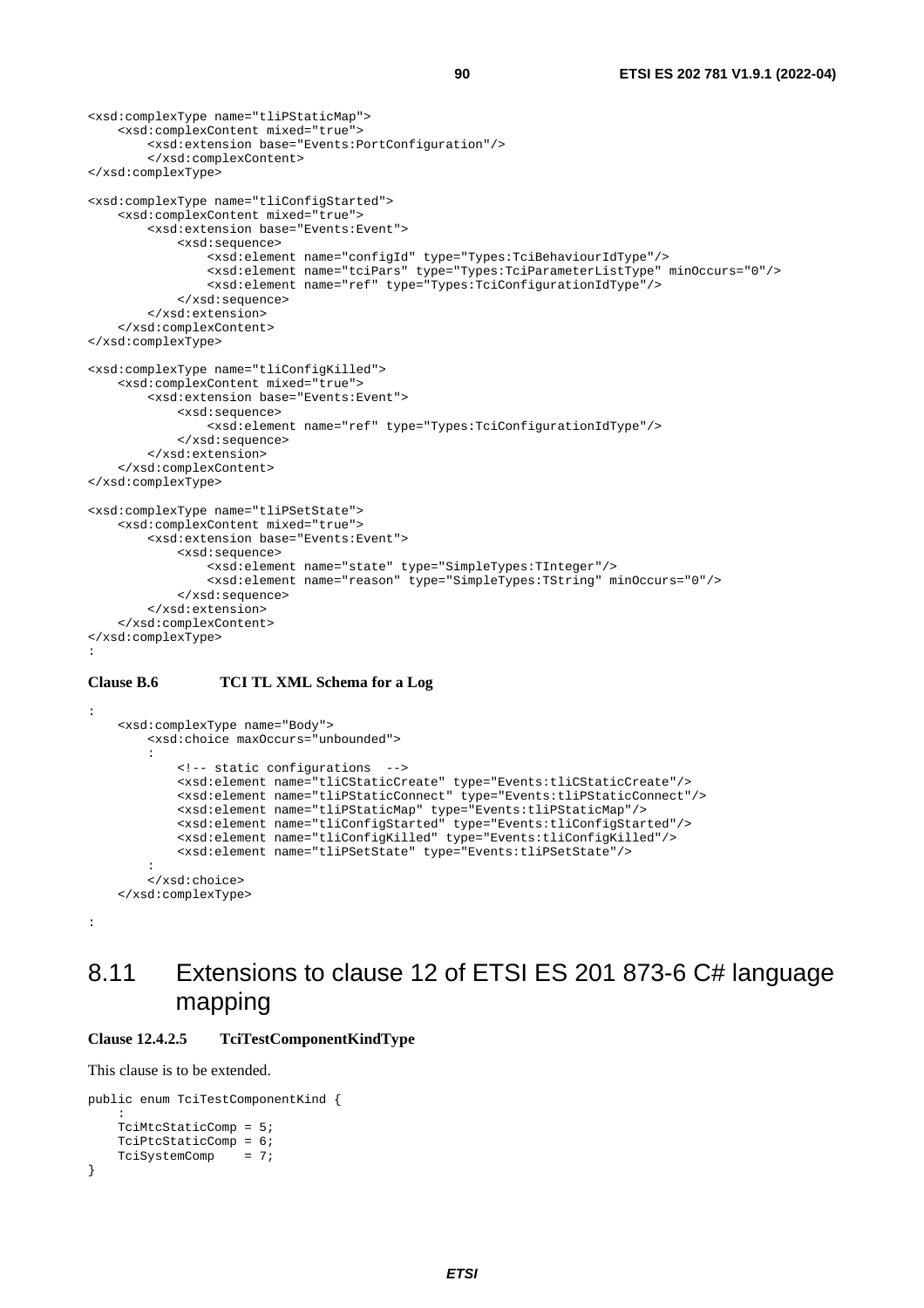```
<xsd:complexType name="tliPStaticMap">
    <xsd:complexContent mixed="true">
        <xsd:extension base="Events:PortConfiguration"/>
        </xsd:complexContent>
</xsd:complexType>

<xsd:complexType name="tliConfigStarted">
    <xsd:complexContent mixed="true">
        <xsd:extension base="Events:Event">
            <xsd:sequence>
                <xsd:element name="configId" type="Types:TciBehaviourIdType"/>
                <xsd:element name="tciPars" type="Types:TciParameterListType" minOccurs="0"/>
                <xsd:element name="ref" type="Types:TciConfigurationIdType"/>
            </xsd:sequence>
        </xsd:extension>
    </xsd:complexContent>
</xsd:complexType>

<xsd:complexType name="tliConfigKilled">
    <xsd:complexContent mixed="true">
        <xsd:extension base="Events:Event">
            <xsd:sequence>
                <xsd:element name="ref" type="Types:TciConfigurationIdType"/>
            </xsd:sequence>
        </xsd:extension>
    </xsd:complexContent>
</xsd:complexType>

<xsd:complexType name="tliPSetState">
    <xsd:complexContent mixed="true">
        <xsd:extension base="Events:Event">
            <xsd:sequence>
                <xsd:element name="state" type="SimpleTypes:TInteger"/>
                <xsd:element name="reason" type="SimpleTypes:TString" minOccurs="0"/>
            </xsd:sequence>
        </xsd:extension>
    </xsd:complexContent>
</xsd:complexType>
:
```

**Clause B.6 TCI TL XML Schema for a Log**

```
:
    <xsd:complexType name="Body">
        <xsd:choice maxOccurs="unbounded">
        :
            <!-- static configurations  -->
            <xsd:element name="tliCStaticCreate" type="Events:tliCStaticCreate"/>
            <xsd:element name="tliPStaticConnect" type="Events:tliPStaticConnect"/>
            <xsd:element name="tliPStaticMap" type="Events:tliPStaticMap"/>
            <xsd:element name="tliConfigStarted" type="Events:tliConfigStarted"/>
            <xsd:element name="tliConfigKilled" type="Events:tliConfigKilled"/>
            <xsd:element name="tliPSetState" type="Events:tliPSetState"/>
        :
        </xsd:choice>
    </xsd:complexType>

:
```

## 8.11 Extensions to clause 12 of ETSI ES 201 873-6 C# language mapping

**Clause 12.4.2.5 TciTestComponentKindType**

This clause is to be extended.

```
public enum TciTestComponentKind {
    :
    TciMtcStaticComp = 5;
    TciPtcStaticComp = 6;
    TciSystemComp    = 7;
}
```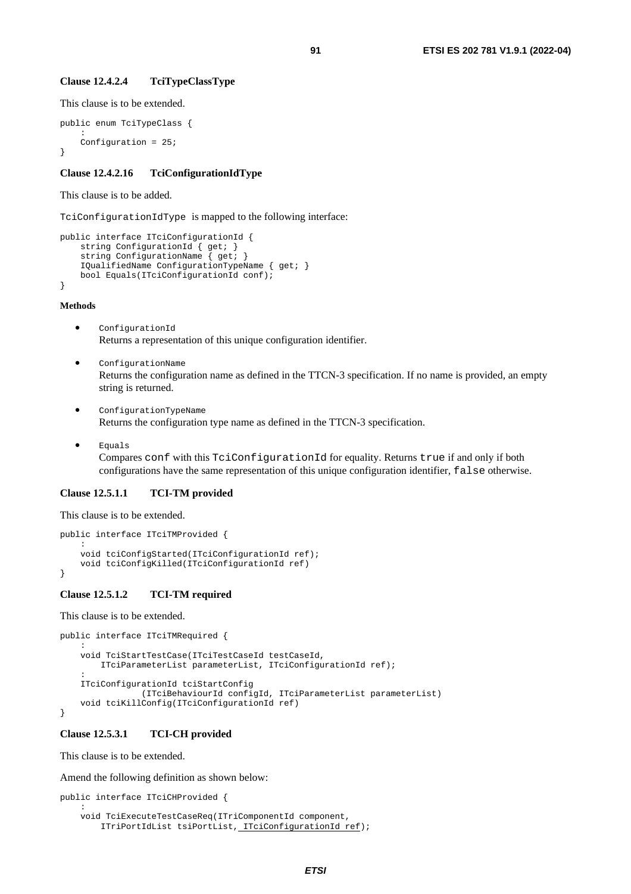### Clause 12.4.2.4 TciTypeClassType

This clause is to be extended.

```
public enum TciTypeClass {
    :
    Configuration = 25;
}
```

### Clause 12.4.2.16 TciConfigurationIdType

This clause is to be added.

TciConfigurationIdType is mapped to the following interface:

```
public interface ITciConfigurationId {
    string ConfigurationId { get; }
    string ConfigurationName { get; }
    IQualifiedName ConfigurationTypeName { get; }
    bool Equals(ITciConfigurationId conf);
}
```

**Methods**

- `ConfigurationId`
  Returns a representation of this unique configuration identifier.
- `ConfigurationName`
  Returns the configuration name as defined in the TTCN-3 specification. If no name is provided, an empty string is returned.
- `ConfigurationTypeName`
  Returns the configuration type name as defined in the TTCN-3 specification.
- `Equals`
  Compares `conf` with this `TciConfigurationId` for equality. Returns `true` if and only if both configurations have the same representation of this unique configuration identifier, `false` otherwise.

### Clause 12.5.1.1 TCI-TM provided

This clause is to be extended.

```
public interface ITciTMProvided {
    :
    void tciConfigStarted(ITciConfigurationId ref);
    void tciConfigKilled(ITciConfigurationId ref)
}
```

### Clause 12.5.1.2 TCI-TM required

This clause is to be extended.

```
public interface ITciTMRequired {
    :
    void TciStartTestCase(ITciTestCaseId testCaseId,
        ITciParameterList parameterList, ITciConfigurationId ref);
    :
    ITciConfigurationId tciStartConfig
                (ITciBehaviourId configId, ITciParameterList parameterList)
    void tciKillConfig(ITciConfigurationId ref)
}
```

### Clause 12.5.3.1 TCI-CH provided

This clause is to be extended.

Amend the following definition as shown below:

```
public interface ITciCHProvided {
    :
    void TciExecuteTestCaseReq(ITriComponentId component,
        ITriPortIdList tsiPortList, ITciConfigurationId ref);
```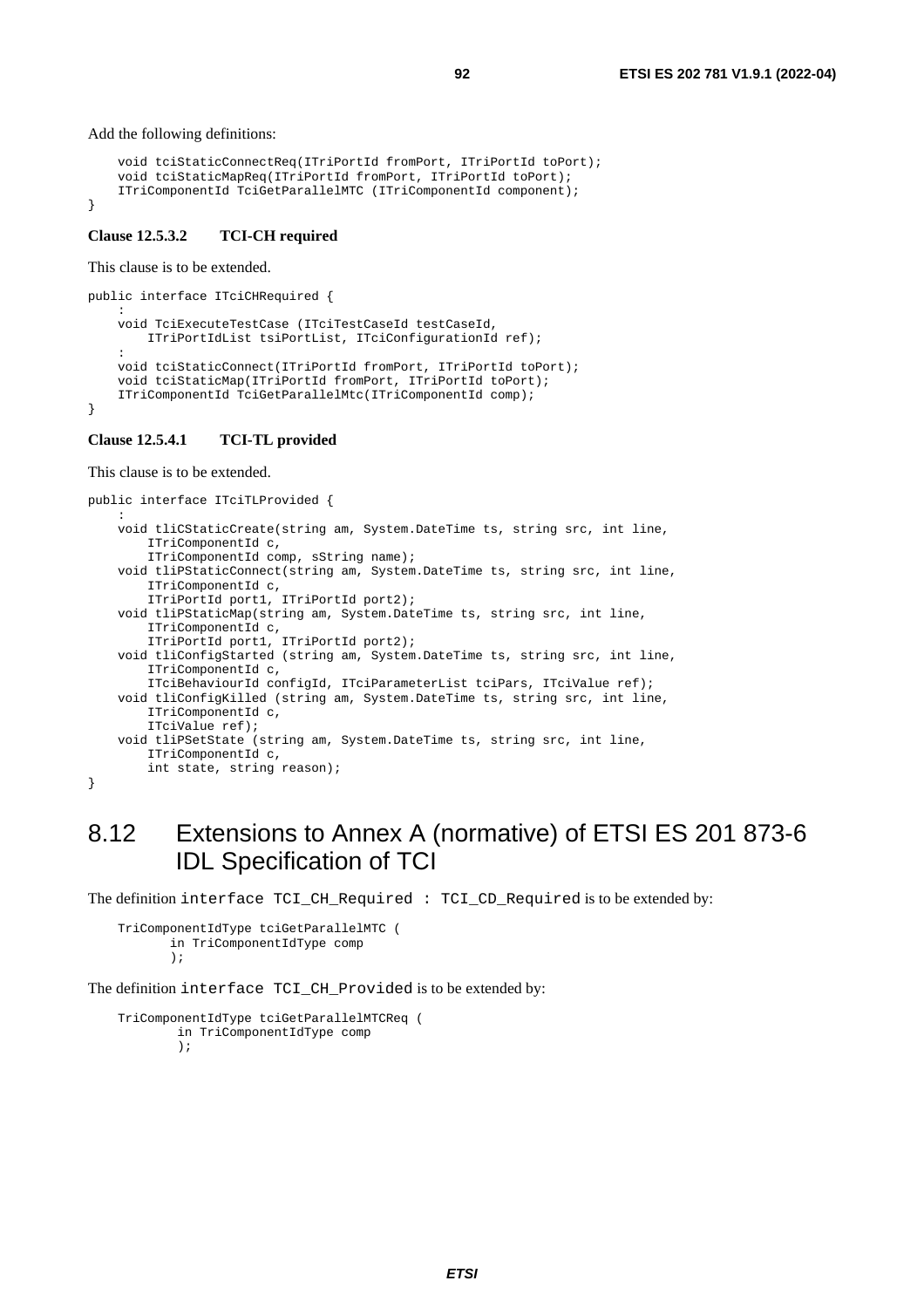Add the following definitions:

```
    void tciStaticConnectReq(ITriPortId fromPort, ITriPortId toPort);
    void tciStaticMapReq(ITriPortId fromPort, ITriPortId toPort);
    ITriComponentId TciGetParallelMTC (ITriComponentId component);
}
```

**Clause 12.5.3.2 TCI-CH required**

This clause is to be extended.

```
public interface ITciCHRequired {
    :
    void TciExecuteTestCase (ITciTestCaseId testCaseId,
        ITriPortIdList tsiPortList, ITciConfigurationId ref);
    :
    void tciStaticConnect(ITriPortId fromPort, ITriPortId toPort);
    void tciStaticMap(ITriPortId fromPort, ITriPortId toPort);
    ITriComponentId TciGetParallelMtc(ITriComponentId comp);
}
```

**Clause 12.5.4.1 TCI-TL provided**

This clause is to be extended.

```
public interface ITciTLProvided {
    :
    void tliCStaticCreate(string am, System.DateTime ts, string src, int line,
        ITriComponentId c,
        ITriComponentId comp, sString name);
    void tliPStaticConnect(string am, System.DateTime ts, string src, int line,
        ITriComponentId c,
        ITriPortId port1, ITriPortId port2);
    void tliPStaticMap(string am, System.DateTime ts, string src, int line,
        ITriComponentId c,
        ITriPortId port1, ITriPortId port2);
    void tliConfigStarted (string am, System.DateTime ts, string src, int line,
        ITriComponentId c,
        ITciBehaviourId configId, ITciParameterList tciPars, ITciValue ref);
    void tliConfigKilled (string am, System.DateTime ts, string src, int line,
        ITriComponentId c,
        ITciValue ref);
    void tliPSetState (string am, System.DateTime ts, string src, int line,
        ITriComponentId c,
        int state, string reason);
}
```

## 8.12 Extensions to Annex A (normative) of ETSI ES 201 873-6 IDL Specification of TCI

The definition `interface TCI_CH_Required : TCI_CD_Required` is to be extended by:

```
    TriComponentIdType tciGetParallelMTC (
           in TriComponentIdType comp
           );
```

The definition `interface TCI_CH_Provided` is to be extended by:

```
    TriComponentIdType tciGetParallelMTCReq (
            in TriComponentIdType comp
            );
```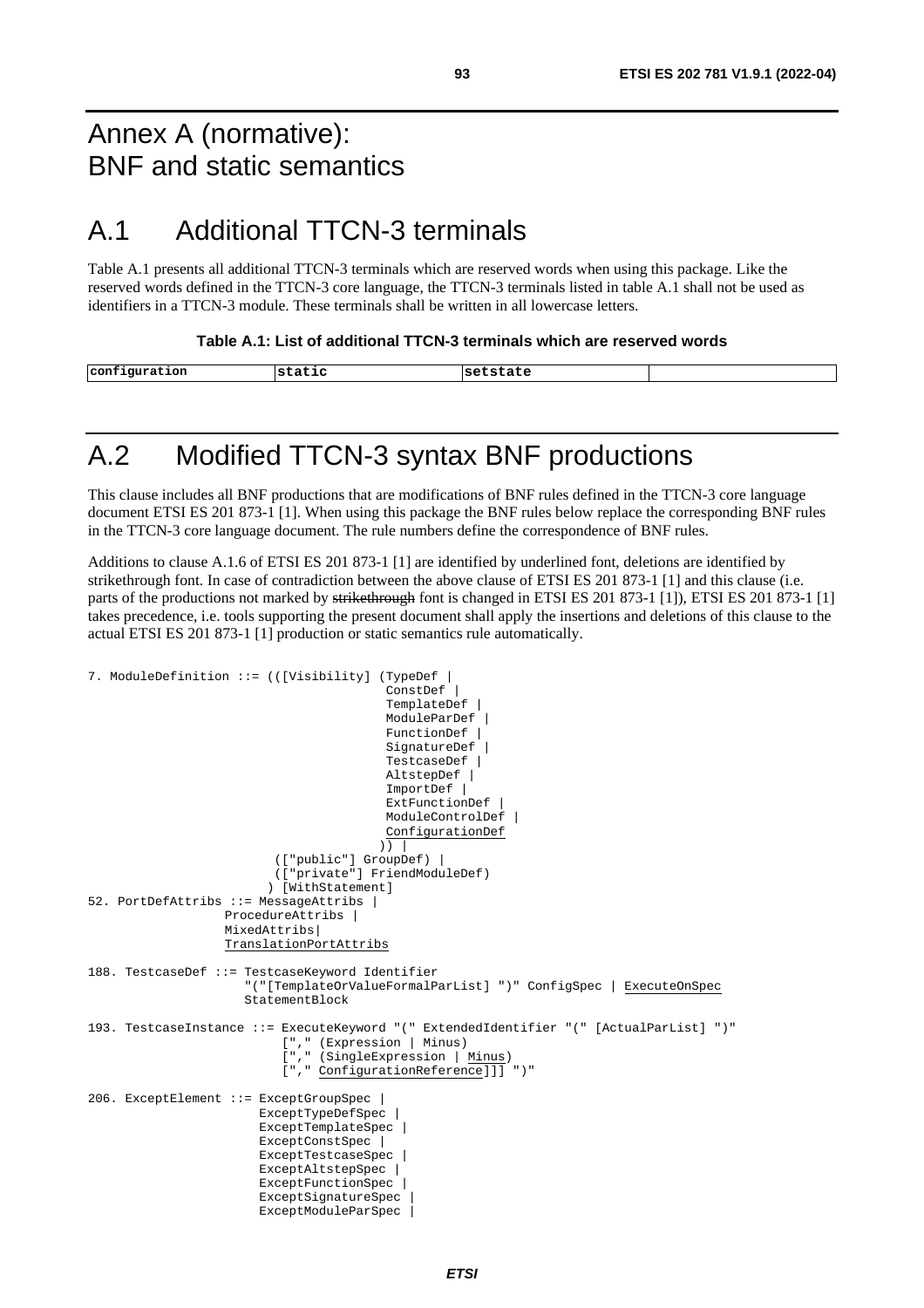# Annex A (normative): BNF and static semantics

## A.1 Additional TTCN-3 terminals

Table A.1 presents all additional TTCN-3 terminals which are reserved words when using this package. Like the reserved words defined in the TTCN-3 core language, the TTCN-3 terminals listed in table A.1 shall not be used as identifiers in a TTCN-3 module. These terminals shall be written in all lowercase letters.

**Table A.1: List of additional TTCN-3 terminals which are reserved words**

| configuration | static | setstate | |
|---|---|---|---|

## A.2 Modified TTCN-3 syntax BNF productions

This clause includes all BNF productions that are modifications of BNF rules defined in the TTCN-3 core language document ETSI ES 201 873-1 [1]. When using this package the BNF rules below replace the corresponding BNF rules in the TTCN-3 core language document. The rule numbers define the correspondence of BNF rules.

Additions to clause A.1.6 of ETSI ES 201 873-1 [1] are identified by underlined font, deletions are identified by strikethrough font. In case of contradiction between the above clause of ETSI ES 201 873-1 [1] and this clause (i.e. parts of the productions not marked by ~~strikethrough~~ font is changed in ETSI ES 201 873-1 [1]), ETSI ES 201 873-1 [1] takes precedence, i.e. tools supporting the present document shall apply the insertions and deletions of this clause to the actual ETSI ES 201 873-1 [1] production or static semantics rule automatically.

```
7. ModuleDefinition ::= (([Visibility] (TypeDef |
                                        ConstDef |
                                        TemplateDef |
                                        ModuleParDef |
                                        FunctionDef |
                                        SignatureDef |
                                        TestcaseDef |
                                        AltstepDef |
                                        ImportDef |
                                        ExtFunctionDef |
                                        ModuleControlDef |
                                        ConfigurationDef
                                       )) |
                         (["public"] GroupDef) |
                         (["private"] FriendModuleDef)
                        ) [WithStatement]
52. PortDefAttribs ::= MessageAttribs |
                  ProcedureAttribs |
                  MixedAttribs|
                  TranslationPortAttribs

188. TestcaseDef ::= TestcaseKeyword Identifier
                    "("[TemplateOrValueFormalParList] ")" ConfigSpec | ExecuteOnSpec
                    StatementBlock

193. TestcaseInstance ::= ExecuteKeyword "(" ExtendedIdentifier "(" [ActualParList] ")"
                         ["," (Expression | Minus)
                         ["," (SingleExpression | Minus)
                         ["," ConfigurationReference]]] ")"

206. ExceptElement ::= ExceptGroupSpec |
                      ExceptTypeDefSpec |
                      ExceptTemplateSpec |
                      ExceptConstSpec |
                      ExceptTestcaseSpec |
                      ExceptAltstepSpec |
                      ExceptFunctionSpec |
                      ExceptSignatureSpec |
                      ExceptModuleParSpec |
```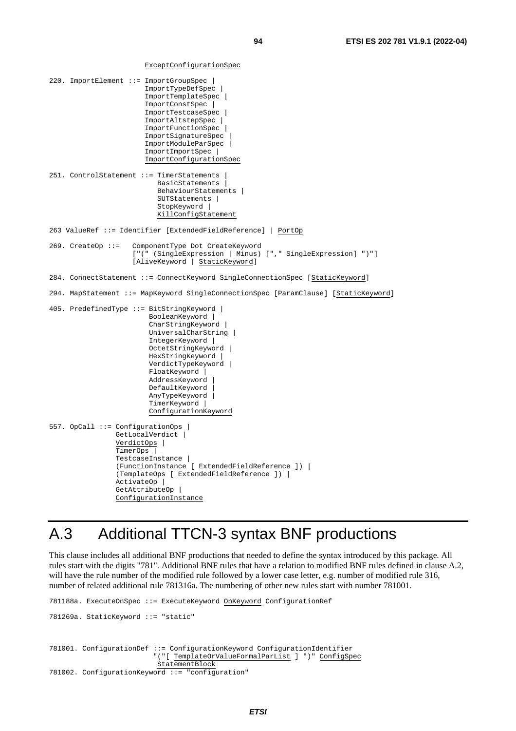```
                       ExceptConfigurationSpec

220. ImportElement ::= ImportGroupSpec |
                       ImportTypeDefSpec |
                       ImportTemplateSpec |
                       ImportConstSpec |
                       ImportTestcaseSpec |
                       ImportAltstepSpec |
                       ImportFunctionSpec |
                       ImportSignatureSpec |
                       ImportModuleParSpec |
                       ImportImportSpec |
                       ImportConfigurationSpec

251. ControlStatement ::= TimerStatements |
                          BasicStatements |
                          BehaviourStatements |
                          SUTStatements |
                          StopKeyword |
                          KillConfigStatement

263 ValueRef ::= Identifier [ExtendedFieldReference] | PortOp

269. CreateOp ::=   ComponentType Dot CreateKeyword
                    ["(" (SingleExpression | Minus) ["," SingleExpression] ")"]
                    [AliveKeyword | StaticKeyword]

284. ConnectStatement ::= ConnectKeyword SingleConnectionSpec [StaticKeyword]

294. MapStatement ::= MapKeyword SingleConnectionSpec [ParamClause] [StaticKeyword]

405. PredefinedType ::= BitStringKeyword |
                        BooleanKeyword |
                        CharStringKeyword |
                        UniversalCharString |
                        IntegerKeyword |
                        OctetStringKeyword |
                        HexStringKeyword |
                        VerdictTypeKeyword |
                        FloatKeyword |
                        AddressKeyword |
                        DefaultKeyword |
                        AnyTypeKeyword |
                        TimerKeyword |
                        ConfigurationKeyword

557. OpCall ::= ConfigurationOps |
                GetLocalVerdict |
                VerdictOps |
                TimerOps |
                TestcaseInstance |
                (FunctionInstance [ ExtendedFieldReference ]) |
                (TemplateOps [ ExtendedFieldReference ]) |
                ActivateOp |
                GetAttributeOp |
                ConfigurationInstance
```

# A.3 Additional TTCN-3 syntax BNF productions

This clause includes all additional BNF productions that needed to define the syntax introduced by this package. All rules start with the digits "781". Additional BNF rules that have a relation to modified BNF rules defined in clause A.2, will have the rule number of the modified rule followed by a lower case letter, e.g. number of modified rule 316, number of related additional rule 781316a. The numbering of other new rules start with number 781001.

```
781188a. ExecuteOnSpec ::= ExecuteKeyword OnKeyword ConfigurationRef

781269a. StaticKeyword ::= "static"


781001. ConfigurationDef ::= ConfigurationKeyword ConfigurationIdentifier
                          "("[ TemplateOrValueFormalParList ] ")" ConfigSpec
                           StatementBlock
781002. ConfigurationKeyword ::= "configuration"
```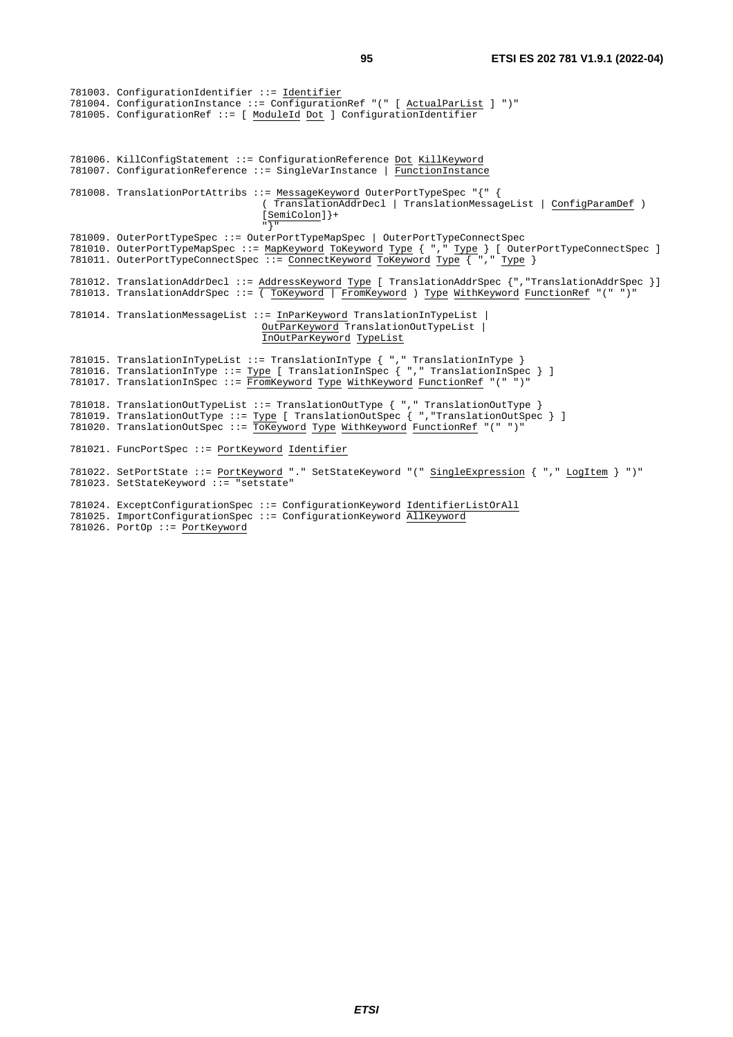```
781003. ConfigurationIdentifier ::= Identifier
781004. ConfigurationInstance ::= ConfigurationRef "(" [ ActualParList ] ")"
781005. ConfigurationRef ::= [ ModuleId Dot ] ConfigurationIdentifier


781006. KillConfigStatement ::= ConfigurationReference Dot KillKeyword
781007. ConfigurationReference ::= SingleVarInstance | FunctionInstance

781008. TranslationPortAttribs ::= MessageKeyword OuterPortTypeSpec "{" {
                              ( TranslationAddrDecl | TranslationMessageList | ConfigParamDef )
                              [SemiColon]}+
                              "}"
781009. OuterPortTypeSpec ::= OuterPortTypeMapSpec | OuterPortTypeConnectSpec
781010. OuterPortTypeMapSpec ::= MapKeyword ToKeyword Type { "," Type } [ OuterPortTypeConnectSpec ]
781011. OuterPortTypeConnectSpec ::= ConnectKeyword ToKeyword Type { "," Type }

781012. TranslationAddrDecl ::= AddressKeyword Type [ TranslationAddrSpec {","TranslationAddrSpec }]
781013. TranslationAddrSpec ::= ( ToKeyword | FromKeyword ) Type WithKeyword FunctionRef "(" ")"

781014. TranslationMessageList ::= InParKeyword TranslationInTypeList |
                              OutParKeyword TranslationOutTypeList |
                              InOutParKeyword TypeList

781015. TranslationInTypeList ::= TranslationInType { "," TranslationInType }
781016. TranslationInType ::= Type [ TranslationInSpec { "," TranslationInSpec } ]
781017. TranslationInSpec ::= FromKeyword Type WithKeyword FunctionRef "(" ")"

781018. TranslationOutTypeList ::= TranslationOutType { "," TranslationOutType }
781019. TranslationOutType ::= Type [ TranslationOutSpec { ","TranslationOutSpec } ]
781020. TranslationOutSpec ::= ToKeyword Type WithKeyword FunctionRef "(" ")"

781021. FuncPortSpec ::= PortKeyword Identifier

781022. SetPortState ::= PortKeyword "." SetStateKeyword "(" SingleExpression { "," LogItem } ")"
781023. SetStateKeyword ::= "setstate"

781024. ExceptConfigurationSpec ::= ConfigurationKeyword IdentifierListOrAll
781025. ImportConfigurationSpec ::= ConfigurationKeyword AllKeyword
781026. PortOp ::= PortKeyword
```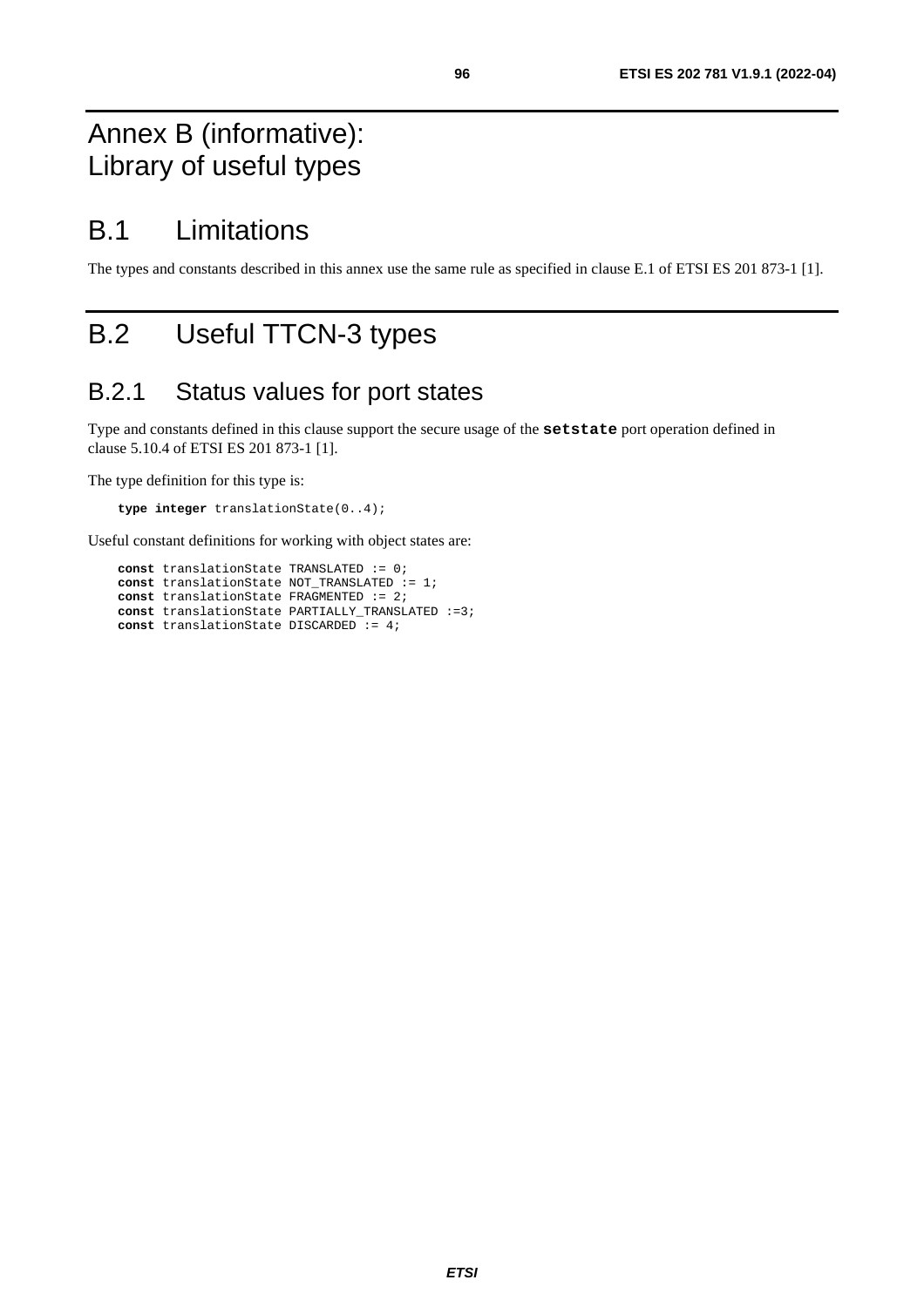# Annex B (informative): Library of useful types

## B.1 Limitations

The types and constants described in this annex use the same rule as specified in clause E.1 of ETSI ES 201 873-1 [1].

## B.2 Useful TTCN-3 types

### B.2.1 Status values for port states

Type and constants defined in this clause support the secure usage of the **setstate** port operation defined in clause 5.10.4 of ETSI ES 201 873-1 [1].

The type definition for this type is:

```
type integer translationState(0..4);
```

Useful constant definitions for working with object states are:

```
const translationState TRANSLATED := 0;
const translationState NOT_TRANSLATED := 1;
const translationState FRAGMENTED := 2;
const translationState PARTIALLY_TRANSLATED :=3;
const translationState DISCARDED := 4;
```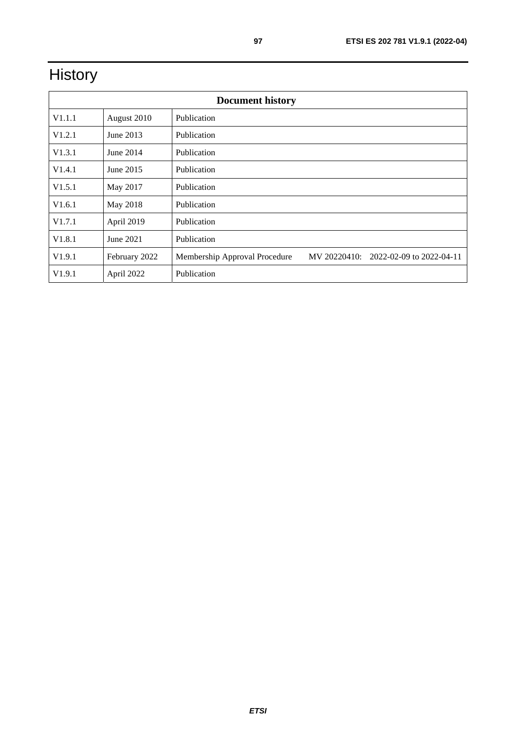# History

| Document history | | |
|---|---|---|
| V1.1.1 | August 2010 | Publication |
| V1.2.1 | June 2013 | Publication |
| V1.3.1 | June 2014 | Publication |
| V1.4.1 | June 2015 | Publication |
| V1.5.1 | May 2017 | Publication |
| V1.6.1 | May 2018 | Publication |
| V1.7.1 | April 2019 | Publication |
| V1.8.1 | June 2021 | Publication |
| V1.9.1 | February 2022 | Membership Approval Procedure MV 20220410: 2022-02-09 to 2022-04-11 |
| V1.9.1 | April 2022 | Publication |